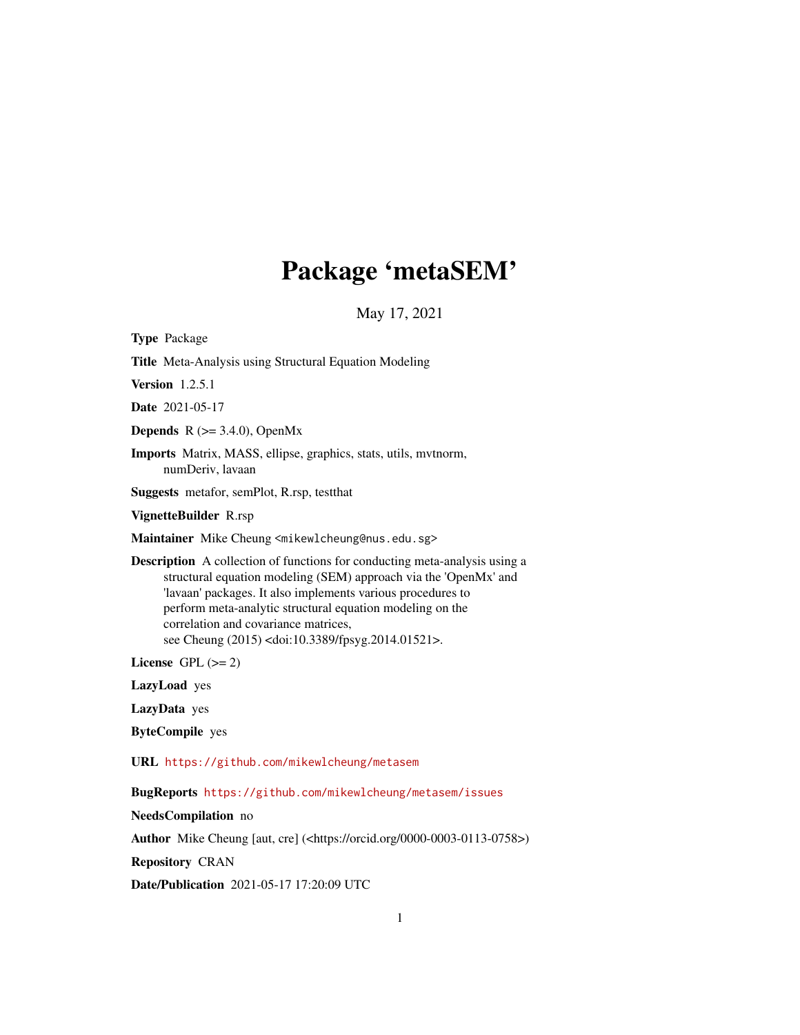# Package 'metaSEM'

May 17, 2021

**Type** Package

**Title** Meta-Analysis using Structural Equation Modeling

**Version** 1.2.5.1

**Date** 2021-05-17

**Depends** R (>= 3.4.0), OpenMx

**Imports** Matrix, MASS, ellipse, graphics, stats, utils, mvtnorm, numDeriv, lavaan

**Suggests** metafor, semPlot, R.rsp, testthat

**VignetteBuilder** R.rsp

**Maintainer** Mike Cheung <mikewlcheung@nus.edu.sg>

**Description** A collection of functions for conducting meta-analysis using a structural equation modeling (SEM) approach via the 'OpenMx' and 'lavaan' packages. It also implements various procedures to perform meta-analytic structural equation modeling on the correlation and covariance matrices, see Cheung (2015) <doi:10.3389/fpsyg.2014.01521>.

**License** GPL (>= 2)

**LazyLoad** yes

**LazyData** yes

**ByteCompile** yes

**URL** https://github.com/mikewlcheung/metasem

**BugReports** https://github.com/mikewlcheung/metasem/issues

**NeedsCompilation** no

**Author** Mike Cheung [aut, cre] (<https://orcid.org/0000-0003-0113-0758>)

**Repository** CRAN

**Date/Publication** 2021-05-17 17:20:09 UTC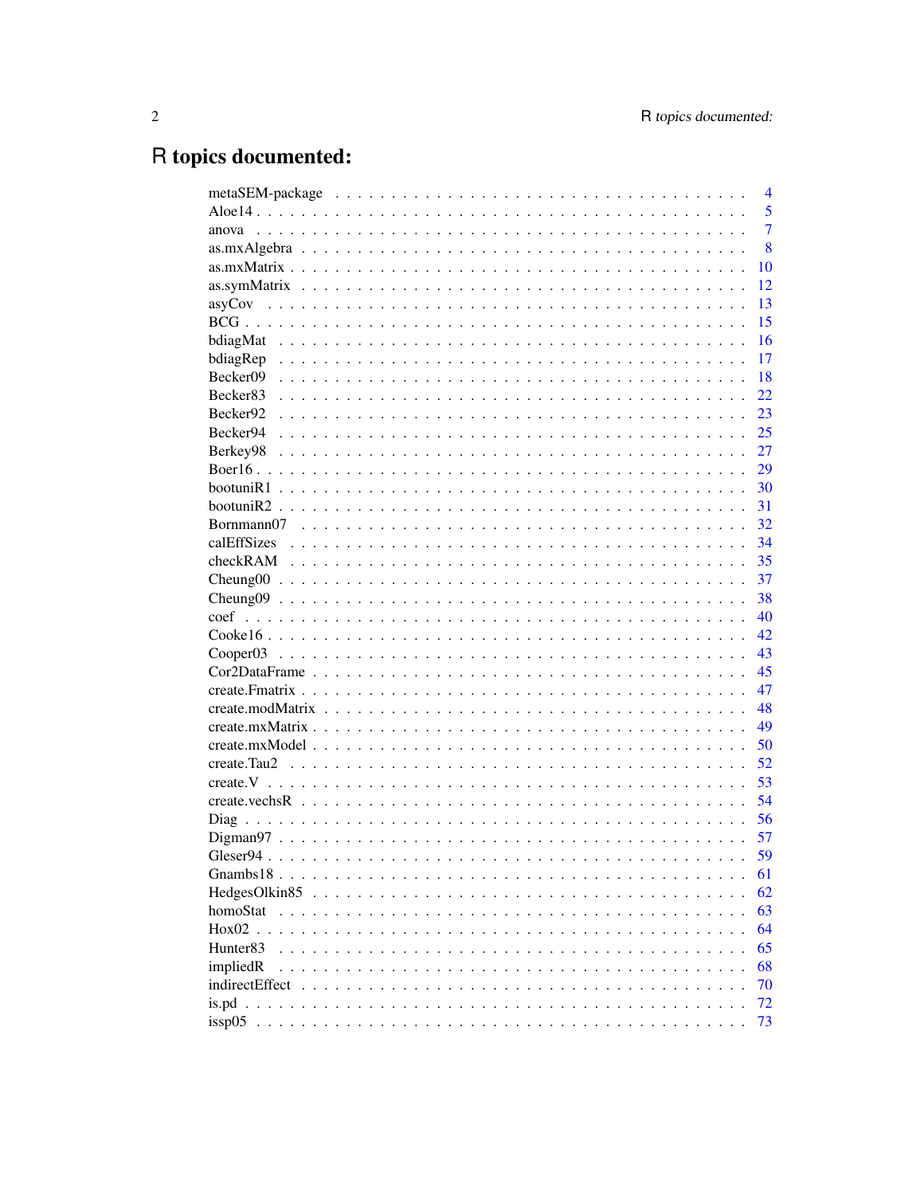# R topics documented:

| | |
|---|---|
| metaSEM-package | 4 |
| Aloe14 | 5 |
| anova | 7 |
| as.mxAlgebra | 8 |
| as.mxMatrix | 10 |
| as.symMatrix | 12 |
| asyCov | 13 |
| BCG | 15 |
| bdiagMat | 16 |
| bdiagRep | 17 |
| Becker09 | 18 |
| Becker83 | 22 |
| Becker92 | 23 |
| Becker94 | 25 |
| Berkey98 | 27 |
| Boer16 | 29 |
| bootuniR1 | 30 |
| bootuniR2 | 31 |
| Bornmann07 | 32 |
| calEffSizes | 34 |
| checkRAM | 35 |
| Cheung00 | 37 |
| Cheung09 | 38 |
| coef | 40 |
| Cooke16 | 42 |
| Cooper03 | 43 |
| Cor2DataFrame | 45 |
| create.Fmatrix | 47 |
| create.modMatrix | 48 |
| create.mxMatrix | 49 |
| create.mxModel | 50 |
| create.Tau2 | 52 |
| create.V | 53 |
| create.vechsR | 54 |
| Diag | 56 |
| Digman97 | 57 |
| Gleser94 | 59 |
| Gnambs18 | 61 |
| HedgesOlkin85 | 62 |
| homoStat | 63 |
| Hox02 | 64 |
| Hunter83 | 65 |
| impliedR | 68 |
| indirectEffect | 70 |
| is.pd | 72 |
| issp05 | 73 |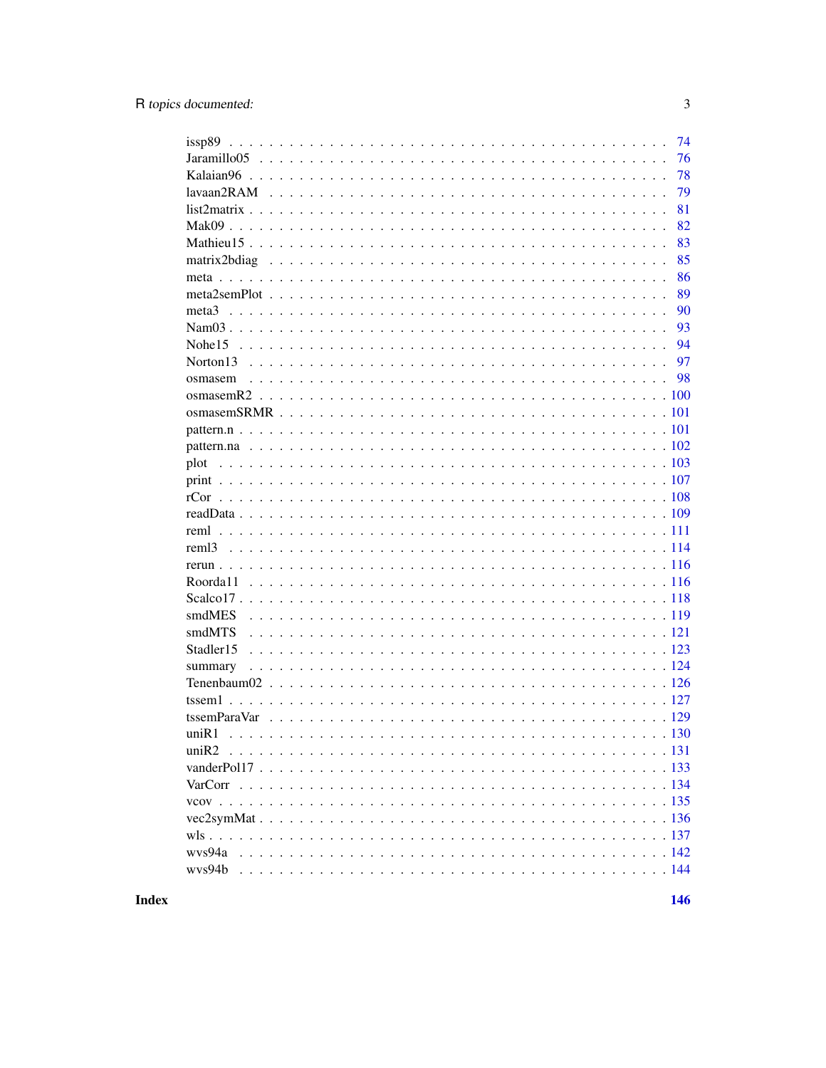| | |
|---|---|
| issp89 | 74 |
| Jaramillo05 | 76 |
| Kalaian96 | 78 |
| lavaan2RAM | 79 |
| list2matrix | 81 |
| Mak09 | 82 |
| Mathieu15 | 83 |
| matrix2bdiag | 85 |
| meta | 86 |
| meta2semPlot | 89 |
| meta3 | 90 |
| Nam03 | 93 |
| Nohe15 | 94 |
| Norton13 | 97 |
| osmasem | 98 |
| osmasemR2 | 100 |
| osmasemSRMR | 101 |
| pattern.n | 101 |
| pattern.na | 102 |
| plot | 103 |
| print | 107 |
| rCor | 108 |
| readData | 109 |
| reml | 111 |
| reml3 | 114 |
| rerun | 116 |
| Roorda11 | 116 |
| Scalco17 | 118 |
| smdMES | 119 |
| smdMTS | 121 |
| Stadler15 | 123 |
| summary | 124 |
| Tenenbaum02 | 126 |
| tssem1 | 127 |
| tssemParaVar | 129 |
| uniR1 | 130 |
| uniR2 | 131 |
| vanderPol17 | 133 |
| VarCorr | 134 |
| vcov | 135 |
| vec2symMat | 136 |
| wls | 137 |
| wvs94a | 142 |
| wvs94b | 144 |

**Index** **146**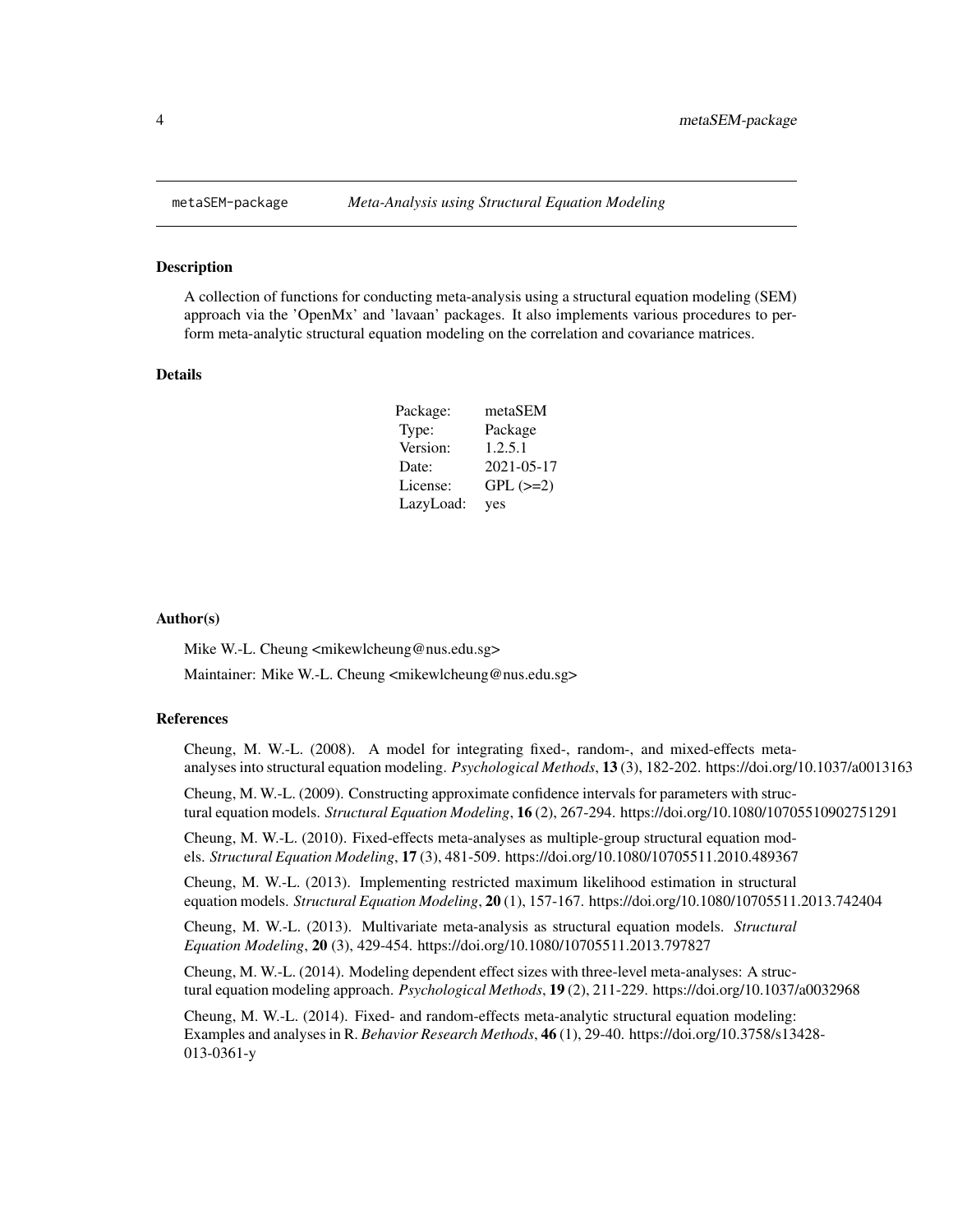# metaSEM-package — *Meta-Analysis using Structural Equation Modeling*

## Description

A collection of functions for conducting meta-analysis using a structural equation modeling (SEM) approach via the 'OpenMx' and 'lavaan' packages. It also implements various procedures to perform meta-analytic structural equation modeling on the correlation and covariance matrices.

## Details

| | |
|---|---|
| Package: | metaSEM |
| Type: | Package |
| Version: | 1.2.5.1 |
| Date: | 2021-05-17 |
| License: | GPL (>=2) |
| LazyLoad: | yes |

## Author(s)

Mike W.-L. Cheung <mikewlcheung@nus.edu.sg>

Maintainer: Mike W.-L. Cheung <mikewlcheung@nus.edu.sg>

## References

Cheung, M. W.-L. (2008). A model for integrating fixed-, random-, and mixed-effects meta-analyses into structural equation modeling. *Psychological Methods*, **13** (3), 182-202. https://doi.org/10.1037/a0013163

Cheung, M. W.-L. (2009). Constructing approximate confidence intervals for parameters with structural equation models. *Structural Equation Modeling*, **16** (2), 267-294. https://doi.org/10.1080/10705510902751291

Cheung, M. W.-L. (2010). Fixed-effects meta-analyses as multiple-group structural equation models. *Structural Equation Modeling*, **17** (3), 481-509. https://doi.org/10.1080/10705511.2010.489367

Cheung, M. W.-L. (2013). Implementing restricted maximum likelihood estimation in structural equation models. *Structural Equation Modeling*, **20** (1), 157-167. https://doi.org/10.1080/10705511.2013.742404

Cheung, M. W.-L. (2013). Multivariate meta-analysis as structural equation models. *Structural Equation Modeling*, **20** (3), 429-454. https://doi.org/10.1080/10705511.2013.797827

Cheung, M. W.-L. (2014). Modeling dependent effect sizes with three-level meta-analyses: A structural equation modeling approach. *Psychological Methods*, **19** (2), 211-229. https://doi.org/10.1037/a0032968

Cheung, M. W.-L. (2014). Fixed- and random-effects meta-analytic structural equation modeling: Examples and analyses in R. *Behavior Research Methods*, **46** (1), 29-40. https://doi.org/10.3758/s13428-013-0361-y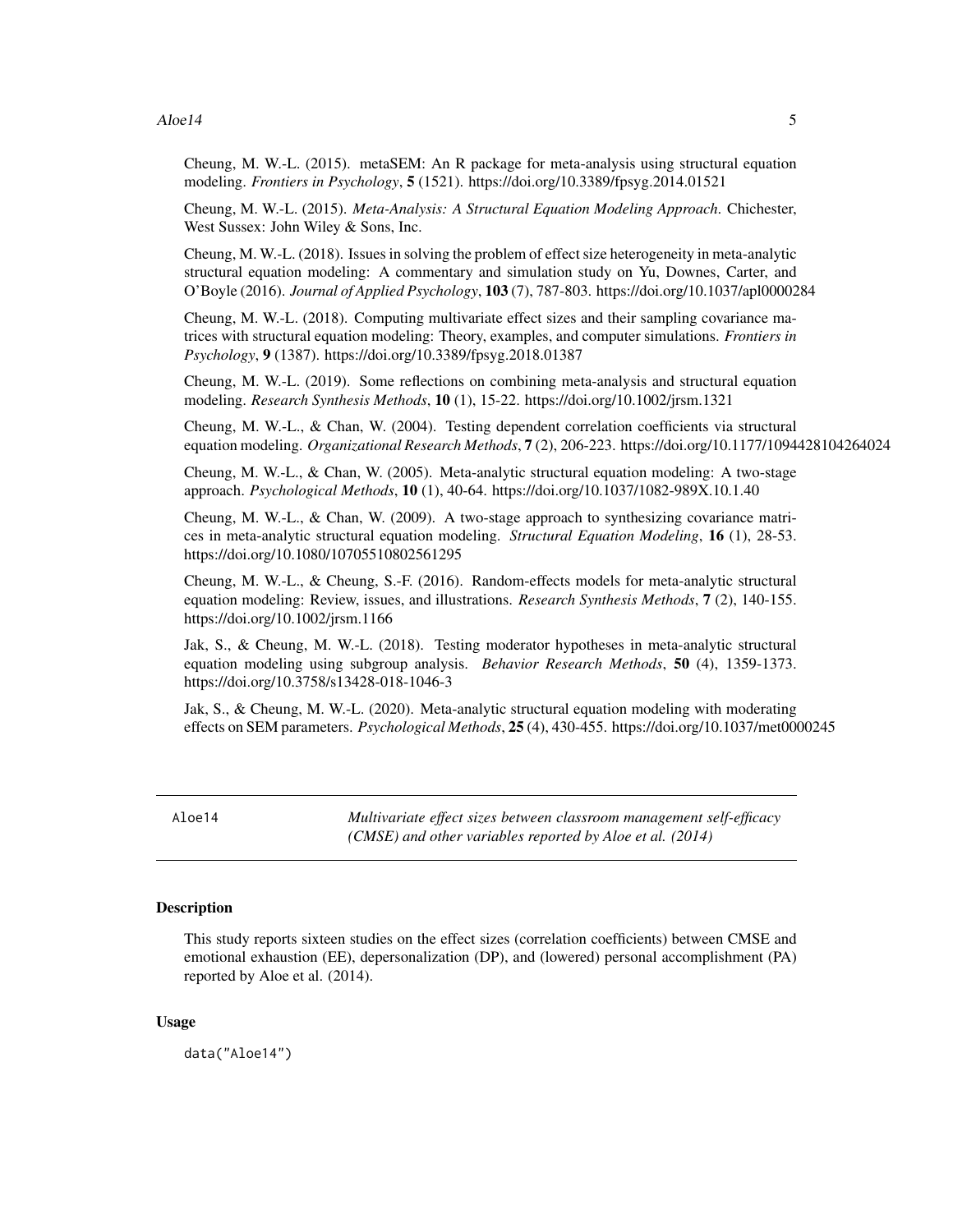Cheung, M. W.-L. (2015). metaSEM: An R package for meta-analysis using structural equation modeling. *Frontiers in Psychology*, **5** (1521). https://doi.org/10.3389/fpsyg.2014.01521

Cheung, M. W.-L. (2015). *Meta-Analysis: A Structural Equation Modeling Approach*. Chichester, West Sussex: John Wiley & Sons, Inc.

Cheung, M. W.-L. (2018). Issues in solving the problem of effect size heterogeneity in meta-analytic structural equation modeling: A commentary and simulation study on Yu, Downes, Carter, and O'Boyle (2016). *Journal of Applied Psychology*, **103** (7), 787-803. https://doi.org/10.1037/apl0000284

Cheung, M. W.-L. (2018). Computing multivariate effect sizes and their sampling covariance matrices with structural equation modeling: Theory, examples, and computer simulations. *Frontiers in Psychology*, **9** (1387). https://doi.org/10.3389/fpsyg.2018.01387

Cheung, M. W.-L. (2019). Some reflections on combining meta-analysis and structural equation modeling. *Research Synthesis Methods*, **10** (1), 15-22. https://doi.org/10.1002/jrsm.1321

Cheung, M. W.-L., & Chan, W. (2004). Testing dependent correlation coefficients via structural equation modeling. *Organizational Research Methods*, **7** (2), 206-223. https://doi.org/10.1177/1094428104264024

Cheung, M. W.-L., & Chan, W. (2005). Meta-analytic structural equation modeling: A two-stage approach. *Psychological Methods*, **10** (1), 40-64. https://doi.org/10.1037/1082-989X.10.1.40

Cheung, M. W.-L., & Chan, W. (2009). A two-stage approach to synthesizing covariance matrices in meta-analytic structural equation modeling. *Structural Equation Modeling*, **16** (1), 28-53. https://doi.org/10.1080/10705510802561295

Cheung, M. W.-L., & Cheung, S.-F. (2016). Random-effects models for meta-analytic structural equation modeling: Review, issues, and illustrations. *Research Synthesis Methods*, **7** (2), 140-155. https://doi.org/10.1002/jrsm.1166

Jak, S., & Cheung, M. W.-L. (2018). Testing moderator hypotheses in meta-analytic structural equation modeling using subgroup analysis. *Behavior Research Methods*, **50** (4), 1359-1373. https://doi.org/10.3758/s13428-018-1046-3

Jak, S., & Cheung, M. W.-L. (2020). Meta-analytic structural equation modeling with moderating effects on SEM parameters. *Psychological Methods*, **25** (4), 430-455. https://doi.org/10.1037/met0000245

---

Aloe14 — *Multivariate effect sizes between classroom management self-efficacy (CMSE) and other variables reported by Aloe et al. (2014)*

---

### Description

This study reports sixteen studies on the effect sizes (correlation coefficients) between CMSE and emotional exhaustion (EE), depersonalization (DP), and (lowered) personal accomplishment (PA) reported by Aloe et al. (2014).

### Usage

```
data("Aloe14")
```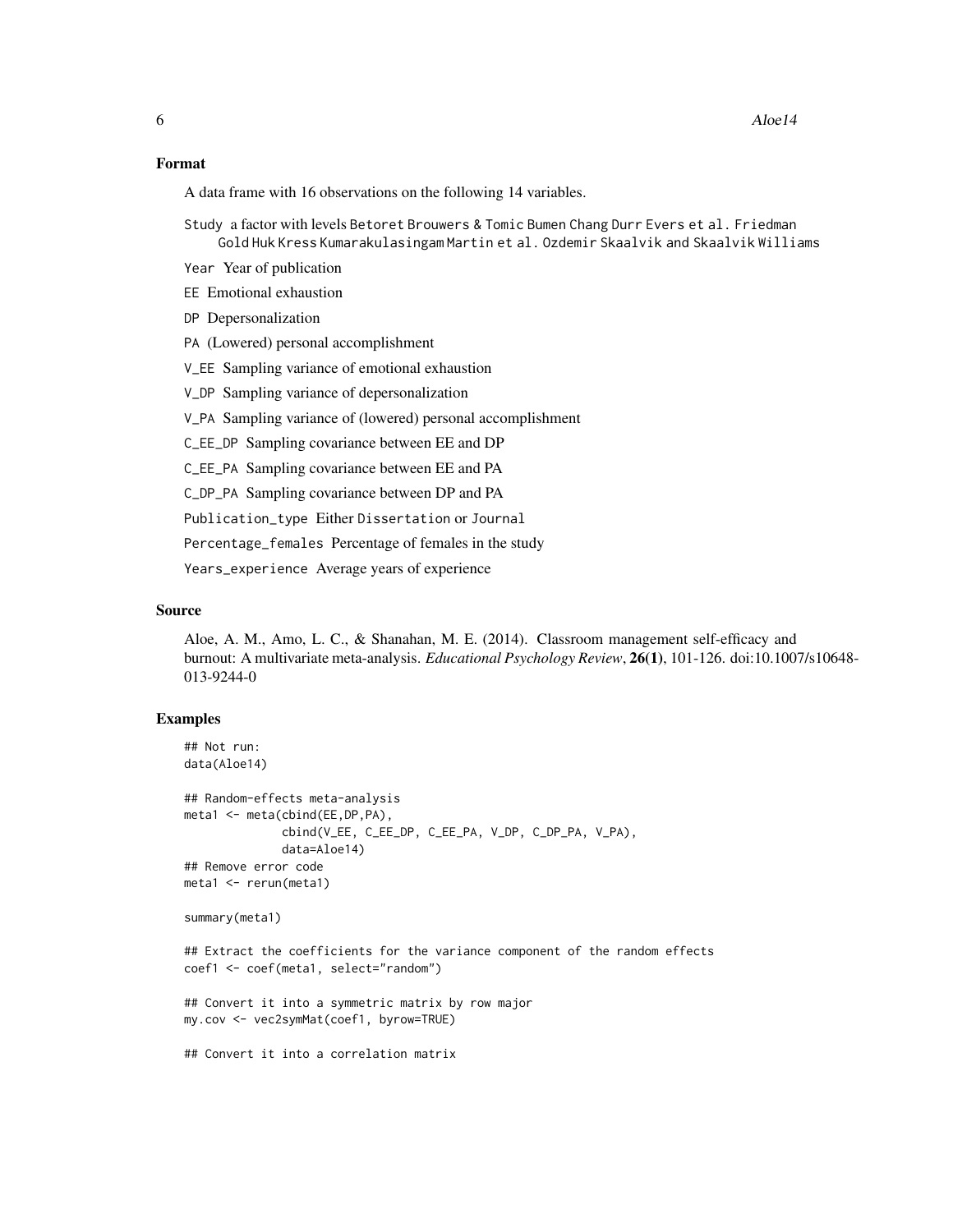## Format

A data frame with 16 observations on the following 14 variables.

Study a factor with levels Betoret Brouwers & Tomic Bumen Chang Durr Evers et al. Friedman Gold Huk Kress Kumarakulasingam Martin et al. Ozdemir Skaalvik and Skaalvik Williams

Year Year of publication

EE Emotional exhaustion

DP Depersonalization

PA (Lowered) personal accomplishment

V_EE Sampling variance of emotional exhaustion

V_DP Sampling variance of depersonalization

V_PA Sampling variance of (lowered) personal accomplishment

C_EE_DP Sampling covariance between EE and DP

C_EE_PA Sampling covariance between EE and PA

C_DP_PA Sampling covariance between DP and PA

Publication_type Either Dissertation or Journal

Percentage_females Percentage of females in the study

Years_experience Average years of experience

## Source

Aloe, A. M., Amo, L. C., & Shanahan, M. E. (2014). Classroom management self-efficacy and burnout: A multivariate meta-analysis. *Educational Psychology Review*, **26(1)**, 101-126. doi:10.1007/s10648-013-9244-0

## Examples

```
## Not run:
data(Aloe14)

## Random-effects meta-analysis
meta1 <- meta(cbind(EE,DP,PA),
              cbind(V_EE, C_EE_DP, C_EE_PA, V_DP, C_DP_PA, V_PA),
              data=Aloe14)
## Remove error code
meta1 <- rerun(meta1)

summary(meta1)

## Extract the coefficients for the variance component of the random effects
coef1 <- coef(meta1, select="random")

## Convert it into a symmetric matrix by row major
my.cov <- vec2symMat(coef1, byrow=TRUE)

## Convert it into a correlation matrix
```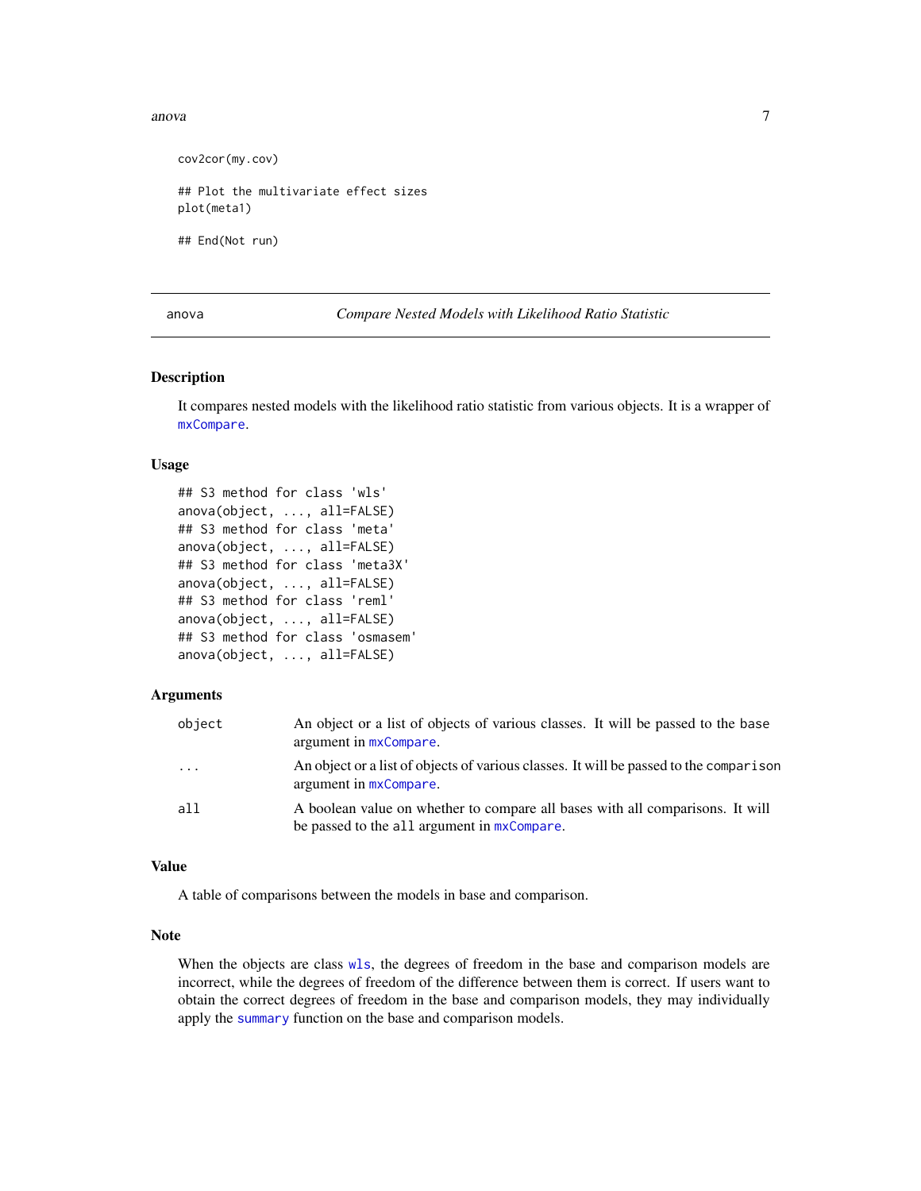```
cov2cor(my.cov)

## Plot the multivariate effect sizes
plot(meta1)

## End(Not run)
```

---

## anova — *Compare Nested Models with Likelihood Ratio Statistic*

---

### Description

It compares nested models with the likelihood ratio statistic from various objects. It is a wrapper of `mxCompare`.

### Usage

```
## S3 method for class 'wls'
anova(object, ..., all=FALSE)
## S3 method for class 'meta'
anova(object, ..., all=FALSE)
## S3 method for class 'meta3X'
anova(object, ..., all=FALSE)
## S3 method for class 'reml'
anova(object, ..., all=FALSE)
## S3 method for class 'osmasem'
anova(object, ..., all=FALSE)
```

### Arguments

| | |
|---|---|
| `object` | An object or a list of objects of various classes. It will be passed to the `base` argument in `mxCompare`. |
| `...` | An object or a list of objects of various classes. It will be passed to the `comparison` argument in `mxCompare`. |
| `all` | A boolean value on whether to compare all bases with all comparisons. It will be passed to the `all` argument in `mxCompare`. |

### Value

A table of comparisons between the models in base and comparison.

### Note

When the objects are class `wls`, the degrees of freedom in the base and comparison models are incorrect, while the degrees of freedom of the difference between them is correct. If users want to obtain the correct degrees of freedom in the base and comparison models, they may individually apply the `summary` function on the base and comparison models.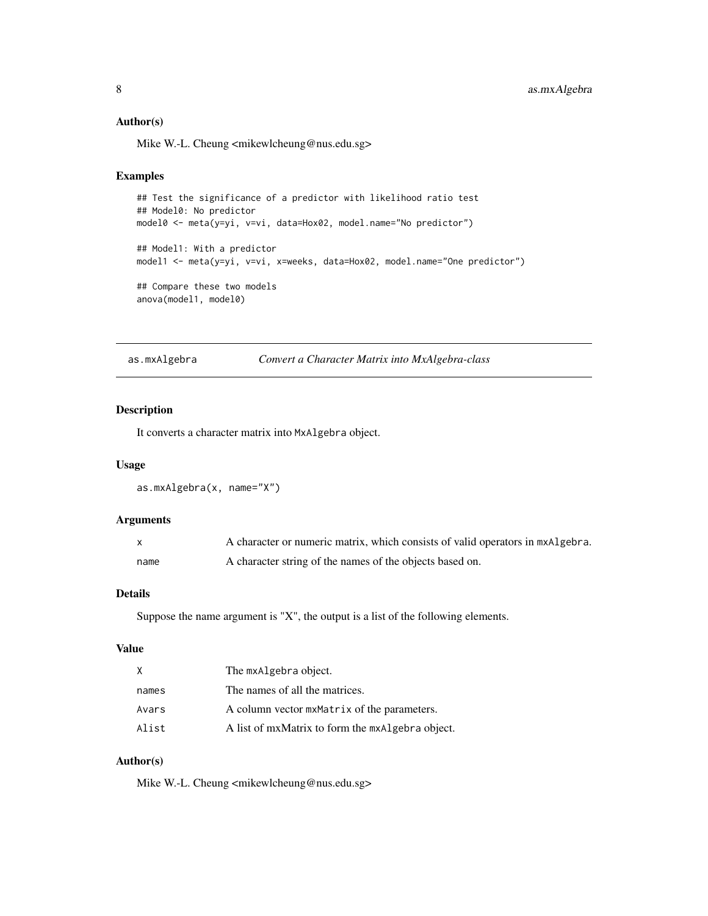## Author(s)

Mike W.-L. Cheung <mikewlcheung@nus.edu.sg>

## Examples

```
## Test the significance of a predictor with likelihood ratio test
## Model0: No predictor
model0 <- meta(y=yi, v=vi, data=Hox02, model.name="No predictor")

## Model1: With a predictor
model1 <- meta(y=yi, v=vi, x=weeks, data=Hox02, model.name="One predictor")

## Compare these two models
anova(model1, model0)
```

---

# as.mxAlgebra — *Convert a Character Matrix into MxAlgebra-class*

---

## Description

It converts a character matrix into `MxAlgebra` object.

## Usage

```
as.mxAlgebra(x, name="X")
```

## Arguments

| | |
|---|---|
| `x` | A character or numeric matrix, which consists of valid operators in `mxAlgebra`. |
| `name` | A character string of the names of the objects based on. |

## Details

Suppose the name argument is "X", the output is a list of the following elements.

## Value

| | |
|---|---|
| `X` | The `mxAlgebra` object. |
| `names` | The names of all the matrices. |
| `Avars` | A column vector `mxMatrix` of the parameters. |
| `Alist` | A list of mxMatrix to form the `mxAlgebra` object. |

## Author(s)

Mike W.-L. Cheung <mikewlcheung@nus.edu.sg>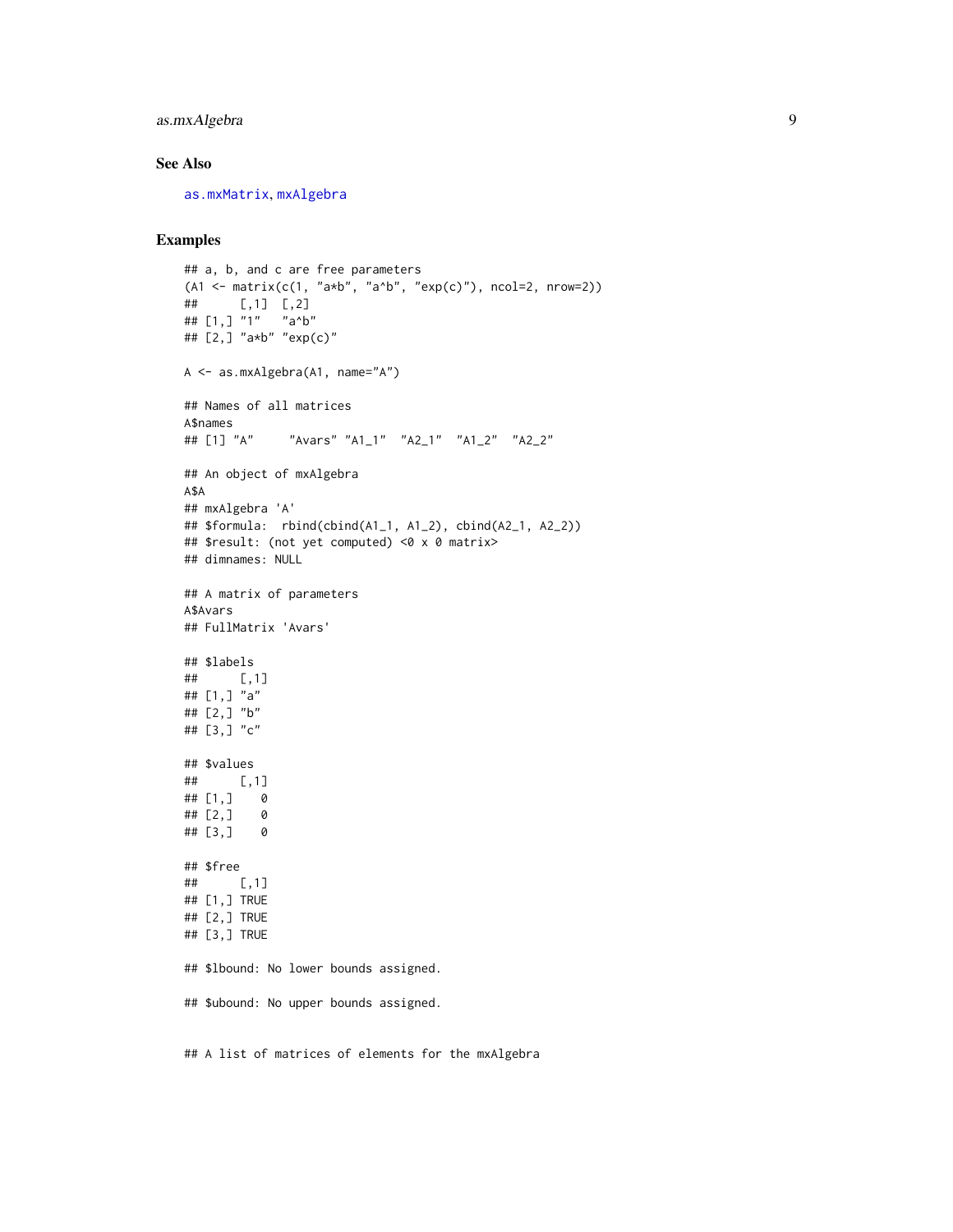### See Also

as.mxMatrix, mxAlgebra

### Examples

```
## a, b, and c are free parameters
(A1 <- matrix(c(1, "a*b", "a^b", "exp(c)"), ncol=2, nrow=2))
##      [,1]  [,2]
## [1,] "1"   "a^b"
## [2,] "a*b" "exp(c)"

A <- as.mxAlgebra(A1, name="A")

## Names of all matrices
A$names
## [1] "A"     "Avars" "A1_1"  "A2_1"  "A1_2"  "A2_2"

## An object of mxAlgebra
A$A
## mxAlgebra 'A'
## $formula:  rbind(cbind(A1_1, A1_2), cbind(A2_1, A2_2))
## $result: (not yet computed) <0 x 0 matrix>
## dimnames: NULL

## A matrix of parameters
A$Avars
## FullMatrix 'Avars'

## $labels
##      [,1]
## [1,] "a"
## [2,] "b"
## [3,] "c"

## $values
##      [,1]
## [1,]    0
## [2,]    0
## [3,]    0

## $free
##      [,1]
## [1,] TRUE
## [2,] TRUE
## [3,] TRUE

## $lbound: No lower bounds assigned.

## $ubound: No upper bounds assigned.


## A list of matrices of elements for the mxAlgebra
```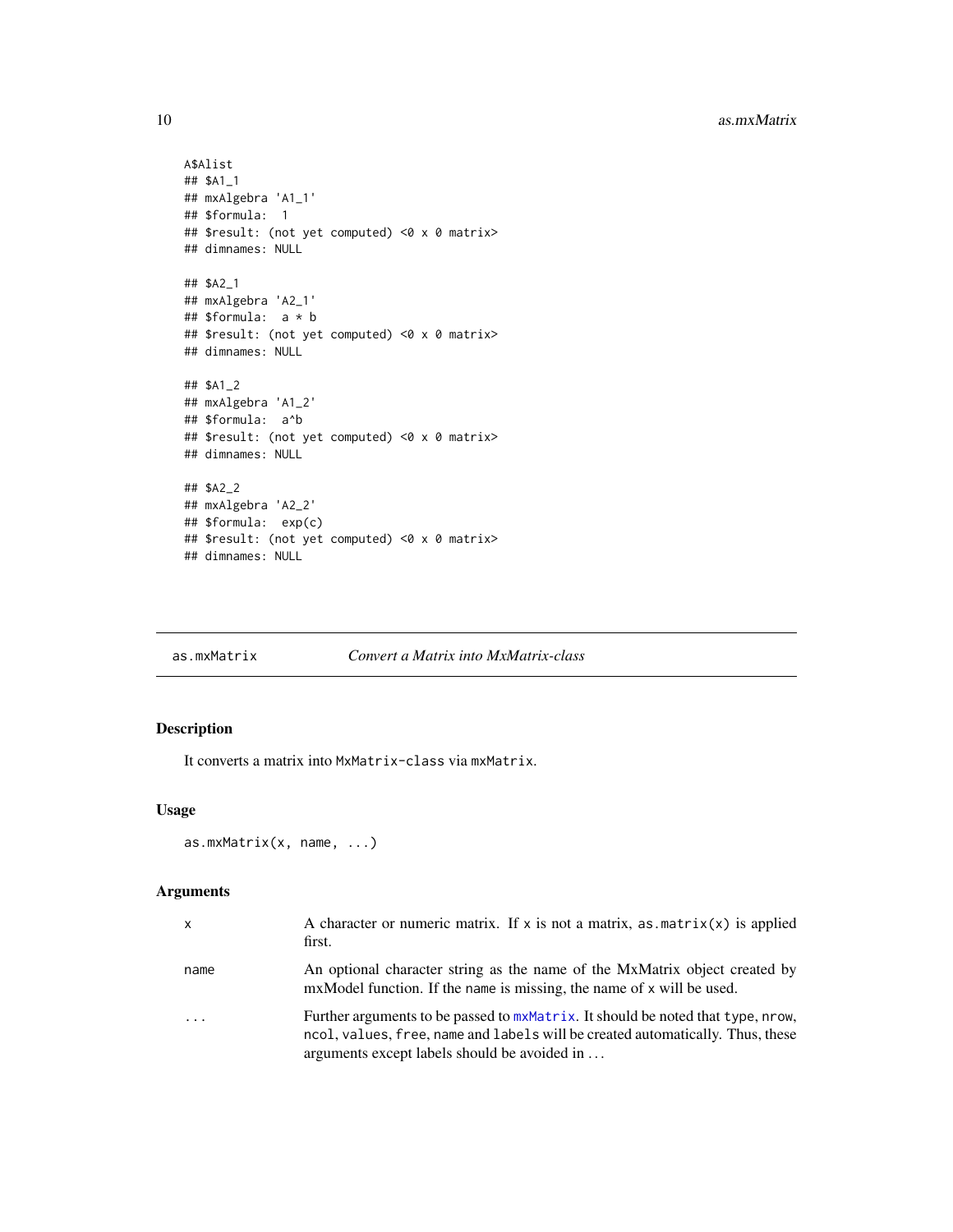```
A$Alist
## $A1_1
## mxAlgebra 'A1_1'
## $formula:  1
## $result: (not yet computed) <0 x 0 matrix>
## dimnames: NULL

## $A2_1
## mxAlgebra 'A2_1'
## $formula:  a * b
## $result: (not yet computed) <0 x 0 matrix>
## dimnames: NULL

## $A1_2
## mxAlgebra 'A1_2'
## $formula:  a^b
## $result: (not yet computed) <0 x 0 matrix>
## dimnames: NULL

## $A2_2
## mxAlgebra 'A2_2'
## $formula:  exp(c)
## $result: (not yet computed) <0 x 0 matrix>
## dimnames: NULL
```

## as.mxMatrix — *Convert a Matrix into MxMatrix-class*

### Description

It converts a matrix into `MxMatrix-class` via `mxMatrix`.

### Usage

```
as.mxMatrix(x, name, ...)
```

### Arguments

| | |
|---|---|
| `x` | A character or numeric matrix. If `x` is not a matrix, `as.matrix(x)` is applied first. |
| `name` | An optional character string as the name of the MxMatrix object created by mxModel function. If the `name` is missing, the name of `x` will be used. |
| `...` | Further arguments to be passed to `mxMatrix`. It should be noted that `type`, `nrow`, `ncol`, `values`, `free`, `name` and `labels` will be created automatically. Thus, these arguments except labels should be avoided in ... |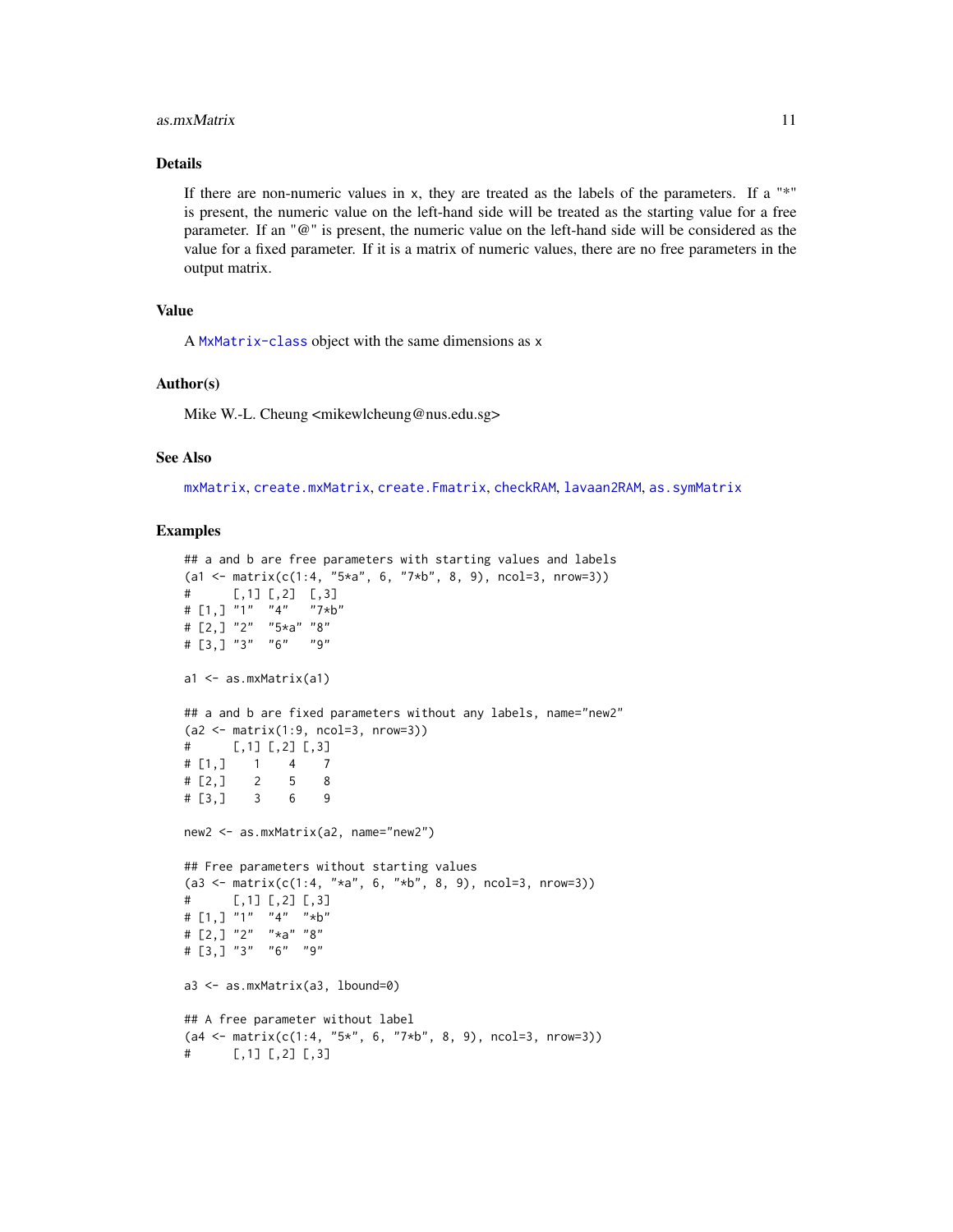## Details

If there are non-numeric values in x, they are treated as the labels of the parameters. If a "*" is present, the numeric value on the left-hand side will be treated as the starting value for a free parameter. If an "@" is present, the numeric value on the left-hand side will be considered as the value for a fixed parameter. If it is a matrix of numeric values, there are no free parameters in the output matrix.

## Value

A MxMatrix-class object with the same dimensions as x

## Author(s)

Mike W.-L. Cheung <mikewlcheung@nus.edu.sg>

## See Also

mxMatrix, create.mxMatrix, create.Fmatrix, checkRAM, lavaan2RAM, as.symMatrix

## Examples

```
## a and b are free parameters with starting values and labels
(a1 <- matrix(c(1:4, "5*a", 6, "7*b", 8, 9), ncol=3, nrow=3))
#      [,1] [,2]  [,3]
# [1,] "1"  "4"   "7*b"
# [2,] "2"  "5*a" "8"
# [3,] "3"  "6"   "9"

a1 <- as.mxMatrix(a1)

## a and b are fixed parameters without any labels, name="new2"
(a2 <- matrix(1:9, ncol=3, nrow=3))
#      [,1] [,2] [,3]
# [1,]    1    4    7
# [2,]    2    5    8
# [3,]    3    6    9

new2 <- as.mxMatrix(a2, name="new2")

## Free parameters without starting values
(a3 <- matrix(c(1:4, "*a", 6, "*b", 8, 9), ncol=3, nrow=3))
#      [,1] [,2] [,3]
# [1,] "1"  "4"  "*b"
# [2,] "2"  "*a" "8"
# [3,] "3"  "6"  "9"

a3 <- as.mxMatrix(a3, lbound=0)

## A free parameter without label
(a4 <- matrix(c(1:4, "5*", 6, "7*b", 8, 9), ncol=3, nrow=3))
#      [,1] [,2] [,3]
```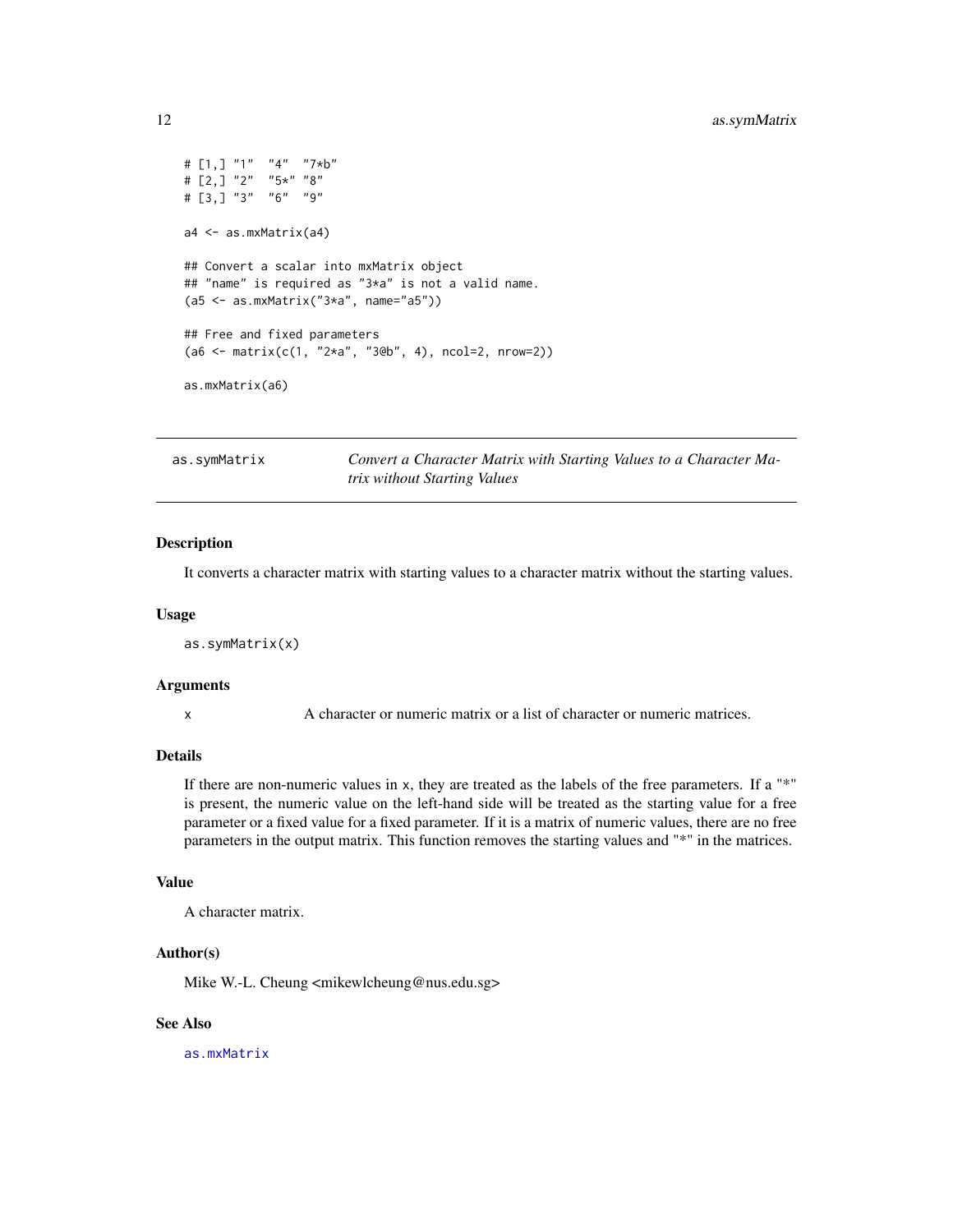```
# [1,] "1"  "4"  "7*b"
# [2,] "2"  "5*" "8"
# [3,] "3"  "6"  "9"

a4 <- as.mxMatrix(a4)

## Convert a scalar into mxMatrix object
## "name" is required as "3*a" is not a valid name.
(a5 <- as.mxMatrix("3*a", name="a5"))

## Free and fixed parameters
(a6 <- matrix(c(1, "2*a", "3@b", 4), ncol=2, nrow=2))

as.mxMatrix(a6)
```

---

## as.symMatrix — *Convert a Character Matrix with Starting Values to a Character Matrix without Starting Values*

---

### Description

It converts a character matrix with starting values to a character matrix without the starting values.

### Usage

```
as.symMatrix(x)
```

### Arguments

| | |
|---|---|
| x | A character or numeric matrix or a list of character or numeric matrices. |

### Details

If there are non-numeric values in x, they are treated as the labels of the free parameters. If a "*" is present, the numeric value on the left-hand side will be treated as the starting value for a free parameter or a fixed value for a fixed parameter. If it is a matrix of numeric values, there are no free parameters in the output matrix. This function removes the starting values and "*" in the matrices.

### Value

A character matrix.

### Author(s)

Mike W.-L. Cheung <mikewlcheung@nus.edu.sg>

### See Also

as.mxMatrix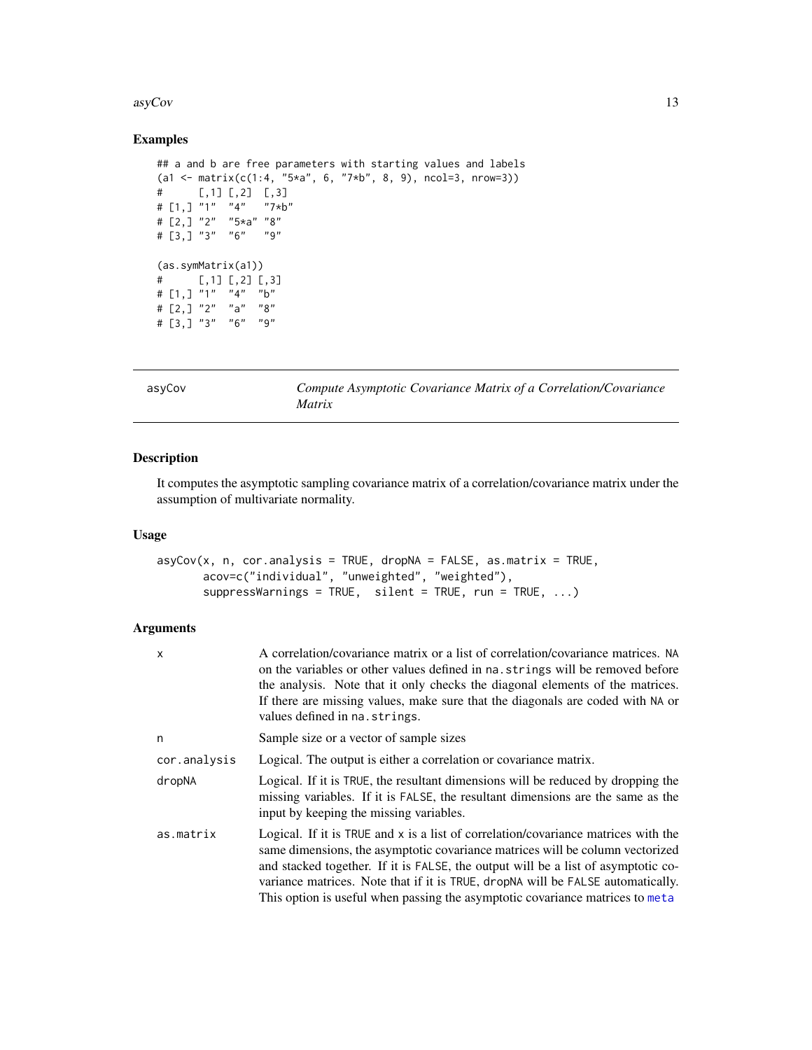## Examples

```
## a and b are free parameters with starting values and labels
(a1 <- matrix(c(1:4, "5*a", 6, "7*b", 8, 9), ncol=3, nrow=3))
#      [,1] [,2]  [,3]
# [1,] "1"  "4"   "7*b"
# [2,] "2"  "5*a" "8"
# [3,] "3"  "6"   "9"

(as.symMatrix(a1))
#      [,1] [,2] [,3]
# [1,] "1"  "4"  "b"
# [2,] "2"  "a"  "8"
# [3,] "3"  "6"  "9"
```

---

`asyCov` — *Compute Asymptotic Covariance Matrix of a Correlation/Covariance Matrix*

---

## Description

It computes the asymptotic sampling covariance matrix of a correlation/covariance matrix under the assumption of multivariate normality.

## Usage

```
asyCov(x, n, cor.analysis = TRUE, dropNA = FALSE, as.matrix = TRUE,
       acov=c("individual", "unweighted", "weighted"),
       suppressWarnings = TRUE,  silent = TRUE, run = TRUE, ...)
```

## Arguments

| | |
|---|---|
| `x` | A correlation/covariance matrix or a list of correlation/covariance matrices. `NA` on the variables or other values defined in `na.strings` will be removed before the analysis. Note that it only checks the diagonal elements of the matrices. If there are missing values, make sure that the diagonals are coded with `NA` or values defined in `na.strings`. |
| `n` | Sample size or a vector of sample sizes |
| `cor.analysis` | Logical. The output is either a correlation or covariance matrix. |
| `dropNA` | Logical. If it is `TRUE`, the resultant dimensions will be reduced by dropping the missing variables. If it is `FALSE`, the resultant dimensions are the same as the input by keeping the missing variables. |
| `as.matrix` | Logical. If it is `TRUE` and `x` is a list of correlation/covariance matrices with the same dimensions, the asymptotic covariance matrices will be column vectorized and stacked together. If it is `FALSE`, the output will be a list of asymptotic covariance matrices. Note that if it is `TRUE`, `dropNA` will be `FALSE` automatically. This option is useful when passing the asymptotic covariance matrices to `meta` |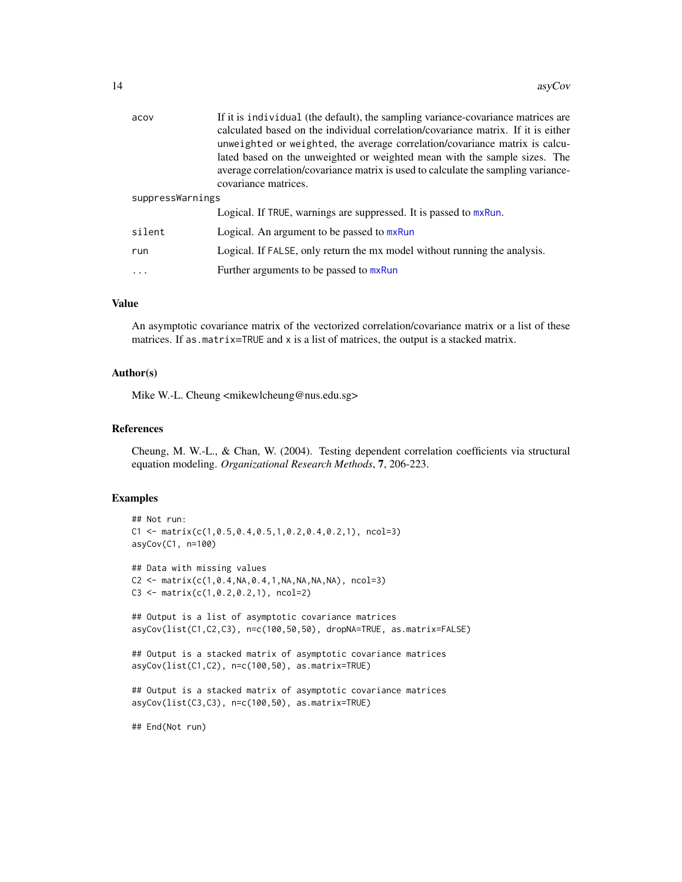| | |
|---|---|
| acov | If it is `individual` (the default), the sampling variance-covariance matrices are calculated based on the individual correlation/covariance matrix. If it is either `unweighted` or `weighted`, the average correlation/covariance matrix is calculated based on the unweighted or weighted mean with the sample sizes. The average correlation/covariance matrix is used to calculate the sampling variance-covariance matrices. |
| suppressWarnings | Logical. If `TRUE`, warnings are suppressed. It is passed to `mxRun`. |
| silent | Logical. An argument to be passed to `mxRun` |
| run | Logical. If `FALSE`, only return the mx model without running the analysis. |
| ... | Further arguments to be passed to `mxRun` |

## Value

An asymptotic covariance matrix of the vectorized correlation/covariance matrix or a list of these matrices. If `as.matrix=TRUE` and `x` is a list of matrices, the output is a stacked matrix.

## Author(s)

Mike W.-L. Cheung <mikewlcheung@nus.edu.sg>

## References

Cheung, M. W.-L., & Chan, W. (2004). Testing dependent correlation coefficients via structural equation modeling. *Organizational Research Methods*, **7**, 206-223.

## Examples

```
## Not run:
C1 <- matrix(c(1,0.5,0.4,0.5,1,0.2,0.4,0.2,1), ncol=3)
asyCov(C1, n=100)

## Data with missing values
C2 <- matrix(c(1,0.4,NA,0.4,1,NA,NA,NA,NA), ncol=3)
C3 <- matrix(c(1,0.2,0.2,1), ncol=2)

## Output is a list of asymptotic covariance matrices
asyCov(list(C1,C2,C3), n=c(100,50,50), dropNA=TRUE, as.matrix=FALSE)

## Output is a stacked matrix of asymptotic covariance matrices
asyCov(list(C1,C2), n=c(100,50), as.matrix=TRUE)

## Output is a stacked matrix of asymptotic covariance matrices
asyCov(list(C3,C3), n=c(100,50), as.matrix=TRUE)

## End(Not run)
```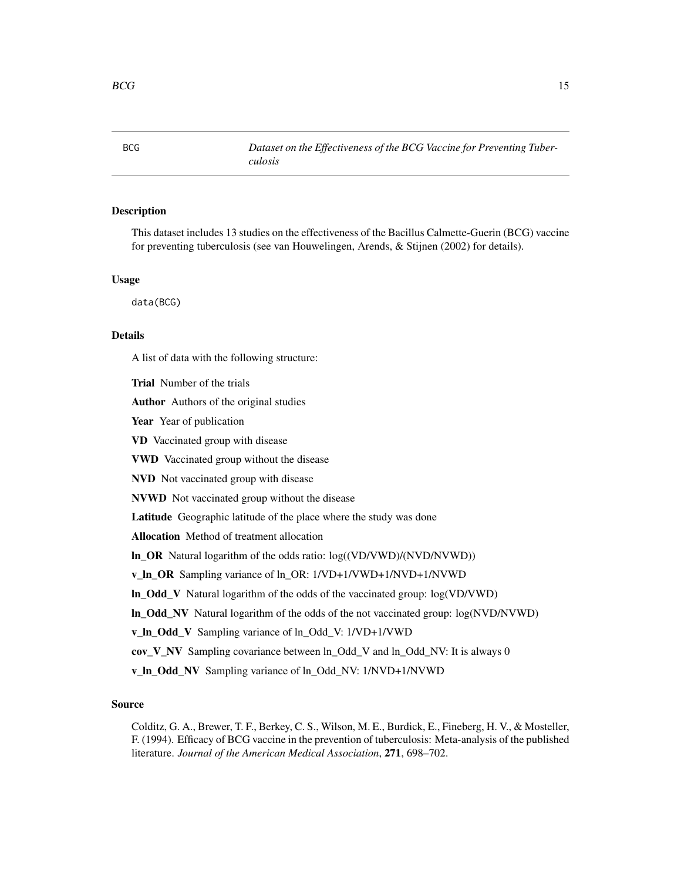BCG *Dataset on the Effectiveness of the BCG Vaccine for Preventing Tuberculosis*

## Description

This dataset includes 13 studies on the effectiveness of the Bacillus Calmette-Guerin (BCG) vaccine for preventing tuberculosis (see van Houwelingen, Arends, & Stijnen (2002) for details).

## Usage

```
data(BCG)
```

## Details

A list of data with the following structure:

**Trial** Number of the trials

**Author** Authors of the original studies

**Year** Year of publication

**VD** Vaccinated group with disease

**VWD** Vaccinated group without the disease

**NVD** Not vaccinated group with disease

**NVWD** Not vaccinated group without the disease

**Latitude** Geographic latitude of the place where the study was done

**Allocation** Method of treatment allocation

**ln_OR** Natural logarithm of the odds ratio: log((VD/VWD)/(NVD/NVWD))

**v_ln_OR** Sampling variance of ln_OR: 1/VD+1/VWD+1/NVD+1/NVWD

**ln_Odd_V** Natural logarithm of the odds of the vaccinated group: log(VD/VWD)

**ln_Odd_NV** Natural logarithm of the odds of the not vaccinated group: log(NVD/NVWD)

**v_ln_Odd_V** Sampling variance of ln_Odd_V: 1/VD+1/VWD

**cov_V_NV** Sampling covariance between ln_Odd_V and ln_Odd_NV: It is always 0

**v_ln_Odd_NV** Sampling variance of ln_Odd_NV: 1/NVD+1/NVWD

## Source

Colditz, G. A., Brewer, T. F., Berkey, C. S., Wilson, M. E., Burdick, E., Fineberg, H. V., & Mosteller, F. (1994). Efficacy of BCG vaccine in the prevention of tuberculosis: Meta-analysis of the published literature. *Journal of the American Medical Association*, **271**, 698–702.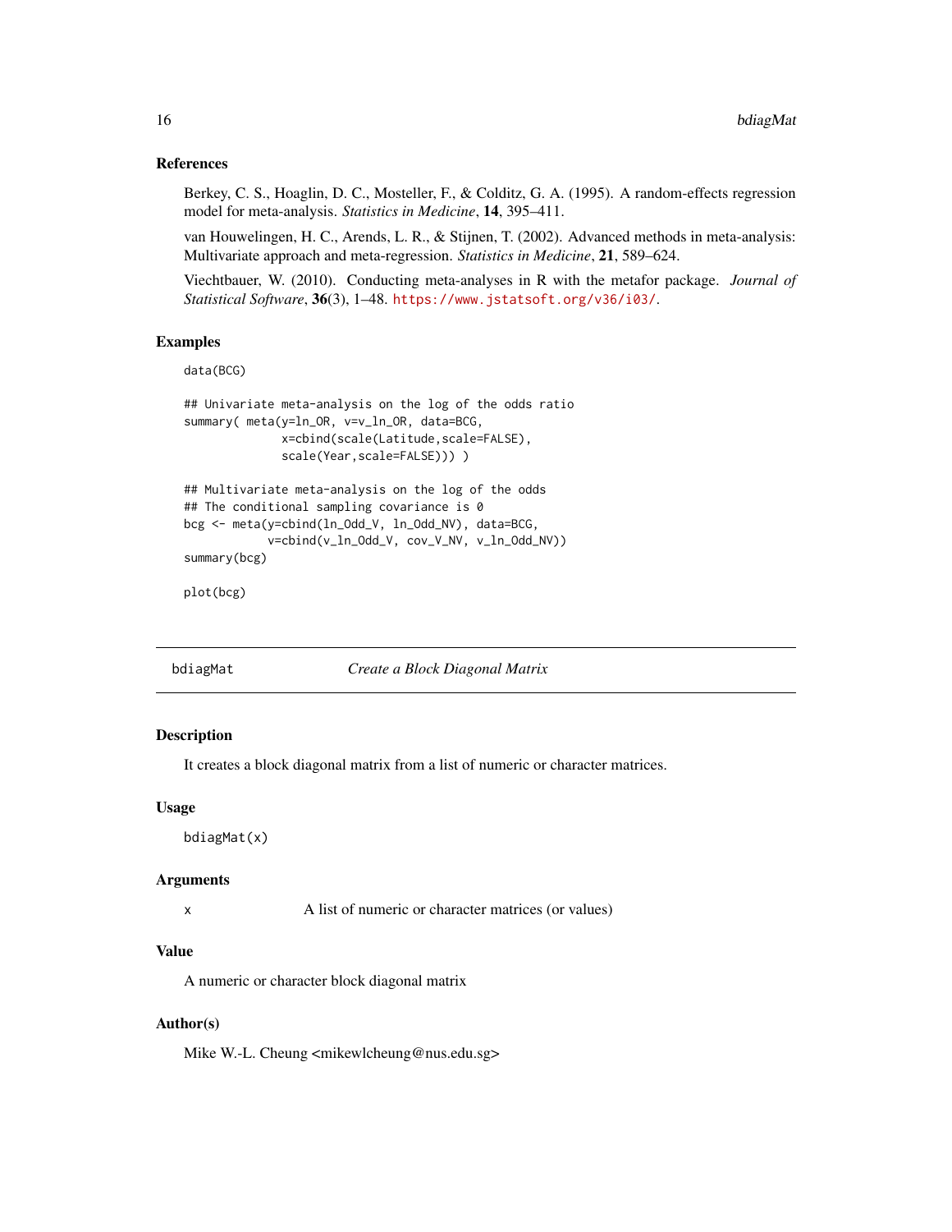### References

Berkey, C. S., Hoaglin, D. C., Mosteller, F., & Colditz, G. A. (1995). A random-effects regression model for meta-analysis. *Statistics in Medicine*, **14**, 395–411.

van Houwelingen, H. C., Arends, L. R., & Stijnen, T. (2002). Advanced methods in meta-analysis: Multivariate approach and meta-regression. *Statistics in Medicine*, **21**, 589–624.

Viechtbauer, W. (2010). Conducting meta-analyses in R with the metafor package. *Journal of Statistical Software*, **36**(3), 1–48. https://www.jstatsoft.org/v36/i03/.

### Examples

```
data(BCG)

## Univariate meta-analysis on the log of the odds ratio
summary( meta(y=ln_OR, v=v_ln_OR, data=BCG,
              x=cbind(scale(Latitude,scale=FALSE),
              scale(Year,scale=FALSE))) )

## Multivariate meta-analysis on the log of the odds
## The conditional sampling covariance is 0
bcg <- meta(y=cbind(ln_Odd_V, ln_Odd_NV), data=BCG,
            v=cbind(v_ln_Odd_V, cov_V_NV, v_ln_Odd_NV))
summary(bcg)

plot(bcg)
```

---

## bdiagMat — *Create a Block Diagonal Matrix*

### Description

It creates a block diagonal matrix from a list of numeric or character matrices.

### Usage

```
bdiagMat(x)
```

### Arguments

| | |
|---|---|
| x | A list of numeric or character matrices (or values) |

### Value

A numeric or character block diagonal matrix

### Author(s)

Mike W.-L. Cheung <mikewlcheung@nus.edu.sg>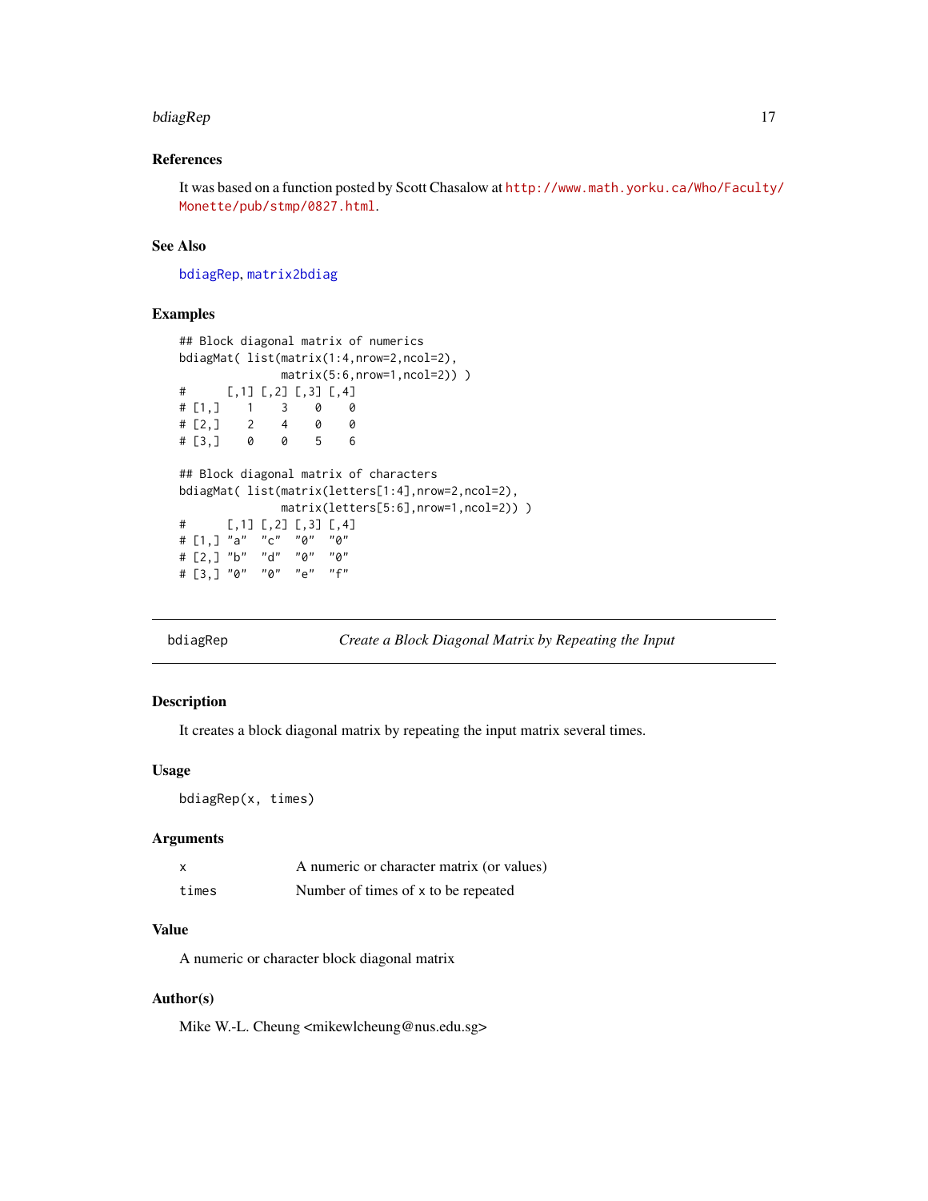### References

It was based on a function posted by Scott Chasalow at http://www.math.yorku.ca/Who/Faculty/Monette/pub/stmp/0827.html.

### See Also

bdiagRep, matrix2bdiag

### Examples

```
## Block diagonal matrix of numerics
bdiagMat( list(matrix(1:4,nrow=2,ncol=2),
               matrix(5:6,nrow=1,ncol=2)) )
#      [,1] [,2] [,3] [,4]
# [1,]    1    3    0    0
# [2,]    2    4    0    0
# [3,]    0    0    5    6

## Block diagonal matrix of characters
bdiagMat( list(matrix(letters[1:4],nrow=2,ncol=2),
               matrix(letters[5:6],nrow=1,ncol=2)) )
#      [,1] [,2] [,3] [,4]
# [1,] "a"  "c"  "0"  "0"
# [2,] "b"  "d"  "0"  "0"
# [3,] "0"  "0"  "e"  "f"
```

---

## bdiagRep — *Create a Block Diagonal Matrix by Repeating the Input*

### Description

It creates a block diagonal matrix by repeating the input matrix several times.

### Usage

```
bdiagRep(x, times)
```

### Arguments

| | |
|---|---|
| x | A numeric or character matrix (or values) |
| times | Number of times of x to be repeated |

### Value

A numeric or character block diagonal matrix

### Author(s)

Mike W.-L. Cheung <mikewlcheung@nus.edu.sg>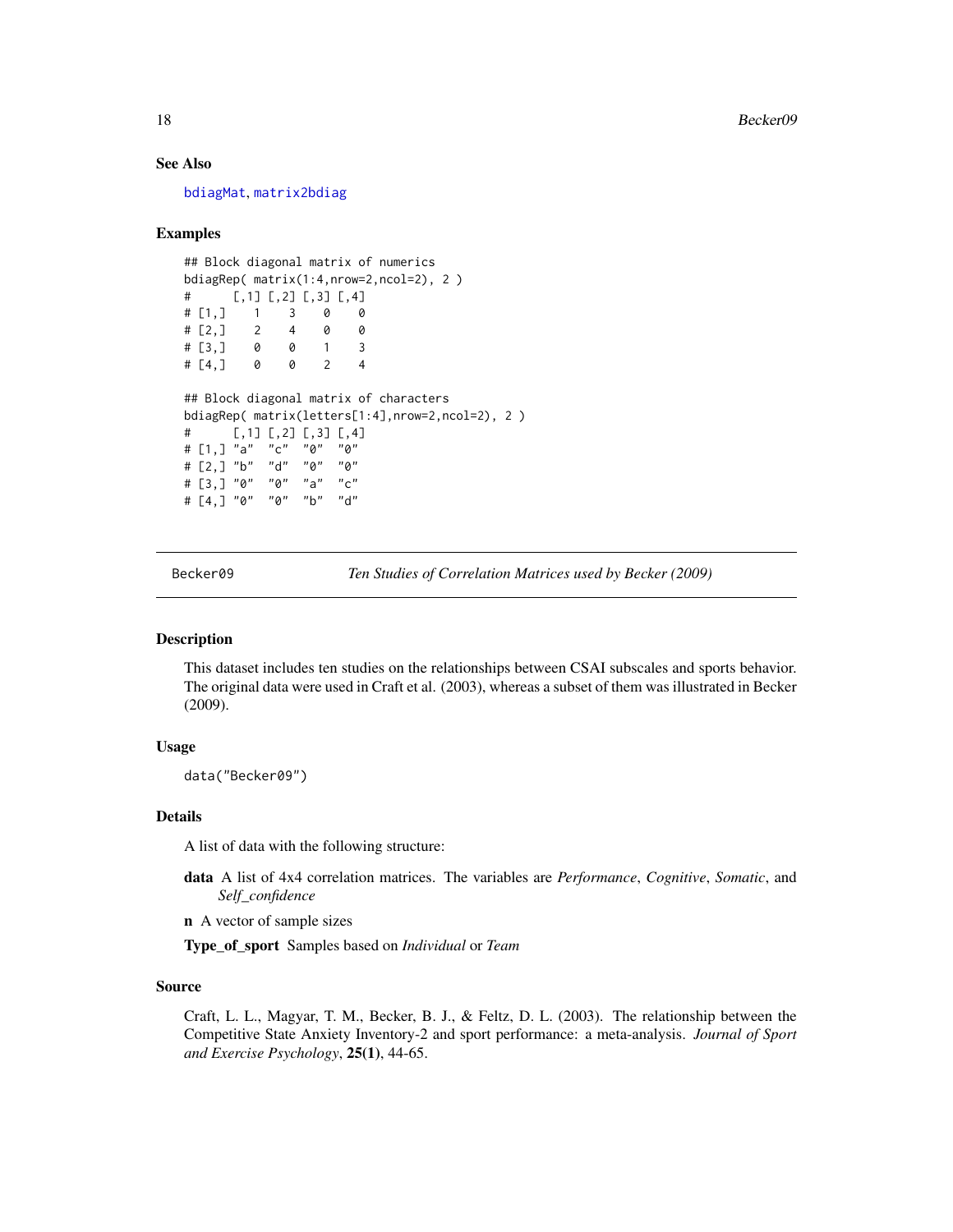## See Also

bdiagMat, matrix2bdiag

## Examples

```
## Block diagonal matrix of numerics
bdiagRep( matrix(1:4,nrow=2,ncol=2), 2 )
#      [,1] [,2] [,3] [,4]
# [1,]    1    3    0    0
# [2,]    2    4    0    0
# [3,]    0    0    1    3
# [4,]    0    0    2    4

## Block diagonal matrix of characters
bdiagRep( matrix(letters[1:4],nrow=2,ncol=2), 2 )
#      [,1] [,2] [,3] [,4]
# [1,] "a"  "c"  "0"  "0"
# [2,] "b"  "d"  "0"  "0"
# [3,] "0"  "0"  "a"  "c"
# [4,] "0"  "0"  "b"  "d"
```

---

# Becker09 — *Ten Studies of Correlation Matrices used by Becker (2009)*

## Description

This dataset includes ten studies on the relationships between CSAI subscales and sports behavior. The original data were used in Craft et al. (2003), whereas a subset of them was illustrated in Becker (2009).

## Usage

```
data("Becker09")
```

## Details

A list of data with the following structure:

**data** A list of 4x4 correlation matrices. The variables are *Performance*, *Cognitive*, *Somatic*, and *Self_confidence*

**n** A vector of sample sizes

**Type_of_sport** Samples based on *Individual* or *Team*

## Source

Craft, L. L., Magyar, T. M., Becker, B. J., & Feltz, D. L. (2003). The relationship between the Competitive State Anxiety Inventory-2 and sport performance: a meta-analysis. *Journal of Sport and Exercise Psychology*, **25(1)**, 44-65.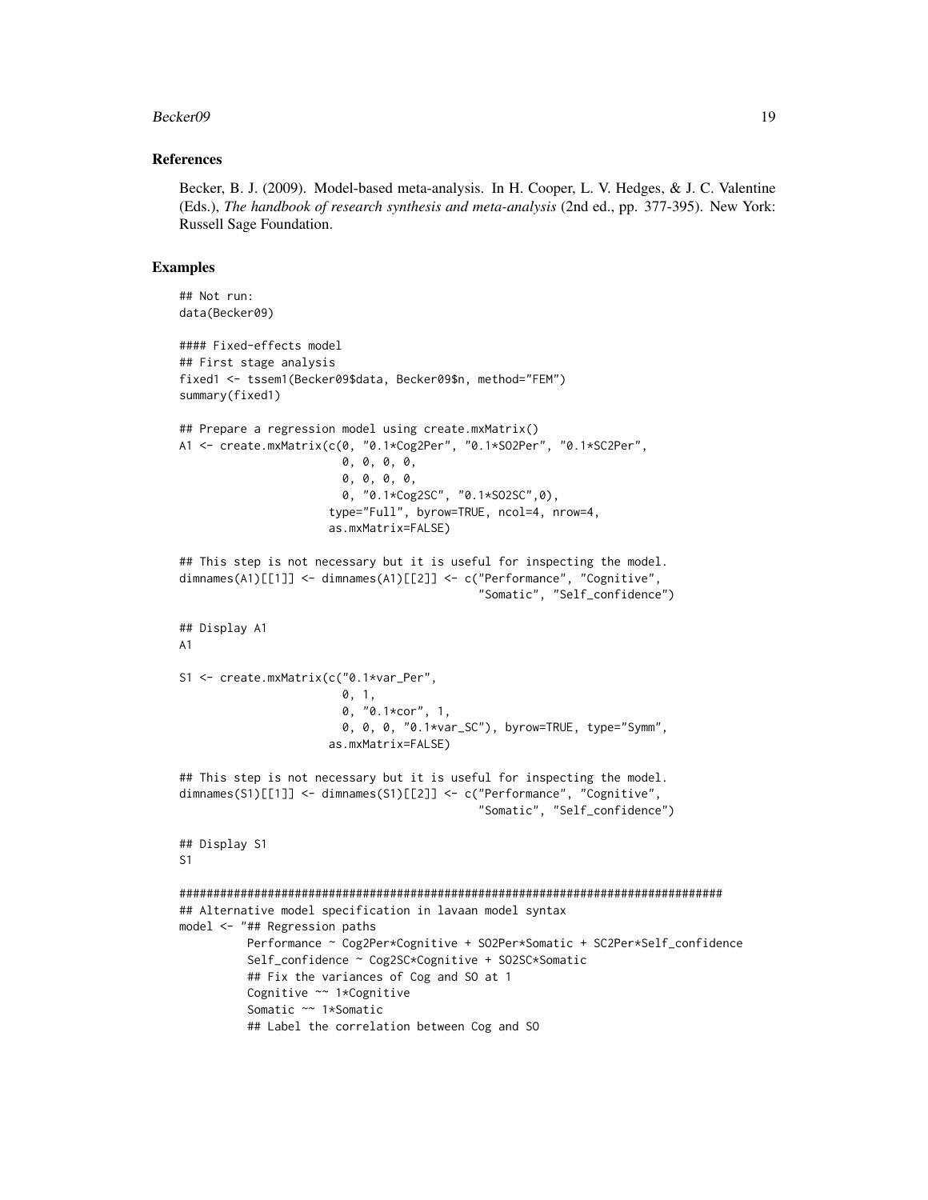### References

Becker, B. J. (2009). Model-based meta-analysis. In H. Cooper, L. V. Hedges, & J. C. Valentine (Eds.), *The handbook of research synthesis and meta-analysis* (2nd ed., pp. 377-395). New York: Russell Sage Foundation.

### Examples

```
## Not run:
data(Becker09)

#### Fixed-effects model
## First stage analysis
fixed1 <- tssem1(Becker09$data, Becker09$n, method="FEM")
summary(fixed1)

## Prepare a regression model using create.mxMatrix()
A1 <- create.mxMatrix(c(0, "0.1*Cog2Per", "0.1*SO2Per", "0.1*SC2Per",
                       0, 0, 0, 0,
                       0, 0, 0, 0,
                       0, "0.1*Cog2SC", "0.1*SO2SC",0),
                     type="Full", byrow=TRUE, ncol=4, nrow=4,
                     as.mxMatrix=FALSE)

## This step is not necessary but it is useful for inspecting the model.
dimnames(A1)[[1]] <- dimnames(A1)[[2]] <- c("Performance", "Cognitive",
                                            "Somatic", "Self_confidence")

## Display A1
A1

S1 <- create.mxMatrix(c("0.1*var_Per",
                       0, 1,
                       0, "0.1*cor", 1,
                       0, 0, 0, "0.1*var_SC"), byrow=TRUE, type="Symm",
                     as.mxMatrix=FALSE)

## This step is not necessary but it is useful for inspecting the model.
dimnames(S1)[[1]] <- dimnames(S1)[[2]] <- c("Performance", "Cognitive",
                                            "Somatic", "Self_confidence")

## Display S1
S1

################################################################################
## Alternative model specification in lavaan model syntax
model <- "## Regression paths
          Performance ~ Cog2Per*Cognitive + SO2Per*Somatic + SC2Per*Self_confidence
          Self_confidence ~ Cog2SC*Cognitive + SO2SC*Somatic
          ## Fix the variances of Cog and SO at 1
          Cognitive ~~ 1*Cognitive
          Somatic ~~ 1*Somatic
          ## Label the correlation between Cog and SO
```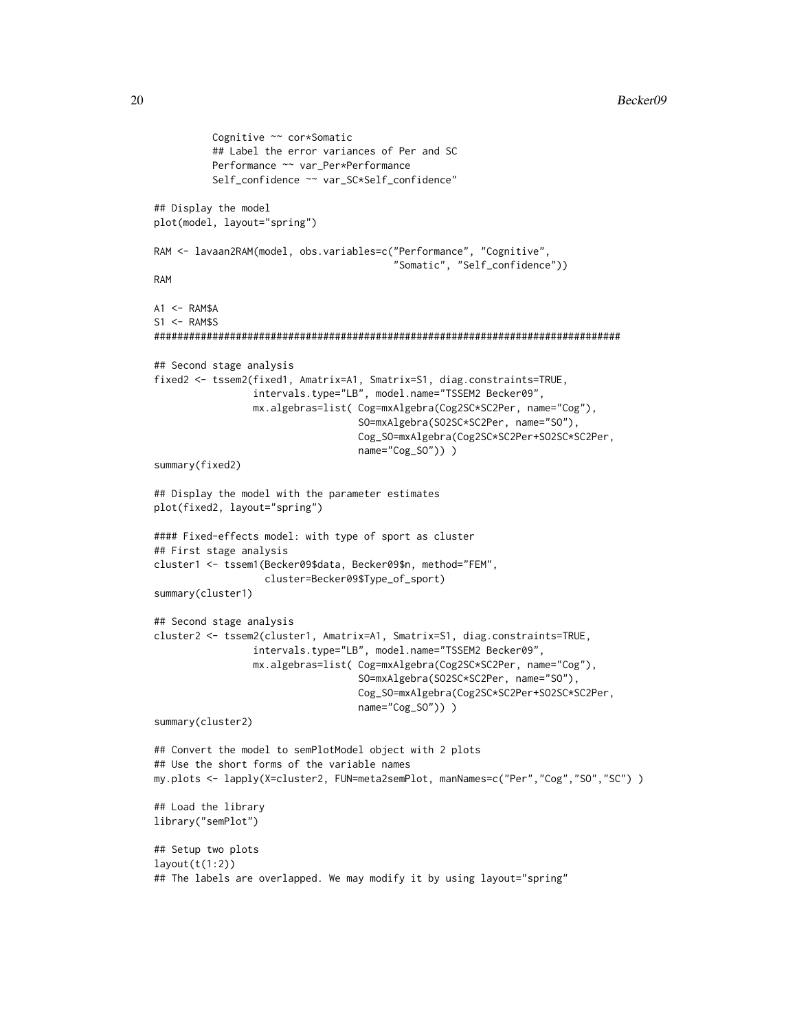```
          Cognitive ~~ cor*Somatic
          ## Label the error variances of Per and SC
          Performance ~~ var_Per*Performance
          Self_confidence ~~ var_SC*Self_confidence"

## Display the model
plot(model, layout="spring")

RAM <- lavaan2RAM(model, obs.variables=c("Performance", "Cognitive",
                                         "Somatic", "Self_confidence"))
RAM

A1 <- RAM$A
S1 <- RAM$S
################################################################################

## Second stage analysis
fixed2 <- tssem2(fixed1, Amatrix=A1, Smatrix=S1, diag.constraints=TRUE,
                 intervals.type="LB", model.name="TSSEM2 Becker09",
                 mx.algebras=list( Cog=mxAlgebra(Cog2SC*SC2Per, name="Cog"),
                                   SO=mxAlgebra(SO2SC*SC2Per, name="SO"),
                                   Cog_SO=mxAlgebra(Cog2SC*SC2Per+SO2SC*SC2Per,
                                   name="Cog_SO")) )
summary(fixed2)

## Display the model with the parameter estimates
plot(fixed2, layout="spring")

#### Fixed-effects model: with type of sport as cluster
## First stage analysis
cluster1 <- tssem1(Becker09$data, Becker09$n, method="FEM",
                   cluster=Becker09$Type_of_sport)
summary(cluster1)

## Second stage analysis
cluster2 <- tssem2(cluster1, Amatrix=A1, Smatrix=S1, diag.constraints=TRUE,
                 intervals.type="LB", model.name="TSSEM2 Becker09",
                 mx.algebras=list( Cog=mxAlgebra(Cog2SC*SC2Per, name="Cog"),
                                   SO=mxAlgebra(SO2SC*SC2Per, name="SO"),
                                   Cog_SO=mxAlgebra(Cog2SC*SC2Per+SO2SC*SC2Per,
                                   name="Cog_SO")) )
summary(cluster2)

## Convert the model to semPlotModel object with 2 plots
## Use the short forms of the variable names
my.plots <- lapply(X=cluster2, FUN=meta2semPlot, manNames=c("Per","Cog","SO","SC") )

## Load the library
library("semPlot")

## Setup two plots
layout(t(1:2))
## The labels are overlapped. We may modify it by using layout="spring"
```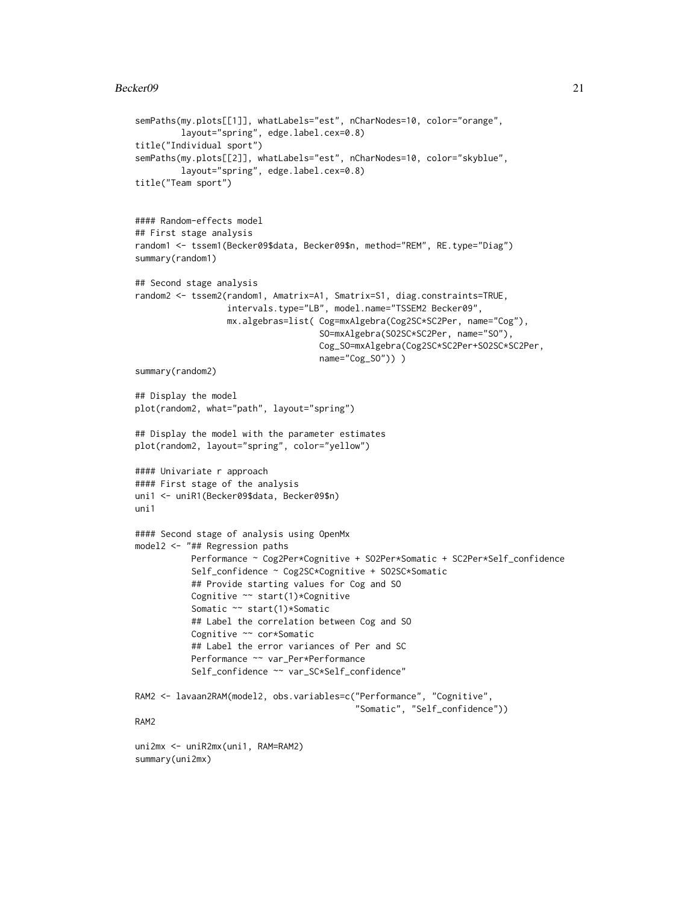```
semPaths(my.plots[[1]], whatLabels="est", nCharNodes=10, color="orange",
         layout="spring", edge.label.cex=0.8)
title("Individual sport")
semPaths(my.plots[[2]], whatLabels="est", nCharNodes=10, color="skyblue",
         layout="spring", edge.label.cex=0.8)
title("Team sport")


#### Random-effects model
## First stage analysis
random1 <- tssem1(Becker09$data, Becker09$n, method="REM", RE.type="Diag")
summary(random1)

## Second stage analysis
random2 <- tssem2(random1, Amatrix=A1, Smatrix=S1, diag.constraints=TRUE,
                  intervals.type="LB", model.name="TSSEM2 Becker09",
                  mx.algebras=list( Cog=mxAlgebra(Cog2SC*SC2Per, name="Cog"),
                                    SO=mxAlgebra(SO2SC*SC2Per, name="SO"),
                                    Cog_SO=mxAlgebra(Cog2SC*SC2Per+SO2SC*SC2Per,
                                    name="Cog_SO")) )
summary(random2)

## Display the model
plot(random2, what="path", layout="spring")

## Display the model with the parameter estimates
plot(random2, layout="spring", color="yellow")

#### Univariate r approach
#### First stage of the analysis
uni1 <- uniR1(Becker09$data, Becker09$n)
uni1

#### Second stage of analysis using OpenMx
model2 <- "## Regression paths
           Performance ~ Cog2Per*Cognitive + SO2Per*Somatic + SC2Per*Self_confidence
           Self_confidence ~ Cog2SC*Cognitive + SO2SC*Somatic
           ## Provide starting values for Cog and SO
           Cognitive ~~ start(1)*Cognitive
           Somatic ~~ start(1)*Somatic
           ## Label the correlation between Cog and SO
           Cognitive ~~ cor*Somatic
           ## Label the error variances of Per and SC
           Performance ~~ var_Per*Performance
           Self_confidence ~~ var_SC*Self_confidence"

RAM2 <- lavaan2RAM(model2, obs.variables=c("Performance", "Cognitive",
                                           "Somatic", "Self_confidence"))
RAM2

uni2mx <- uniR2mx(uni1, RAM=RAM2)
summary(uni2mx)
```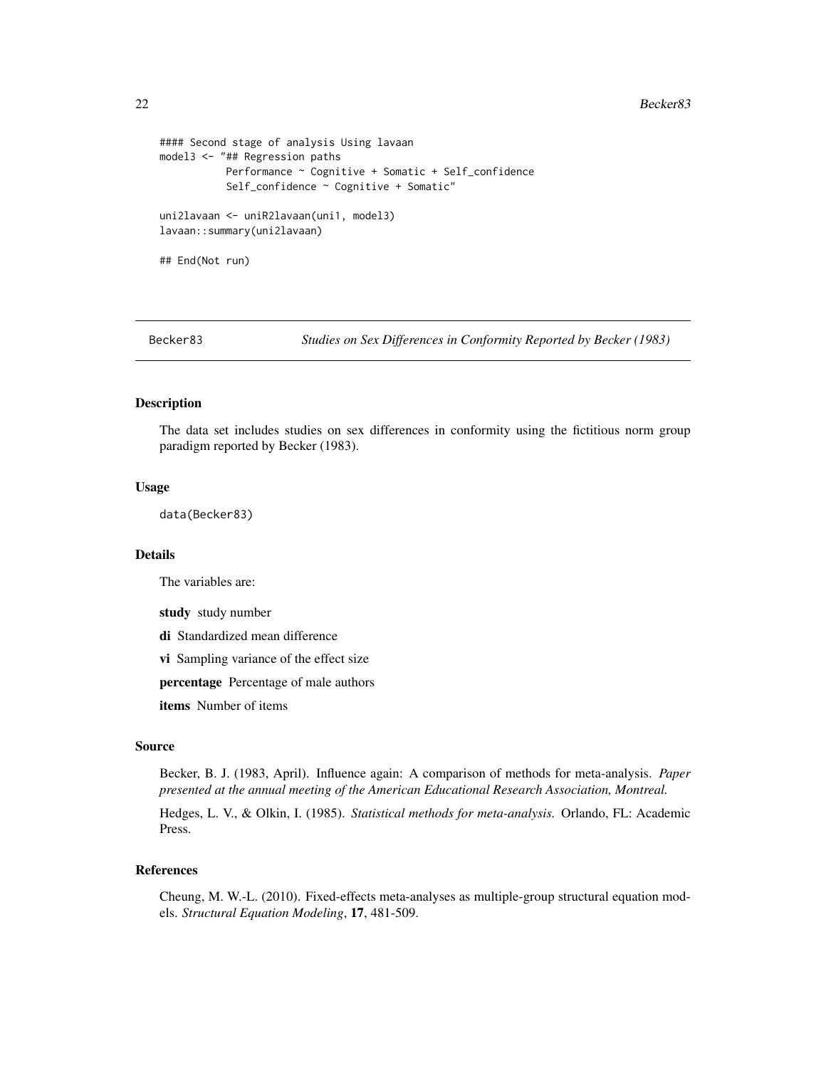```
#### Second stage of analysis Using lavaan
model3 <- "## Regression paths
          Performance ~ Cognitive + Somatic + Self_confidence
          Self_confidence ~ Cognitive + Somatic"

uni2lavaan <- uniR2lavaan(uni1, model3)
lavaan::summary(uni2lavaan)

## End(Not run)
```

---

Becker83 *Studies on Sex Differences in Conformity Reported by Becker (1983)*

---

## Description

The data set includes studies on sex differences in conformity using the fictitious norm group paradigm reported by Becker (1983).

## Usage

```
data(Becker83)
```

## Details

The variables are:

**study** study number

**di** Standardized mean difference

**vi** Sampling variance of the effect size

**percentage** Percentage of male authors

**items** Number of items

## Source

Becker, B. J. (1983, April). Influence again: A comparison of methods for meta-analysis. *Paper presented at the annual meeting of the American Educational Research Association, Montreal.*

Hedges, L. V., & Olkin, I. (1985). *Statistical methods for meta-analysis.* Orlando, FL: Academic Press.

## References

Cheung, M. W.-L. (2010). Fixed-effects meta-analyses as multiple-group structural equation models. *Structural Equation Modeling*, **17**, 481-509.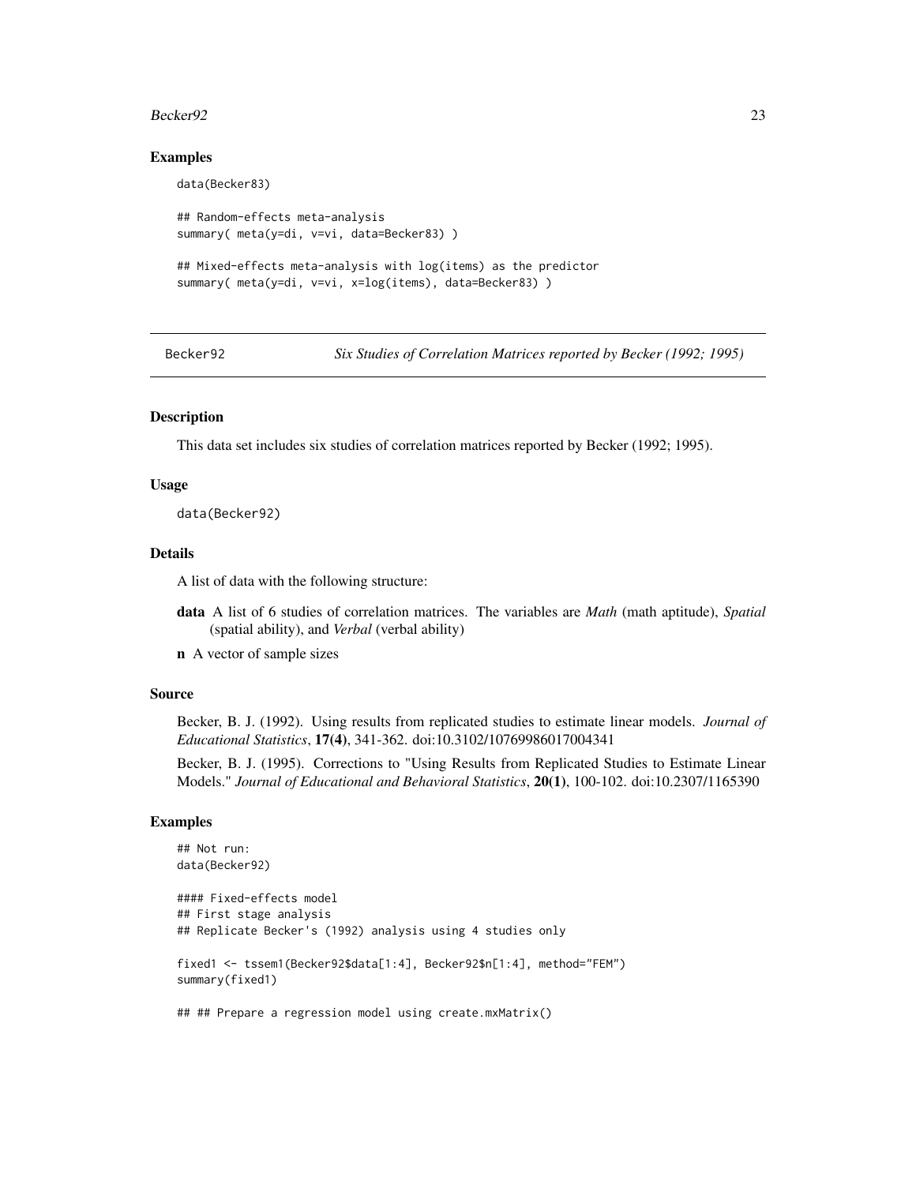## Examples

```
data(Becker83)

## Random-effects meta-analysis
summary( meta(y=di, v=vi, data=Becker83) )

## Mixed-effects meta-analysis with log(items) as the predictor
summary( meta(y=di, v=vi, x=log(items), data=Becker83) )
```

---

# Becker92 — *Six Studies of Correlation Matrices reported by Becker (1992; 1995)*

---

## Description

This data set includes six studies of correlation matrices reported by Becker (1992; 1995).

## Usage

```
data(Becker92)
```

## Details

A list of data with the following structure:

- **data** A list of 6 studies of correlation matrices. The variables are *Math* (math aptitude), *Spatial* (spatial ability), and *Verbal* (verbal ability)
- **n** A vector of sample sizes

## Source

Becker, B. J. (1992). Using results from replicated studies to estimate linear models. *Journal of Educational Statistics*, **17(4)**, 341-362. doi:10.3102/10769986017004341

Becker, B. J. (1995). Corrections to "Using Results from Replicated Studies to Estimate Linear Models." *Journal of Educational and Behavioral Statistics*, **20(1)**, 100-102. doi:10.2307/1165390

## Examples

```
## Not run:
data(Becker92)

#### Fixed-effects model
## First stage analysis
## Replicate Becker's (1992) analysis using 4 studies only

fixed1 <- tssem1(Becker92$data[1:4], Becker92$n[1:4], method="FEM")
summary(fixed1)

## ## Prepare a regression model using create.mxMatrix()
```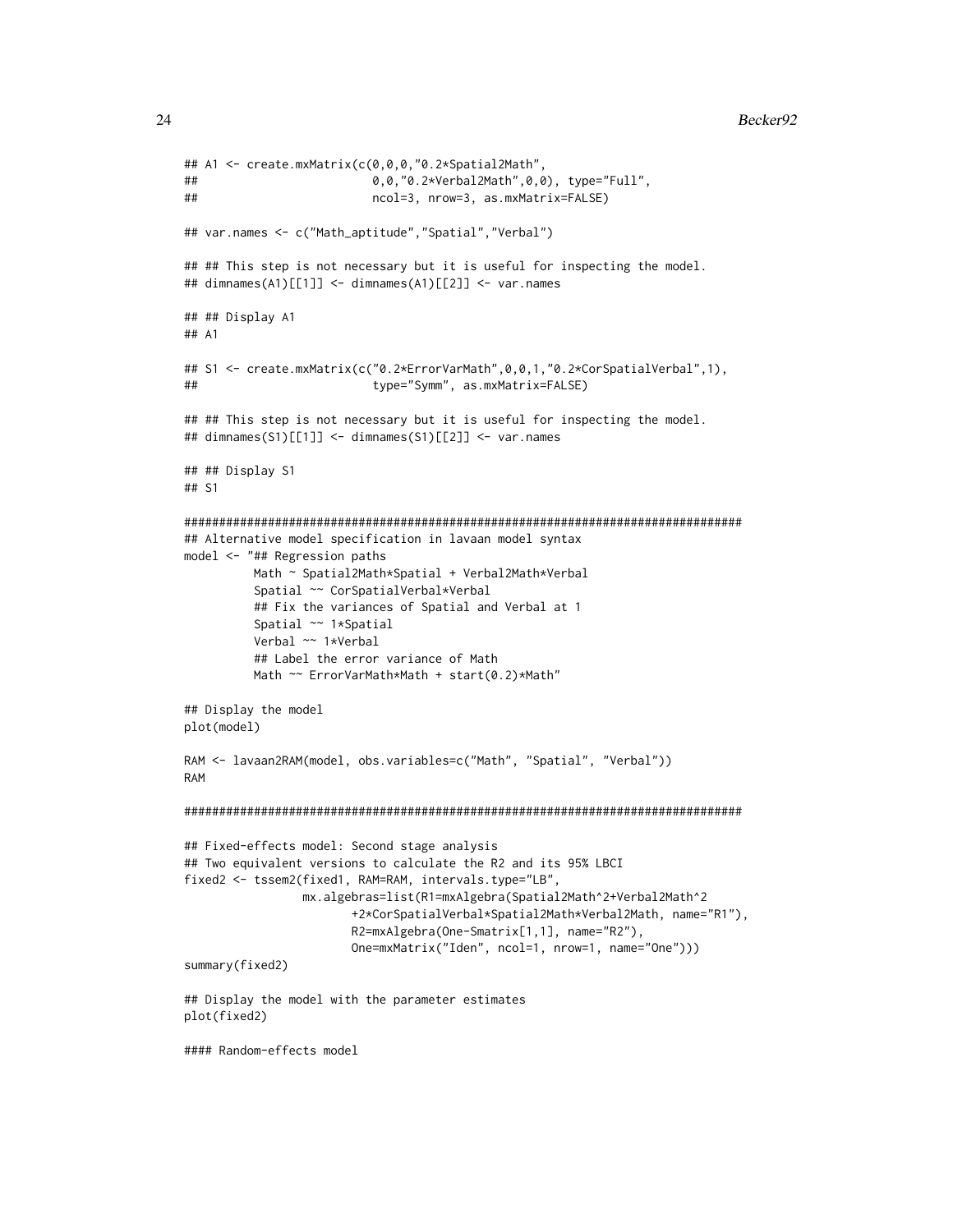```
## A1 <- create.mxMatrix(c(0,0,0,"0.2*Spatial2Math",
##                         0,0,"0.2*Verbal2Math",0,0), type="Full",
##                         ncol=3, nrow=3, as.mxMatrix=FALSE)

## var.names <- c("Math_aptitude","Spatial","Verbal")

## ## This step is not necessary but it is useful for inspecting the model.
## dimnames(A1)[[1]] <- dimnames(A1)[[2]] <- var.names

## ## Display A1
## A1

## S1 <- create.mxMatrix(c("0.2*ErrorVarMath",0,0,1,"0.2*CorSpatialVerbal",1),
##                         type="Symm", as.mxMatrix=FALSE)

## ## This step is not necessary but it is useful for inspecting the model.
## dimnames(S1)[[1]] <- dimnames(S1)[[2]] <- var.names

## ## Display S1
## S1

################################################################################
## Alternative model specification in lavaan model syntax
model <- "## Regression paths
          Math ~ Spatial2Math*Spatial + Verbal2Math*Verbal
          Spatial ~~ CorSpatialVerbal*Verbal
          ## Fix the variances of Spatial and Verbal at 1
          Spatial ~~ 1*Spatial
          Verbal ~~ 1*Verbal
          ## Label the error variance of Math
          Math ~~ ErrorVarMath*Math + start(0.2)*Math"

## Display the model
plot(model)

RAM <- lavaan2RAM(model, obs.variables=c("Math", "Spatial", "Verbal"))
RAM

################################################################################

## Fixed-effects model: Second stage analysis
## Two equivalent versions to calculate the R2 and its 95% LBCI
fixed2 <- tssem2(fixed1, RAM=RAM, intervals.type="LB",
                 mx.algebras=list(R1=mxAlgebra(Spatial2Math^2+Verbal2Math^2
                        +2*CorSpatialVerbal*Spatial2Math*Verbal2Math, name="R1"),
                        R2=mxAlgebra(One-Smatrix[1,1], name="R2"),
                        One=mxMatrix("Iden", ncol=1, nrow=1, name="One")))
summary(fixed2)

## Display the model with the parameter estimates
plot(fixed2)

#### Random-effects model
```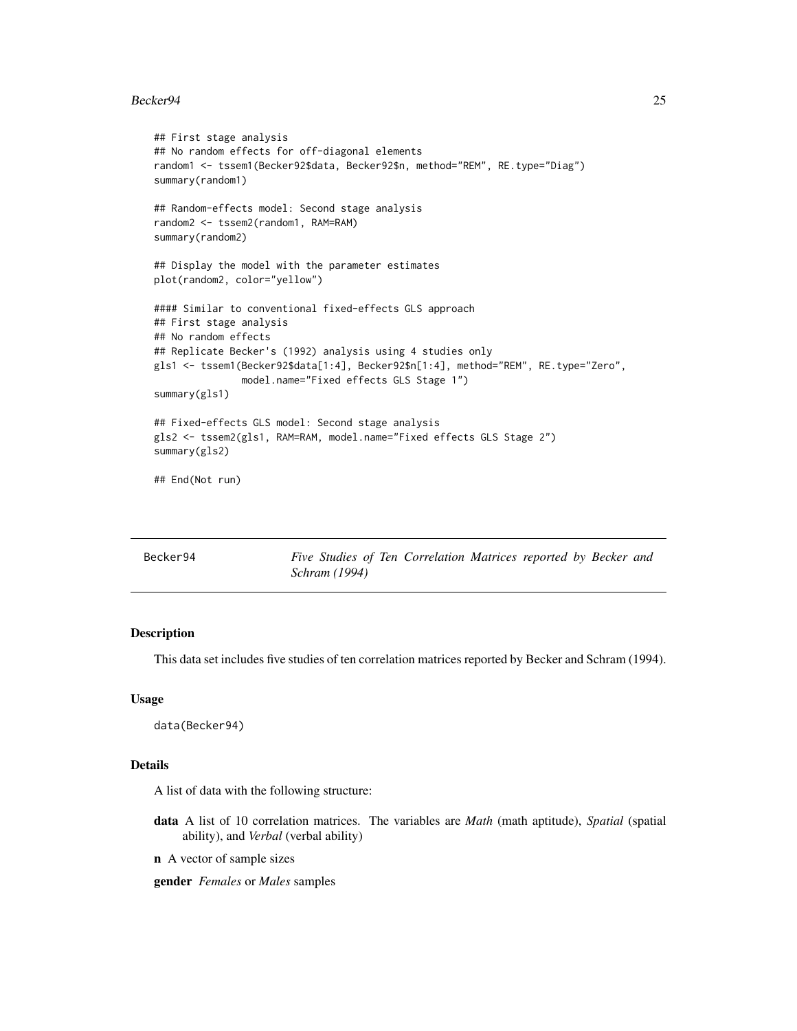```
## First stage analysis
## No random effects for off-diagonal elements
random1 <- tssem1(Becker92$data, Becker92$n, method="REM", RE.type="Diag")
summary(random1)

## Random-effects model: Second stage analysis
random2 <- tssem2(random1, RAM=RAM)
summary(random2)

## Display the model with the parameter estimates
plot(random2, color="yellow")

#### Similar to conventional fixed-effects GLS approach
## First stage analysis
## No random effects
## Replicate Becker's (1992) analysis using 4 studies only
gls1 <- tssem1(Becker92$data[1:4], Becker92$n[1:4], method="REM", RE.type="Zero",
               model.name="Fixed effects GLS Stage 1")
summary(gls1)

## Fixed-effects GLS model: Second stage analysis
gls2 <- tssem2(gls1, RAM=RAM, model.name="Fixed effects GLS Stage 2")
summary(gls2)

## End(Not run)
```

---

Becker94 — *Five Studies of Ten Correlation Matrices reported by Becker and Schram (1994)*

---

## Description

This data set includes five studies of ten correlation matrices reported by Becker and Schram (1994).

## Usage

```
data(Becker94)
```

## Details

A list of data with the following structure:

- **data** A list of 10 correlation matrices. The variables are *Math* (math aptitude), *Spatial* (spatial ability), and *Verbal* (verbal ability)
- **n** A vector of sample sizes
- **gender** *Females* or *Males* samples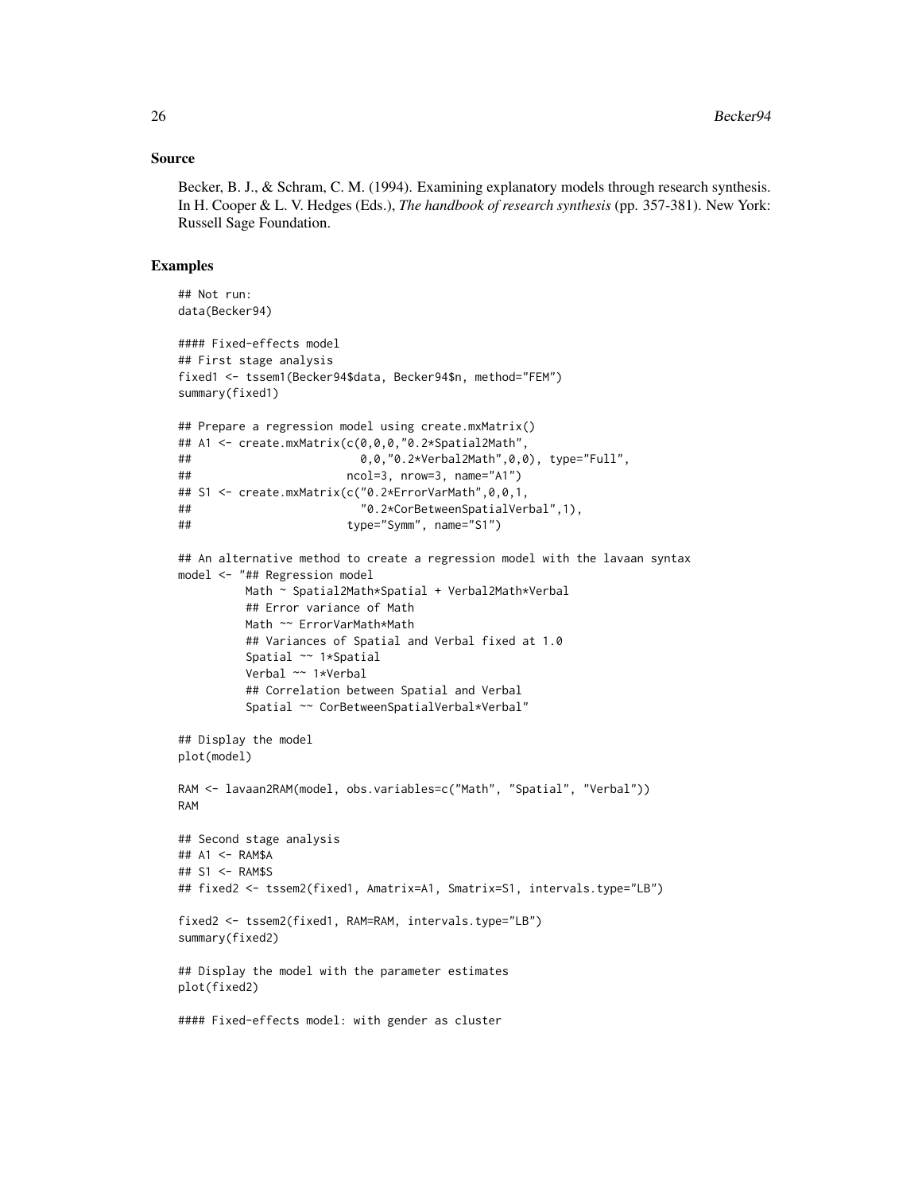## Source

Becker, B. J., & Schram, C. M. (1994). Examining explanatory models through research synthesis. In H. Cooper & L. V. Hedges (Eds.), *The handbook of research synthesis* (pp. 357-381). New York: Russell Sage Foundation.

## Examples

```
## Not run:
data(Becker94)

#### Fixed-effects model
## First stage analysis
fixed1 <- tssem1(Becker94$data, Becker94$n, method="FEM")
summary(fixed1)

## Prepare a regression model using create.mxMatrix()
## A1 <- create.mxMatrix(c(0,0,0,"0.2*Spatial2Math",
##                         0,0,"0.2*Verbal2Math",0,0), type="Full",
##                       ncol=3, nrow=3, name="A1")
## S1 <- create.mxMatrix(c("0.2*ErrorVarMath",0,0,1,
##                         "0.2*CorBetweenSpatialVerbal",1),
##                       type="Symm", name="S1")

## An alternative method to create a regression model with the lavaan syntax
model <- "## Regression model
          Math ~ Spatial2Math*Spatial + Verbal2Math*Verbal
          ## Error variance of Math
          Math ~~ ErrorVarMath*Math
          ## Variances of Spatial and Verbal fixed at 1.0
          Spatial ~~ 1*Spatial
          Verbal ~~ 1*Verbal
          ## Correlation between Spatial and Verbal
          Spatial ~~ CorBetweenSpatialVerbal*Verbal"

## Display the model
plot(model)

RAM <- lavaan2RAM(model, obs.variables=c("Math", "Spatial", "Verbal"))
RAM

## Second stage analysis
## A1 <- RAM$A
## S1 <- RAM$S
## fixed2 <- tssem2(fixed1, Amatrix=A1, Smatrix=S1, intervals.type="LB")

fixed2 <- tssem2(fixed1, RAM=RAM, intervals.type="LB")
summary(fixed2)

## Display the model with the parameter estimates
plot(fixed2)

#### Fixed-effects model: with gender as cluster
```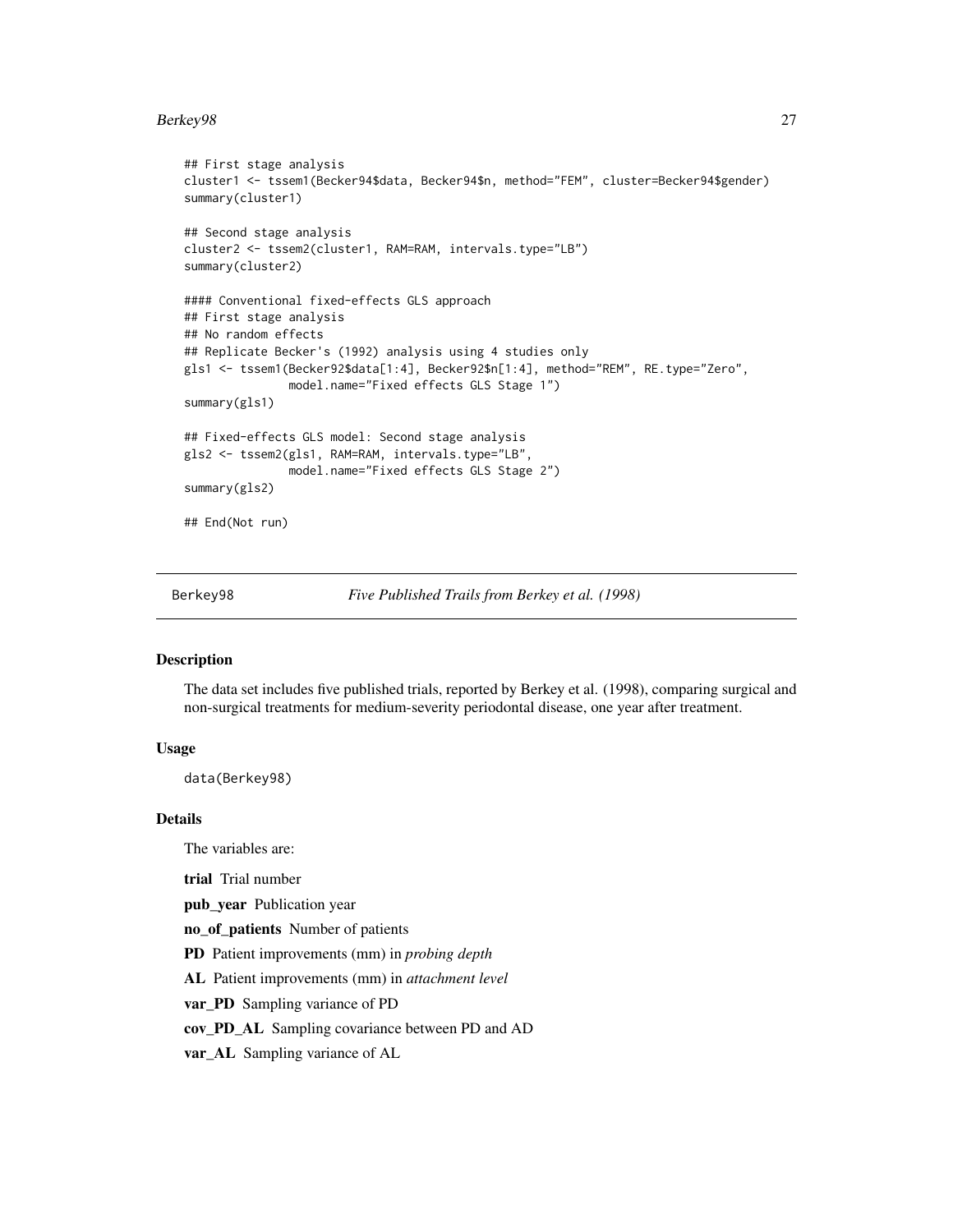```
## First stage analysis
cluster1 <- tssem1(Becker94$data, Becker94$n, method="FEM", cluster=Becker94$gender)
summary(cluster1)

## Second stage analysis
cluster2 <- tssem2(cluster1, RAM=RAM, intervals.type="LB")
summary(cluster2)

#### Conventional fixed-effects GLS approach
## First stage analysis
## No random effects
## Replicate Becker's (1992) analysis using 4 studies only
gls1 <- tssem1(Becker92$data[1:4], Becker92$n[1:4], method="REM", RE.type="Zero",
               model.name="Fixed effects GLS Stage 1")
summary(gls1)

## Fixed-effects GLS model: Second stage analysis
gls2 <- tssem2(gls1, RAM=RAM, intervals.type="LB",
               model.name="Fixed effects GLS Stage 2")
summary(gls2)

## End(Not run)
```

---

Berkey98 *Five Published Trails from Berkey et al. (1998)*

---

## Description

The data set includes five published trials, reported by Berkey et al. (1998), comparing surgical and non-surgical treatments for medium-severity periodontal disease, one year after treatment.

## Usage

```
data(Berkey98)
```

## Details

The variables are:

**trial** Trial number

**pub_year** Publication year

**no_of_patients** Number of patients

**PD** Patient improvements (mm) in *probing depth*

**AL** Patient improvements (mm) in *attachment level*

**var_PD** Sampling variance of PD

**cov_PD_AL** Sampling covariance between PD and AD

**var_AL** Sampling variance of AL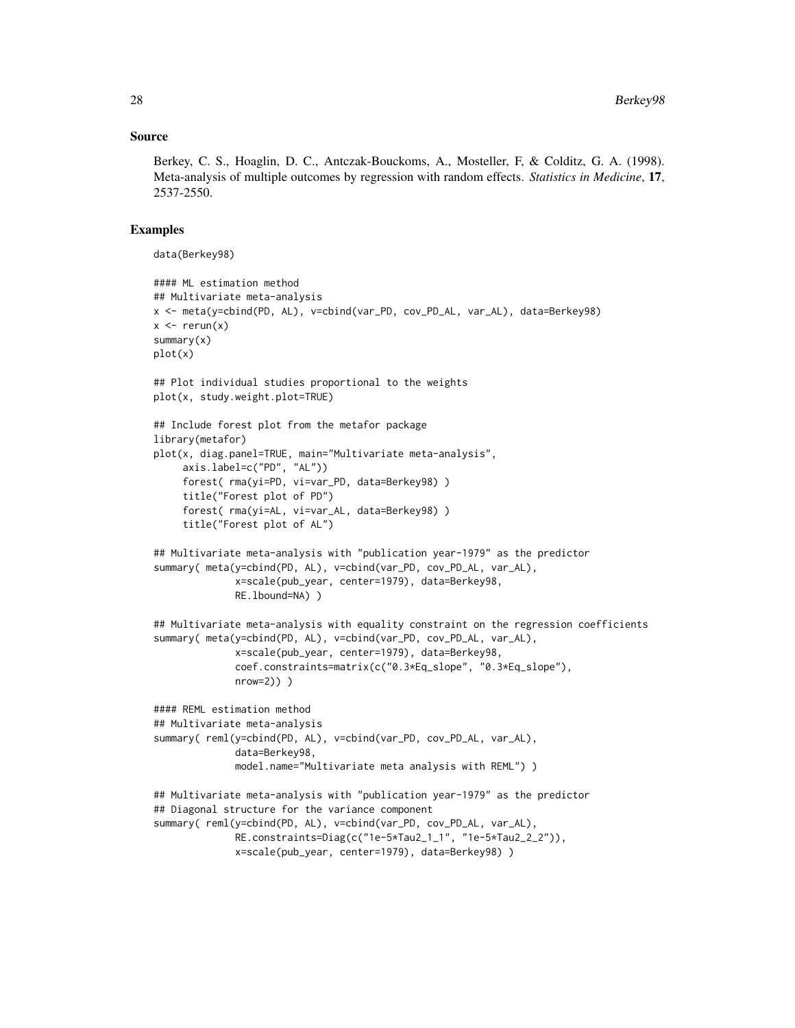## Source

Berkey, C. S., Hoaglin, D. C., Antczak-Bouckoms, A., Mosteller, F, & Colditz, G. A. (1998). Meta-analysis of multiple outcomes by regression with random effects. *Statistics in Medicine*, **17**, 2537-2550.

## Examples

```
data(Berkey98)

#### ML estimation method
## Multivariate meta-analysis
x <- meta(y=cbind(PD, AL), v=cbind(var_PD, cov_PD_AL, var_AL), data=Berkey98)
x <- rerun(x)
summary(x)
plot(x)

## Plot individual studies proportional to the weights
plot(x, study.weight.plot=TRUE)

## Include forest plot from the metafor package
library(metafor)
plot(x, diag.panel=TRUE, main="Multivariate meta-analysis",
     axis.label=c("PD", "AL"))
     forest( rma(yi=PD, vi=var_PD, data=Berkey98) )
     title("Forest plot of PD")
     forest( rma(yi=AL, vi=var_AL, data=Berkey98) )
     title("Forest plot of AL")

## Multivariate meta-analysis with "publication year-1979" as the predictor
summary( meta(y=cbind(PD, AL), v=cbind(var_PD, cov_PD_AL, var_AL),
              x=scale(pub_year, center=1979), data=Berkey98,
              RE.lbound=NA) )

## Multivariate meta-analysis with equality constraint on the regression coefficients
summary( meta(y=cbind(PD, AL), v=cbind(var_PD, cov_PD_AL, var_AL),
              x=scale(pub_year, center=1979), data=Berkey98,
              coef.constraints=matrix(c("0.3*Eq_slope", "0.3*Eq_slope"),
              nrow=2)) )

#### REML estimation method
## Multivariate meta-analysis
summary( reml(y=cbind(PD, AL), v=cbind(var_PD, cov_PD_AL, var_AL),
              data=Berkey98,
              model.name="Multivariate meta analysis with REML") )

## Multivariate meta-analysis with "publication year-1979" as the predictor
## Diagonal structure for the variance component
summary( reml(y=cbind(PD, AL), v=cbind(var_PD, cov_PD_AL, var_AL),
              RE.constraints=Diag(c("1e-5*Tau2_1_1", "1e-5*Tau2_2_2")),
              x=scale(pub_year, center=1979), data=Berkey98) )
```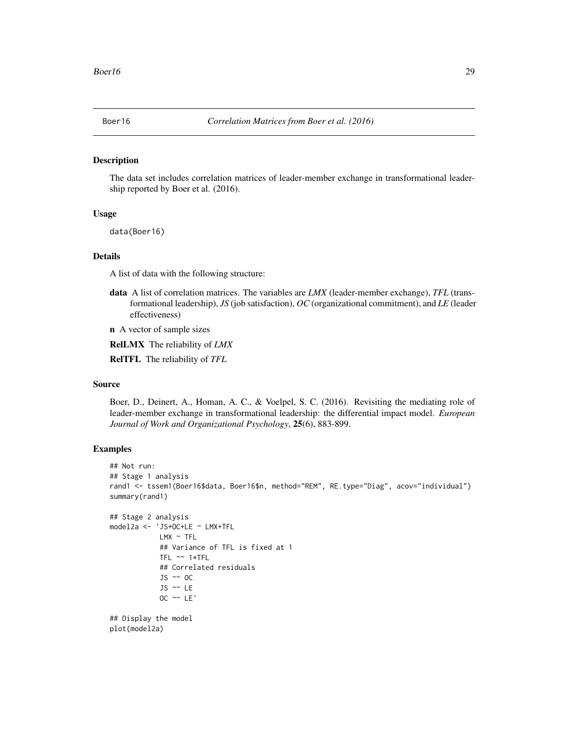Boer16    *Correlation Matrices from Boer et al. (2016)*

## Description

The data set includes correlation matrices of leader-member exchange in transformational leadership reported by Boer et al. (2016).

## Usage

```
data(Boer16)
```

## Details

A list of data with the following structure:

**data** A list of correlation matrices. The variables are *LMX* (leader-member exchange), *TFL* (transformational leadership), *JS* (job satisfaction), *OC* (organizational commitment), and *LE* (leader effectiveness)

**n** A vector of sample sizes

**RelLMX** The reliability of *LMX*

**RelTFL** The reliability of *TFL*

## Source

Boer, D., Deinert, A., Homan, A. C., & Voelpel, S. C. (2016). Revisiting the mediating role of leader-member exchange in transformational leadership: the differential impact model. *European Journal of Work and Organizational Psychology*, **25**(6), 883-899.

## Examples

```
## Not run:
## Stage 1 analysis
rand1 <- tssem1(Boer16$data, Boer16$n, method="REM", RE.type="Diag", acov="individual")
summary(rand1)

## Stage 2 analysis
model2a <- 'JS+OC+LE ~ LMX+TFL
            LMX ~ TFL
            ## Variance of TFL is fixed at 1
            TFL ~~ 1*TFL
            ## Correlated residuals
            JS ~~ OC
            JS ~~ LE
            OC ~~ LE'

## Display the model
plot(model2a)
```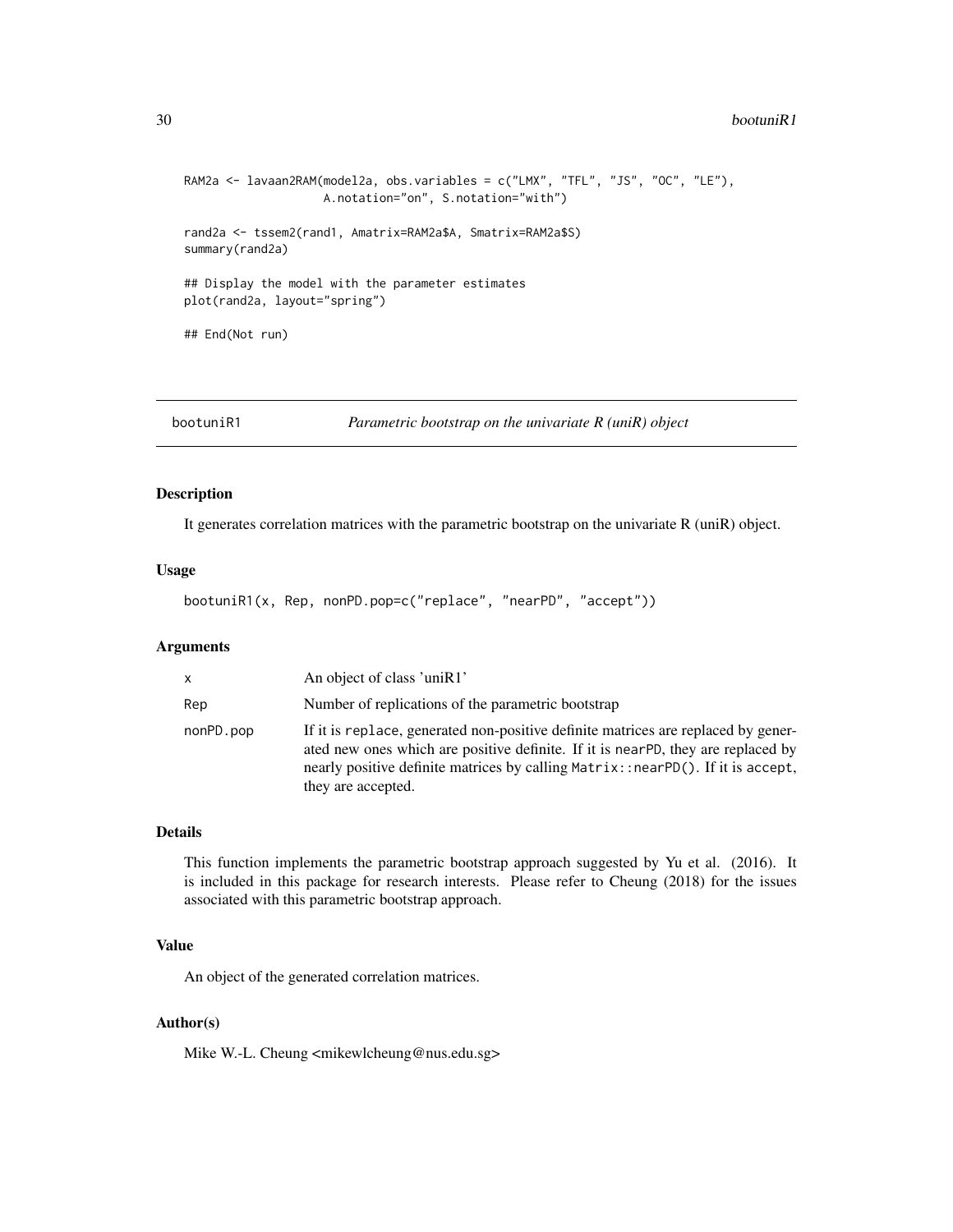```
RAM2a <- lavaan2RAM(model2a, obs.variables = c("LMX", "TFL", "JS", "OC", "LE"),
                    A.notation="on", S.notation="with")

rand2a <- tssem2(rand1, Amatrix=RAM2a$A, Smatrix=RAM2a$S)
summary(rand2a)

## Display the model with the parameter estimates
plot(rand2a, layout="spring")

## End(Not run)
```

## bootuniR1 — *Parametric bootstrap on the univariate R (uniR) object*

### Description

It generates correlation matrices with the parametric bootstrap on the univariate R (uniR) object.

### Usage

```
bootuniR1(x, Rep, nonPD.pop=c("replace", "nearPD", "accept"))
```

### Arguments

| | |
|---|---|
| `x` | An object of class 'uniR1' |
| `Rep` | Number of replications of the parametric bootstrap |
| `nonPD.pop` | If it is `replace`, generated non-positive definite matrices are replaced by generated new ones which are positive definite. If it is `nearPD`, they are replaced by nearly positive definite matrices by calling `Matrix::nearPD()`. If it is `accept`, they are accepted. |

### Details

This function implements the parametric bootstrap approach suggested by Yu et al. (2016). It is included in this package for research interests. Please refer to Cheung (2018) for the issues associated with this parametric bootstrap approach.

### Value

An object of the generated correlation matrices.

### Author(s)

Mike W.-L. Cheung <mikewlcheung@nus.edu.sg>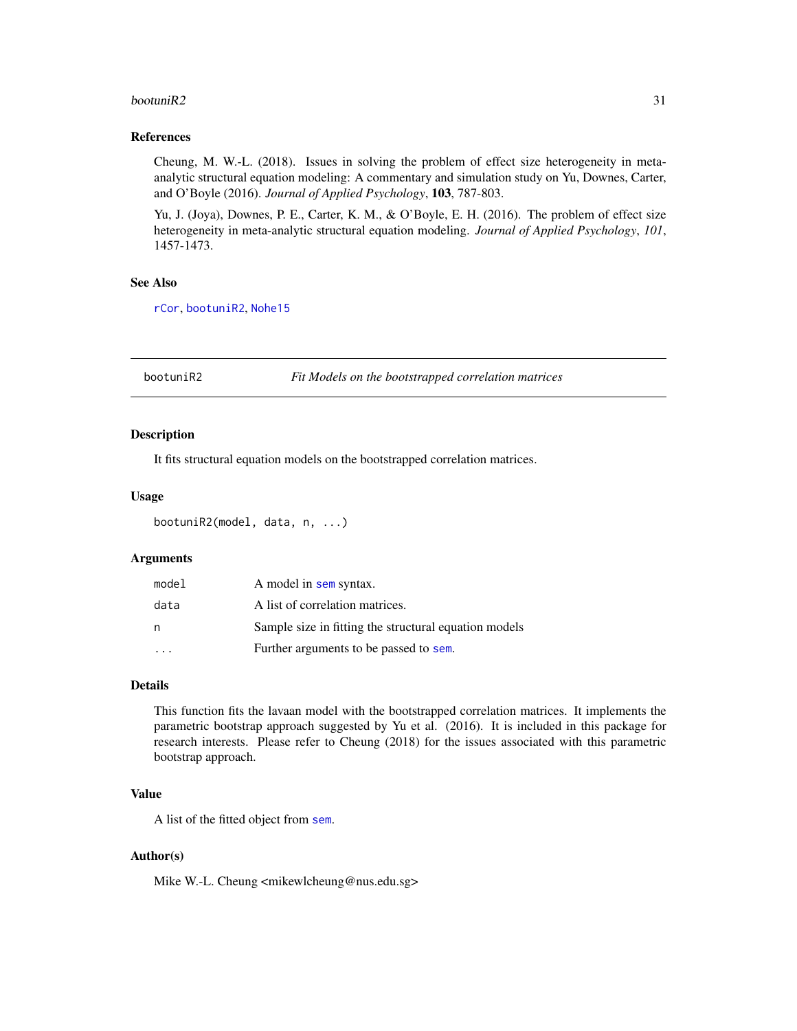## References

Cheung, M. W.-L. (2018). Issues in solving the problem of effect size heterogeneity in meta-analytic structural equation modeling: A commentary and simulation study on Yu, Downes, Carter, and O'Boyle (2016). *Journal of Applied Psychology*, **103**, 787-803.

Yu, J. (Joya), Downes, P. E., Carter, K. M., & O'Boyle, E. H. (2016). The problem of effect size heterogeneity in meta-analytic structural equation modeling. *Journal of Applied Psychology*, *101*, 1457-1473.

## See Also

`rCor`, `bootuniR2`, `Nohe15`

---

# bootuniR2 — *Fit Models on the bootstrapped correlation matrices*

## Description

It fits structural equation models on the bootstrapped correlation matrices.

## Usage

```
bootuniR2(model, data, n, ...)
```

## Arguments

| | |
|---|---|
| `model` | A model in `sem` syntax. |
| `data` | A list of correlation matrices. |
| `n` | Sample size in fitting the structural equation models |
| `...` | Further arguments to be passed to `sem`. |

## Details

This function fits the lavaan model with the bootstrapped correlation matrices. It implements the parametric bootstrap approach suggested by Yu et al. (2016). It is included in this package for research interests. Please refer to Cheung (2018) for the issues associated with this parametric bootstrap approach.

## Value

A list of the fitted object from `sem`.

## Author(s)

Mike W.-L. Cheung <mikewlcheung@nus.edu.sg>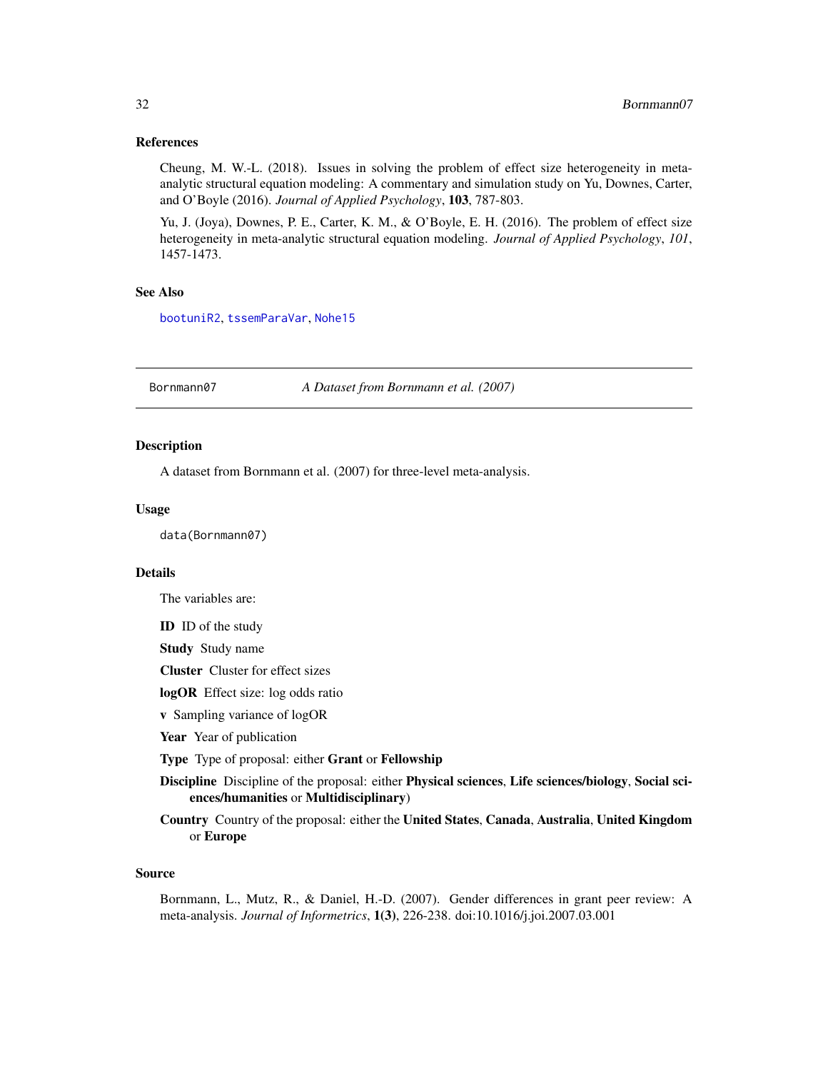### References

Cheung, M. W.-L. (2018). Issues in solving the problem of effect size heterogeneity in meta-analytic structural equation modeling: A commentary and simulation study on Yu, Downes, Carter, and O'Boyle (2016). *Journal of Applied Psychology*, **103**, 787-803.

Yu, J. (Joya), Downes, P. E., Carter, K. M., & O'Boyle, E. H. (2016). The problem of effect size heterogeneity in meta-analytic structural equation modeling. *Journal of Applied Psychology*, *101*, 1457-1473.

### See Also

`bootuniR2`, `tssemParaVar`, `Nohe15`

---

## Bornmann07 — *A Dataset from Bornmann et al. (2007)*

---

### Description

A dataset from Bornmann et al. (2007) for three-level meta-analysis.

### Usage

```
data(Bornmann07)
```

### Details

The variables are:

**ID** ID of the study

**Study** Study name

**Cluster** Cluster for effect sizes

**logOR** Effect size: log odds ratio

**v** Sampling variance of logOR

**Year** Year of publication

**Type** Type of proposal: either **Grant** or **Fellowship**

**Discipline** Discipline of the proposal: either **Physical sciences**, **Life sciences/biology**, **Social sciences/humanities** or **Multidisciplinary**)

**Country** Country of the proposal: either the **United States**, **Canada**, **Australia**, **United Kingdom** or **Europe**

### Source

Bornmann, L., Mutz, R., & Daniel, H.-D. (2007). Gender differences in grant peer review: A meta-analysis. *Journal of Informetrics*, **1(3)**, 226-238. doi:10.1016/j.joi.2007.03.001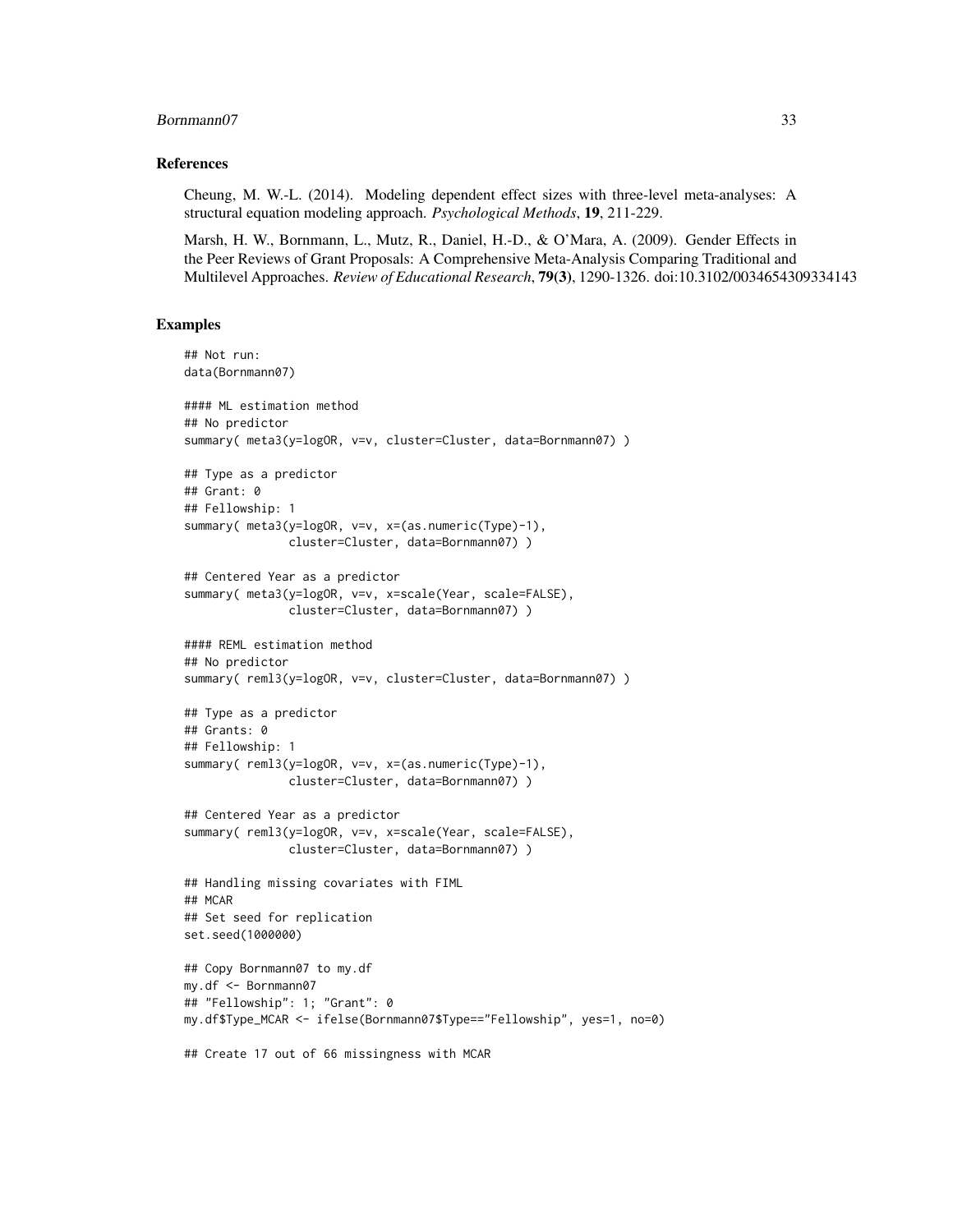## References

Cheung, M. W.-L. (2014). Modeling dependent effect sizes with three-level meta-analyses: A structural equation modeling approach. *Psychological Methods*, **19**, 211-229.

Marsh, H. W., Bornmann, L., Mutz, R., Daniel, H.-D., & O'Mara, A. (2009). Gender Effects in the Peer Reviews of Grant Proposals: A Comprehensive Meta-Analysis Comparing Traditional and Multilevel Approaches. *Review of Educational Research*, **79(3)**, 1290-1326. doi:10.3102/0034654309334143

## Examples

```
## Not run:
data(Bornmann07)

#### ML estimation method
## No predictor
summary( meta3(y=logOR, v=v, cluster=Cluster, data=Bornmann07) )

## Type as a predictor
## Grant: 0
## Fellowship: 1
summary( meta3(y=logOR, v=v, x=(as.numeric(Type)-1),
               cluster=Cluster, data=Bornmann07) )

## Centered Year as a predictor
summary( meta3(y=logOR, v=v, x=scale(Year, scale=FALSE),
               cluster=Cluster, data=Bornmann07) )

#### REML estimation method
## No predictor
summary( reml3(y=logOR, v=v, cluster=Cluster, data=Bornmann07) )

## Type as a predictor
## Grants: 0
## Fellowship: 1
summary( reml3(y=logOR, v=v, x=(as.numeric(Type)-1),
               cluster=Cluster, data=Bornmann07) )

## Centered Year as a predictor
summary( reml3(y=logOR, v=v, x=scale(Year, scale=FALSE),
               cluster=Cluster, data=Bornmann07) )

## Handling missing covariates with FIML
## MCAR
## Set seed for replication
set.seed(1000000)

## Copy Bornmann07 to my.df
my.df <- Bornmann07
## "Fellowship": 1; "Grant": 0
my.df$Type_MCAR <- ifelse(Bornmann07$Type=="Fellowship", yes=1, no=0)

## Create 17 out of 66 missingness with MCAR
```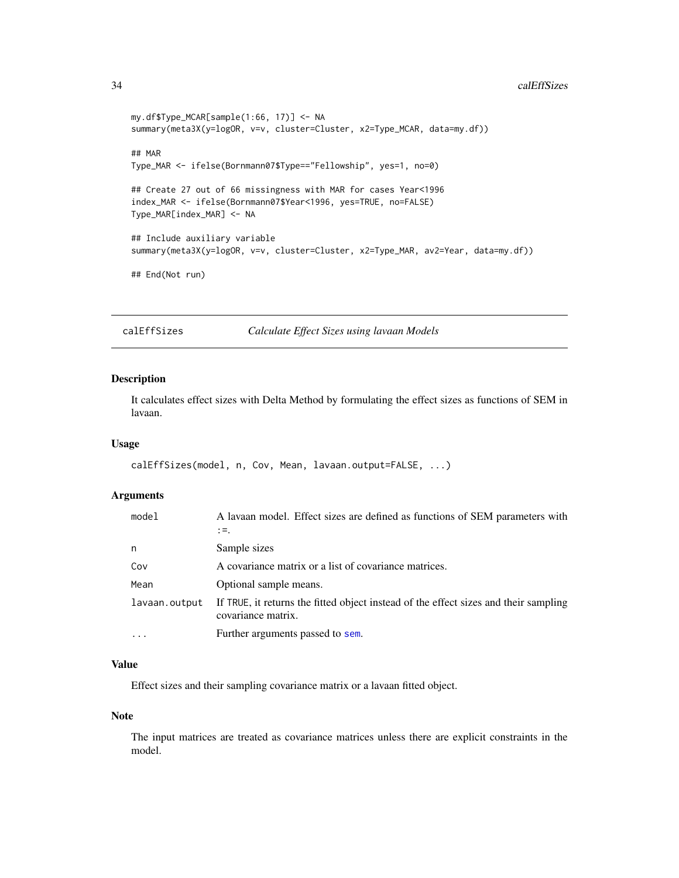```
my.df$Type_MCAR[sample(1:66, 17)] <- NA
summary(meta3X(y=logOR, v=v, cluster=Cluster, x2=Type_MCAR, data=my.df))

## MAR
Type_MAR <- ifelse(Bornmann07$Type=="Fellowship", yes=1, no=0)

## Create 27 out of 66 missingness with MAR for cases Year<1996
index_MAR <- ifelse(Bornmann07$Year<1996, yes=TRUE, no=FALSE)
Type_MAR[index_MAR] <- NA

## Include auxiliary variable
summary(meta3X(y=logOR, v=v, cluster=Cluster, x2=Type_MAR, av2=Year, data=my.df))

## End(Not run)
```

---

## calEffSizes — *Calculate Effect Sizes using lavaan Models*

### Description

It calculates effect sizes with Delta Method by formulating the effect sizes as functions of SEM in lavaan.

### Usage

```
calEffSizes(model, n, Cov, Mean, lavaan.output=FALSE, ...)
```

### Arguments

| | |
|---|---|
| `model` | A lavaan model. Effect sizes are defined as functions of SEM parameters with `:=`. |
| `n` | Sample sizes |
| `Cov` | A covariance matrix or a list of covariance matrices. |
| `Mean` | Optional sample means. |
| `lavaan.output` | If `TRUE`, it returns the fitted object instead of the effect sizes and their sampling covariance matrix. |
| `...` | Further arguments passed to `sem`. |

### Value

Effect sizes and their sampling covariance matrix or a lavaan fitted object.

### Note

The input matrices are treated as covariance matrices unless there are explicit constraints in the model.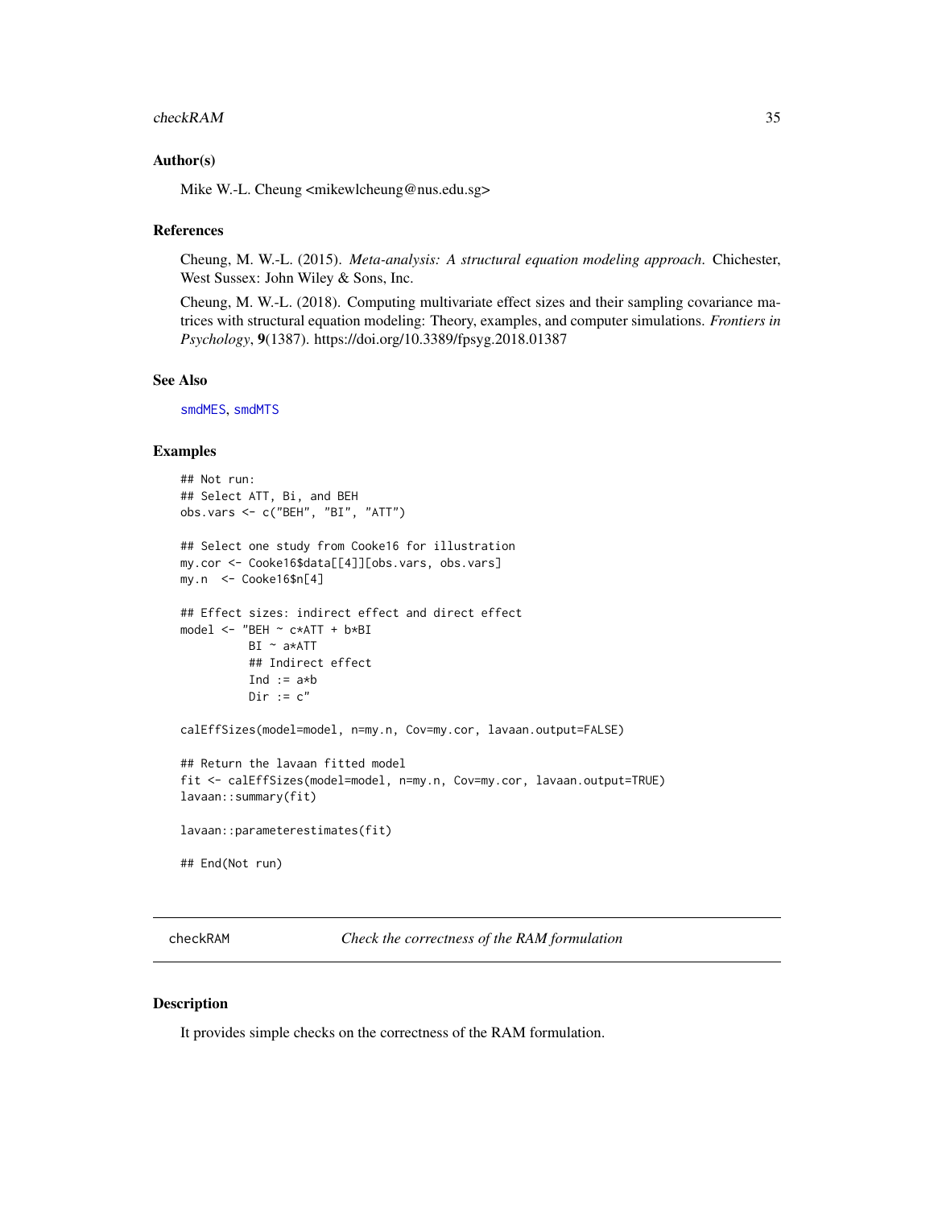### Author(s)

Mike W.-L. Cheung <mikewlcheung@nus.edu.sg>

### References

Cheung, M. W.-L. (2015). *Meta-analysis: A structural equation modeling approach*. Chichester, West Sussex: John Wiley & Sons, Inc.

Cheung, M. W.-L. (2018). Computing multivariate effect sizes and their sampling covariance matrices with structural equation modeling: Theory, examples, and computer simulations. *Frontiers in Psychology*, **9**(1387). https://doi.org/10.3389/fpsyg.2018.01387

### See Also

smdMES, smdMTS

### Examples

```
## Not run:
## Select ATT, Bi, and BEH
obs.vars <- c("BEH", "BI", "ATT")

## Select one study from Cooke16 for illustration
my.cor <- Cooke16$data[[4]][obs.vars, obs.vars]
my.n  <- Cooke16$n[4]

## Effect sizes: indirect effect and direct effect
model <- "BEH ~ c*ATT + b*BI
          BI ~ a*ATT
          ## Indirect effect
          Ind := a*b
          Dir := c"

calEffSizes(model=model, n=my.n, Cov=my.cor, lavaan.output=FALSE)

## Return the lavaan fitted model
fit <- calEffSizes(model=model, n=my.n, Cov=my.cor, lavaan.output=TRUE)
lavaan::summary(fit)

lavaan::parameterestimates(fit)

## End(Not run)
```

## checkRAM *Check the correctness of the RAM formulation*

### Description

It provides simple checks on the correctness of the RAM formulation.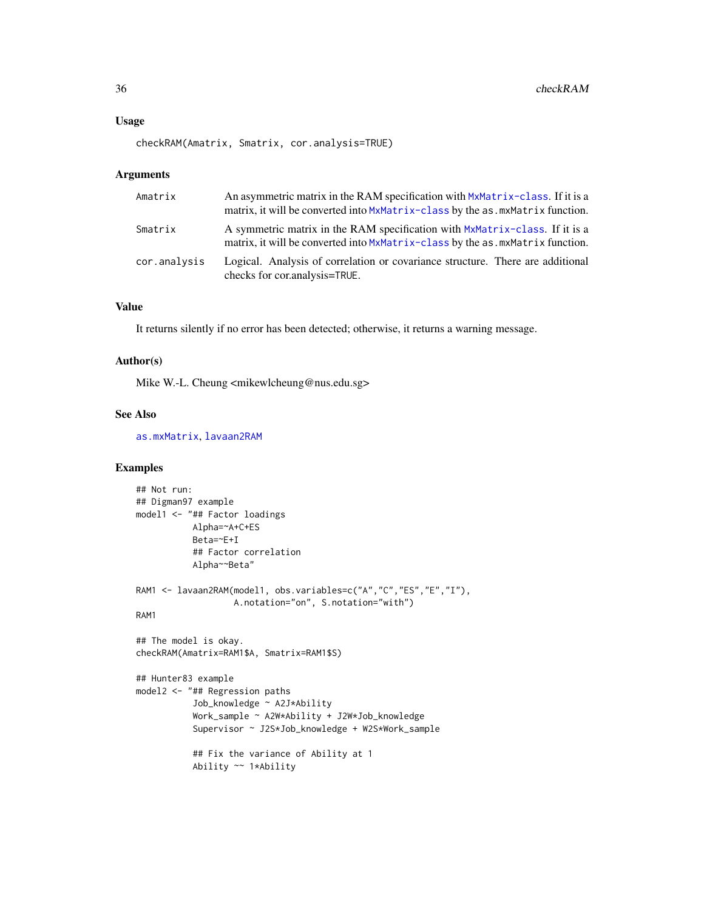## Usage

```
checkRAM(Amatrix, Smatrix, cor.analysis=TRUE)
```

## Arguments

| | |
|---|---|
| `Amatrix` | An asymmetric matrix in the RAM specification with `MxMatrix-class`. If it is a matrix, it will be converted into `MxMatrix-class` by the `as.mxMatrix` function. |
| `Smatrix` | A symmetric matrix in the RAM specification with `MxMatrix-class`. If it is a matrix, it will be converted into `MxMatrix-class` by the `as.mxMatrix` function. |
| `cor.analysis` | Logical. Analysis of correlation or covariance structure. There are additional checks for cor.analysis=TRUE. |

## Value

It returns silently if no error has been detected; otherwise, it returns a warning message.

## Author(s)

Mike W.-L. Cheung <mikewlcheung@nus.edu.sg>

## See Also

`as.mxMatrix`, `lavaan2RAM`

## Examples

```
## Not run:
## Digman97 example
model1 <- "## Factor loadings
           Alpha=~A+C+ES
           Beta=~E+I
           ## Factor correlation
           Alpha~~Beta"

RAM1 <- lavaan2RAM(model1, obs.variables=c("A","C","ES","E","I"),
                   A.notation="on", S.notation="with")
RAM1

## The model is okay.
checkRAM(Amatrix=RAM1$A, Smatrix=RAM1$S)

## Hunter83 example
model2 <- "## Regression paths
           Job_knowledge ~ A2J*Ability
           Work_sample ~ A2W*Ability + J2W*Job_knowledge
           Supervisor ~ J2S*Job_knowledge + W2S*Work_sample

           ## Fix the variance of Ability at 1
           Ability ~~ 1*Ability
```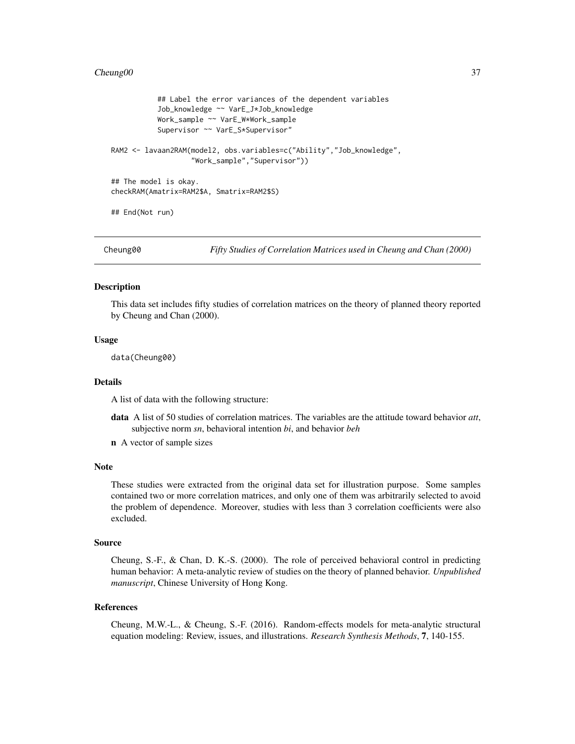```
            ## Label the error variances of the dependent variables
            Job_knowledge ~~ VarE_J*Job_knowledge
            Work_sample ~~ VarE_W*Work_sample
            Supervisor ~~ VarE_S*Supervisor"

RAM2 <- lavaan2RAM(model2, obs.variables=c("Ability","Job_knowledge",
                   "Work_sample","Supervisor"))

## The model is okay.
checkRAM(Amatrix=RAM2$A, Smatrix=RAM2$S)

## End(Not run)
```

---

## Cheung00 — *Fifty Studies of Correlation Matrices used in Cheung and Chan (2000)*

### Description

This data set includes fifty studies of correlation matrices on the theory of planned theory reported by Cheung and Chan (2000).

### Usage

```
data(Cheung00)
```

### Details

A list of data with the following structure:

- **data** A list of 50 studies of correlation matrices. The variables are the attitude toward behavior *att*, subjective norm *sn*, behavioral intention *bi*, and behavior *beh*
- **n** A vector of sample sizes

### Note

These studies were extracted from the original data set for illustration purpose. Some samples contained two or more correlation matrices, and only one of them was arbitrarily selected to avoid the problem of dependence. Moreover, studies with less than 3 correlation coefficients were also excluded.

### Source

Cheung, S.-F., & Chan, D. K.-S. (2000). The role of perceived behavioral control in predicting human behavior: A meta-analytic review of studies on the theory of planned behavior. *Unpublished manuscript*, Chinese University of Hong Kong.

### References

Cheung, M.W.-L., & Cheung, S.-F. (2016). Random-effects models for meta-analytic structural equation modeling: Review, issues, and illustrations. *Research Synthesis Methods*, **7**, 140-155.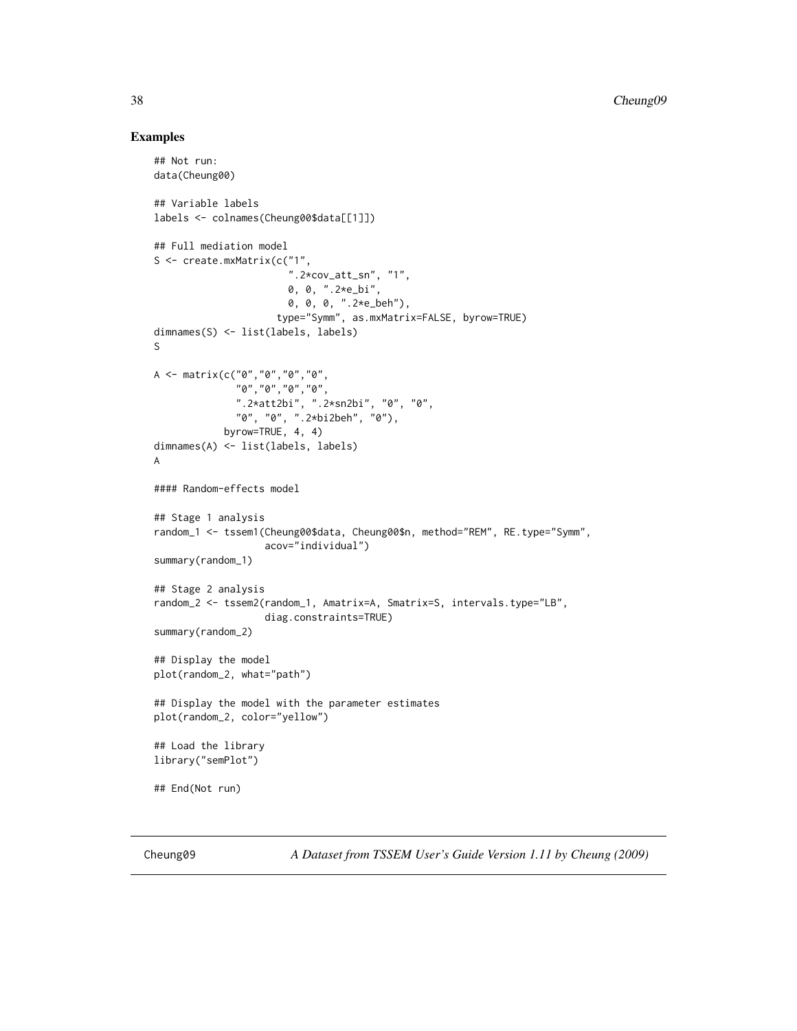## Examples

```
## Not run:
data(Cheung00)

## Variable labels
labels <- colnames(Cheung00$data[[1]])

## Full mediation model
S <- create.mxMatrix(c("1",
                       ".2*cov_att_sn", "1",
                       0, 0, ".2*e_bi",
                       0, 0, 0, ".2*e_beh"),
                     type="Symm", as.mxMatrix=FALSE, byrow=TRUE)
dimnames(S) <- list(labels, labels)
S

A <- matrix(c("0","0","0","0",
              "0","0","0","0",
              ".2*att2bi", ".2*sn2bi", "0", "0",
              "0", "0", ".2*bi2beh", "0"),
            byrow=TRUE, 4, 4)
dimnames(A) <- list(labels, labels)
A

#### Random-effects model

## Stage 1 analysis
random_1 <- tssem1(Cheung00$data, Cheung00$n, method="REM", RE.type="Symm",
                   acov="individual")
summary(random_1)

## Stage 2 analysis
random_2 <- tssem2(random_1, Amatrix=A, Smatrix=S, intervals.type="LB",
                   diag.constraints=TRUE)
summary(random_2)

## Display the model
plot(random_2, what="path")

## Display the model with the parameter estimates
plot(random_2, color="yellow")

## Load the library
library("semPlot")

## End(Not run)
```

---

Cheung09 *A Dataset from TSSEM User's Guide Version 1.11 by Cheung (2009)*

---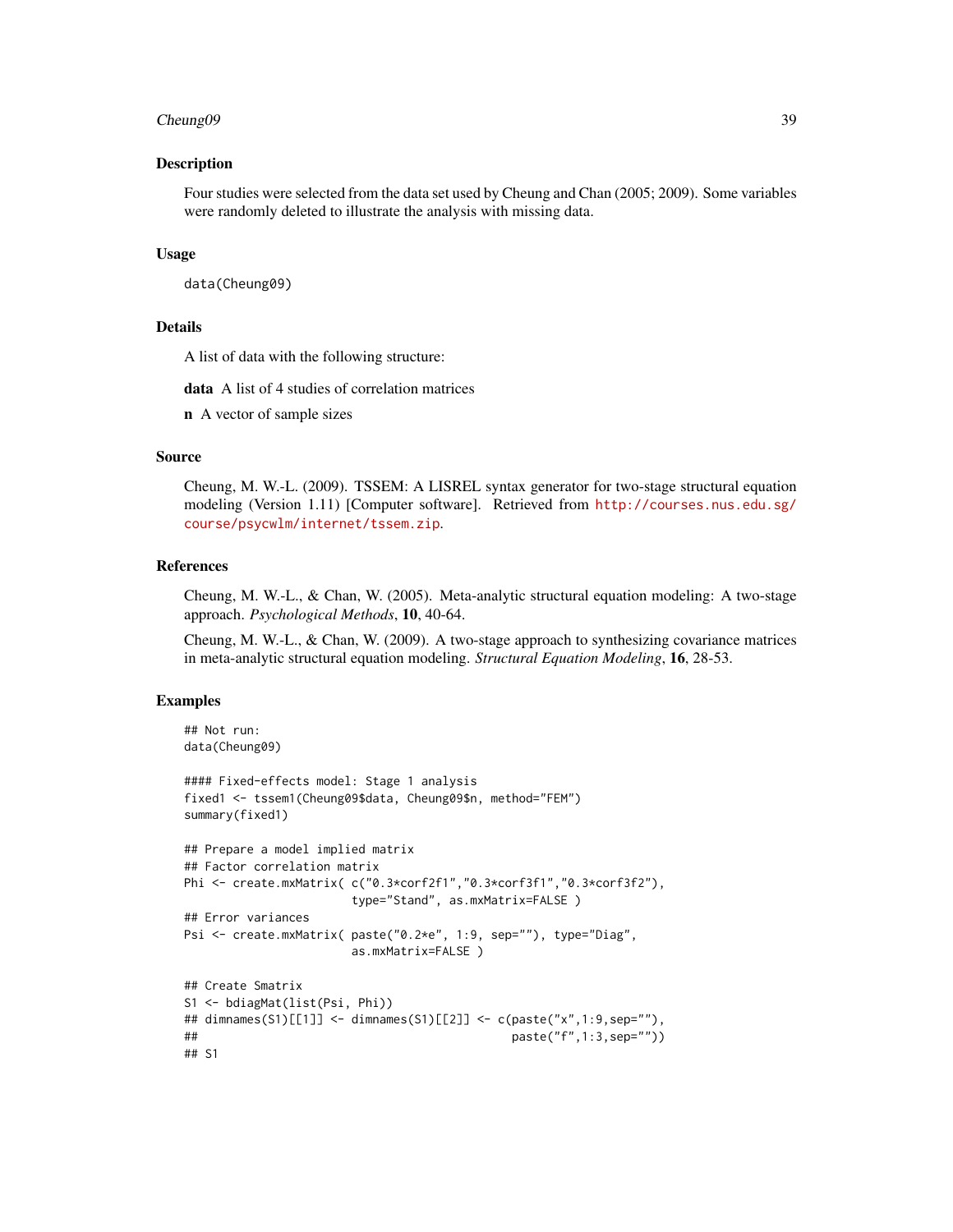### Description

Four studies were selected from the data set used by Cheung and Chan (2005; 2009). Some variables were randomly deleted to illustrate the analysis with missing data.

### Usage

```
data(Cheung09)
```

### Details

A list of data with the following structure:

**data** A list of 4 studies of correlation matrices

**n** A vector of sample sizes

### Source

Cheung, M. W.-L. (2009). TSSEM: A LISREL syntax generator for two-stage structural equation modeling (Version 1.11) [Computer software]. Retrieved from http://courses.nus.edu.sg/course/psycwlm/internet/tssem.zip.

### References

Cheung, M. W.-L., & Chan, W. (2005). Meta-analytic structural equation modeling: A two-stage approach. *Psychological Methods*, **10**, 40-64.

Cheung, M. W.-L., & Chan, W. (2009). A two-stage approach to synthesizing covariance matrices in meta-analytic structural equation modeling. *Structural Equation Modeling*, **16**, 28-53.

### Examples

```
## Not run:
data(Cheung09)

#### Fixed-effects model: Stage 1 analysis
fixed1 <- tssem1(Cheung09$data, Cheung09$n, method="FEM")
summary(fixed1)

## Prepare a model implied matrix
## Factor correlation matrix
Phi <- create.mxMatrix( c("0.3*corf2f1","0.3*corf3f1","0.3*corf3f2"),
                        type="Stand", as.mxMatrix=FALSE )
## Error variances
Psi <- create.mxMatrix( paste("0.2*e", 1:9, sep=""), type="Diag",
                        as.mxMatrix=FALSE )

## Create Smatrix
S1 <- bdiagMat(list(Psi, Phi))
## dimnames(S1)[[1]] <- dimnames(S1)[[2]] <- c(paste("x",1:9,sep=""),
##                                              paste("f",1:3,sep=""))
## S1
```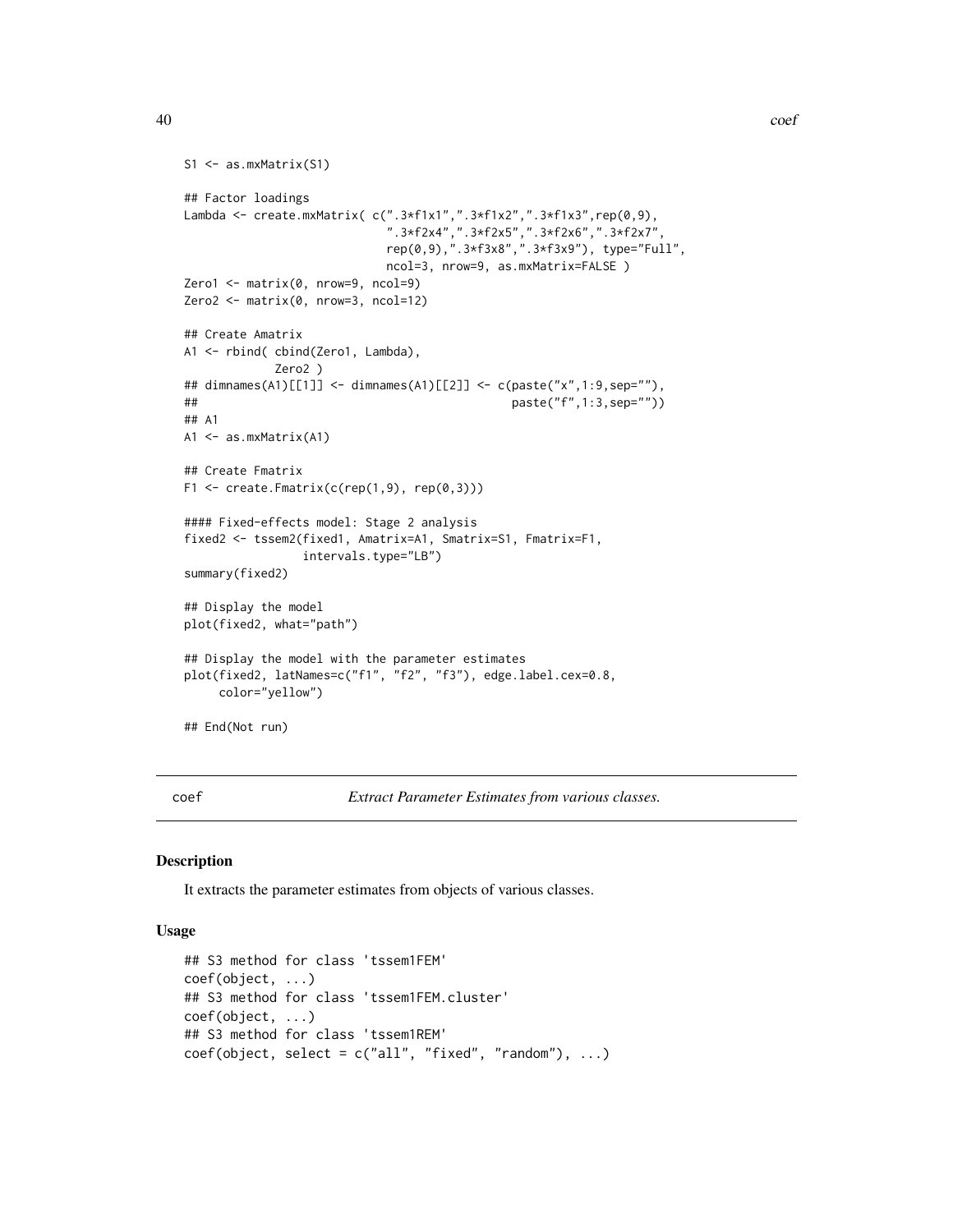```
S1 <- as.mxMatrix(S1)

## Factor loadings
Lambda <- create.mxMatrix( c(".3*f1x1",".3*f1x2",".3*f1x3",rep(0,9),
                             ".3*f2x4",".3*f2x5",".3*f2x6",".3*f2x7",
                             rep(0,9),".3*f3x8",".3*f3x9"), type="Full",
                             ncol=3, nrow=9, as.mxMatrix=FALSE )
Zero1 <- matrix(0, nrow=9, ncol=9)
Zero2 <- matrix(0, nrow=3, ncol=12)

## Create Amatrix
A1 <- rbind( cbind(Zero1, Lambda),
             Zero2 )
## dimnames(A1)[[1]] <- dimnames(A1)[[2]] <- c(paste("x",1:9,sep=""),
##                                             paste("f",1:3,sep=""))
## A1
A1 <- as.mxMatrix(A1)

## Create Fmatrix
F1 <- create.Fmatrix(c(rep(1,9), rep(0,3)))

#### Fixed-effects model: Stage 2 analysis
fixed2 <- tssem2(fixed1, Amatrix=A1, Smatrix=S1, Fmatrix=F1,
                 intervals.type="LB")
summary(fixed2)

## Display the model
plot(fixed2, what="path")

## Display the model with the parameter estimates
plot(fixed2, latNames=c("f1", "f2", "f3"), edge.label.cex=0.8,
     color="yellow")

## End(Not run)
```

---

coef — *Extract Parameter Estimates from various classes.*

---

## Description

It extracts the parameter estimates from objects of various classes.

## Usage

```
## S3 method for class 'tssem1FEM'
coef(object, ...)
## S3 method for class 'tssem1FEM.cluster'
coef(object, ...)
## S3 method for class 'tssem1REM'
coef(object, select = c("all", "fixed", "random"), ...)
```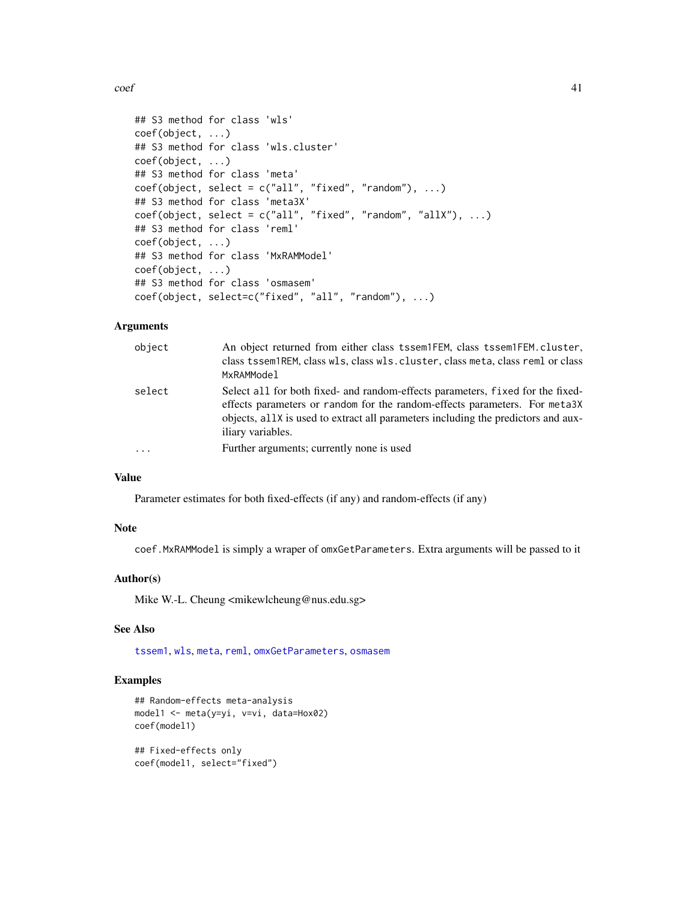```
## S3 method for class 'wls'
coef(object, ...)
## S3 method for class 'wls.cluster'
coef(object, ...)
## S3 method for class 'meta'
coef(object, select = c("all", "fixed", "random"), ...)
## S3 method for class 'meta3X'
coef(object, select = c("all", "fixed", "random", "allX"), ...)
## S3 method for class 'reml'
coef(object, ...)
## S3 method for class 'MxRAMModel'
coef(object, ...)
## S3 method for class 'osmasem'
coef(object, select=c("fixed", "all", "random"), ...)
```

### Arguments

| | |
|---|---|
| `object` | An object returned from either class `tssem1FEM`, class `tssem1FEM.cluster`, class `tssem1REM`, class `wls`, class `wls.cluster`, class `meta`, class `reml` or class `MxRAMModel` |
| `select` | Select `all` for both fixed- and random-effects parameters, `fixed` for the fixed-effects parameters or `random` for the random-effects parameters. For `meta3X` objects, `allX` is used to extract all parameters including the predictors and auxiliary variables. |
| `...` | Further arguments; currently none is used |

### Value

Parameter estimates for both fixed-effects (if any) and random-effects (if any)

### Note

`coef.MxRAMModel` is simply a wraper of `omxGetParameters`. Extra arguments will be passed to it

### Author(s)

Mike W.-L. Cheung <mikewlcheung@nus.edu.sg>

### See Also

`tssem1`, `wls`, `meta`, `reml`, `omxGetParameters`, `osmasem`

### Examples

```
## Random-effects meta-analysis
model1 <- meta(y=yi, v=vi, data=Hox02)
coef(model1)

## Fixed-effects only
coef(model1, select="fixed")
```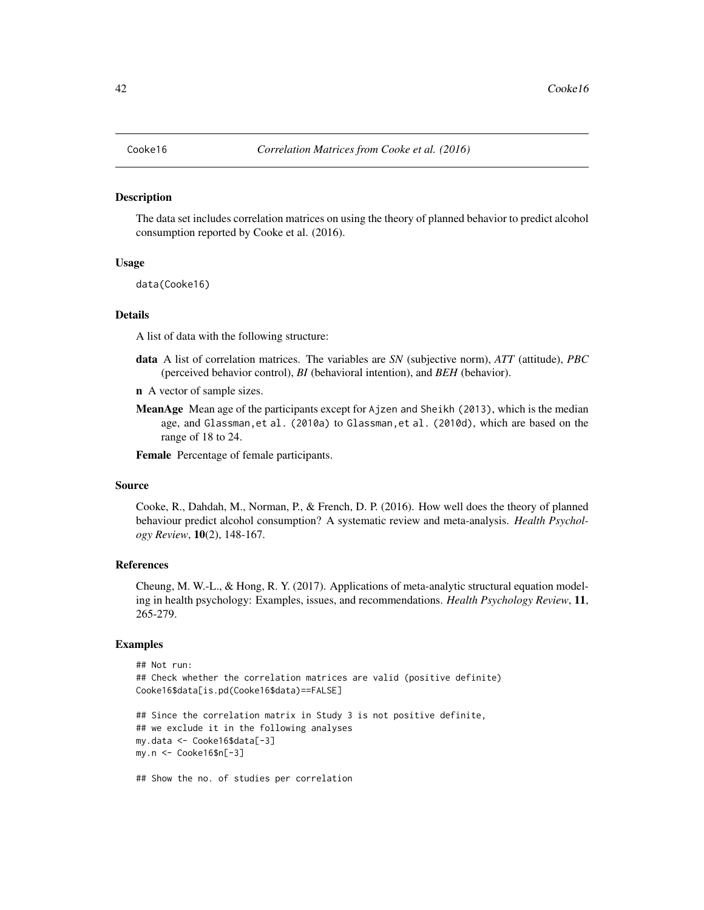# Cooke16 — *Correlation Matrices from Cooke et al. (2016)*

## Description

The data set includes correlation matrices on using the theory of planned behavior to predict alcohol consumption reported by Cooke et al. (2016).

## Usage

```
data(Cooke16)
```

## Details

A list of data with the following structure:

- **data** A list of correlation matrices. The variables are *SN* (subjective norm), *ATT* (attitude), *PBC* (perceived behavior control), *BI* (behavioral intention), and *BEH* (behavior).
- **n** A vector of sample sizes.
- **MeanAge** Mean age of the participants except for `Ajzen and Sheikh (2013)`, which is the median age, and `Glassman,et al. (2010a)` to `Glassman,et al. (2010d)`, which are based on the range of 18 to 24.
- **Female** Percentage of female participants.

## Source

Cooke, R., Dahdah, M., Norman, P., & French, D. P. (2016). How well does the theory of planned behaviour predict alcohol consumption? A systematic review and meta-analysis. *Health Psychology Review*, **10**(2), 148-167.

## References

Cheung, M. W.-L., & Hong, R. Y. (2017). Applications of meta-analytic structural equation modeling in health psychology: Examples, issues, and recommendations. *Health Psychology Review*, **11**, 265-279.

## Examples

```
## Not run:
## Check whether the correlation matrices are valid (positive definite)
Cooke16$data[is.pd(Cooke16$data)==FALSE]

## Since the correlation matrix in Study 3 is not positive definite,
## we exclude it in the following analyses
my.data <- Cooke16$data[-3]
my.n <- Cooke16$n[-3]

## Show the no. of studies per correlation
```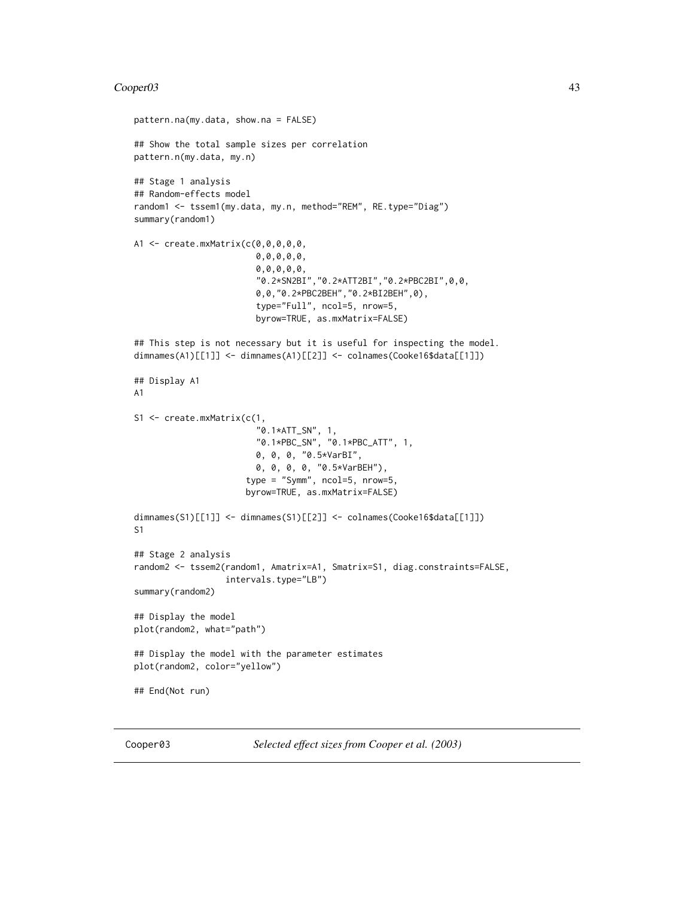```
pattern.na(my.data, show.na = FALSE)

## Show the total sample sizes per correlation
pattern.n(my.data, my.n)

## Stage 1 analysis
## Random-effects model
random1 <- tssem1(my.data, my.n, method="REM", RE.type="Diag")
summary(random1)

A1 <- create.mxMatrix(c(0,0,0,0,0,
                        0,0,0,0,0,
                        0,0,0,0,0,
                        "0.2*SN2BI","0.2*ATT2BI","0.2*PBC2BI",0,0,
                        0,0,"0.2*PBC2BEH","0.2*BI2BEH",0),
                        type="Full", ncol=5, nrow=5,
                        byrow=TRUE, as.mxMatrix=FALSE)

## This step is not necessary but it is useful for inspecting the model.
dimnames(A1)[[1]] <- dimnames(A1)[[2]] <- colnames(Cooke16$data[[1]])

## Display A1
A1

S1 <- create.mxMatrix(c(1,
                        "0.1*ATT_SN", 1,
                        "0.1*PBC_SN", "0.1*PBC_ATT", 1,
                        0, 0, 0, "0.5*VarBI",
                        0, 0, 0, 0, "0.5*VarBEH"),
                      type = "Symm", ncol=5, nrow=5,
                      byrow=TRUE, as.mxMatrix=FALSE)

dimnames(S1)[[1]] <- dimnames(S1)[[2]] <- colnames(Cooke16$data[[1]])
S1

## Stage 2 analysis
random2 <- tssem2(random1, Amatrix=A1, Smatrix=S1, diag.constraints=FALSE,
                  intervals.type="LB")
summary(random2)

## Display the model
plot(random2, what="path")

## Display the model with the parameter estimates
plot(random2, color="yellow")

## End(Not run)
```

---

Cooper03 — *Selected effect sizes from Cooper et al. (2003)*

---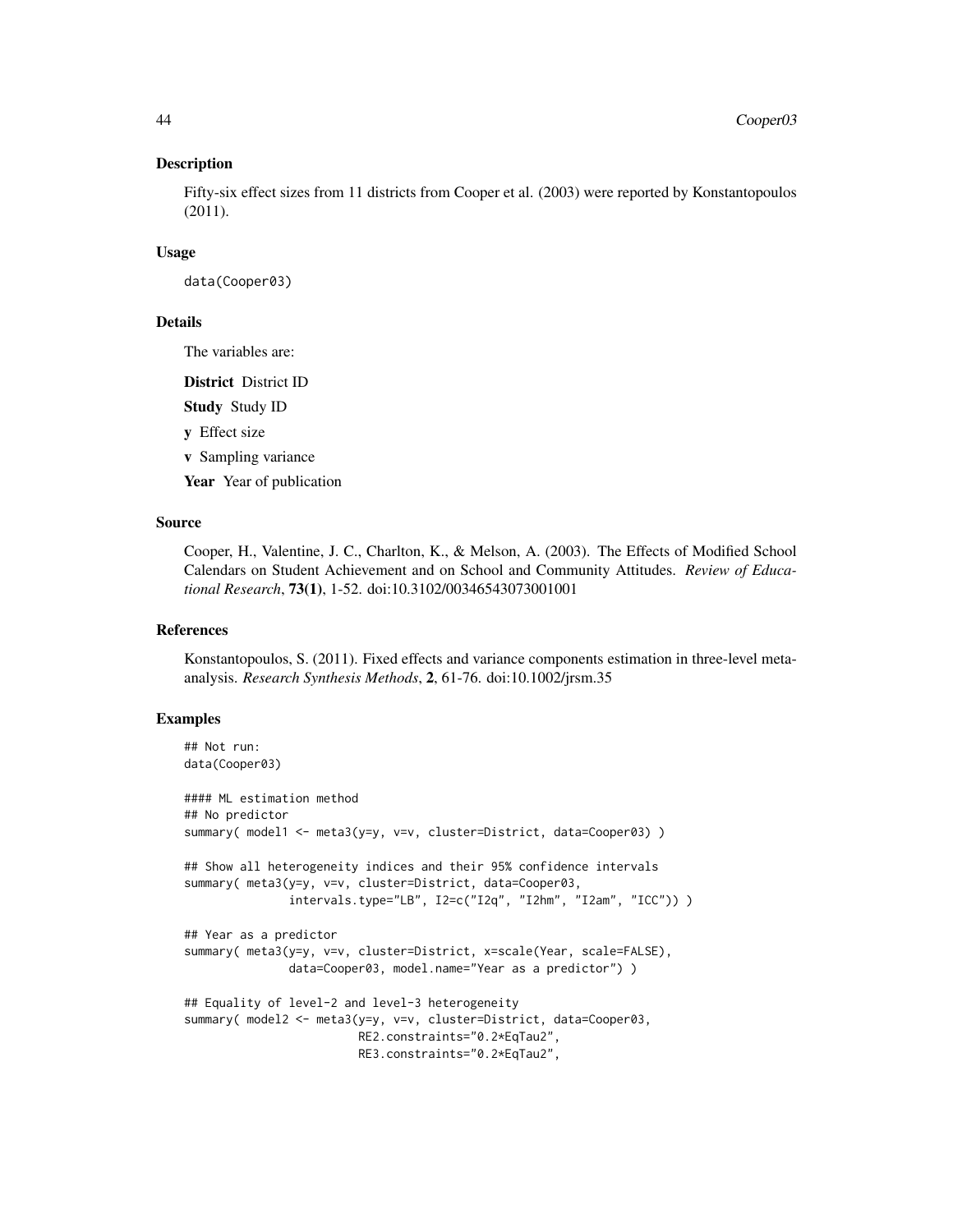## Description

Fifty-six effect sizes from 11 districts from Cooper et al. (2003) were reported by Konstantopoulos (2011).

## Usage

```
data(Cooper03)
```

## Details

The variables are:

**District** District ID

**Study** Study ID

**y** Effect size

**v** Sampling variance

**Year** Year of publication

## Source

Cooper, H., Valentine, J. C., Charlton, K., & Melson, A. (2003). The Effects of Modified School Calendars on Student Achievement and on School and Community Attitudes. *Review of Educational Research*, **73(1)**, 1-52. doi:10.3102/00346543073001001

## References

Konstantopoulos, S. (2011). Fixed effects and variance components estimation in three-level meta-analysis. *Research Synthesis Methods*, **2**, 61-76. doi:10.1002/jrsm.35

## Examples

```
## Not run:
data(Cooper03)

#### ML estimation method
## No predictor
summary( model1 <- meta3(y=y, v=v, cluster=District, data=Cooper03) )

## Show all heterogeneity indices and their 95% confidence intervals
summary( meta3(y=y, v=v, cluster=District, data=Cooper03,
               intervals.type="LB", I2=c("I2q", "I2hm", "I2am", "ICC")) )

## Year as a predictor
summary( meta3(y=y, v=v, cluster=District, x=scale(Year, scale=FALSE),
               data=Cooper03, model.name="Year as a predictor") )

## Equality of level-2 and level-3 heterogeneity
summary( model2 <- meta3(y=y, v=v, cluster=District, data=Cooper03,
                         RE2.constraints="0.2*EqTau2",
                         RE3.constraints="0.2*EqTau2",
```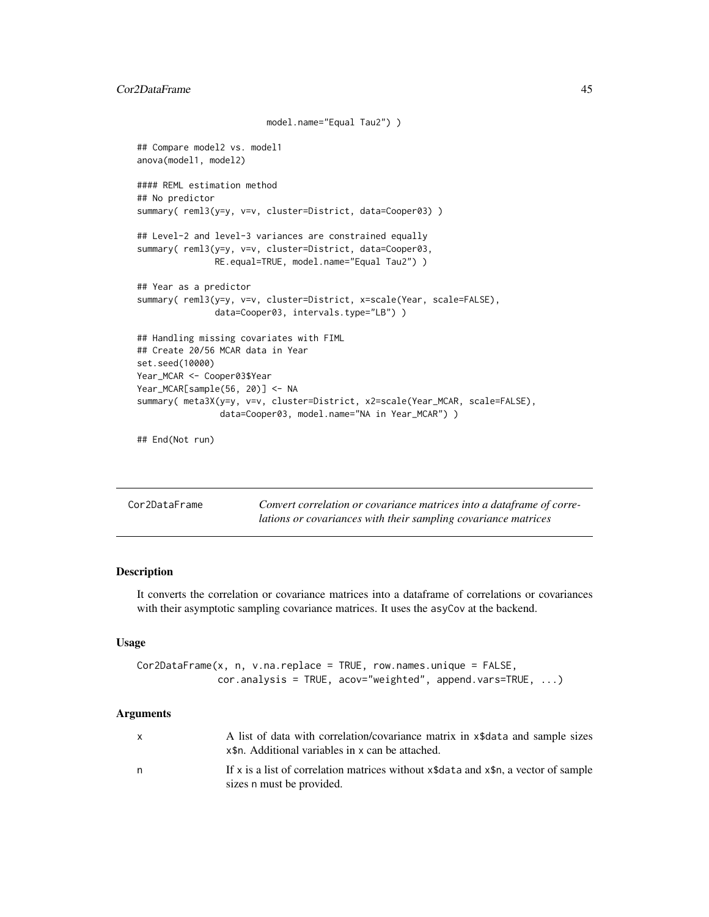```
                        model.name="Equal Tau2") )

## Compare model2 vs. model1
anova(model1, model2)

#### REML estimation method
## No predictor
summary( reml3(y=y, v=v, cluster=District, data=Cooper03) )

## Level-2 and level-3 variances are constrained equally
summary( reml3(y=y, v=v, cluster=District, data=Cooper03,
               RE.equal=TRUE, model.name="Equal Tau2") )

## Year as a predictor
summary( reml3(y=y, v=v, cluster=District, x=scale(Year, scale=FALSE),
               data=Cooper03, intervals.type="LB") )

## Handling missing covariates with FIML
## Create 20/56 MCAR data in Year
set.seed(10000)
Year_MCAR <- Cooper03$Year
Year_MCAR[sample(56, 20)] <- NA
summary( meta3X(y=y, v=v, cluster=District, x2=scale(Year_MCAR, scale=FALSE),
                data=Cooper03, model.name="NA in Year_MCAR") )

## End(Not run)
```

## Cor2DataFrame — *Convert correlation or covariance matrices into a dataframe of correlations or covariances with their sampling covariance matrices*

### Description

It converts the correlation or covariance matrices into a dataframe of correlations or covariances with their asymptotic sampling covariance matrices. It uses the `asyCov` at the backend.

### Usage

```
Cor2DataFrame(x, n, v.na.replace = TRUE, row.names.unique = FALSE,
              cor.analysis = TRUE, acov="weighted", append.vars=TRUE, ...)
```

### Arguments

| | |
|---|---|
| `x` | A list of data with correlation/covariance matrix in `x$data` and sample sizes `x$n`. Additional variables in `x` can be attached. |
| `n` | If `x` is a list of correlation matrices without `x$data` and `x$n`, a vector of sample sizes `n` must be provided. |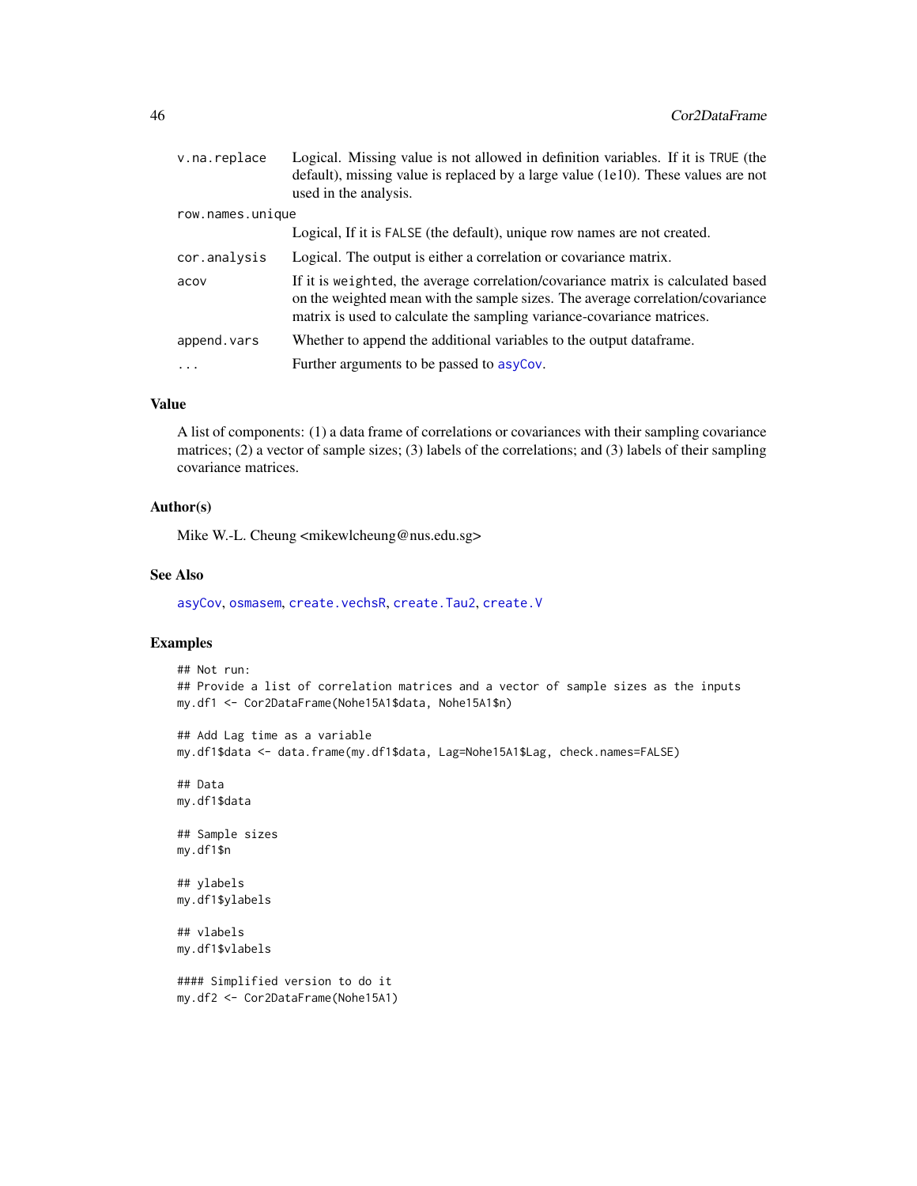| | |
|---|---|
| v.na.replace | Logical. Missing value is not allowed in definition variables. If it is TRUE (the default), missing value is replaced by a large value (1e10). These values are not used in the analysis. |
| row.names.unique | Logical, If it is FALSE (the default), unique row names are not created. |
| cor.analysis | Logical. The output is either a correlation or covariance matrix. |
| acov | If it is weighted, the average correlation/covariance matrix is calculated based on the weighted mean with the sample sizes. The average correlation/covariance matrix is used to calculate the sampling variance-covariance matrices. |
| append.vars | Whether to append the additional variables to the output dataframe. |
| ... | Further arguments to be passed to asyCov. |

### Value

A list of components: (1) a data frame of correlations or covariances with their sampling covariance matrices; (2) a vector of sample sizes; (3) labels of the correlations; and (3) labels of their sampling covariance matrices.

### Author(s)

Mike W.-L. Cheung <mikewlcheung@nus.edu.sg>

### See Also

asyCov, osmasem, create.vechsR, create.Tau2, create.V

### Examples

```
## Not run:
## Provide a list of correlation matrices and a vector of sample sizes as the inputs
my.df1 <- Cor2DataFrame(Nohe15A1$data, Nohe15A1$n)

## Add Lag time as a variable
my.df1$data <- data.frame(my.df1$data, Lag=Nohe15A1$Lag, check.names=FALSE)

## Data
my.df1$data

## Sample sizes
my.df1$n

## ylabels
my.df1$ylabels

## vlabels
my.df1$vlabels

#### Simplified version to do it
my.df2 <- Cor2DataFrame(Nohe15A1)
```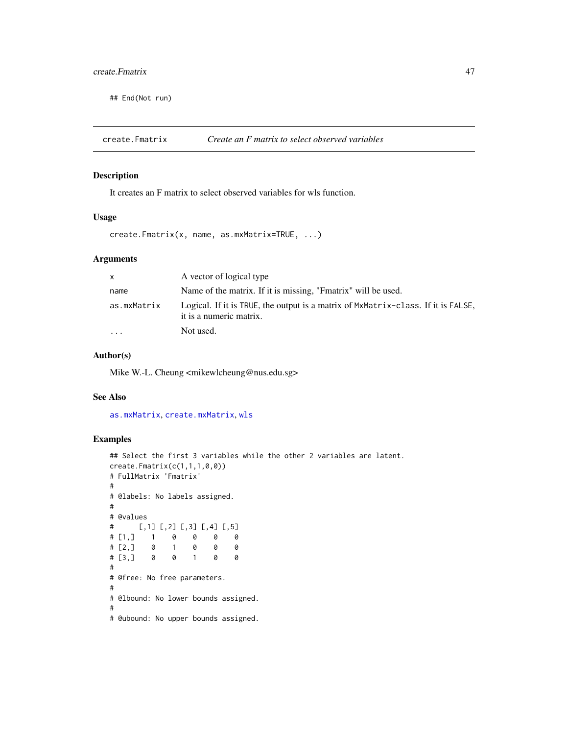```
## End(Not run)
```

---

## create.Fmatrix — *Create an F matrix to select observed variables*

### Description

It creates an F matrix to select observed variables for wls function.

### Usage

```
create.Fmatrix(x, name, as.mxMatrix=TRUE, ...)
```

### Arguments

| | |
|---|---|
| x | A vector of logical type |
| name | Name of the matrix. If it is missing, "Fmatrix" will be used. |
| as.mxMatrix | Logical. If it is TRUE, the output is a matrix of MxMatrix-class. If it is FALSE, it is a numeric matrix. |
| ... | Not used. |

### Author(s)

Mike W.-L. Cheung <mikewlcheung@nus.edu.sg>

### See Also

as.mxMatrix, create.mxMatrix, wls

### Examples

```
## Select the first 3 variables while the other 2 variables are latent.
create.Fmatrix(c(1,1,1,0,0))
# FullMatrix 'Fmatrix'
#
# @labels: No labels assigned.
#
# @values
#      [,1] [,2] [,3] [,4] [,5]
# [1,]    1    0    0    0    0
# [2,]    0    1    0    0    0
# [3,]    0    0    1    0    0
#
# @free: No free parameters.
#
# @lbound: No lower bounds assigned.
#
# @ubound: No upper bounds assigned.
```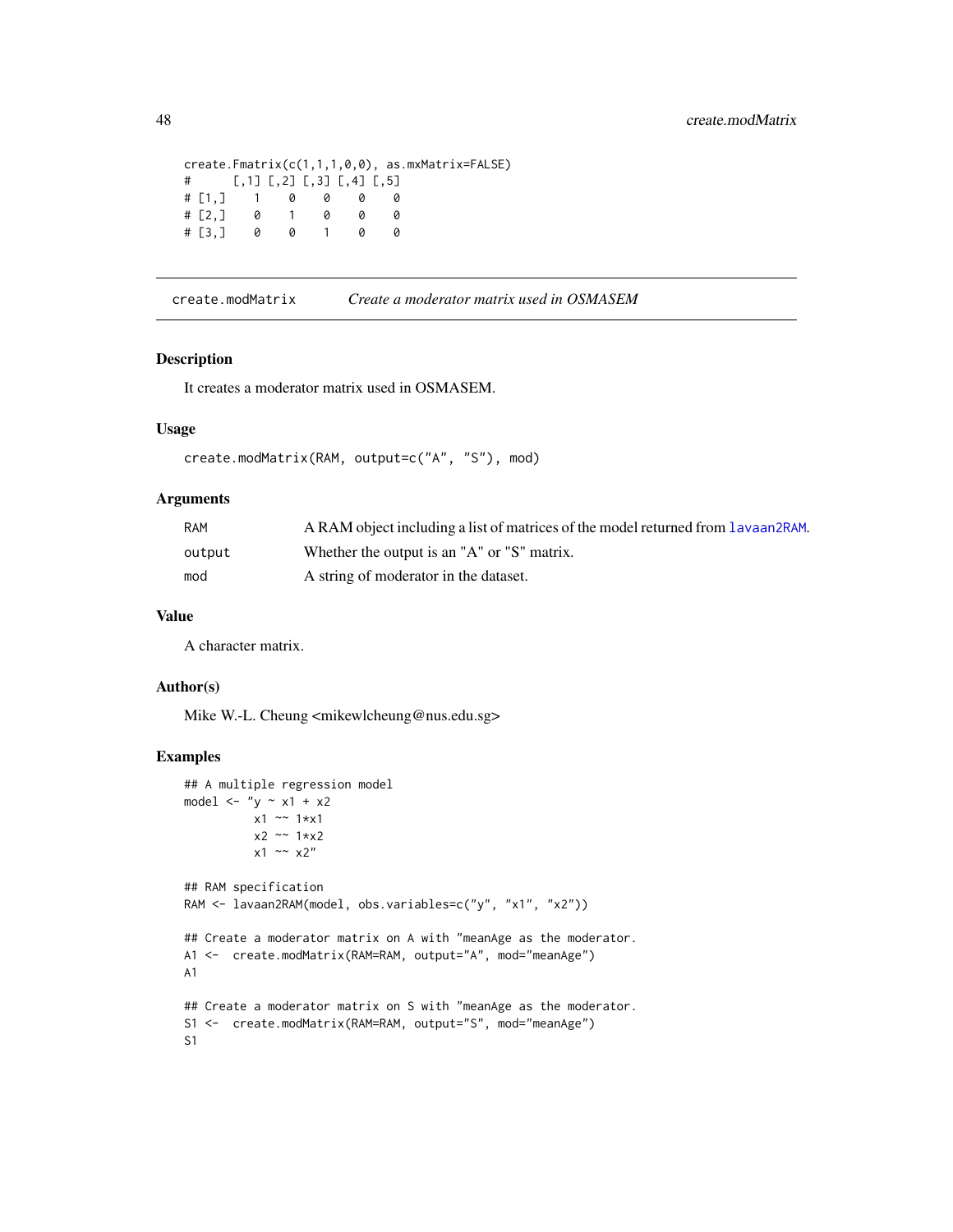```
create.Fmatrix(c(1,1,1,0,0), as.mxMatrix=FALSE)
#      [,1] [,2] [,3] [,4] [,5]
# [1,]    1    0    0    0    0
# [2,]    0    1    0    0    0
# [3,]    0    0    1    0    0
```

---

## create.modMatrix — *Create a moderator matrix used in OSMASEM*

### Description

It creates a moderator matrix used in OSMASEM.

### Usage

```
create.modMatrix(RAM, output=c("A", "S"), mod)
```

### Arguments

| | |
|---|---|
| RAM | A RAM object including a list of matrices of the model returned from lavaan2RAM. |
| output | Whether the output is an "A" or "S" matrix. |
| mod | A string of moderator in the dataset. |

### Value

A character matrix.

### Author(s)

Mike W.-L. Cheung <mikewlcheung@nus.edu.sg>

### Examples

```
## A multiple regression model
model <- "y ~ x1 + x2
          x1 ~~ 1*x1
          x2 ~~ 1*x2
          x1 ~~ x2"

## RAM specification
RAM <- lavaan2RAM(model, obs.variables=c("y", "x1", "x2"))

## Create a moderator matrix on A with "meanAge as the moderator.
A1 <-  create.modMatrix(RAM=RAM, output="A", mod="meanAge")
A1

## Create a moderator matrix on S with "meanAge as the moderator.
S1 <-  create.modMatrix(RAM=RAM, output="S", mod="meanAge")
S1
```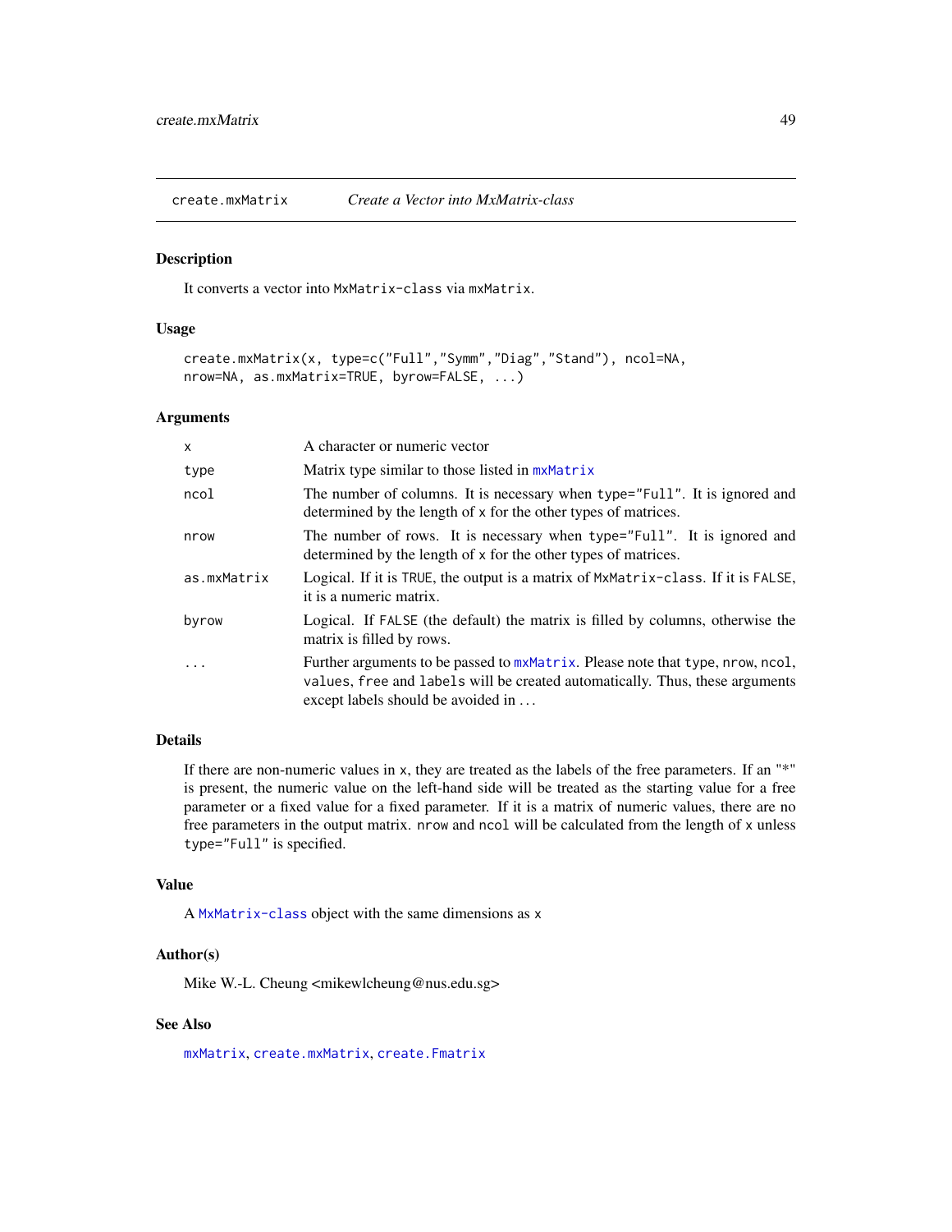## create.mxMatrix *Create a Vector into MxMatrix-class*

### Description

It converts a vector into `MxMatrix-class` via `mxMatrix`.

### Usage

```
create.mxMatrix(x, type=c("Full","Symm","Diag","Stand"), ncol=NA,
nrow=NA, as.mxMatrix=TRUE, byrow=FALSE, ...)
```

### Arguments

| | |
|---|---|
| `x` | A character or numeric vector |
| `type` | Matrix type similar to those listed in `mxMatrix` |
| `ncol` | The number of columns. It is necessary when `type="Full"`. It is ignored and determined by the length of `x` for the other types of matrices. |
| `nrow` | The number of rows. It is necessary when `type="Full"`. It is ignored and determined by the length of `x` for the other types of matrices. |
| `as.mxMatrix` | Logical. If it is `TRUE`, the output is a matrix of `MxMatrix-class`. If it is `FALSE`, it is a numeric matrix. |
| `byrow` | Logical. If `FALSE` (the default) the matrix is filled by columns, otherwise the matrix is filled by rows. |
| `...` | Further arguments to be passed to `mxMatrix`. Please note that `type`, `nrow`, `ncol`, `values`, `free` and `labels` will be created automatically. Thus, these arguments except labels should be avoided in ... |

### Details

If there are non-numeric values in `x`, they are treated as the labels of the free parameters. If an "*" is present, the numeric value on the left-hand side will be treated as the starting value for a free parameter or a fixed value for a fixed parameter. If it is a matrix of numeric values, there are no free parameters in the output matrix. `nrow` and `ncol` will be calculated from the length of `x` unless `type="Full"` is specified.

### Value

A `MxMatrix-class` object with the same dimensions as `x`

### Author(s)

Mike W.-L. Cheung <mikewlcheung@nus.edu.sg>

### See Also

`mxMatrix`, `create.mxMatrix`, `create.Fmatrix`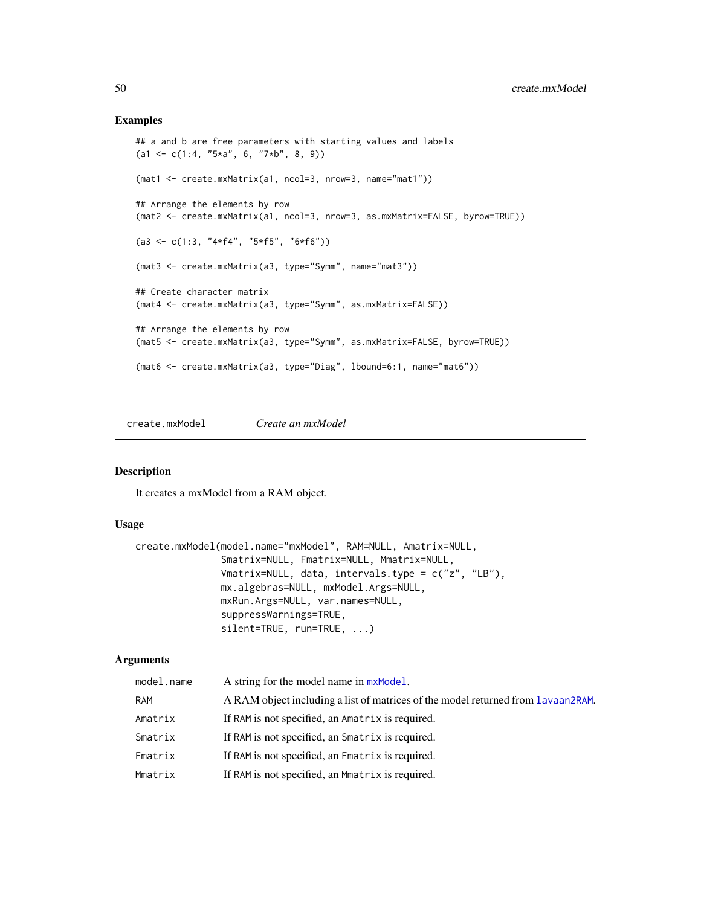## Examples

```
## a and b are free parameters with starting values and labels
(a1 <- c(1:4, "5*a", 6, "7*b", 8, 9))

(mat1 <- create.mxMatrix(a1, ncol=3, nrow=3, name="mat1"))

## Arrange the elements by row
(mat2 <- create.mxMatrix(a1, ncol=3, nrow=3, as.mxMatrix=FALSE, byrow=TRUE))

(a3 <- c(1:3, "4*f4", "5*f5", "6*f6"))

(mat3 <- create.mxMatrix(a3, type="Symm", name="mat3"))

## Create character matrix
(mat4 <- create.mxMatrix(a3, type="Symm", as.mxMatrix=FALSE))

## Arrange the elements by row
(mat5 <- create.mxMatrix(a3, type="Symm", as.mxMatrix=FALSE, byrow=TRUE))

(mat6 <- create.mxMatrix(a3, type="Diag", lbound=6:1, name="mat6"))
```

---

# create.mxModel *Create an mxModel*

## Description

It creates a mxModel from a RAM object.

## Usage

```
create.mxModel(model.name="mxModel", RAM=NULL, Amatrix=NULL,
               Smatrix=NULL, Fmatrix=NULL, Mmatrix=NULL,
               Vmatrix=NULL, data, intervals.type = c("z", "LB"),
               mx.algebras=NULL, mxModel.Args=NULL,
               mxRun.Args=NULL, var.names=NULL,
               suppressWarnings=TRUE,
               silent=TRUE, run=TRUE, ...)
```

## Arguments

| | |
|---|---|
| `model.name` | A string for the model name in `mxModel`. |
| `RAM` | A RAM object including a list of matrices of the model returned from `lavaan2RAM`. |
| `Amatrix` | If `RAM` is not specified, an `Amatrix` is required. |
| `Smatrix` | If `RAM` is not specified, an `Smatrix` is required. |
| `Fmatrix` | If `RAM` is not specified, an `Fmatrix` is required. |
| `Mmatrix` | If `RAM` is not specified, an `Mmatrix` is required. |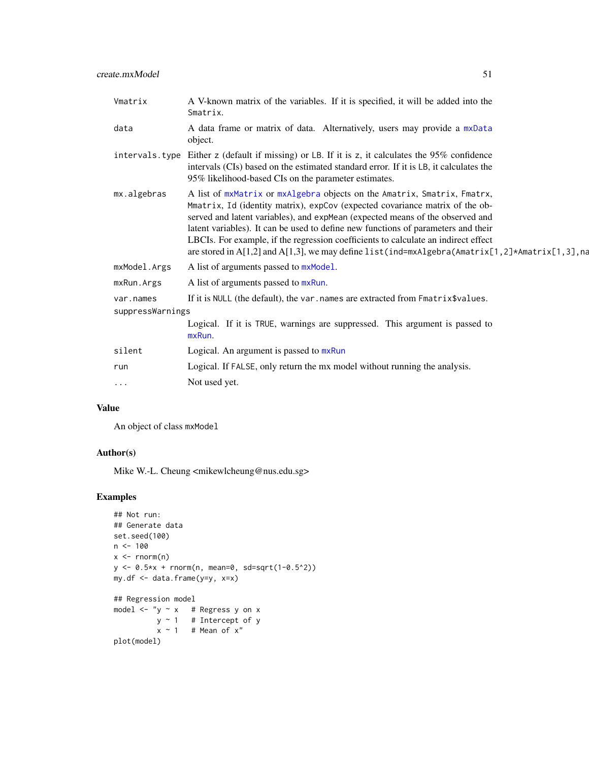| | |
|---|---|
| Vmatrix | A V-known matrix of the variables. If it is specified, it will be added into the Smatrix. |
| data | A data frame or matrix of data. Alternatively, users may provide a mxData object. |
| intervals.type | Either z (default if missing) or LB. If it is z, it calculates the 95% confidence intervals (CIs) based on the estimated standard error. If it is LB, it calculates the 95% likelihood-based CIs on the parameter estimates. |
| mx.algebras | A list of mxMatrix or mxAlgebra objects on the Amatrix, Smatrix, Fmatrx, Mmatrix, Id (identity matrix), expCov (expected covariance matrix of the observed and latent variables), and expMean (expected means of the observed and latent variables). It can be used to define new functions of parameters and their LBCIs. For example, if the regression coefficients to calculate an indirect effect are stored in A[1,2] and A[1,3], we may define list(ind=mxAlgebra(Amatrix[1,2]*Amatrix[1,3],na |
| mxModel.Args | A list of arguments passed to mxModel. |
| mxRun.Args | A list of arguments passed to mxRun. |
| var.names | If it is NULL (the default), the var.names are extracted from Fmatrix$values. |
| suppressWarnings | Logical. If it is TRUE, warnings are suppressed. This argument is passed to mxRun. |
| silent | Logical. An argument is passed to mxRun |
| run | Logical. If FALSE, only return the mx model without running the analysis. |
| ... | Not used yet. |

## Value

An object of class mxModel

## Author(s)

Mike W.-L. Cheung <mikewlcheung@nus.edu.sg>

## Examples

```
## Not run:
## Generate data
set.seed(100)
n <- 100
x <- rnorm(n)
y <- 0.5*x + rnorm(n, mean=0, sd=sqrt(1-0.5^2))
my.df <- data.frame(y=y, x=x)

## Regression model
model <- "y ~ x   # Regress y on x
          y ~ 1   # Intercept of y
          x ~ 1   # Mean of x"
plot(model)
```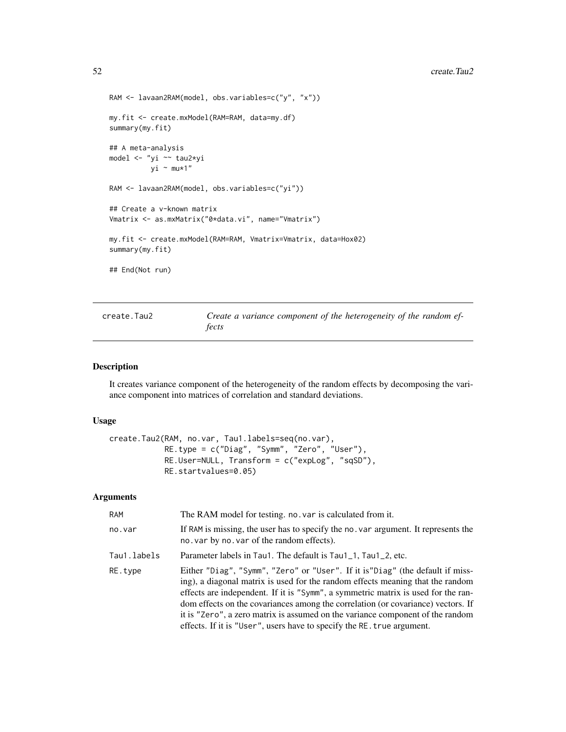```
RAM <- lavaan2RAM(model, obs.variables=c("y", "x"))

my.fit <- create.mxModel(RAM=RAM, data=my.df)
summary(my.fit)

## A meta-analysis
model <- "yi ~~ tau2*yi
          yi ~ mu*1"

RAM <- lavaan2RAM(model, obs.variables=c("yi"))

## Create a v-known matrix
Vmatrix <- as.mxMatrix("0*data.vi", name="Vmatrix")

my.fit <- create.mxModel(RAM=RAM, Vmatrix=Vmatrix, data=Hox02)
summary(my.fit)

## End(Not run)
```

---

## create.Tau2 — *Create a variance component of the heterogeneity of the random effects*

---

### Description

It creates variance component of the heterogeneity of the random effects by decomposing the variance component into matrices of correlation and standard deviations.

### Usage

```
create.Tau2(RAM, no.var, Tau1.labels=seq(no.var),
            RE.type = c("Diag", "Symm", "Zero", "User"),
            RE.User=NULL, Transform = c("expLog", "sqSD"),
            RE.startvalues=0.05)
```

### Arguments

| | |
|---|---|
| `RAM` | The RAM model for testing. `no.var` is calculated from it. |
| `no.var` | If `RAM` is missing, the user has to specify the `no.var` argument. It represents the `no.var` by `no.var` of the random effects). |
| `Tau1.labels` | Parameter labels in `Tau1`. The default is `Tau1_1`, `Tau1_2`, etc. |
| `RE.type` | Either `"Diag"`, `"Symm"`, `"Zero"` or `"User"`. If it is`"Diag"` (the default if missing), a diagonal matrix is used for the random effects meaning that the random effects are independent. If it is `"Symm"`, a symmetric matrix is used for the random effects on the covariances among the correlation (or covariance) vectors. If it is `"Zero"`, a zero matrix is assumed on the variance component of the random effects. If it is `"User"`, users have to specify the `RE.true` argument. |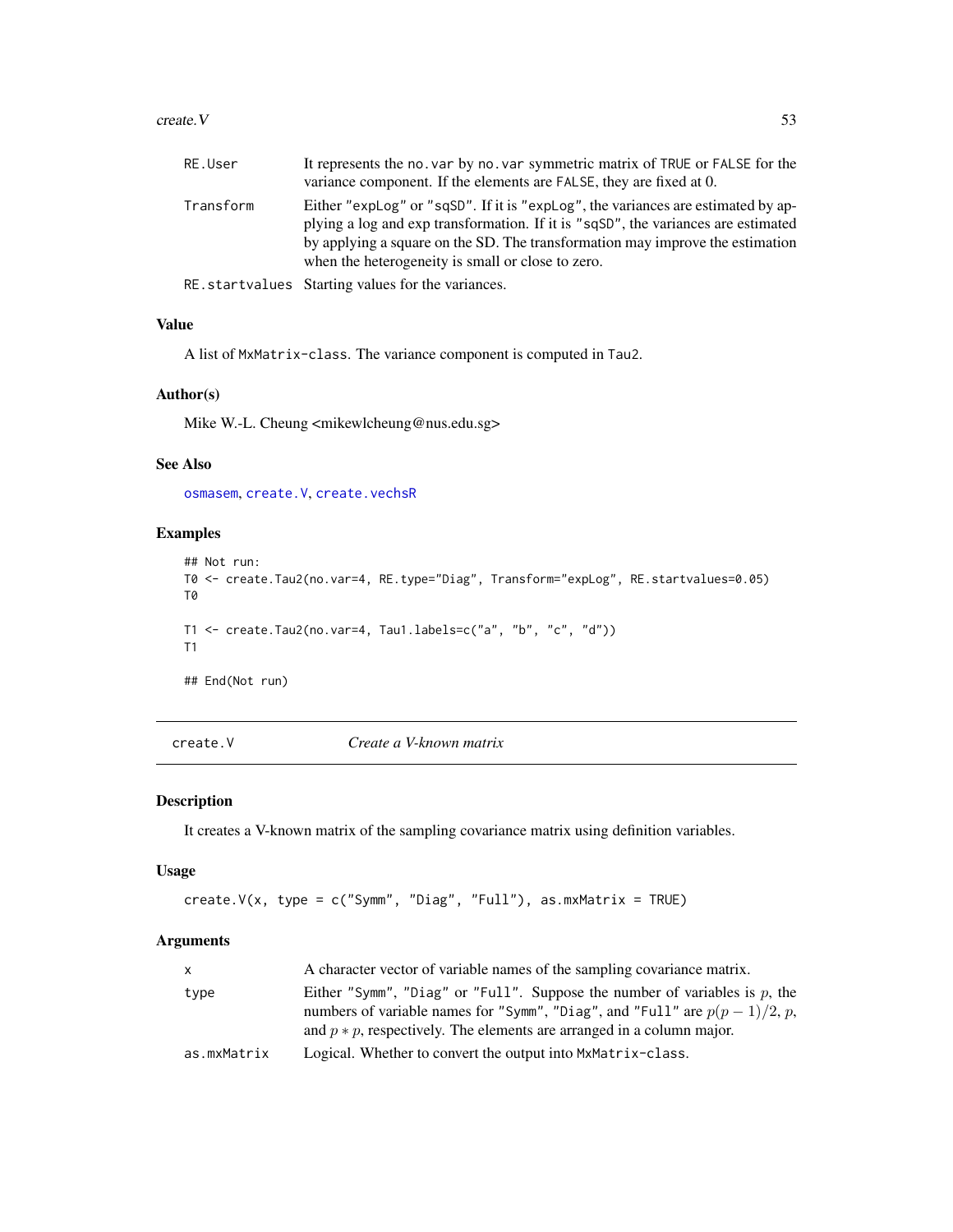| | |
|---|---|
| RE.User | It represents the no.var by no.var symmetric matrix of TRUE or FALSE for the variance component. If the elements are FALSE, they are fixed at 0. |
| Transform | Either "expLog" or "sqSD". If it is "expLog", the variances are estimated by applying a log and exp transformation. If it is "sqSD", the variances are estimated by applying a square on the SD. The transformation may improve the estimation when the heterogeneity is small or close to zero. |
| RE.startvalues | Starting values for the variances. |

### Value

A list of MxMatrix-class. The variance component is computed in Tau2.

### Author(s)

Mike W.-L. Cheung <mikewlcheung@nus.edu.sg>

### See Also

osmasem, create.V, create.vechsR

### Examples

```
## Not run:
T0 <- create.Tau2(no.var=4, RE.type="Diag", Transform="expLog", RE.startvalues=0.05)
T0

T1 <- create.Tau2(no.var=4, Tau1.labels=c("a", "b", "c", "d"))
T1

## End(Not run)
```

## create.V *Create a V-known matrix*

### Description

It creates a V-known matrix of the sampling covariance matrix using definition variables.

### Usage

```
create.V(x, type = c("Symm", "Diag", "Full"), as.mxMatrix = TRUE)
```

### Arguments

| | |
|---|---|
| x | A character vector of variable names of the sampling covariance matrix. |
| type | Either "Symm", "Diag" or "Full". Suppose the number of variables is $p$, the numbers of variable names for "Symm", "Diag", and "Full" are $p(p-1)/2$, $p$, and $p * p$, respectively. The elements are arranged in a column major. |
| as.mxMatrix | Logical. Whether to convert the output into MxMatrix-class. |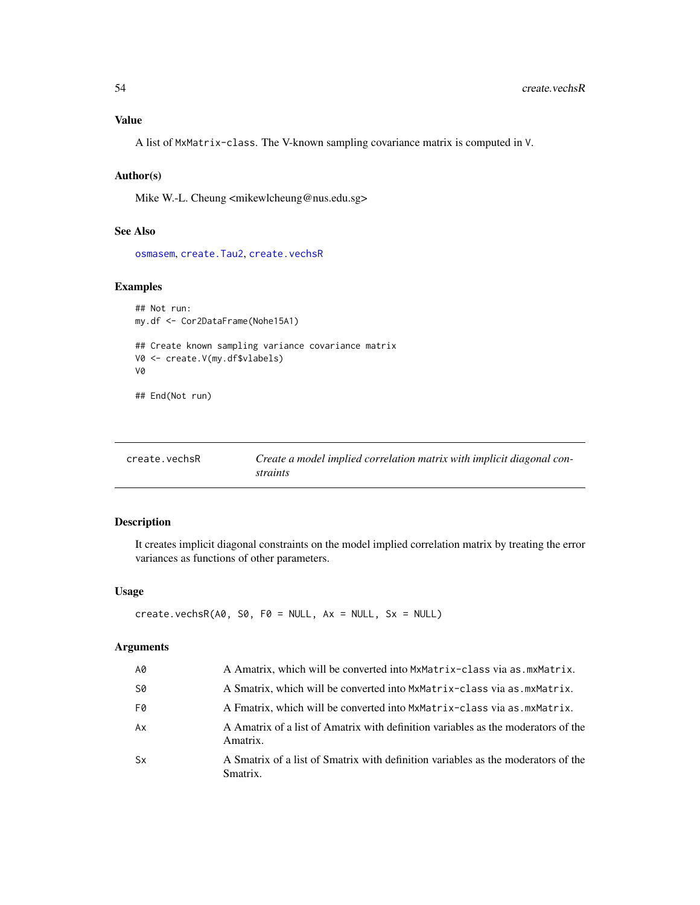## Value

A list of MxMatrix-class. The V-known sampling covariance matrix is computed in V.

## Author(s)

Mike W.-L. Cheung <mikewlcheung@nus.edu.sg>

## See Also

osmasem, create.Tau2, create.vechsR

## Examples

```
## Not run:
my.df <- Cor2DataFrame(Nohe15A1)

## Create known sampling variance covariance matrix
V0 <- create.V(my.df$vlabels)
V0

## End(Not run)
```

---

# create.vechsR — *Create a model implied correlation matrix with implicit diagonal constraints*

## Description

It creates implicit diagonal constraints on the model implied correlation matrix by treating the error variances as functions of other parameters.

## Usage

```
create.vechsR(A0, S0, F0 = NULL, Ax = NULL, Sx = NULL)
```

## Arguments

| | |
|---|---|
| A0 | A Amatrix, which will be converted into MxMatrix-class via as.mxMatrix. |
| S0 | A Smatrix, which will be converted into MxMatrix-class via as.mxMatrix. |
| F0 | A Fmatrix, which will be converted into MxMatrix-class via as.mxMatrix. |
| Ax | A Amatrix of a list of Amatrix with definition variables as the moderators of the Amatrix. |
| Sx | A Smatrix of a list of Smatrix with definition variables as the moderators of the Smatrix. |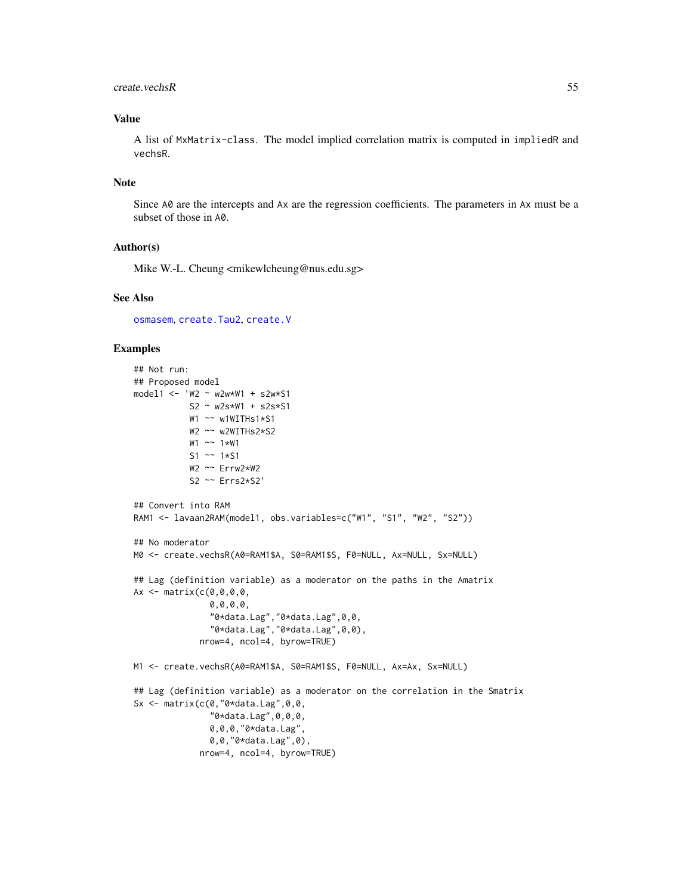## Value

A list of `MxMatrix-class`. The model implied correlation matrix is computed in `impliedR` and `vechsR`.

## Note

Since `A0` are the intercepts and `Ax` are the regression coefficients. The parameters in `Ax` must be a subset of those in `A0`.

## Author(s)

Mike W.-L. Cheung <mikewlcheung@nus.edu.sg>

## See Also

`osmasem`, `create.Tau2`, `create.V`

## Examples

```
## Not run:
## Proposed model
model1 <- 'W2 ~ w2w*W1 + s2w*S1
           S2 ~ w2s*W1 + s2s*S1
           W1 ~~ w1WITHs1*S1
           W2 ~~ w2WITHs2*S2
           W1 ~~ 1*W1
           S1 ~~ 1*S1
           W2 ~~ Errw2*W2
           S2 ~~ Errs2*S2'

## Convert into RAM
RAM1 <- lavaan2RAM(model1, obs.variables=c("W1", "S1", "W2", "S2"))

## No moderator
M0 <- create.vechsR(A0=RAM1$A, S0=RAM1$S, F0=NULL, Ax=NULL, Sx=NULL)

## Lag (definition variable) as a moderator on the paths in the Amatrix
Ax <- matrix(c(0,0,0,0,
               0,0,0,0,
               "0*data.Lag","0*data.Lag",0,0,
               "0*data.Lag","0*data.Lag",0,0),
             nrow=4, ncol=4, byrow=TRUE)

M1 <- create.vechsR(A0=RAM1$A, S0=RAM1$S, F0=NULL, Ax=Ax, Sx=NULL)

## Lag (definition variable) as a moderator on the correlation in the Smatrix
Sx <- matrix(c(0,"0*data.Lag",0,0,
               "0*data.Lag",0,0,0,
               0,0,0,"0*data.Lag",
               0,0,"0*data.Lag",0),
             nrow=4, ncol=4, byrow=TRUE)
```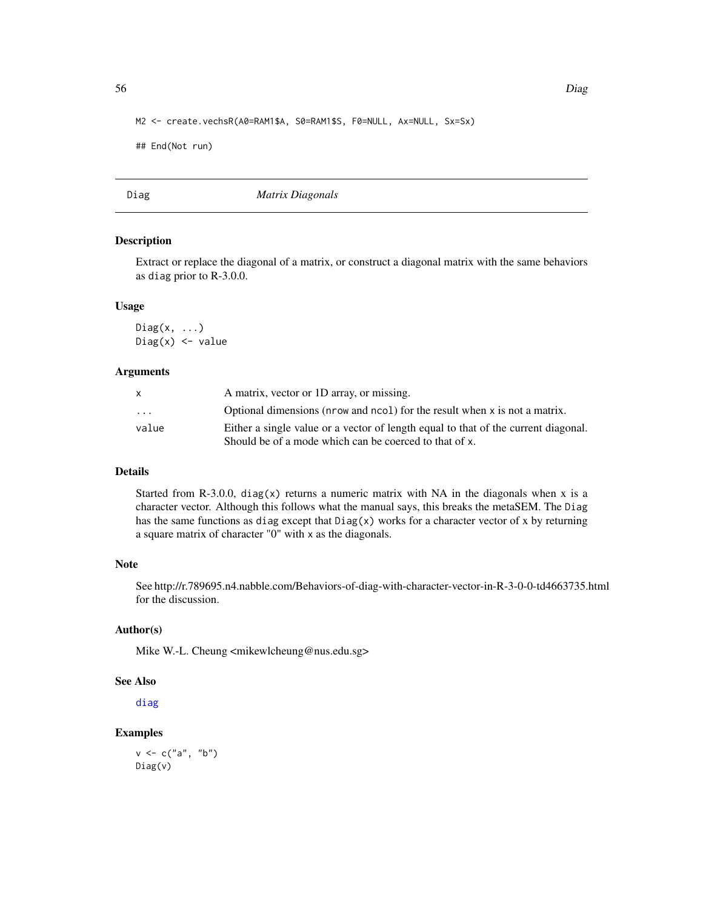```
M2 <- create.vechsR(A0=RAM1$A, S0=RAM1$S, F0=NULL, Ax=NULL, Sx=Sx)

## End(Not run)
```

## Diag — *Matrix Diagonals*

### Description

Extract or replace the diagonal of a matrix, or construct a diagonal matrix with the same behaviors as `diag` prior to R-3.0.0.

### Usage

```
Diag(x, ...)
Diag(x) <- value
```

### Arguments

| | |
|---|---|
| `x` | A matrix, vector or 1D array, or missing. |
| `...` | Optional dimensions (`nrow` and `ncol`) for the result when `x` is not a matrix. |
| `value` | Either a single value or a vector of length equal to that of the current diagonal. Should be of a mode which can be coerced to that of `x`. |

### Details

Started from R-3.0.0, `diag(x)` returns a numeric matrix with NA in the diagonals when `x` is a character vector. Although this follows what the manual says, this breaks the metaSEM. The `Diag` has the same functions as `diag` except that `Diag(x)` works for a character vector of `x` by returning a square matrix of character "0" with `x` as the diagonals.

### Note

See http://r.789695.n4.nabble.com/Behaviors-of-diag-with-character-vector-in-R-3-0-0-td4663735.html for the discussion.

### Author(s)

Mike W.-L. Cheung <mikewlcheung@nus.edu.sg>

### See Also

`diag`

### Examples

```
v <- c("a", "b")
Diag(v)
```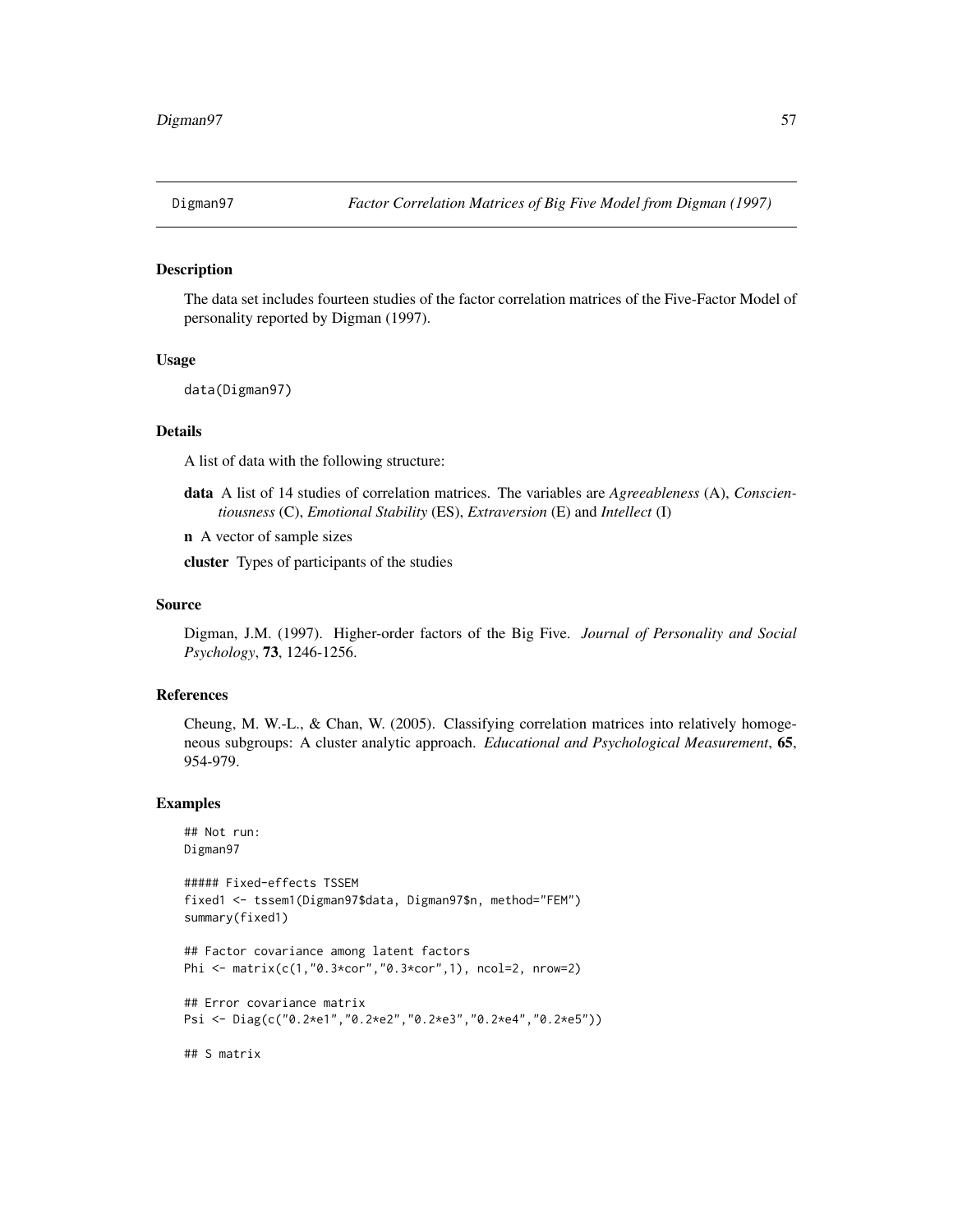# Digman97 — *Factor Correlation Matrices of Big Five Model from Digman (1997)*

## Description

The data set includes fourteen studies of the factor correlation matrices of the Five-Factor Model of personality reported by Digman (1997).

## Usage

```
data(Digman97)
```

## Details

A list of data with the following structure:

**data** A list of 14 studies of correlation matrices. The variables are *Agreeableness* (A), *Conscientiousness* (C), *Emotional Stability* (ES), *Extraversion* (E) and *Intellect* (I)

**n** A vector of sample sizes

**cluster** Types of participants of the studies

## Source

Digman, J.M. (1997). Higher-order factors of the Big Five. *Journal of Personality and Social Psychology*, **73**, 1246-1256.

## References

Cheung, M. W.-L., & Chan, W. (2005). Classifying correlation matrices into relatively homogeneous subgroups: A cluster analytic approach. *Educational and Psychological Measurement*, **65**, 954-979.

## Examples

```
## Not run:
Digman97

##### Fixed-effects TSSEM
fixed1 <- tssem1(Digman97$data, Digman97$n, method="FEM")
summary(fixed1)

## Factor covariance among latent factors
Phi <- matrix(c(1,"0.3*cor","0.3*cor",1), ncol=2, nrow=2)

## Error covariance matrix
Psi <- Diag(c("0.2*e1","0.2*e2","0.2*e3","0.2*e4","0.2*e5"))

## S matrix
```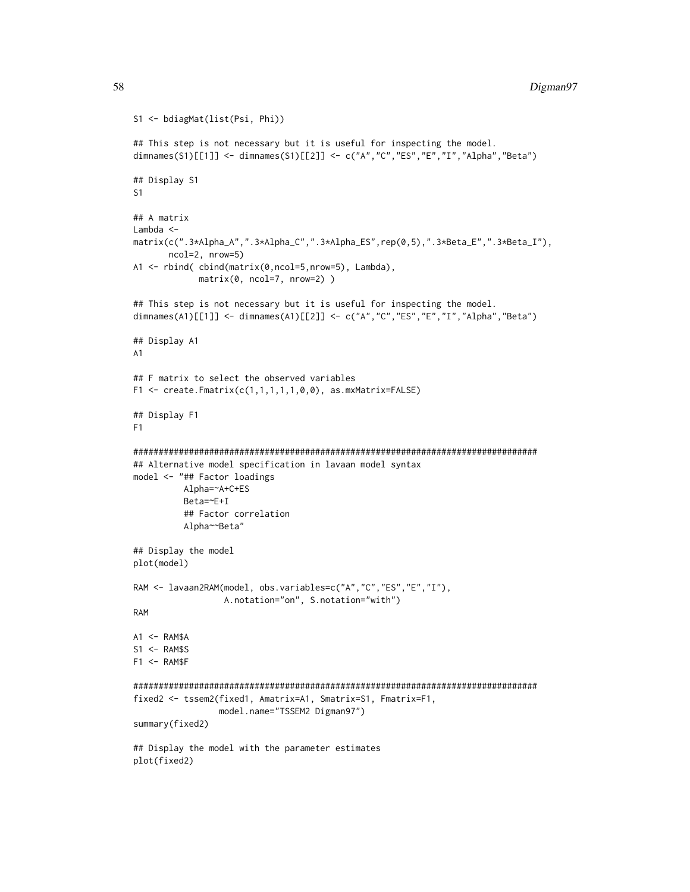```
S1 <- bdiagMat(list(Psi, Phi))

## This step is not necessary but it is useful for inspecting the model.
dimnames(S1)[[1]] <- dimnames(S1)[[2]] <- c("A","C","ES","E","I","Alpha","Beta")

## Display S1
S1

## A matrix
Lambda <-
matrix(c(".3*Alpha_A",".3*Alpha_C",".3*Alpha_ES",rep(0,5),".3*Beta_E",".3*Beta_I"),
       ncol=2, nrow=5)
A1 <- rbind( cbind(matrix(0,ncol=5,nrow=5), Lambda),
             matrix(0, ncol=7, nrow=2) )

## This step is not necessary but it is useful for inspecting the model.
dimnames(A1)[[1]] <- dimnames(A1)[[2]] <- c("A","C","ES","E","I","Alpha","Beta")

## Display A1
A1

## F matrix to select the observed variables
F1 <- create.Fmatrix(c(1,1,1,1,1,0,0), as.mxMatrix=FALSE)

## Display F1
F1

################################################################################
## Alternative model specification in lavaan model syntax
model <- "## Factor loadings
          Alpha=~A+C+ES
          Beta=~E+I
          ## Factor correlation
          Alpha~~Beta"

## Display the model
plot(model)

RAM <- lavaan2RAM(model, obs.variables=c("A","C","ES","E","I"),
                  A.notation="on", S.notation="with")
RAM

A1 <- RAM$A
S1 <- RAM$S
F1 <- RAM$F

################################################################################
fixed2 <- tssem2(fixed1, Amatrix=A1, Smatrix=S1, Fmatrix=F1,
                 model.name="TSSEM2 Digman97")
summary(fixed2)

## Display the model with the parameter estimates
plot(fixed2)
```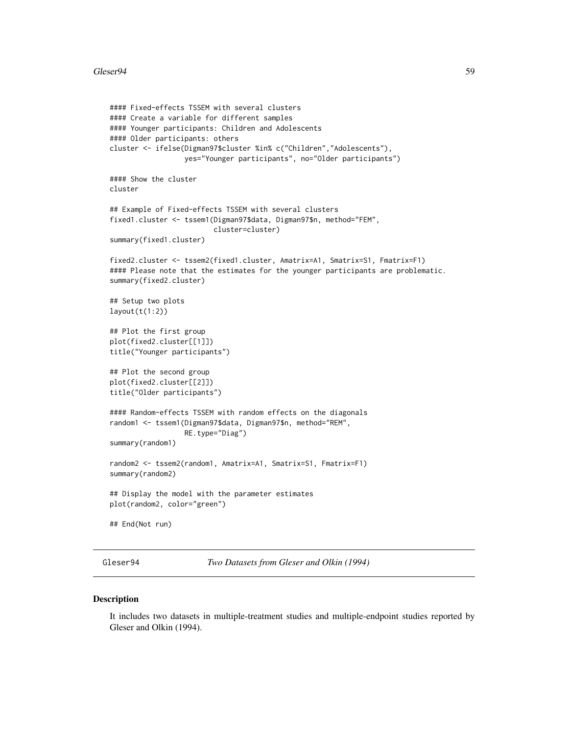```
#### Fixed-effects TSSEM with several clusters
#### Create a variable for different samples
#### Younger participants: Children and Adolescents
#### Older participants: others
cluster <- ifelse(Digman97$cluster %in% c("Children","Adolescents"),
                  yes="Younger participants", no="Older participants")

#### Show the cluster
cluster

## Example of Fixed-effects TSSEM with several clusters
fixed1.cluster <- tssem1(Digman97$data, Digman97$n, method="FEM",
                         cluster=cluster)
summary(fixed1.cluster)

fixed2.cluster <- tssem2(fixed1.cluster, Amatrix=A1, Smatrix=S1, Fmatrix=F1)
#### Please note that the estimates for the younger participants are problematic.
summary(fixed2.cluster)

## Setup two plots
layout(t(1:2))

## Plot the first group
plot(fixed2.cluster[[1]])
title("Younger participants")

## Plot the second group
plot(fixed2.cluster[[2]])
title("Older participants")

#### Random-effects TSSEM with random effects on the diagonals
random1 <- tssem1(Digman97$data, Digman97$n, method="REM",
                  RE.type="Diag")
summary(random1)

random2 <- tssem2(random1, Amatrix=A1, Smatrix=S1, Fmatrix=F1)
summary(random2)

## Display the model with the parameter estimates
plot(random2, color="green")

## End(Not run)
```

---

Gleser94 *Two Datasets from Gleser and Olkin (1994)*

---

### Description

It includes two datasets in multiple-treatment studies and multiple-endpoint studies reported by Gleser and Olkin (1994).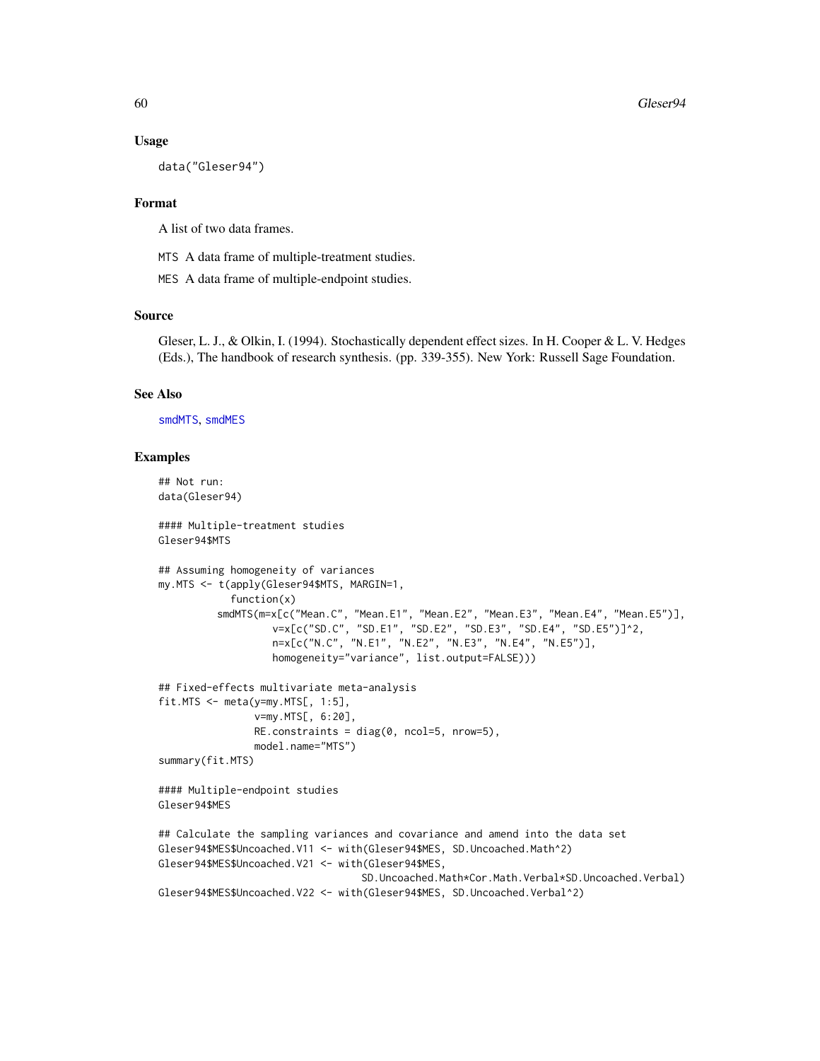## Usage

```
data("Gleser94")
```

## Format

A list of two data frames.

MTS A data frame of multiple-treatment studies.

MES A data frame of multiple-endpoint studies.

## Source

Gleser, L. J., & Olkin, I. (1994). Stochastically dependent effect sizes. In H. Cooper & L. V. Hedges (Eds.), The handbook of research synthesis. (pp. 339-355). New York: Russell Sage Foundation.

## See Also

smdMTS, smdMES

## Examples

```
## Not run:
data(Gleser94)

#### Multiple-treatment studies
Gleser94$MTS

## Assuming homogeneity of variances
my.MTS <- t(apply(Gleser94$MTS, MARGIN=1,
            function(x)
          smdMTS(m=x[c("Mean.C", "Mean.E1", "Mean.E2", "Mean.E3", "Mean.E4", "Mean.E5")],
                 v=x[c("SD.C", "SD.E1", "SD.E2", "SD.E3", "SD.E4", "SD.E5")]^2,
                 n=x[c("N.C", "N.E1", "N.E2", "N.E3", "N.E4", "N.E5")],
                 homogeneity="variance", list.output=FALSE)))

## Fixed-effects multivariate meta-analysis
fit.MTS <- meta(y=my.MTS[, 1:5],
                v=my.MTS[, 6:20],
                RE.constraints = diag(0, ncol=5, nrow=5),
                model.name="MTS")
summary(fit.MTS)

#### Multiple-endpoint studies
Gleser94$MES

## Calculate the sampling variances and covariance and amend into the data set
Gleser94$MES$Uncoached.V11 <- with(Gleser94$MES, SD.Uncoached.Math^2)
Gleser94$MES$Uncoached.V21 <- with(Gleser94$MES,
                                   SD.Uncoached.Math*Cor.Math.Verbal*SD.Uncoached.Verbal)
Gleser94$MES$Uncoached.V22 <- with(Gleser94$MES, SD.Uncoached.Verbal^2)
```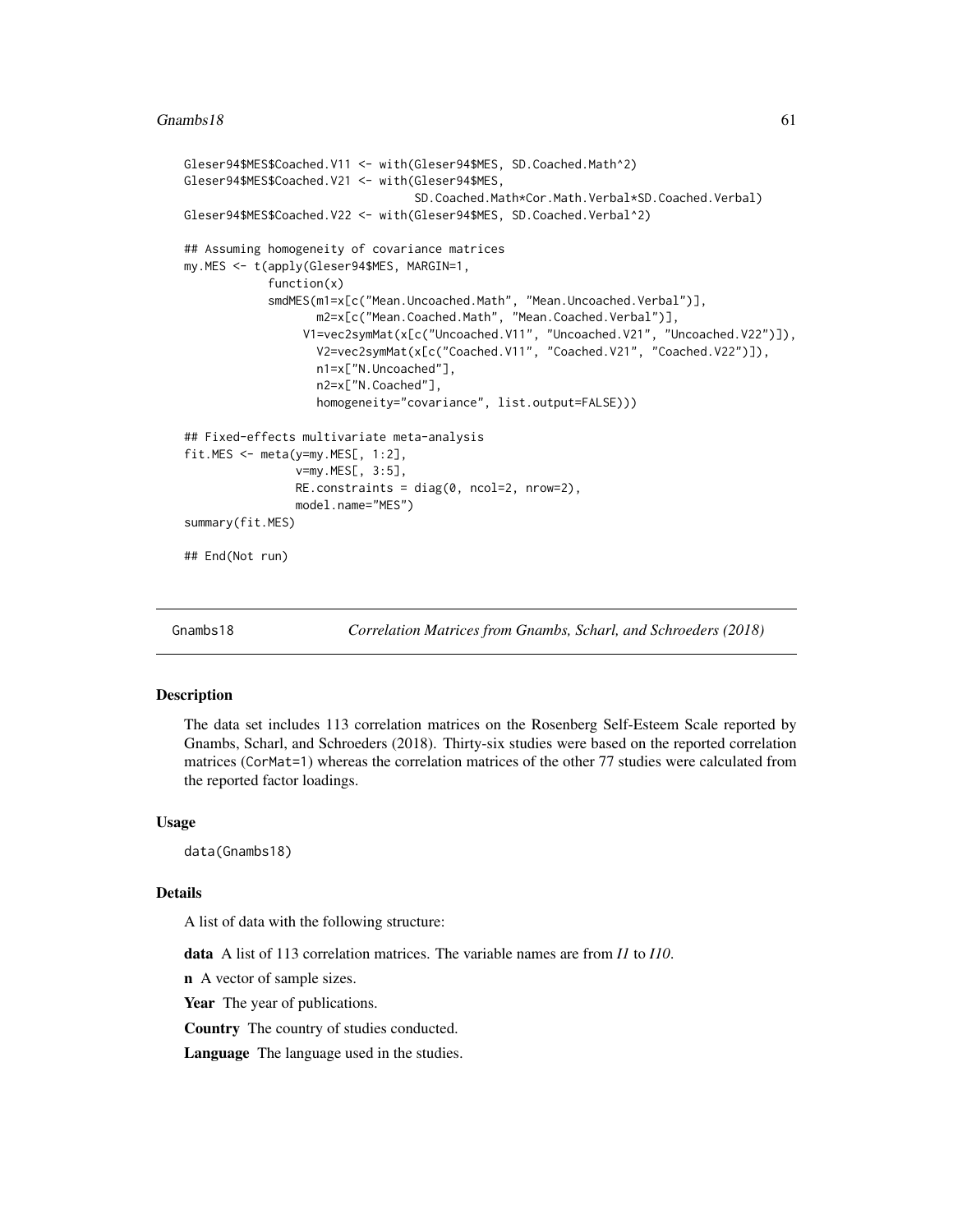```
Gleser94$MES$Coached.V11 <- with(Gleser94$MES, SD.Coached.Math^2)
Gleser94$MES$Coached.V21 <- with(Gleser94$MES,
                                SD.Coached.Math*Cor.Math.Verbal*SD.Coached.Verbal)
Gleser94$MES$Coached.V22 <- with(Gleser94$MES, SD.Coached.Verbal^2)

## Assuming homogeneity of covariance matrices
my.MES <- t(apply(Gleser94$MES, MARGIN=1,
            function(x)
            smdMES(m1=x[c("Mean.Uncoached.Math", "Mean.Uncoached.Verbal")],
                   m2=x[c("Mean.Coached.Math", "Mean.Coached.Verbal")],
                 V1=vec2symMat(x[c("Uncoached.V11", "Uncoached.V21", "Uncoached.V22")]),
                   V2=vec2symMat(x[c("Coached.V11", "Coached.V21", "Coached.V22")]),
                   n1=x["N.Uncoached"],
                   n2=x["N.Coached"],
                   homogeneity="covariance", list.output=FALSE)))

## Fixed-effects multivariate meta-analysis
fit.MES <- meta(y=my.MES[, 1:2],
                v=my.MES[, 3:5],
                RE.constraints = diag(0, ncol=2, nrow=2),
                model.name="MES")
summary(fit.MES)

## End(Not run)
```

## Gnambs18 — *Correlation Matrices from Gnambs, Scharl, and Schroeders (2018)*

### Description

The data set includes 113 correlation matrices on the Rosenberg Self-Esteem Scale reported by Gnambs, Scharl, and Schroeders (2018). Thirty-six studies were based on the reported correlation matrices (`CorMat=1`) whereas the correlation matrices of the other 77 studies were calculated from the reported factor loadings.

### Usage

```
data(Gnambs18)
```

### Details

A list of data with the following structure:

**data** A list of 113 correlation matrices. The variable names are from *I1* to *I10*.

**n** A vector of sample sizes.

**Year** The year of publications.

**Country** The country of studies conducted.

**Language** The language used in the studies.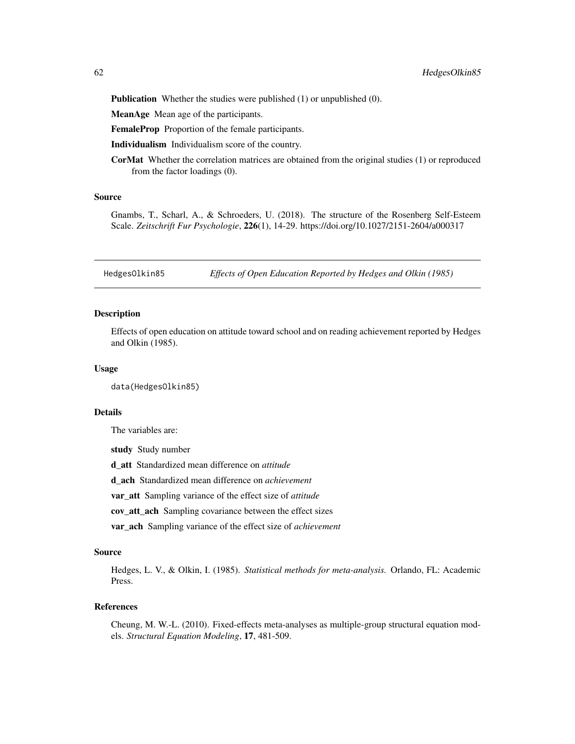**Publication** Whether the studies were published (1) or unpublished (0).

**MeanAge** Mean age of the participants.

**FemaleProp** Proportion of the female participants.

**Individualism** Individualism score of the country.

**CorMat** Whether the correlation matrices are obtained from the original studies (1) or reproduced from the factor loadings (0).

### Source

Gnambs, T., Scharl, A., & Schroeders, U. (2018). The structure of the Rosenberg Self-Esteem Scale. *Zeitschrift Fur Psychologie*, **226**(1), 14-29. https://doi.org/10.1027/2151-2604/a000317

---

## HedgesOlkin85 — *Effects of Open Education Reported by Hedges and Olkin (1985)*

### Description

Effects of open education on attitude toward school and on reading achievement reported by Hedges and Olkin (1985).

### Usage

```
data(HedgesOlkin85)
```

### Details

The variables are:

**study** Study number

**d_att** Standardized mean difference on *attitude*

**d_ach** Standardized mean difference on *achievement*

**var_att** Sampling variance of the effect size of *attitude*

**cov_att_ach** Sampling covariance between the effect sizes

**var_ach** Sampling variance of the effect size of *achievement*

### Source

Hedges, L. V., & Olkin, I. (1985). *Statistical methods for meta-analysis.* Orlando, FL: Academic Press.

### References

Cheung, M. W.-L. (2010). Fixed-effects meta-analyses as multiple-group structural equation models. *Structural Equation Modeling*, **17**, 481-509.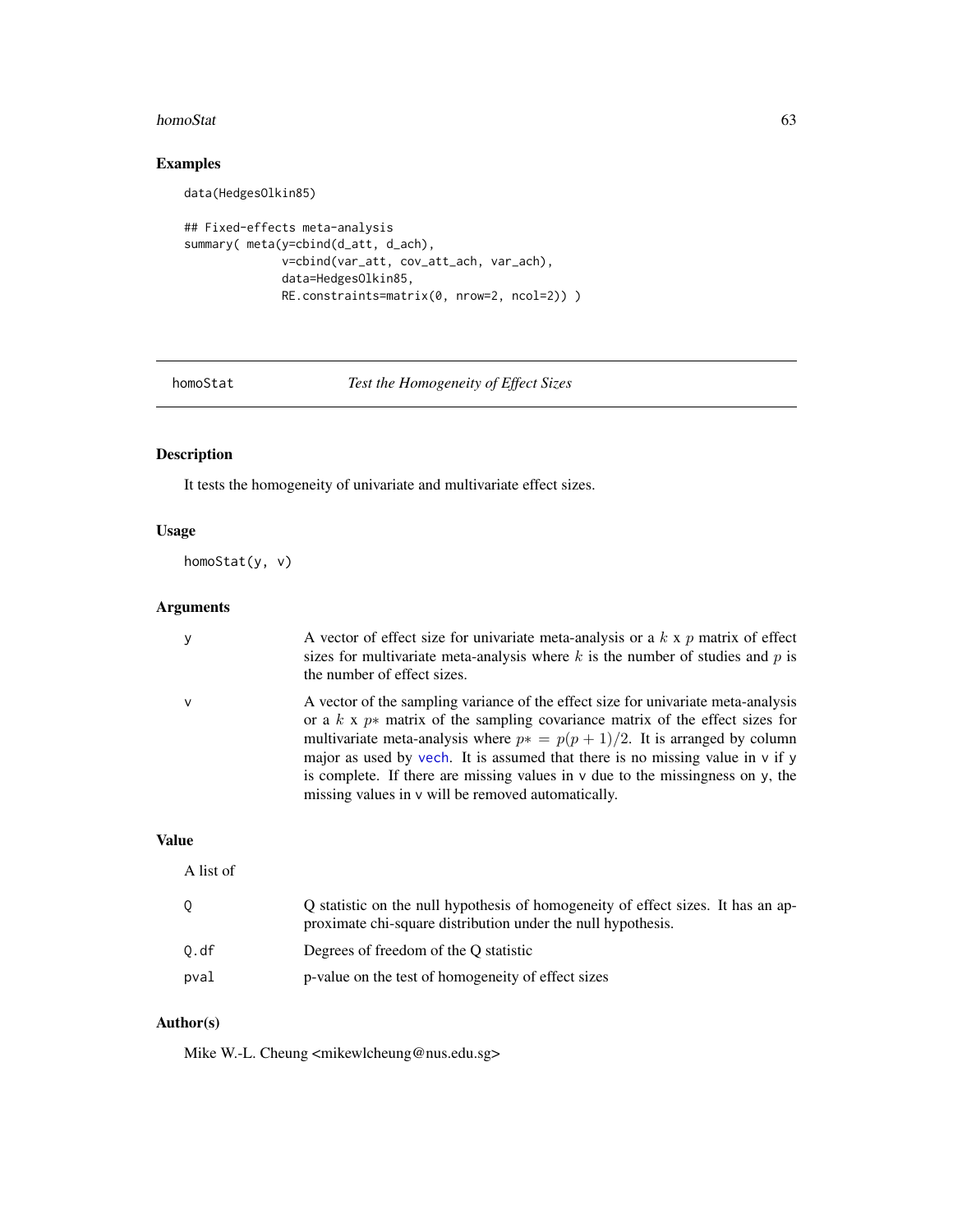## Examples

```
data(HedgesOlkin85)

## Fixed-effects meta-analysis
summary( meta(y=cbind(d_att, d_ach),
              v=cbind(var_att, cov_att_ach, var_ach),
              data=HedgesOlkin85,
              RE.constraints=matrix(0, nrow=2, ncol=2)) )
```

---

homoStat *Test the Homogeneity of Effect Sizes*

---

## Description

It tests the homogeneity of univariate and multivariate effect sizes.

## Usage

```
homoStat(y, v)
```

## Arguments

| | |
|---|---|
| y | A vector of effect size for univariate meta-analysis or a $k$ x $p$ matrix of effect sizes for multivariate meta-analysis where $k$ is the number of studies and $p$ is the number of effect sizes. |
| v | A vector of the sampling variance of the effect size for univariate meta-analysis or a $k$ x $p*$ matrix of the sampling covariance matrix of the effect sizes for multivariate meta-analysis where $p* = p(p+1)/2$. It is arranged by column major as used by vech. It is assumed that there is no missing value in v if y is complete. If there are missing values in v due to the missingness on y, the missing values in v will be removed automatically. |

## Value

A list of

| | |
|---|---|
| Q | Q statistic on the null hypothesis of homogeneity of effect sizes. It has an approximate chi-square distribution under the null hypothesis. |
| Q.df | Degrees of freedom of the Q statistic |
| pval | p-value on the test of homogeneity of effect sizes |

## Author(s)

Mike W.-L. Cheung <mikewlcheung@nus.edu.sg>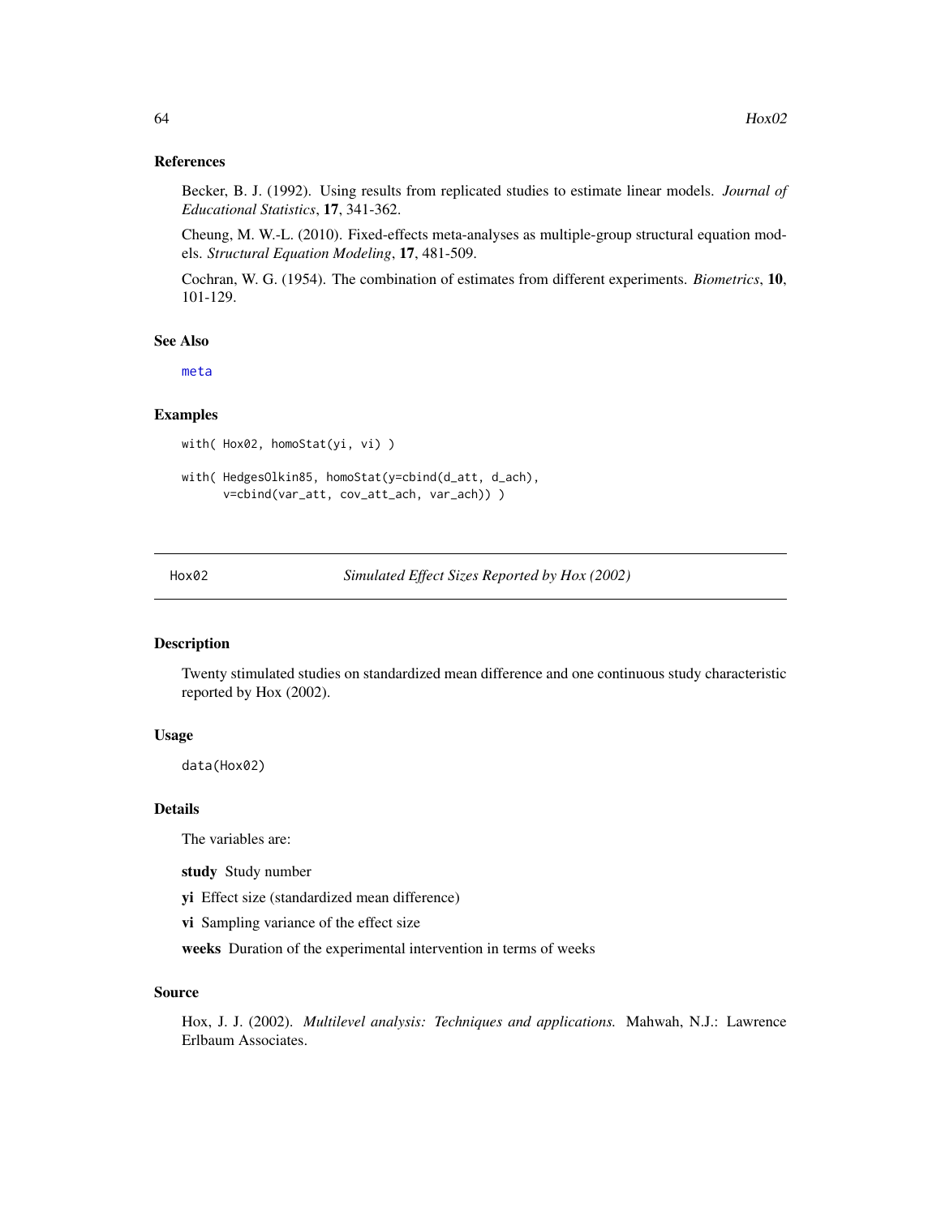## References

Becker, B. J. (1992). Using results from replicated studies to estimate linear models. *Journal of Educational Statistics*, **17**, 341-362.

Cheung, M. W.-L. (2010). Fixed-effects meta-analyses as multiple-group structural equation models. *Structural Equation Modeling*, **17**, 481-509.

Cochran, W. G. (1954). The combination of estimates from different experiments. *Biometrics*, **10**, 101-129.

## See Also

meta

## Examples

```
with( Hox02, homoStat(yi, vi) )

with( HedgesOlkin85, homoStat(y=cbind(d_att, d_ach),
      v=cbind(var_att, cov_att_ach, var_ach)) )
```

---

# Hox02 — *Simulated Effect Sizes Reported by Hox (2002)*

## Description

Twenty stimulated studies on standardized mean difference and one continuous study characteristic reported by Hox (2002).

## Usage

```
data(Hox02)
```

## Details

The variables are:

**study** Study number

**yi** Effect size (standardized mean difference)

**vi** Sampling variance of the effect size

**weeks** Duration of the experimental intervention in terms of weeks

## Source

Hox, J. J. (2002). *Multilevel analysis: Techniques and applications.* Mahwah, N.J.: Lawrence Erlbaum Associates.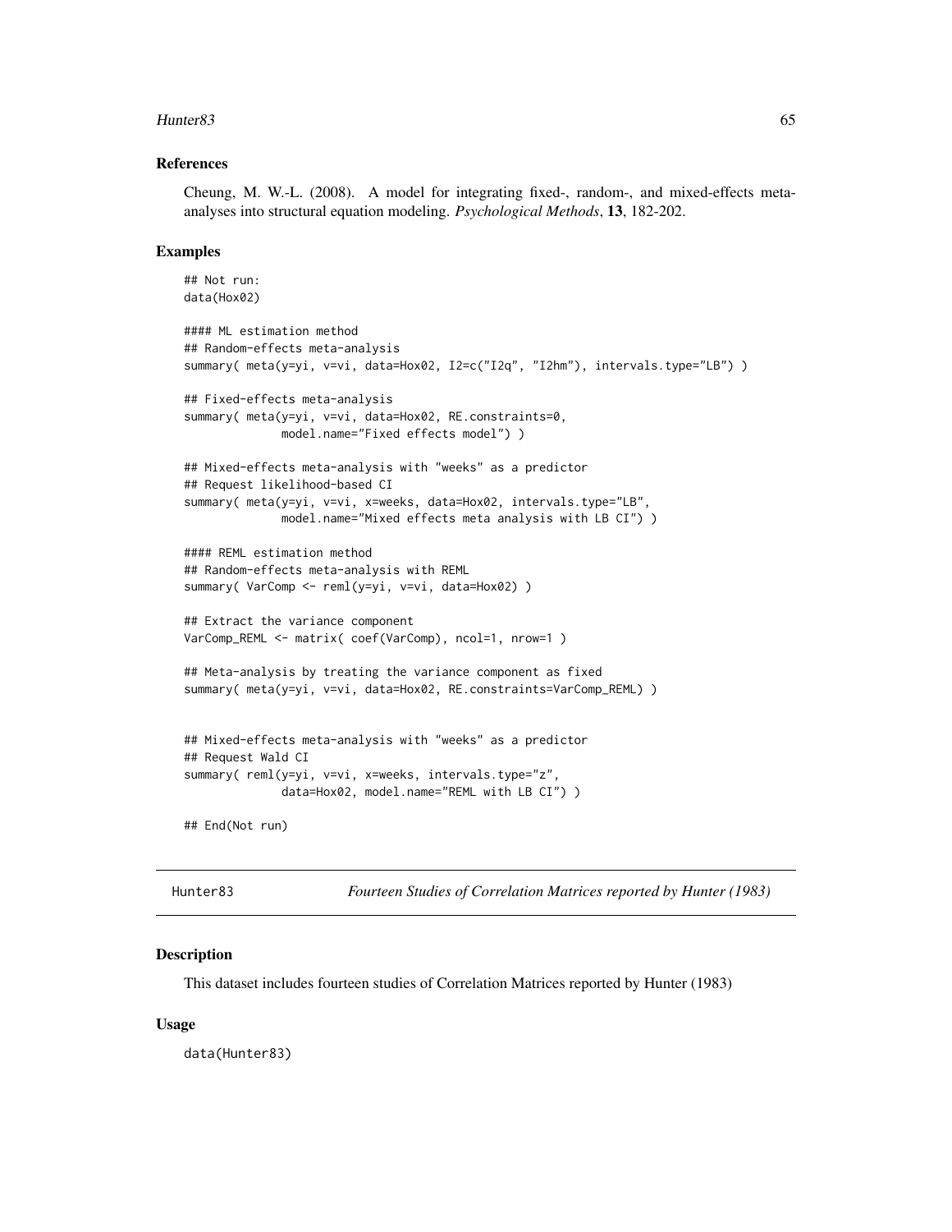### References

Cheung, M. W.-L. (2008). A model for integrating fixed-, random-, and mixed-effects meta-analyses into structural equation modeling. *Psychological Methods*, **13**, 182-202.

### Examples

```
## Not run:
data(Hox02)

#### ML estimation method
## Random-effects meta-analysis
summary( meta(y=yi, v=vi, data=Hox02, I2=c("I2q", "I2hm"), intervals.type="LB") )

## Fixed-effects meta-analysis
summary( meta(y=yi, v=vi, data=Hox02, RE.constraints=0,
              model.name="Fixed effects model") )

## Mixed-effects meta-analysis with "weeks" as a predictor
## Request likelihood-based CI
summary( meta(y=yi, v=vi, x=weeks, data=Hox02, intervals.type="LB",
              model.name="Mixed effects meta analysis with LB CI") )

#### REML estimation method
## Random-effects meta-analysis with REML
summary( VarComp <- reml(y=yi, v=vi, data=Hox02) )

## Extract the variance component
VarComp_REML <- matrix( coef(VarComp), ncol=1, nrow=1 )

## Meta-analysis by treating the variance component as fixed
summary( meta(y=yi, v=vi, data=Hox02, RE.constraints=VarComp_REML) )


## Mixed-effects meta-analysis with "weeks" as a predictor
## Request Wald CI
summary( reml(y=yi, v=vi, x=weeks, intervals.type="z",
              data=Hox02, model.name="REML with LB CI") )

## End(Not run)
```

---

## Hunter83 — *Fourteen Studies of Correlation Matrices reported by Hunter (1983)*

### Description

This dataset includes fourteen studies of Correlation Matrices reported by Hunter (1983)

### Usage

```
data(Hunter83)
```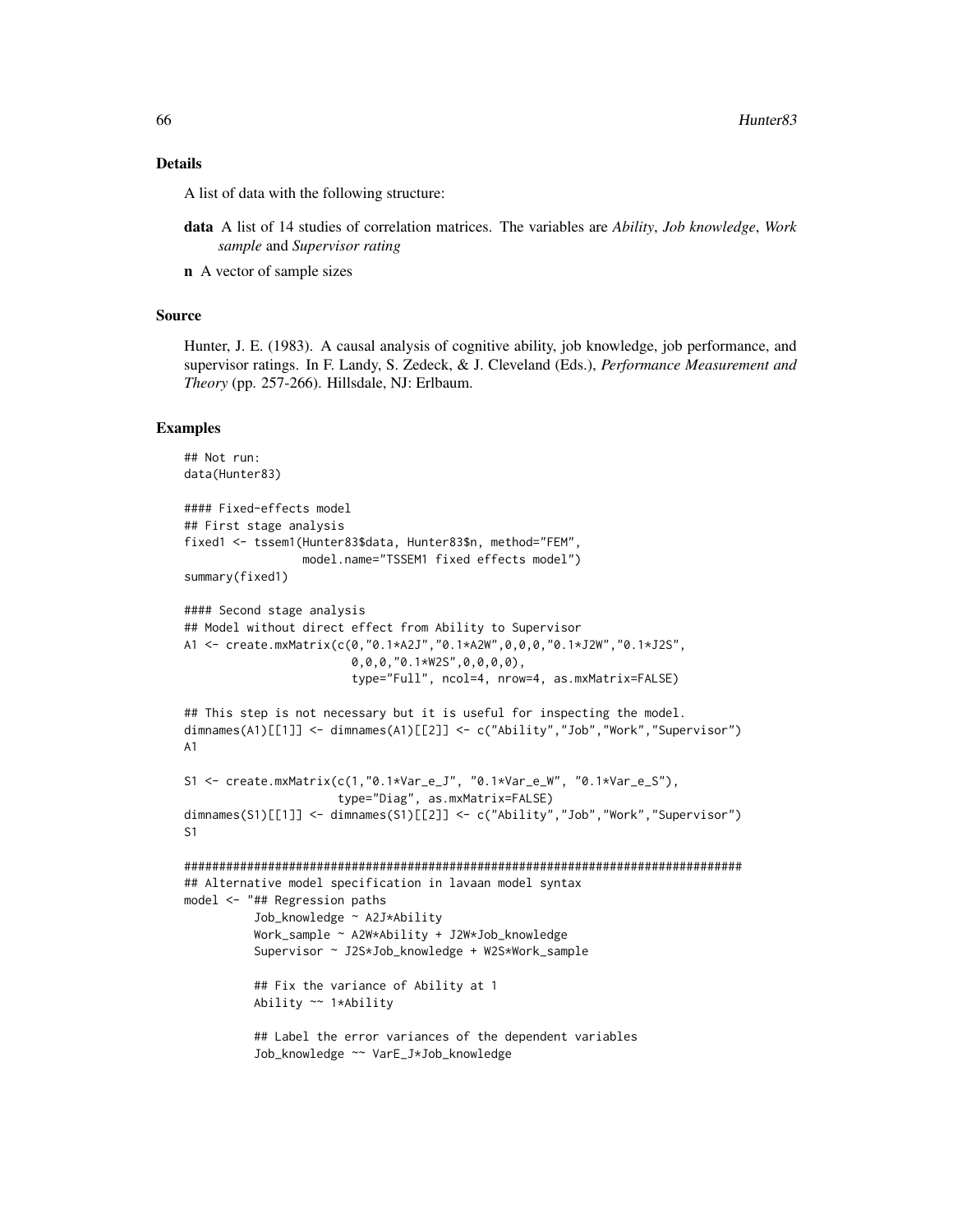## Details

A list of data with the following structure:

**data** A list of 14 studies of correlation matrices. The variables are *Ability*, *Job knowledge*, *Work sample* and *Supervisor rating*

**n** A vector of sample sizes

## Source

Hunter, J. E. (1983). A causal analysis of cognitive ability, job knowledge, job performance, and supervisor ratings. In F. Landy, S. Zedeck, & J. Cleveland (Eds.), *Performance Measurement and Theory* (pp. 257-266). Hillsdale, NJ: Erlbaum.

## Examples

```
## Not run:
data(Hunter83)

#### Fixed-effects model
## First stage analysis
fixed1 <- tssem1(Hunter83$data, Hunter83$n, method="FEM",
                 model.name="TSSEM1 fixed effects model")
summary(fixed1)

#### Second stage analysis
## Model without direct effect from Ability to Supervisor
A1 <- create.mxMatrix(c(0,"0.1*A2J","0.1*A2W",0,0,0,"0.1*J2W","0.1*J2S",
                        0,0,0,"0.1*W2S",0,0,0,0),
                        type="Full", ncol=4, nrow=4, as.mxMatrix=FALSE)

## This step is not necessary but it is useful for inspecting the model.
dimnames(A1)[[1]] <- dimnames(A1)[[2]] <- c("Ability","Job","Work","Supervisor")
A1

S1 <- create.mxMatrix(c(1,"0.1*Var_e_J", "0.1*Var_e_W", "0.1*Var_e_S"),
                      type="Diag", as.mxMatrix=FALSE)
dimnames(S1)[[1]] <- dimnames(S1)[[2]] <- c("Ability","Job","Work","Supervisor")
S1

################################################################################
## Alternative model specification in lavaan model syntax
model <- "## Regression paths
          Job_knowledge ~ A2J*Ability
          Work_sample ~ A2W*Ability + J2W*Job_knowledge
          Supervisor ~ J2S*Job_knowledge + W2S*Work_sample

          ## Fix the variance of Ability at 1
          Ability ~~ 1*Ability

          ## Label the error variances of the dependent variables
          Job_knowledge ~~ VarE_J*Job_knowledge
```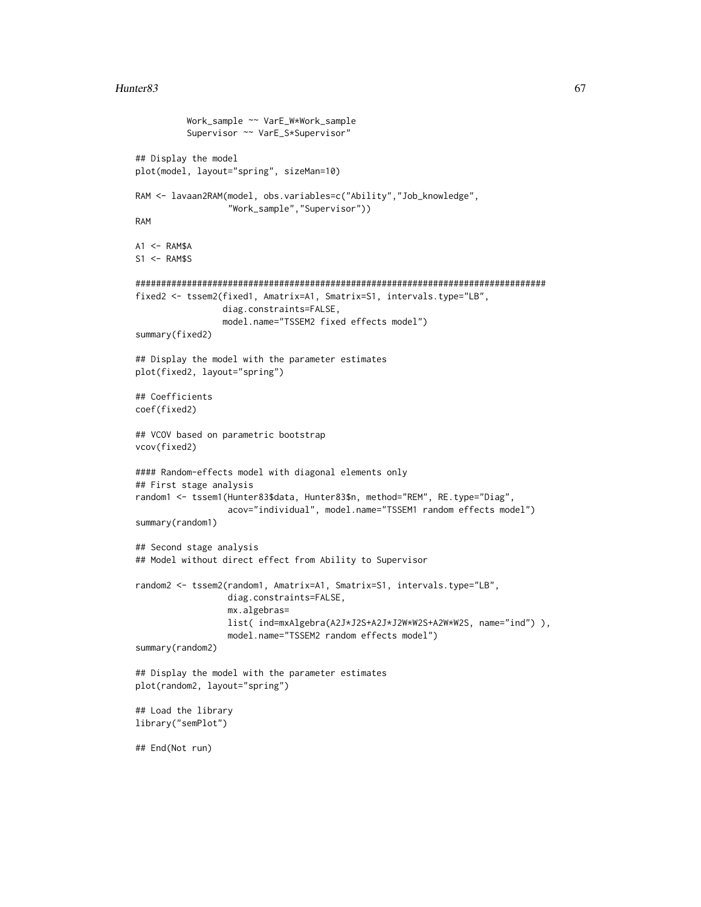```
          Work_sample ~~ VarE_W*Work_sample
          Supervisor ~~ VarE_S*Supervisor"

## Display the model
plot(model, layout="spring", sizeMan=10)

RAM <- lavaan2RAM(model, obs.variables=c("Ability","Job_knowledge",
                  "Work_sample","Supervisor"))
RAM

A1 <- RAM$A
S1 <- RAM$S

################################################################################
fixed2 <- tssem2(fixed1, Amatrix=A1, Smatrix=S1, intervals.type="LB",
                 diag.constraints=FALSE,
                 model.name="TSSEM2 fixed effects model")
summary(fixed2)

## Display the model with the parameter estimates
plot(fixed2, layout="spring")

## Coefficients
coef(fixed2)

## VCOV based on parametric bootstrap
vcov(fixed2)

#### Random-effects model with diagonal elements only
## First stage analysis
random1 <- tssem1(Hunter83$data, Hunter83$n, method="REM", RE.type="Diag",
                  acov="individual", model.name="TSSEM1 random effects model")
summary(random1)

## Second stage analysis
## Model without direct effect from Ability to Supervisor

random2 <- tssem2(random1, Amatrix=A1, Smatrix=S1, intervals.type="LB",
                  diag.constraints=FALSE,
                  mx.algebras=
                  list( ind=mxAlgebra(A2J*J2S+A2J*J2W*W2S+A2W*W2S, name="ind") ),
                  model.name="TSSEM2 random effects model")
summary(random2)

## Display the model with the parameter estimates
plot(random2, layout="spring")

## Load the library
library("semPlot")

## End(Not run)
```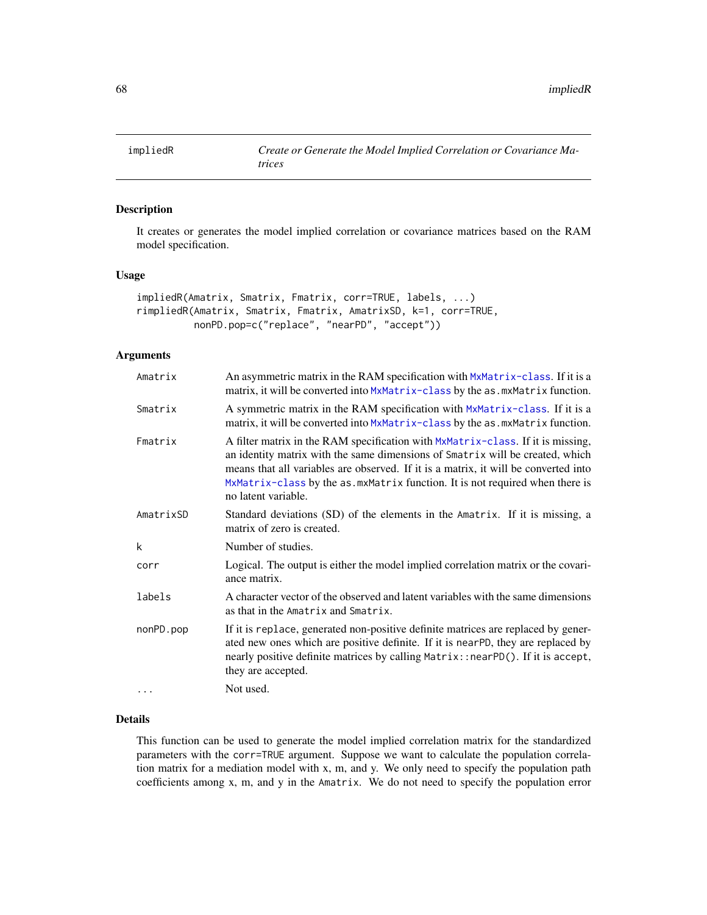## impliedR — *Create or Generate the Model Implied Correlation or Covariance Matrices*

### Description

It creates or generates the model implied correlation or covariance matrices based on the RAM model specification.

### Usage

```
impliedR(Amatrix, Smatrix, Fmatrix, corr=TRUE, labels, ...)
rimpliedR(Amatrix, Smatrix, Fmatrix, AmatrixSD, k=1, corr=TRUE,
          nonPD.pop=c("replace", "nearPD", "accept"))
```

### Arguments

| Argument | Description |
|---|---|
| Amatrix | An asymmetric matrix in the RAM specification with MxMatrix-class. If it is a matrix, it will be converted into MxMatrix-class by the as.mxMatrix function. |
| Smatrix | A symmetric matrix in the RAM specification with MxMatrix-class. If it is a matrix, it will be converted into MxMatrix-class by the as.mxMatrix function. |
| Fmatrix | A filter matrix in the RAM specification with MxMatrix-class. If it is missing, an identity matrix with the same dimensions of Smatrix will be created, which means that all variables are observed. If it is a matrix, it will be converted into MxMatrix-class by the as.mxMatrix function. It is not required when there is no latent variable. |
| AmatrixSD | Standard deviations (SD) of the elements in the Amatrix. If it is missing, a matrix of zero is created. |
| k | Number of studies. |
| corr | Logical. The output is either the model implied correlation matrix or the covariance matrix. |
| labels | A character vector of the observed and latent variables with the same dimensions as that in the Amatrix and Smatrix. |
| nonPD.pop | If it is replace, generated non-positive definite matrices are replaced by generated new ones which are positive definite. If it is nearPD, they are replaced by nearly positive definite matrices by calling Matrix::nearPD(). If it is accept, they are accepted. |
| ... | Not used. |

### Details

This function can be used to generate the model implied correlation matrix for the standardized parameters with the corr=TRUE argument. Suppose we want to calculate the population correlation matrix for a mediation model with x, m, and y. We only need to specify the population path coefficients among x, m, and y in the Amatrix. We do not need to specify the population error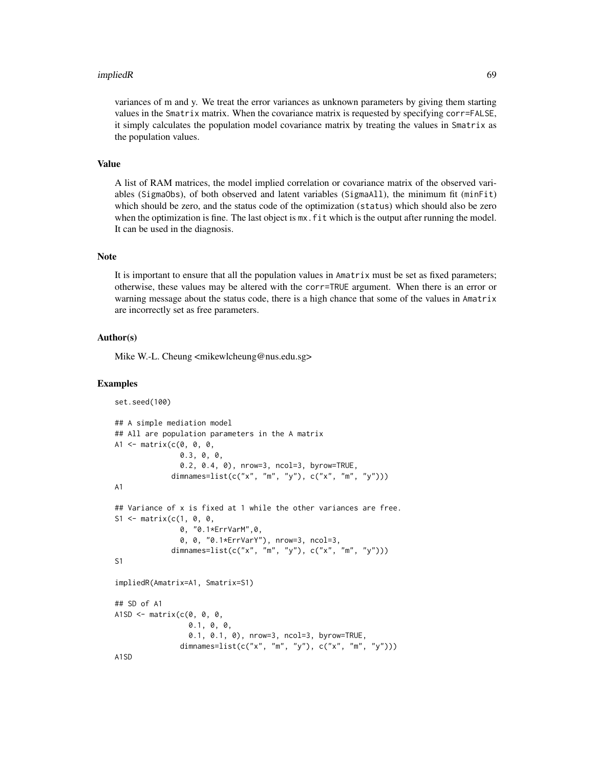variances of m and y. We treat the error variances as unknown parameters by giving them starting values in the Smatrix matrix. When the covariance matrix is requested by specifying corr=FALSE, it simply calculates the population model covariance matrix by treating the values in Smatrix as the population values.

## Value

A list of RAM matrices, the model implied correlation or covariance matrix of the observed variables (SigmaObs), of both observed and latent variables (SigmaAll), the minimum fit (minFit) which should be zero, and the status code of the optimization (status) which should also be zero when the optimization is fine. The last object is mx.fit which is the output after running the model. It can be used in the diagnosis.

## Note

It is important to ensure that all the population values in Amatrix must be set as fixed parameters; otherwise, these values may be altered with the corr=TRUE argument. When there is an error or warning message about the status code, there is a high chance that some of the values in Amatrix are incorrectly set as free parameters.

## Author(s)

Mike W.-L. Cheung <mikewlcheung@nus.edu.sg>

## Examples

```
set.seed(100)

## A simple mediation model
## All are population parameters in the A matrix
A1 <- matrix(c(0, 0, 0,
               0.3, 0, 0,
               0.2, 0.4, 0), nrow=3, ncol=3, byrow=TRUE,
             dimnames=list(c("x", "m", "y"), c("x", "m", "y")))
A1

## Variance of x is fixed at 1 while the other variances are free.
S1 <- matrix(c(1, 0, 0,
               0, "0.1*ErrVarM",0,
               0, 0, "0.1*ErrVarY"), nrow=3, ncol=3,
             dimnames=list(c("x", "m", "y"), c("x", "m", "y")))
S1

impliedR(Amatrix=A1, Smatrix=S1)

## SD of A1
A1SD <- matrix(c(0, 0, 0,
                 0.1, 0, 0,
                 0.1, 0.1, 0), nrow=3, ncol=3, byrow=TRUE,
               dimnames=list(c("x", "m", "y"), c("x", "m", "y")))
A1SD
```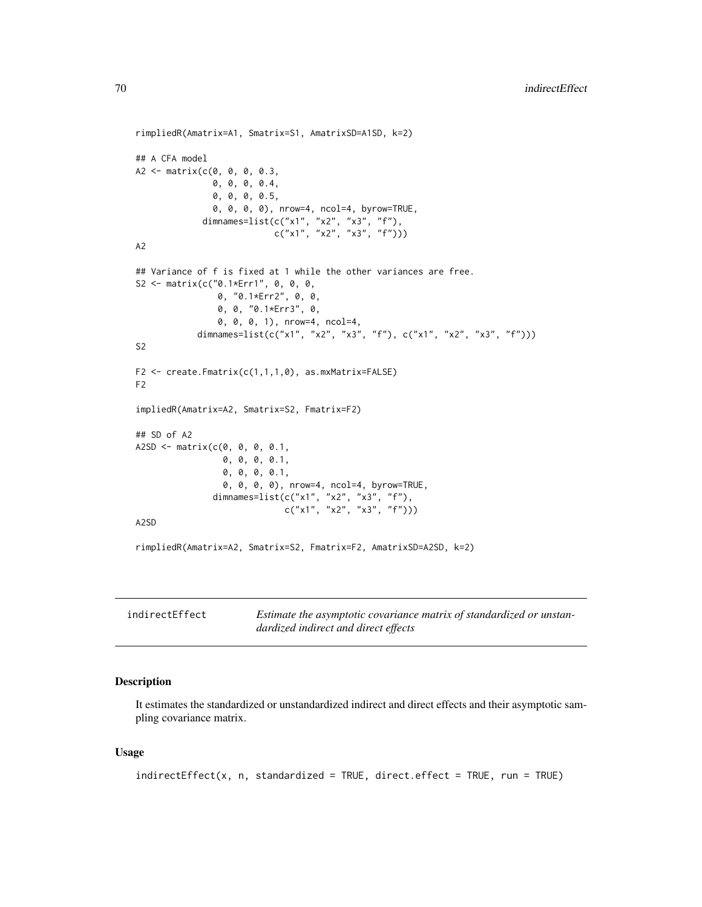```
rimpliedR(Amatrix=A1, Smatrix=S1, AmatrixSD=A1SD, k=2)

## A CFA model
A2 <- matrix(c(0, 0, 0, 0.3,
               0, 0, 0, 0.4,
               0, 0, 0, 0.5,
               0, 0, 0, 0), nrow=4, ncol=4, byrow=TRUE,
             dimnames=list(c("x1", "x2", "x3", "f"),
                           c("x1", "x2", "x3", "f")))
A2

## Variance of f is fixed at 1 while the other variances are free.
S2 <- matrix(c("0.1*Err1", 0, 0, 0,
                0, "0.1*Err2", 0, 0,
                0, 0, "0.1*Err3", 0,
                0, 0, 0, 1), nrow=4, ncol=4,
            dimnames=list(c("x1", "x2", "x3", "f"), c("x1", "x2", "x3", "f")))
S2

F2 <- create.Fmatrix(c(1,1,1,0), as.mxMatrix=FALSE)
F2

impliedR(Amatrix=A2, Smatrix=S2, Fmatrix=F2)

## SD of A2
A2SD <- matrix(c(0, 0, 0, 0.1,
                 0, 0, 0, 0.1,
                 0, 0, 0, 0.1,
                 0, 0, 0, 0), nrow=4, ncol=4, byrow=TRUE,
               dimnames=list(c("x1", "x2", "x3", "f"),
                             c("x1", "x2", "x3", "f")))
A2SD

rimpliedR(Amatrix=A2, Smatrix=S2, Fmatrix=F2, AmatrixSD=A2SD, k=2)
```

---

## indirectEffect — *Estimate the asymptotic covariance matrix of standardized or unstandardized indirect and direct effects*

### Description

It estimates the standardized or unstandardized indirect and direct effects and their asymptotic sampling covariance matrix.

### Usage

```
indirectEffect(x, n, standardized = TRUE, direct.effect = TRUE, run = TRUE)
```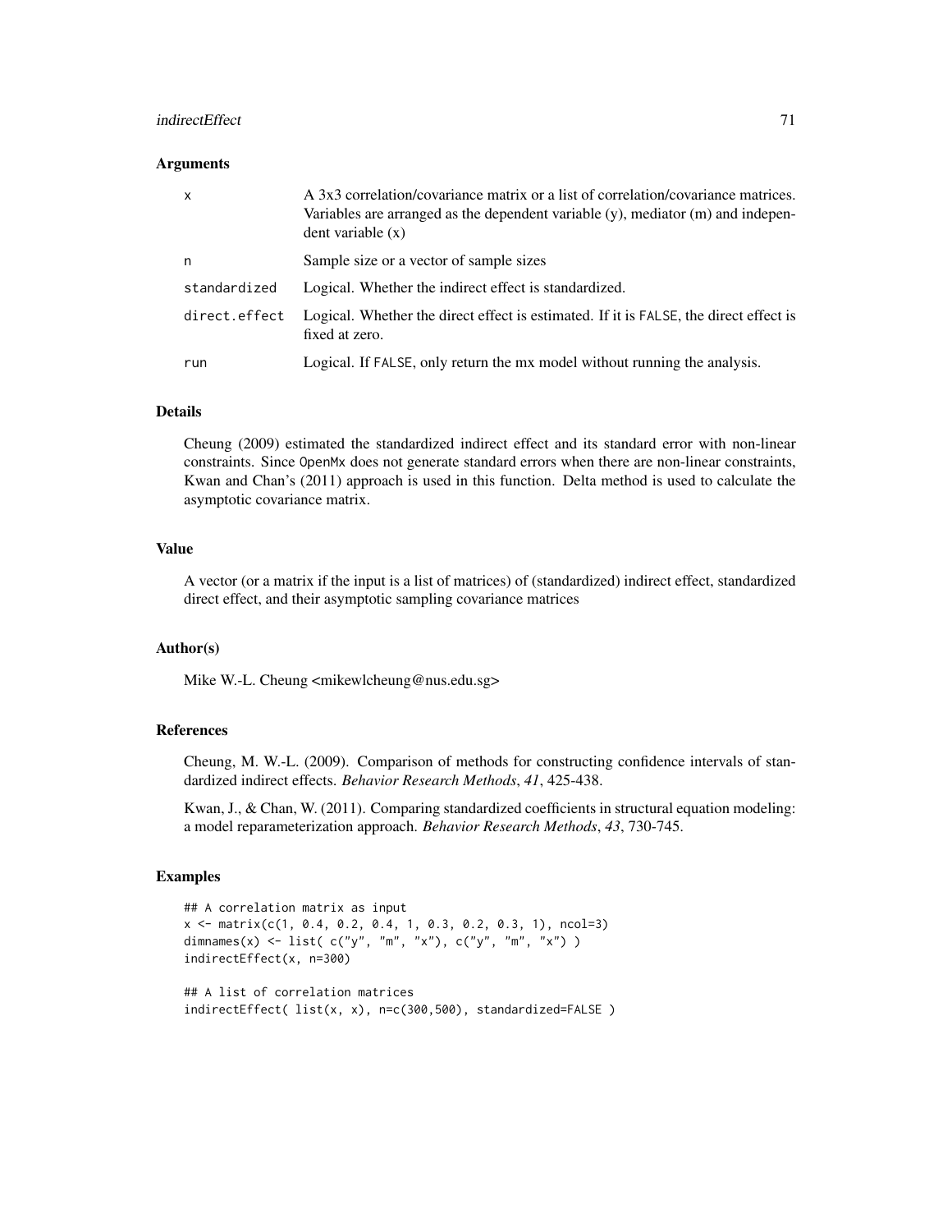## Arguments

| | |
|---|---|
| x | A 3x3 correlation/covariance matrix or a list of correlation/covariance matrices. Variables are arranged as the dependent variable (y), mediator (m) and independent variable (x) |
| n | Sample size or a vector of sample sizes |
| standardized | Logical. Whether the indirect effect is standardized. |
| direct.effect | Logical. Whether the direct effect is estimated. If it is FALSE, the direct effect is fixed at zero. |
| run | Logical. If FALSE, only return the mx model without running the analysis. |

## Details

Cheung (2009) estimated the standardized indirect effect and its standard error with non-linear constraints. Since OpenMx does not generate standard errors when there are non-linear constraints, Kwan and Chan's (2011) approach is used in this function. Delta method is used to calculate the asymptotic covariance matrix.

## Value

A vector (or a matrix if the input is a list of matrices) of (standardized) indirect effect, standardized direct effect, and their asymptotic sampling covariance matrices

## Author(s)

Mike W.-L. Cheung <mikewlcheung@nus.edu.sg>

## References

Cheung, M. W.-L. (2009). Comparison of methods for constructing confidence intervals of standardized indirect effects. *Behavior Research Methods*, *41*, 425-438.

Kwan, J., & Chan, W. (2011). Comparing standardized coefficients in structural equation modeling: a model reparameterization approach. *Behavior Research Methods*, *43*, 730-745.

## Examples

```
## A correlation matrix as input
x <- matrix(c(1, 0.4, 0.2, 0.4, 1, 0.3, 0.2, 0.3, 1), ncol=3)
dimnames(x) <- list( c("y", "m", "x"), c("y", "m", "x") )
indirectEffect(x, n=300)

## A list of correlation matrices
indirectEffect( list(x, x), n=c(300,500), standardized=FALSE )
```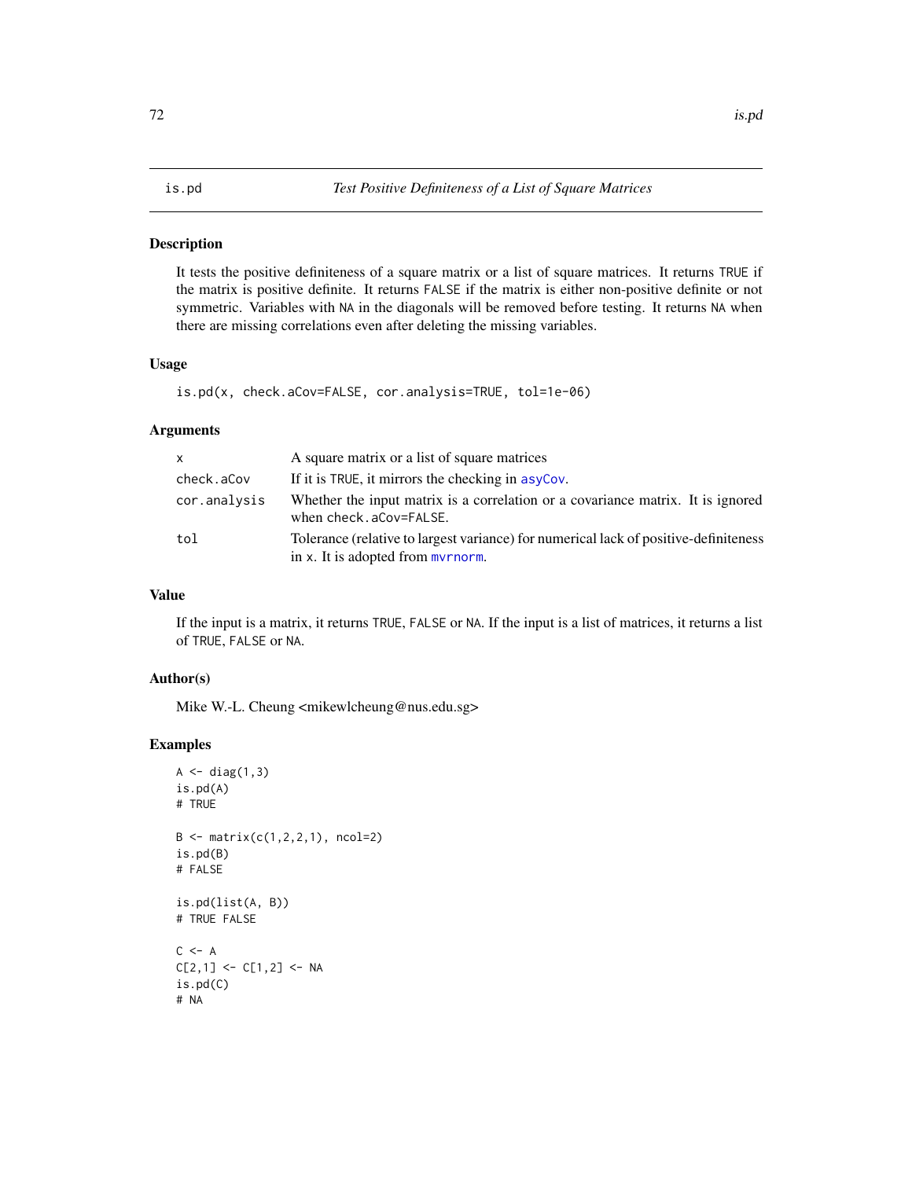is.pd &nbsp;&nbsp;&nbsp;&nbsp; *Test Positive Definiteness of a List of Square Matrices*

## Description

It tests the positive definiteness of a square matrix or a list of square matrices. It returns `TRUE` if the matrix is positive definite. It returns `FALSE` if the matrix is either non-positive definite or not symmetric. Variables with `NA` in the diagonals will be removed before testing. It returns `NA` when there are missing correlations even after deleting the missing variables.

## Usage

```
is.pd(x, check.aCov=FALSE, cor.analysis=TRUE, tol=1e-06)
```

## Arguments

| | |
|---|---|
| `x` | A square matrix or a list of square matrices |
| `check.aCov` | If it is `TRUE`, it mirrors the checking in `asyCov`. |
| `cor.analysis` | Whether the input matrix is a correlation or a covariance matrix. It is ignored when `check.aCov=FALSE`. |
| `tol` | Tolerance (relative to largest variance) for numerical lack of positive-definiteness in `x`. It is adopted from `mvrnorm`. |

## Value

If the input is a matrix, it returns `TRUE`, `FALSE` or `NA`. If the input is a list of matrices, it returns a list of `TRUE`, `FALSE` or `NA`.

## Author(s)

Mike W.-L. Cheung <mikewlcheung@nus.edu.sg>

## Examples

```
A <- diag(1,3)
is.pd(A)
# TRUE

B <- matrix(c(1,2,2,1), ncol=2)
is.pd(B)
# FALSE

is.pd(list(A, B))
# TRUE FALSE

C <- A
C[2,1] <- C[1,2] <- NA
is.pd(C)
# NA
```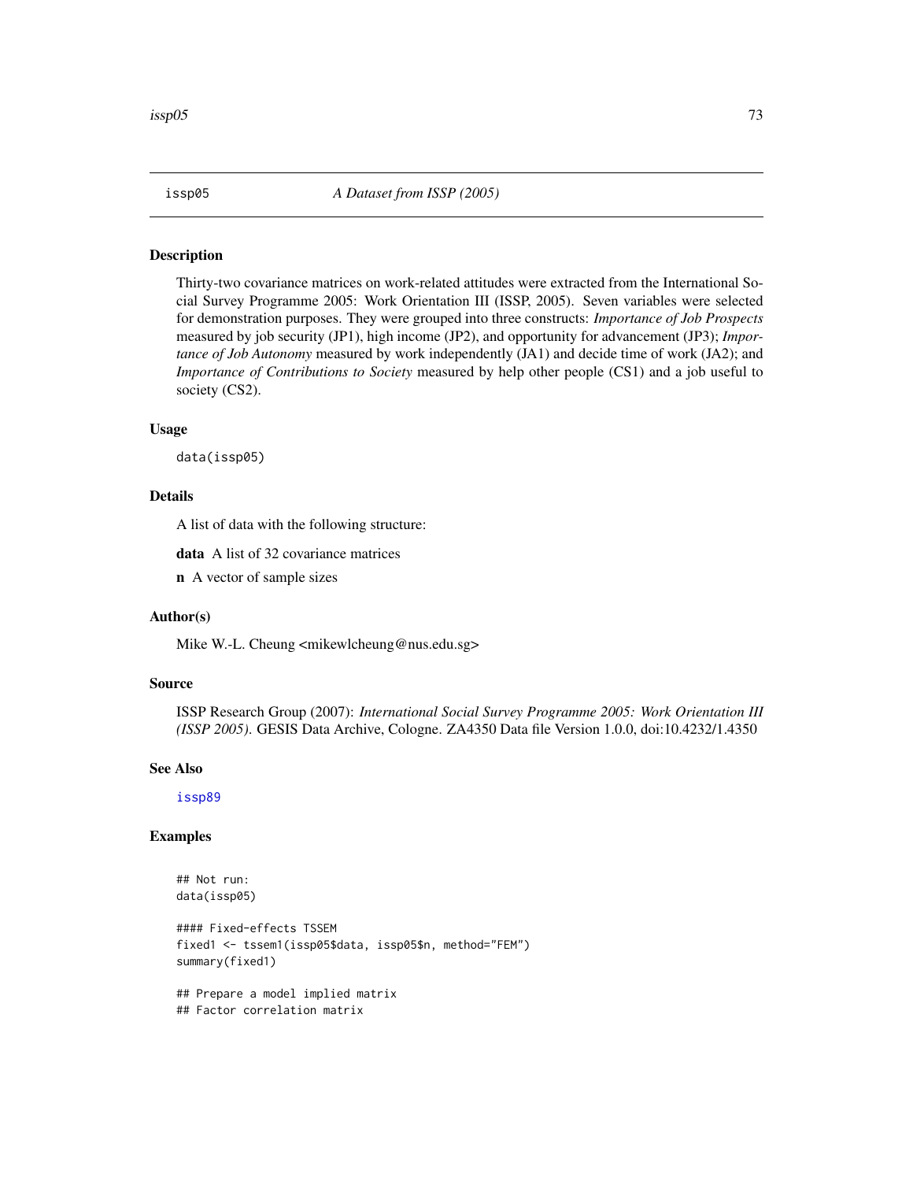# issp05 — *A Dataset from ISSP (2005)*

## Description

Thirty-two covariance matrices on work-related attitudes were extracted from the International Social Survey Programme 2005: Work Orientation III (ISSP, 2005). Seven variables were selected for demonstration purposes. They were grouped into three constructs: *Importance of Job Prospects* measured by job security (JP1), high income (JP2), and opportunity for advancement (JP3); *Importance of Job Autonomy* measured by work independently (JA1) and decide time of work (JA2); and *Importance of Contributions to Society* measured by help other people (CS1) and a job useful to society (CS2).

## Usage

```
data(issp05)
```

## Details

A list of data with the following structure:

**data** A list of 32 covariance matrices

**n** A vector of sample sizes

## Author(s)

Mike W.-L. Cheung <mikewlcheung@nus.edu.sg>

## Source

ISSP Research Group (2007): *International Social Survey Programme 2005: Work Orientation III (ISSP 2005).* GESIS Data Archive, Cologne. ZA4350 Data file Version 1.0.0, doi:10.4232/1.4350

## See Also

issp89

## Examples

```
## Not run:
data(issp05)

#### Fixed-effects TSSEM
fixed1 <- tssem1(issp05$data, issp05$n, method="FEM")
summary(fixed1)

## Prepare a model implied matrix
## Factor correlation matrix
```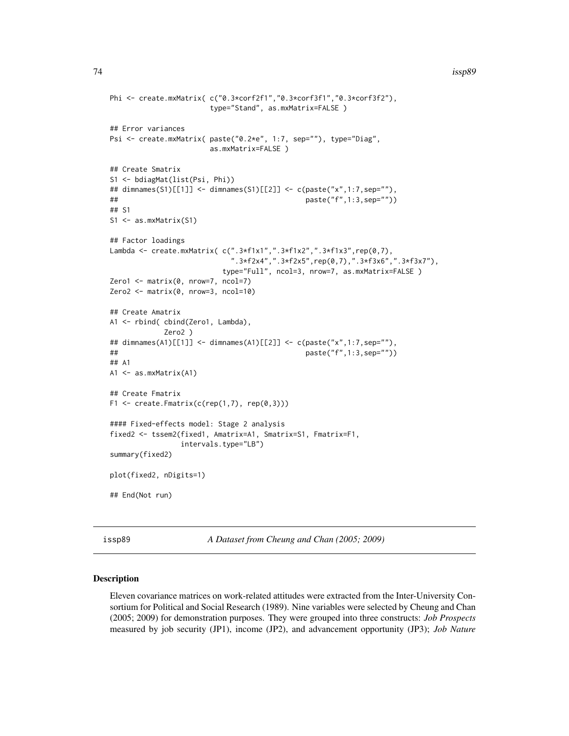```
Phi <- create.mxMatrix( c("0.3*corf2f1","0.3*corf3f1","0.3*corf3f2"),
                        type="Stand", as.mxMatrix=FALSE )

## Error variances
Psi <- create.mxMatrix( paste("0.2*e", 1:7, sep=""), type="Diag",
                        as.mxMatrix=FALSE )

## Create Smatrix
S1 <- bdiagMat(list(Psi, Phi))
## dimnames(S1)[[1]] <- dimnames(S1)[[2]] <- c(paste("x",1:7,sep=""),
##                                              paste("f",1:3,sep=""))
## S1
S1 <- as.mxMatrix(S1)

## Factor loadings
Lambda <- create.mxMatrix( c(".3*f1x1",".3*f1x2",".3*f1x3",rep(0,7),
                             ".3*f2x4",".3*f2x5",rep(0,7),".3*f3x6",".3*f3x7"),
                           type="Full", ncol=3, nrow=7, as.mxMatrix=FALSE )
Zero1 <- matrix(0, nrow=7, ncol=7)
Zero2 <- matrix(0, nrow=3, ncol=10)

## Create Amatrix
A1 <- rbind( cbind(Zero1, Lambda),
             Zero2 )
## dimnames(A1)[[1]] <- dimnames(A1)[[2]] <- c(paste("x",1:7,sep=""),
##                                              paste("f",1:3,sep=""))
## A1
A1 <- as.mxMatrix(A1)

## Create Fmatrix
F1 <- create.Fmatrix(c(rep(1,7), rep(0,3)))

#### Fixed-effects model: Stage 2 analysis
fixed2 <- tssem2(fixed1, Amatrix=A1, Smatrix=S1, Fmatrix=F1,
                 intervals.type="LB")
summary(fixed2)

plot(fixed2, nDigits=1)

## End(Not run)
```

---

issp89 *A Dataset from Cheung and Chan (2005; 2009)*

---

### Description

Eleven covariance matrices on work-related attitudes were extracted from the Inter-University Consortium for Political and Social Research (1989). Nine variables were selected by Cheung and Chan (2005; 2009) for demonstration purposes. They were grouped into three constructs: *Job Prospects* measured by job security (JP1), income (JP2), and advancement opportunity (JP3); *Job Nature*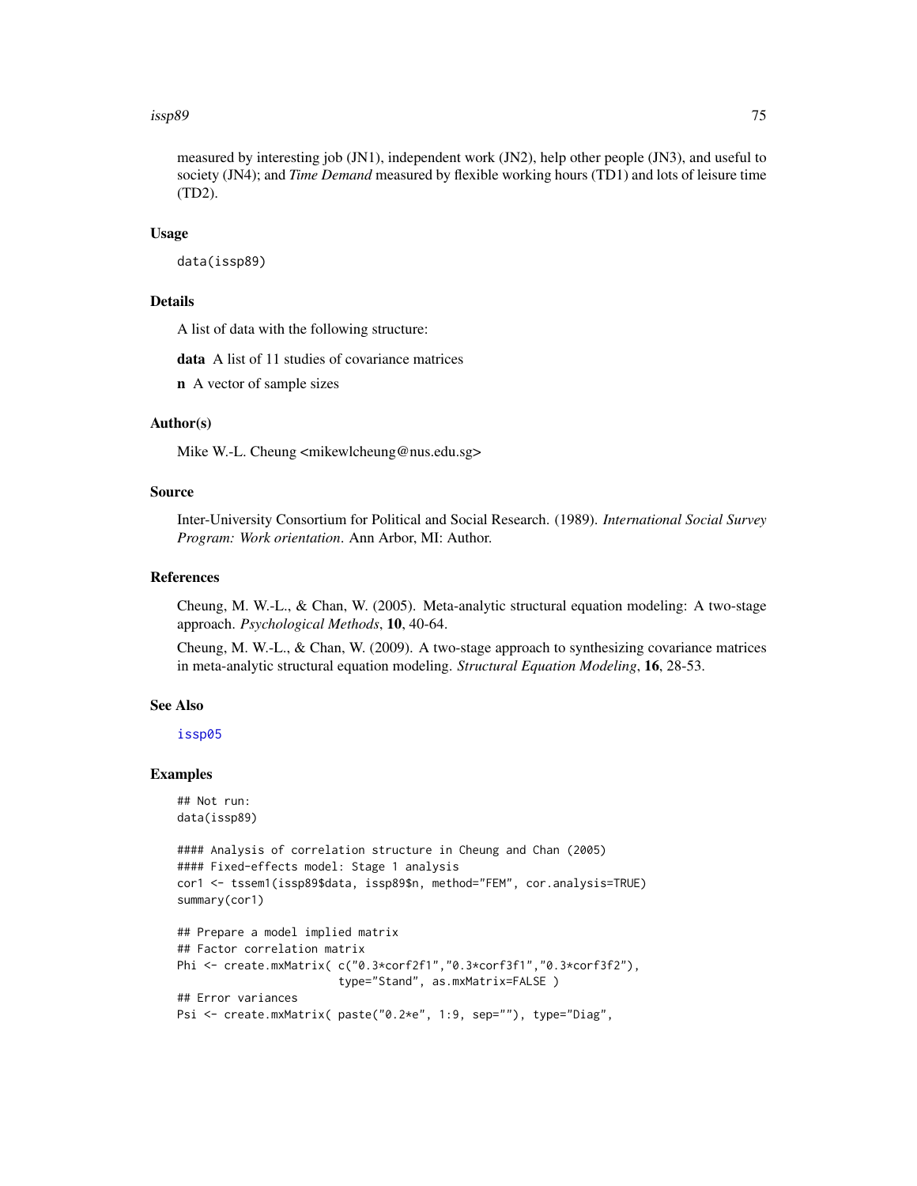measured by interesting job (JN1), independent work (JN2), help other people (JN3), and useful to society (JN4); and *Time Demand* measured by flexible working hours (TD1) and lots of leisure time (TD2).

## Usage

```
data(issp89)
```

## Details

A list of data with the following structure:

**data** A list of 11 studies of covariance matrices

**n** A vector of sample sizes

## Author(s)

Mike W.-L. Cheung <mikewlcheung@nus.edu.sg>

## Source

Inter-University Consortium for Political and Social Research. (1989). *International Social Survey Program: Work orientation*. Ann Arbor, MI: Author.

## References

Cheung, M. W.-L., & Chan, W. (2005). Meta-analytic structural equation modeling: A two-stage approach. *Psychological Methods*, **10**, 40-64.

Cheung, M. W.-L., & Chan, W. (2009). A two-stage approach to synthesizing covariance matrices in meta-analytic structural equation modeling. *Structural Equation Modeling*, **16**, 28-53.

## See Also

issp05

## Examples

```
## Not run:
data(issp89)

#### Analysis of correlation structure in Cheung and Chan (2005)
#### Fixed-effects model: Stage 1 analysis
cor1 <- tssem1(issp89$data, issp89$n, method="FEM", cor.analysis=TRUE)
summary(cor1)

## Prepare a model implied matrix
## Factor correlation matrix
Phi <- create.mxMatrix( c("0.3*corf2f1","0.3*corf3f1","0.3*corf3f2"),
                        type="Stand", as.mxMatrix=FALSE )
## Error variances
Psi <- create.mxMatrix( paste("0.2*e", 1:9, sep=""), type="Diag",
```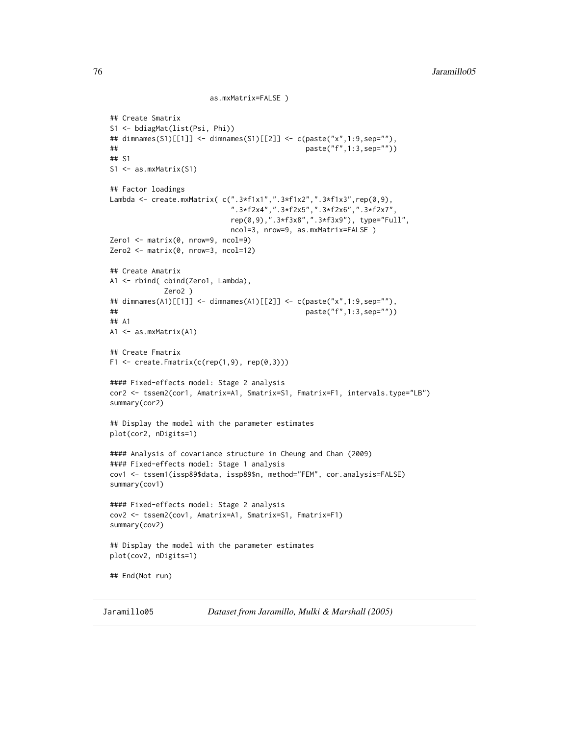```
                        as.mxMatrix=FALSE )

## Create Smatrix
S1 <- bdiagMat(list(Psi, Phi))
## dimnames(S1)[[1]] <- dimnames(S1)[[2]] <- c(paste("x",1:9,sep=""),
##                                             paste("f",1:3,sep=""))
## S1
S1 <- as.mxMatrix(S1)

## Factor loadings
Lambda <- create.mxMatrix( c(".3*f1x1",".3*f1x2",".3*f1x3",rep(0,9),
                             ".3*f2x4",".3*f2x5",".3*f2x6",".3*f2x7",
                             rep(0,9),".3*f3x8",".3*f3x9"), type="Full",
                             ncol=3, nrow=9, as.mxMatrix=FALSE )
Zero1 <- matrix(0, nrow=9, ncol=9)
Zero2 <- matrix(0, nrow=3, ncol=12)

## Create Amatrix
A1 <- rbind( cbind(Zero1, Lambda),
             Zero2 )
## dimnames(A1)[[1]] <- dimnames(A1)[[2]] <- c(paste("x",1:9,sep=""),
##                                             paste("f",1:3,sep=""))
## A1
A1 <- as.mxMatrix(A1)

## Create Fmatrix
F1 <- create.Fmatrix(c(rep(1,9), rep(0,3)))

#### Fixed-effects model: Stage 2 analysis
cor2 <- tssem2(cor1, Amatrix=A1, Smatrix=S1, Fmatrix=F1, intervals.type="LB")
summary(cor2)

## Display the model with the parameter estimates
plot(cor2, nDigits=1)

#### Analysis of covariance structure in Cheung and Chan (2009)
#### Fixed-effects model: Stage 1 analysis
cov1 <- tssem1(issp89$data, issp89$n, method="FEM", cor.analysis=FALSE)
summary(cov1)

#### Fixed-effects model: Stage 2 analysis
cov2 <- tssem2(cov1, Amatrix=A1, Smatrix=S1, Fmatrix=F1)
summary(cov2)

## Display the model with the parameter estimates
plot(cov2, nDigits=1)

## End(Not run)
```

---

Jaramillo05 *Dataset from Jaramillo, Mulki & Marshall (2005)*

---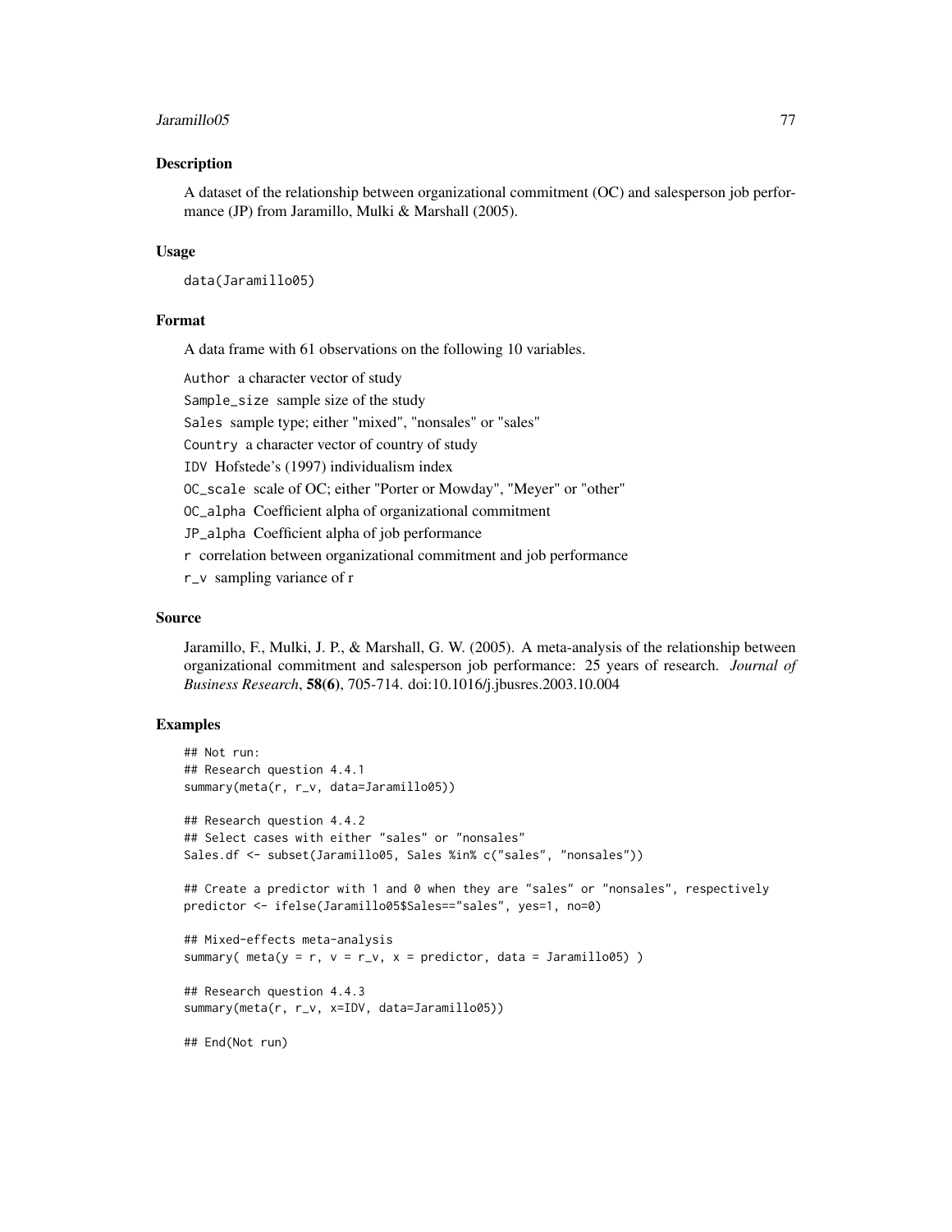## Description

A dataset of the relationship between organizational commitment (OC) and salesperson job performance (JP) from Jaramillo, Mulki & Marshall (2005).

## Usage

```
data(Jaramillo05)
```

## Format

A data frame with 61 observations on the following 10 variables.

`Author` a character vector of study

`Sample_size` sample size of the study

`Sales` sample type; either "mixed", "nonsales" or "sales"

`Country` a character vector of country of study

`IDV` Hofstede's (1997) individualism index

`OC_scale` scale of OC; either "Porter or Mowday", "Meyer" or "other"

`OC_alpha` Coefficient alpha of organizational commitment

`JP_alpha` Coefficient alpha of job performance

`r` correlation between organizational commitment and job performance

`r_v` sampling variance of r

## Source

Jaramillo, F., Mulki, J. P., & Marshall, G. W. (2005). A meta-analysis of the relationship between organizational commitment and salesperson job performance: 25 years of research. *Journal of Business Research*, **58(6)**, 705-714. doi:10.1016/j.jbusres.2003.10.004

## Examples

```
## Not run:
## Research question 4.4.1
summary(meta(r, r_v, data=Jaramillo05))

## Research question 4.4.2
## Select cases with either "sales" or "nonsales"
Sales.df <- subset(Jaramillo05, Sales %in% c("sales", "nonsales"))

## Create a predictor with 1 and 0 when they are "sales" or "nonsales", respectively
predictor <- ifelse(Jaramillo05$Sales=="sales", yes=1, no=0)

## Mixed-effects meta-analysis
summary( meta(y = r, v = r_v, x = predictor, data = Jaramillo05) )

## Research question 4.4.3
summary(meta(r, r_v, x=IDV, data=Jaramillo05))

## End(Not run)
```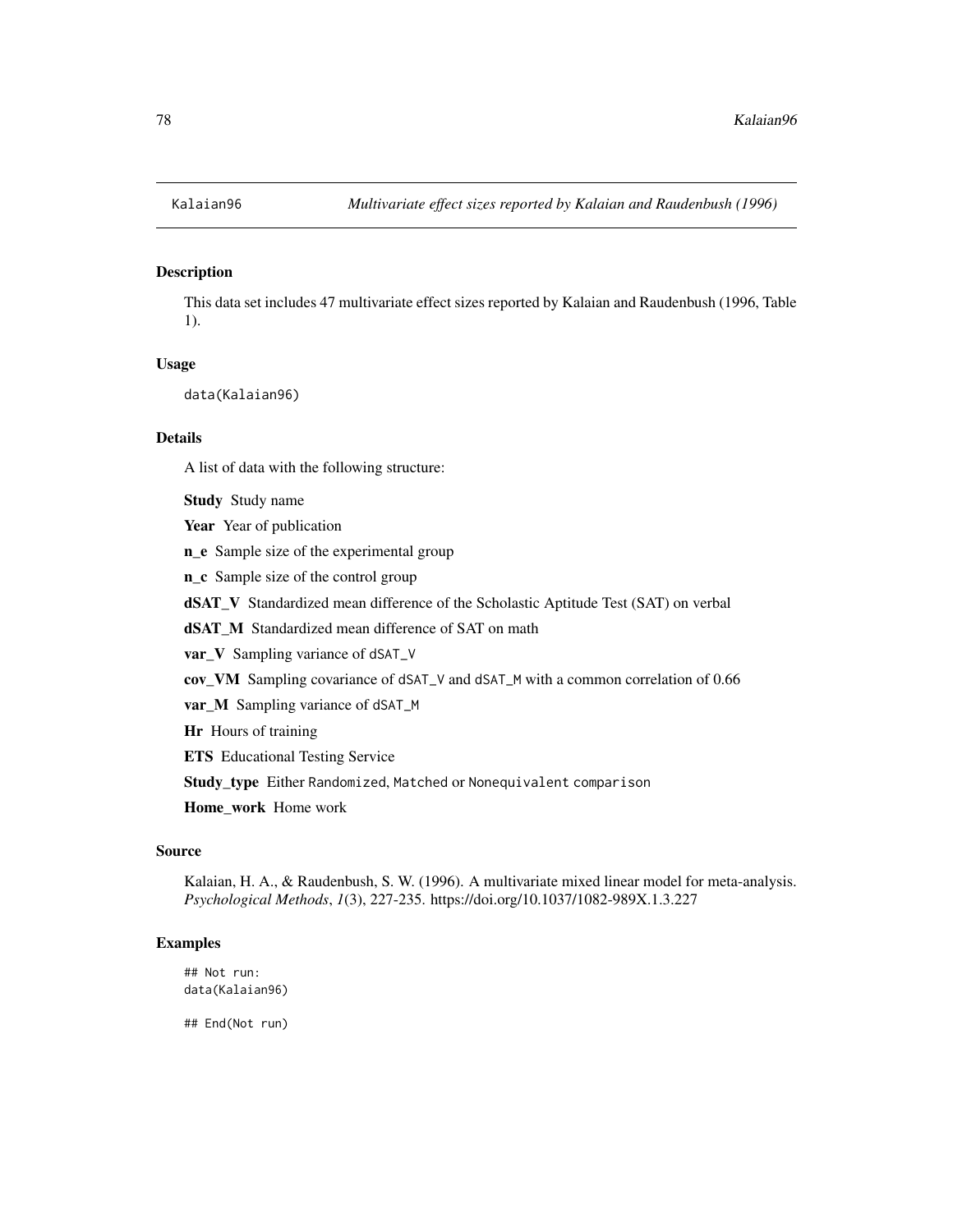Kalaian96 *Multivariate effect sizes reported by Kalaian and Raudenbush (1996)*

## Description

This data set includes 47 multivariate effect sizes reported by Kalaian and Raudenbush (1996, Table 1).

## Usage

```
data(Kalaian96)
```

## Details

A list of data with the following structure:

**Study** Study name

**Year** Year of publication

**n_e** Sample size of the experimental group

**n_c** Sample size of the control group

**dSAT_V** Standardized mean difference of the Scholastic Aptitude Test (SAT) on verbal

**dSAT_M** Standardized mean difference of SAT on math

**var_V** Sampling variance of `dSAT_V`

**cov_VM** Sampling covariance of `dSAT_V` and `dSAT_M` with a common correlation of 0.66

**var_M** Sampling variance of `dSAT_M`

**Hr** Hours of training

**ETS** Educational Testing Service

**Study_type** Either `Randomized`, `Matched` or `Nonequivalent comparison`

**Home_work** Home work

## Source

Kalaian, H. A., & Raudenbush, S. W. (1996). A multivariate mixed linear model for meta-analysis. *Psychological Methods*, *1*(3), 227-235. https://doi.org/10.1037/1082-989X.1.3.227

## Examples

```
## Not run:
data(Kalaian96)

## End(Not run)
```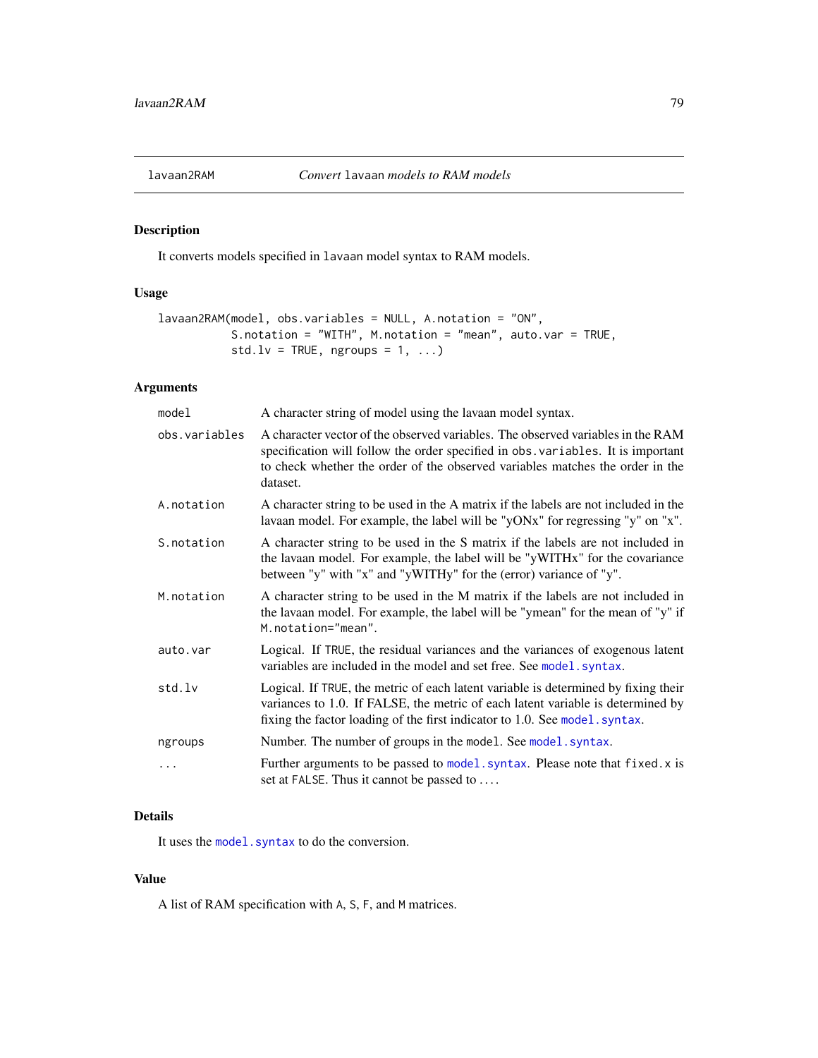lavaan2RAM *Convert* lavaan *models to RAM models*

## Description

It converts models specified in lavaan model syntax to RAM models.

## Usage

```
lavaan2RAM(model, obs.variables = NULL, A.notation = "ON",
           S.notation = "WITH", M.notation = "mean", auto.var = TRUE,
           std.lv = TRUE, ngroups = 1, ...)
```

## Arguments

| | |
|---|---|
| model | A character string of model using the lavaan model syntax. |
| obs.variables | A character vector of the observed variables. The observed variables in the RAM specification will follow the order specified in obs.variables. It is important to check whether the order of the observed variables matches the order in the dataset. |
| A.notation | A character string to be used in the A matrix if the labels are not included in the lavaan model. For example, the label will be "yONx" for regressing "y" on "x". |
| S.notation | A character string to be used in the S matrix if the labels are not included in the lavaan model. For example, the label will be "yWITHx" for the covariance between "y" with "x" and "yWITHy" for the (error) variance of "y". |
| M.notation | A character string to be used in the M matrix if the labels are not included in the lavaan model. For example, the label will be "ymean" for the mean of "y" if M.notation="mean". |
| auto.var | Logical. If TRUE, the residual variances and the variances of exogenous latent variables are included in the model and set free. See model.syntax. |
| std.lv | Logical. If TRUE, the metric of each latent variable is determined by fixing their variances to 1.0. If FALSE, the metric of each latent variable is determined by fixing the factor loading of the first indicator to 1.0. See model.syntax. |
| ngroups | Number. The number of groups in the model. See model.syntax. |
| ... | Further arguments to be passed to model.syntax. Please note that fixed.x is set at FALSE. Thus it cannot be passed to .... |

## Details

It uses the model.syntax to do the conversion.

## Value

A list of RAM specification with A, S, F, and M matrices.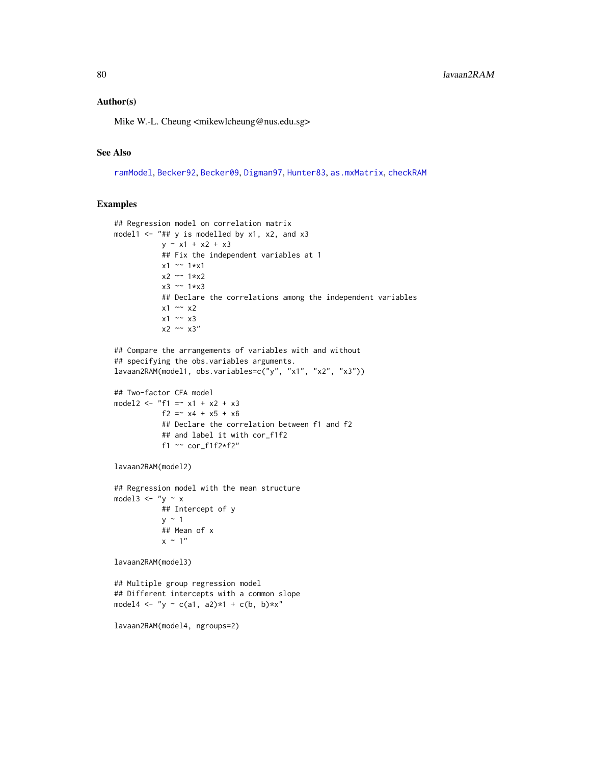### Author(s)

Mike W.-L. Cheung <mikewlcheung@nus.edu.sg>

### See Also

ramModel, Becker92, Becker09, Digman97, Hunter83, as.mxMatrix, checkRAM

### Examples

```
## Regression model on correlation matrix
model1 <- "## y is modelled by x1, x2, and x3
           y ~ x1 + x2 + x3
           ## Fix the independent variables at 1
           x1 ~~ 1*x1
           x2 ~~ 1*x2
           x3 ~~ 1*x3
           ## Declare the correlations among the independent variables
           x1 ~~ x2
           x1 ~~ x3
           x2 ~~ x3"

## Compare the arrangements of variables with and without
## specifying the obs.variables arguments.
lavaan2RAM(model1, obs.variables=c("y", "x1", "x2", "x3"))

## Two-factor CFA model
model2 <- "f1 =~ x1 + x2 + x3
           f2 =~ x4 + x5 + x6
           ## Declare the correlation between f1 and f2
           ## and label it with cor_f1f2
           f1 ~~ cor_f1f2*f2"

lavaan2RAM(model2)

## Regression model with the mean structure
model3 <- "y ~ x
           ## Intercept of y
           y ~ 1
           ## Mean of x
           x ~ 1"

lavaan2RAM(model3)

## Multiple group regression model
## Different intercepts with a common slope
model4 <- "y ~ c(a1, a2)*1 + c(b, b)*x"

lavaan2RAM(model4, ngroups=2)
```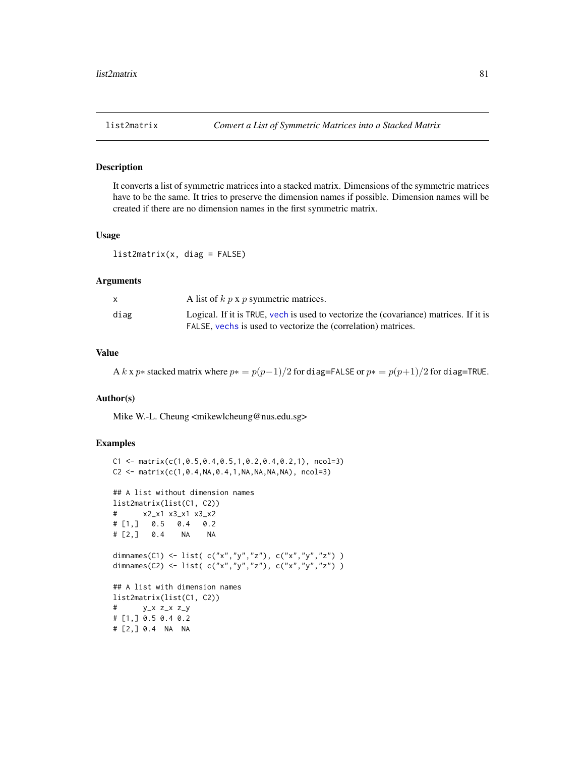list2matrix *Convert a List of Symmetric Matrices into a Stacked Matrix*

## Description

It converts a list of symmetric matrices into a stacked matrix. Dimensions of the symmetric matrices have to be the same. It tries to preserve the dimension names if possible. Dimension names will be created if there are no dimension names in the first symmetric matrix.

## Usage

```
list2matrix(x, diag = FALSE)
```

## Arguments

| | |
|---|---|
| x | A list of $k$ $p$ x $p$ symmetric matrices. |
| diag | Logical. If it is TRUE, vech is used to vectorize the (covariance) matrices. If it is FALSE, vechs is used to vectorize the (correlation) matrices. |

## Value

A $k$ x $p*$ stacked matrix where $p* = p(p-1)/2$ for diag=FALSE or $p* = p(p+1)/2$ for diag=TRUE.

## Author(s)

Mike W.-L. Cheung <mikewlcheung@nus.edu.sg>

## Examples

```
C1 <- matrix(c(1,0.5,0.4,0.5,1,0.2,0.4,0.2,1), ncol=3)
C2 <- matrix(c(1,0.4,NA,0.4,1,NA,NA,NA,NA), ncol=3)

## A list without dimension names
list2matrix(list(C1, C2))
#      x2_x1 x3_x1 x3_x2
# [1,]   0.5   0.4   0.2
# [2,]   0.4    NA    NA

dimnames(C1) <- list( c("x","y","z"), c("x","y","z") )
dimnames(C2) <- list( c("x","y","z"), c("x","y","z") )

## A list with dimension names
list2matrix(list(C1, C2))
#      y_x z_x z_y
# [1,] 0.5 0.4 0.2
# [2,] 0.4  NA  NA
```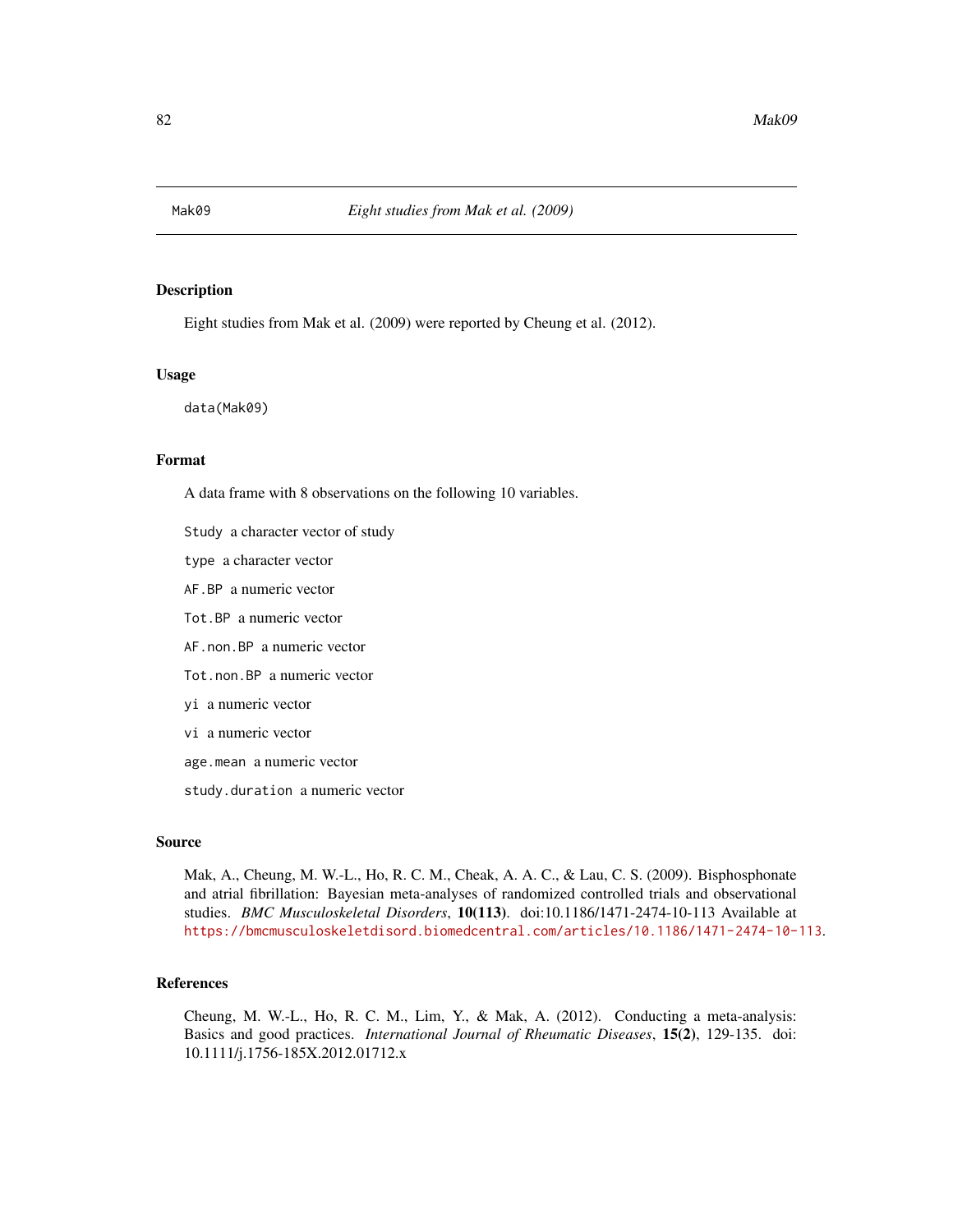# Mak09 *Eight studies from Mak et al. (2009)*

## Description

Eight studies from Mak et al. (2009) were reported by Cheung et al. (2012).

## Usage

```
data(Mak09)
```

## Format

A data frame with 8 observations on the following 10 variables.

- `Study` a character vector of study
- `type` a character vector
- `AF.BP` a numeric vector
- `Tot.BP` a numeric vector
- `AF.non.BP` a numeric vector
- `Tot.non.BP` a numeric vector
- `yi` a numeric vector
- `vi` a numeric vector
- `age.mean` a numeric vector
- `study.duration` a numeric vector

## Source

Mak, A., Cheung, M. W.-L., Ho, R. C. M., Cheak, A. A. C., & Lau, C. S. (2009). Bisphosphonate and atrial fibrillation: Bayesian meta-analyses of randomized controlled trials and observational studies. *BMC Musculoskeletal Disorders*, **10(113)**. doi:10.1186/1471-2474-10-113 Available at https://bmcmusculoskeletdisord.biomedcentral.com/articles/10.1186/1471-2474-10-113.

## References

Cheung, M. W.-L., Ho, R. C. M., Lim, Y., & Mak, A. (2012). Conducting a meta-analysis: Basics and good practices. *International Journal of Rheumatic Diseases*, **15(2)**, 129-135. doi: 10.1111/j.1756-185X.2012.01712.x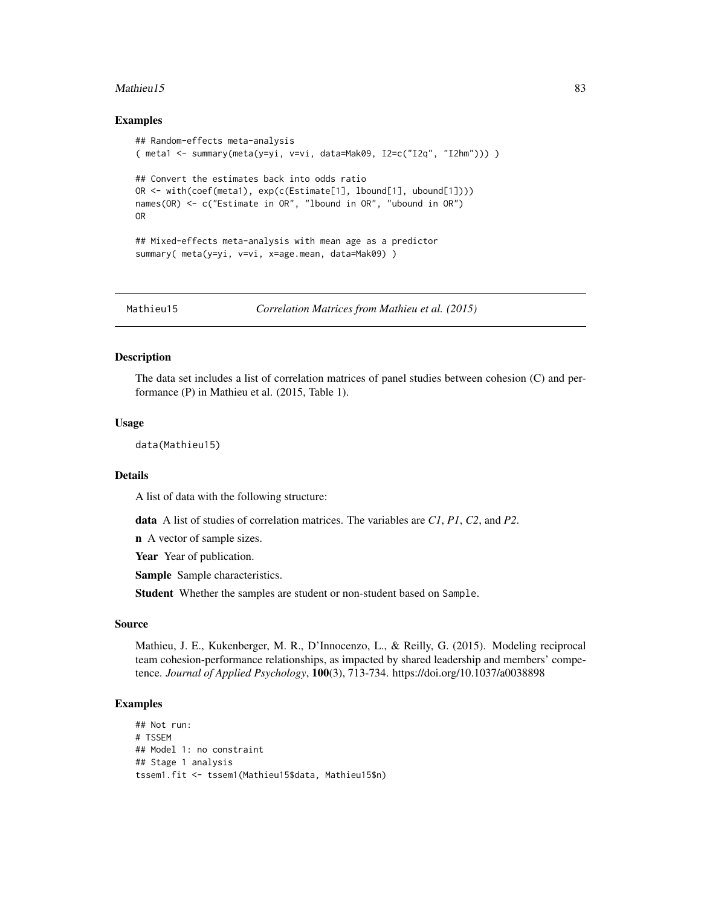### Examples

```
## Random-effects meta-analysis
( meta1 <- summary(meta(y=yi, v=vi, data=Mak09, I2=c("I2q", "I2hm"))) )

## Convert the estimates back into odds ratio
OR <- with(coef(meta1), exp(c(Estimate[1], lbound[1], ubound[1])))
names(OR) <- c("Estimate in OR", "lbound in OR", "ubound in OR")
OR

## Mixed-effects meta-analysis with mean age as a predictor
summary( meta(y=yi, v=vi, x=age.mean, data=Mak09) )
```

---

Mathieu15 &emsp; *Correlation Matrices from Mathieu et al. (2015)*

---

### Description

The data set includes a list of correlation matrices of panel studies between cohesion (C) and performance (P) in Mathieu et al. (2015, Table 1).

### Usage

```
data(Mathieu15)
```

### Details

A list of data with the following structure:

**data** A list of studies of correlation matrices. The variables are *C1*, *P1*, *C2*, and *P2*.

**n** A vector of sample sizes.

**Year** Year of publication.

**Sample** Sample characteristics.

**Student** Whether the samples are student or non-student based on `Sample`.

### Source

Mathieu, J. E., Kukenberger, M. R., D'Innocenzo, L., & Reilly, G. (2015). Modeling reciprocal team cohesion-performance relationships, as impacted by shared leadership and members' competence. *Journal of Applied Psychology*, **100**(3), 713-734. https://doi.org/10.1037/a0038898

### Examples

```
## Not run:
# TSSEM
## Model 1: no constraint
## Stage 1 analysis
tssem1.fit <- tssem1(Mathieu15$data, Mathieu15$n)
```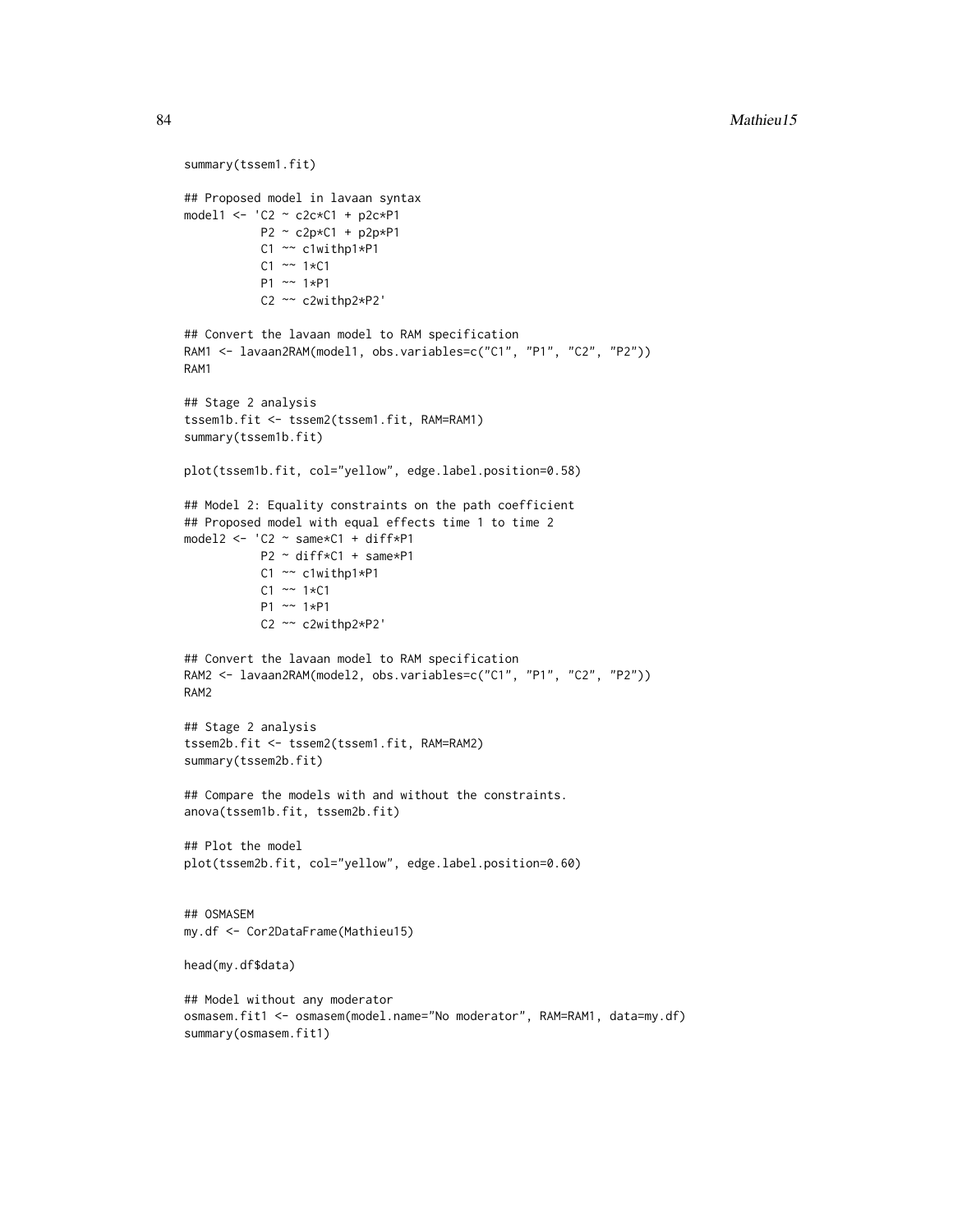```
summary(tssem1.fit)

## Proposed model in lavaan syntax
model1 <- 'C2 ~ c2c*C1 + p2c*P1
           P2 ~ c2p*C1 + p2p*P1
           C1 ~~ c1withp1*P1
           C1 ~~ 1*C1
           P1 ~~ 1*P1
           C2 ~~ c2withp2*P2'

## Convert the lavaan model to RAM specification
RAM1 <- lavaan2RAM(model1, obs.variables=c("C1", "P1", "C2", "P2"))
RAM1

## Stage 2 analysis
tssem1b.fit <- tssem2(tssem1.fit, RAM=RAM1)
summary(tssem1b.fit)

plot(tssem1b.fit, col="yellow", edge.label.position=0.58)

## Model 2: Equality constraints on the path coefficient
## Proposed model with equal effects time 1 to time 2
model2 <- 'C2 ~ same*C1 + diff*P1
           P2 ~ diff*C1 + same*P1
           C1 ~~ c1withp1*P1
           C1 ~~ 1*C1
           P1 ~~ 1*P1
           C2 ~~ c2withp2*P2'

## Convert the lavaan model to RAM specification
RAM2 <- lavaan2RAM(model2, obs.variables=c("C1", "P1", "C2", "P2"))
RAM2

## Stage 2 analysis
tssem2b.fit <- tssem2(tssem1.fit, RAM=RAM2)
summary(tssem2b.fit)

## Compare the models with and without the constraints.
anova(tssem1b.fit, tssem2b.fit)

## Plot the model
plot(tssem2b.fit, col="yellow", edge.label.position=0.60)


## OSMASEM
my.df <- Cor2DataFrame(Mathieu15)

head(my.df$data)

## Model without any moderator
osmasem.fit1 <- osmasem(model.name="No moderator", RAM=RAM1, data=my.df)
summary(osmasem.fit1)
```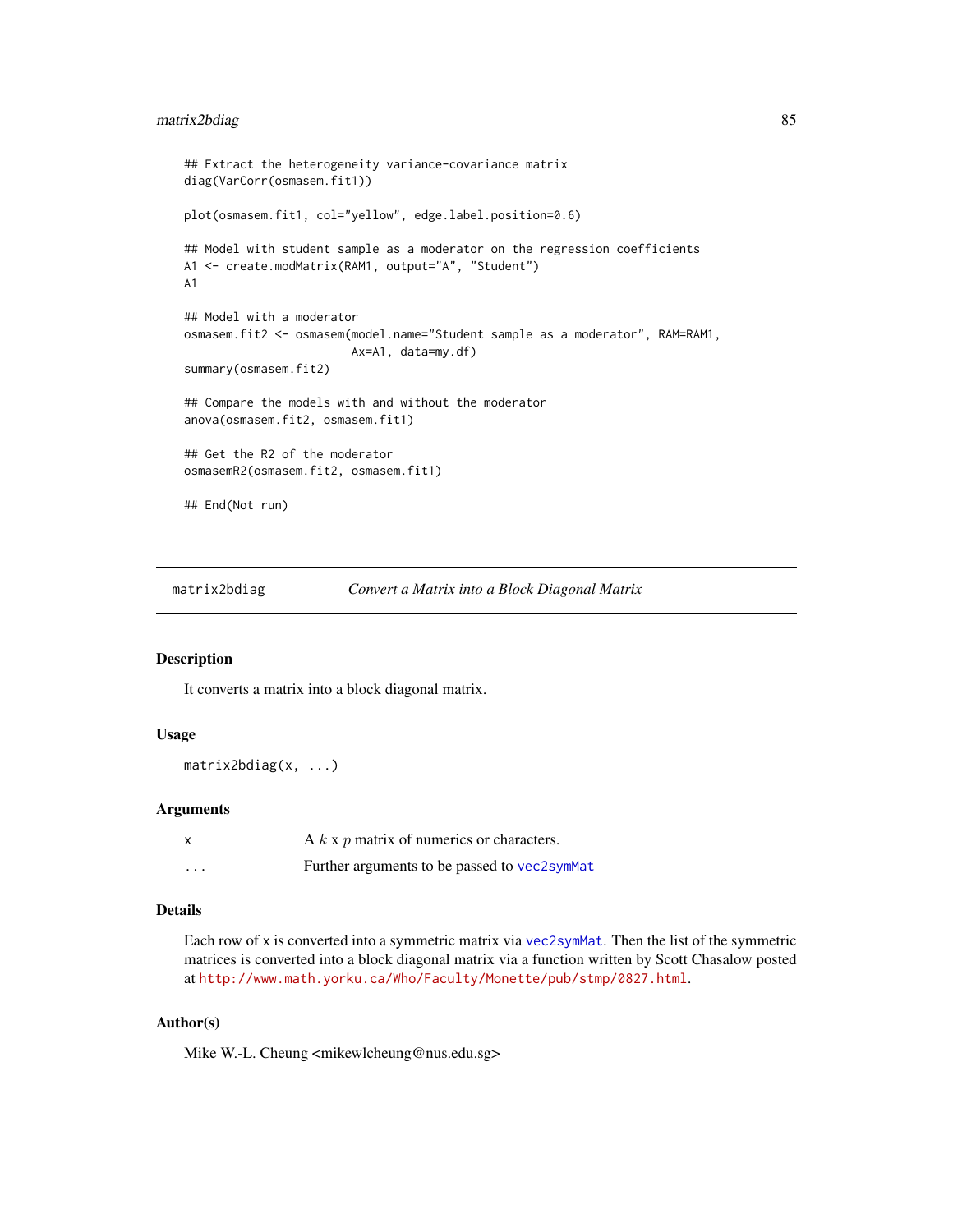```
## Extract the heterogeneity variance-covariance matrix
diag(VarCorr(osmasem.fit1))

plot(osmasem.fit1, col="yellow", edge.label.position=0.6)

## Model with student sample as a moderator on the regression coefficients
A1 <- create.modMatrix(RAM1, output="A", "Student")
A1

## Model with a moderator
osmasem.fit2 <- osmasem(model.name="Student sample as a moderator", RAM=RAM1,
                        Ax=A1, data=my.df)
summary(osmasem.fit2)

## Compare the models with and without the moderator
anova(osmasem.fit2, osmasem.fit1)

## Get the R2 of the moderator
osmasemR2(osmasem.fit2, osmasem.fit1)

## End(Not run)
```

---

## matrix2bdiag — *Convert a Matrix into a Block Diagonal Matrix*

---

### Description

It converts a matrix into a block diagonal matrix.

### Usage

```
matrix2bdiag(x, ...)
```

### Arguments

| | |
|---|---|
| `x` | A $k$ x $p$ matrix of numerics or characters. |
| `...` | Further arguments to be passed to `vec2symMat` |

### Details

Each row of `x` is converted into a symmetric matrix via `vec2symMat`. Then the list of the symmetric matrices is converted into a block diagonal matrix via a function written by Scott Chasalow posted at `http://www.math.yorku.ca/Who/Faculty/Monette/pub/stmp/0827.html`.

### Author(s)

Mike W.-L. Cheung <mikewlcheung@nus.edu.sg>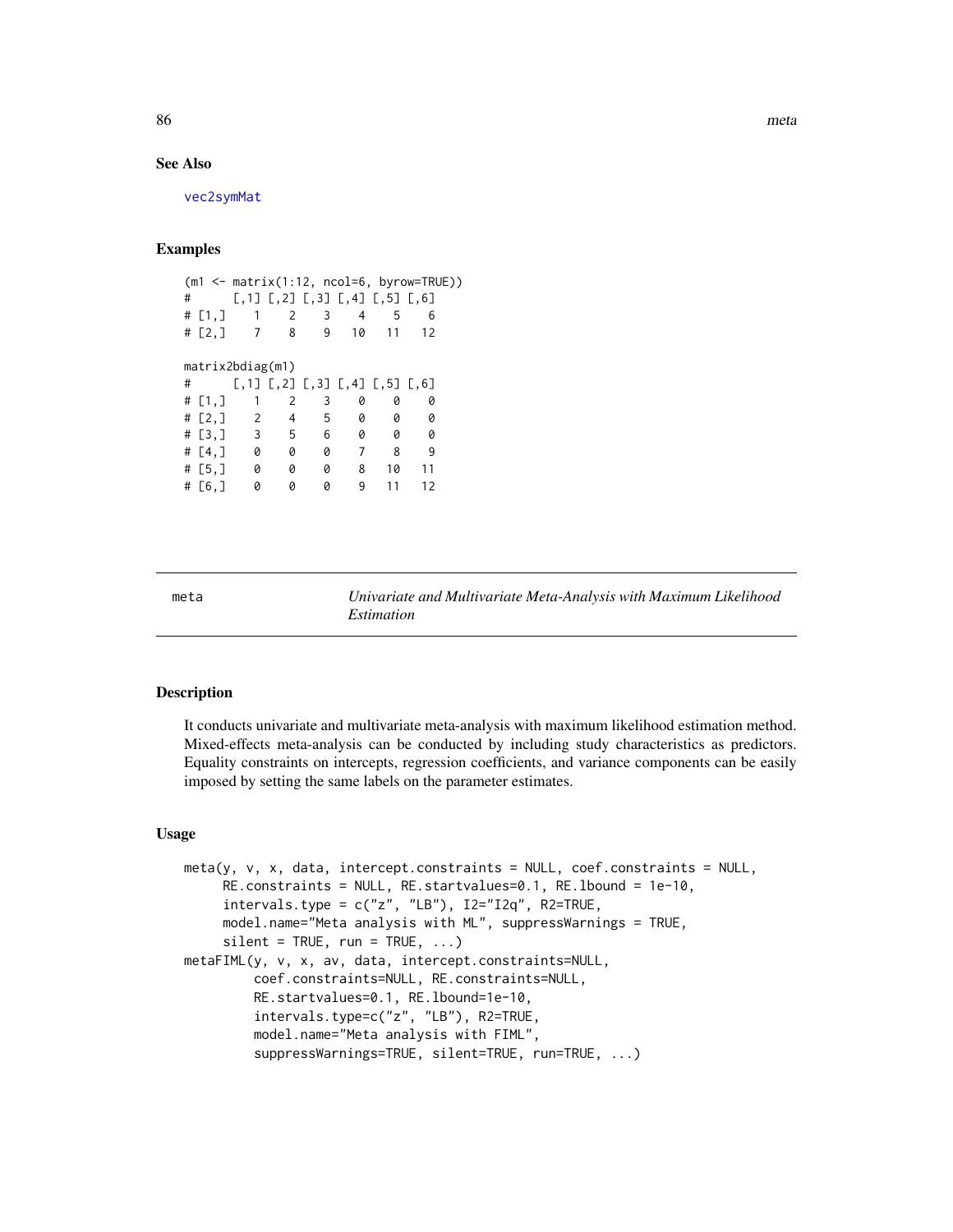## See Also

vec2symMat

## Examples

```
(m1 <- matrix(1:12, ncol=6, byrow=TRUE))
#      [,1] [,2] [,3] [,4] [,5] [,6]
# [1,]    1    2    3    4    5    6
# [2,]    7    8    9   10   11   12

matrix2bdiag(m1)
#      [,1] [,2] [,3] [,4] [,5] [,6]
# [1,]    1    2    3    0    0    0
# [2,]    2    4    5    0    0    0
# [3,]    3    5    6    0    0    0
# [4,]    0    0    0    7    8    9
# [5,]    0    0    0    8   10   11
# [6,]    0    0    0    9   11   12
```

---

meta — *Univariate and Multivariate Meta-Analysis with Maximum Likelihood Estimation*

---

## Description

It conducts univariate and multivariate meta-analysis with maximum likelihood estimation method. Mixed-effects meta-analysis can be conducted by including study characteristics as predictors. Equality constraints on intercepts, regression coefficients, and variance components can be easily imposed by setting the same labels on the parameter estimates.

## Usage

```
meta(y, v, x, data, intercept.constraints = NULL, coef.constraints = NULL,
     RE.constraints = NULL, RE.startvalues=0.1, RE.lbound = 1e-10,
     intervals.type = c("z", "LB"), I2="I2q", R2=TRUE,
     model.name="Meta analysis with ML", suppressWarnings = TRUE,
     silent = TRUE, run = TRUE, ...)
metaFIML(y, v, x, av, data, intercept.constraints=NULL,
         coef.constraints=NULL, RE.constraints=NULL,
         RE.startvalues=0.1, RE.lbound=1e-10,
         intervals.type=c("z", "LB"), R2=TRUE,
         model.name="Meta analysis with FIML",
         suppressWarnings=TRUE, silent=TRUE, run=TRUE, ...)
```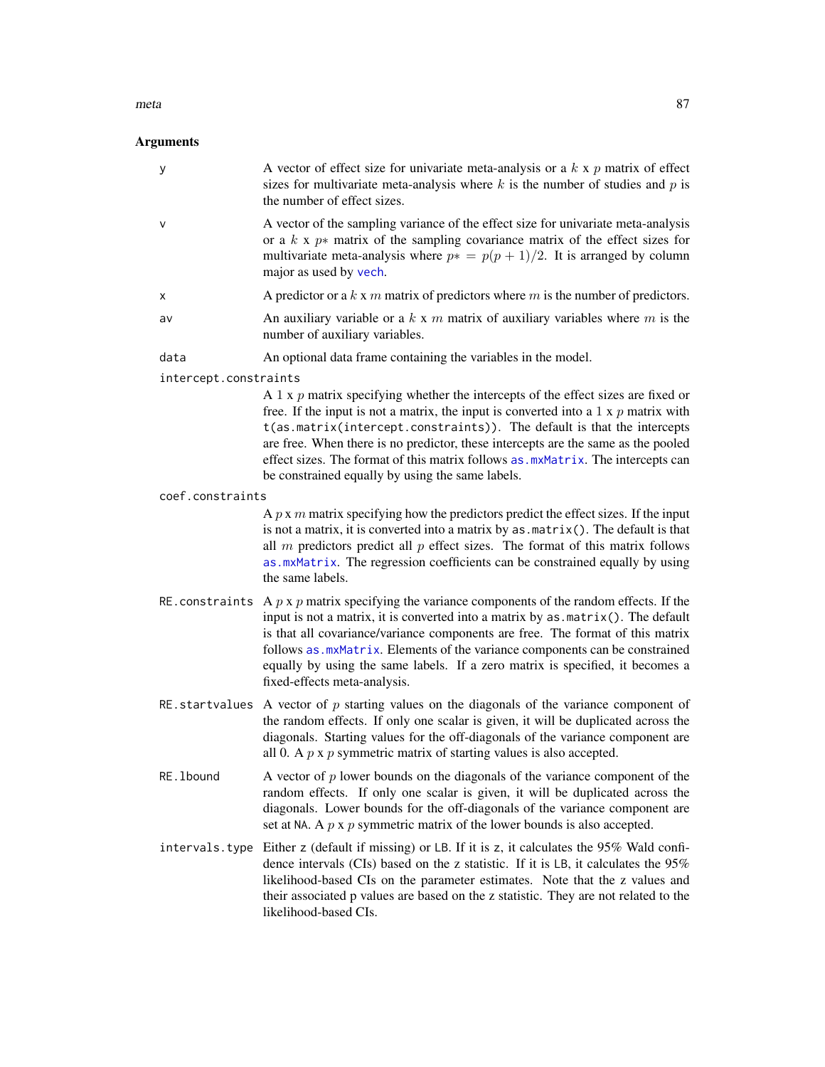## Arguments

- `y` — A vector of effect size for univariate meta-analysis or a $k$ x $p$ matrix of effect sizes for multivariate meta-analysis where $k$ is the number of studies and $p$ is the number of effect sizes.

- `v` — A vector of the sampling variance of the effect size for univariate meta-analysis or a $k$ x $p*$ matrix of the sampling covariance matrix of the effect sizes for multivariate meta-analysis where $p* = p(p+1)/2$. It is arranged by column major as used by `vech`.

- `x` — A predictor or a $k$ x $m$ matrix of predictors where $m$ is the number of predictors.

- `av` — An auxiliary variable or a $k$ x $m$ matrix of auxiliary variables where $m$ is the number of auxiliary variables.

- `data` — An optional data frame containing the variables in the model.

- `intercept.constraints` — A 1 x $p$ matrix specifying whether the intercepts of the effect sizes are fixed or free. If the input is not a matrix, the input is converted into a 1 x $p$ matrix with `t(as.matrix(intercept.constraints))`. The default is that the intercepts are free. When there is no predictor, these intercepts are the same as the pooled effect sizes. The format of this matrix follows `as.mxMatrix`. The intercepts can be constrained equally by using the same labels.

- `coef.constraints` — A $p$ x $m$ matrix specifying how the predictors predict the effect sizes. If the input is not a matrix, it is converted into a matrix by `as.matrix()`. The default is that all $m$ predictors predict all $p$ effect sizes. The format of this matrix follows `as.mxMatrix`. The regression coefficients can be constrained equally by using the same labels.

- `RE.constraints` — A $p$ x $p$ matrix specifying the variance components of the random effects. If the input is not a matrix, it is converted into a matrix by `as.matrix()`. The default is that all covariance/variance components are free. The format of this matrix follows `as.mxMatrix`. Elements of the variance components can be constrained equally by using the same labels. If a zero matrix is specified, it becomes a fixed-effects meta-analysis.

- `RE.startvalues` — A vector of $p$ starting values on the diagonals of the variance component of the random effects. If only one scalar is given, it will be duplicated across the diagonals. Starting values for the off-diagonals of the variance component are all 0. A $p$ x $p$ symmetric matrix of starting values is also accepted.

- `RE.lbound` — A vector of $p$ lower bounds on the diagonals of the variance component of the random effects. If only one scalar is given, it will be duplicated across the diagonals. Lower bounds for the off-diagonals of the variance component are set at `NA`. A $p$ x $p$ symmetric matrix of the lower bounds is also accepted.

- `intervals.type` — Either `z` (default if missing) or `LB`. If it is `z`, it calculates the 95% Wald confidence intervals (CIs) based on the z statistic. If it is `LB`, it calculates the 95% likelihood-based CIs on the parameter estimates. Note that the z values and their associated p values are based on the z statistic. They are not related to the likelihood-based CIs.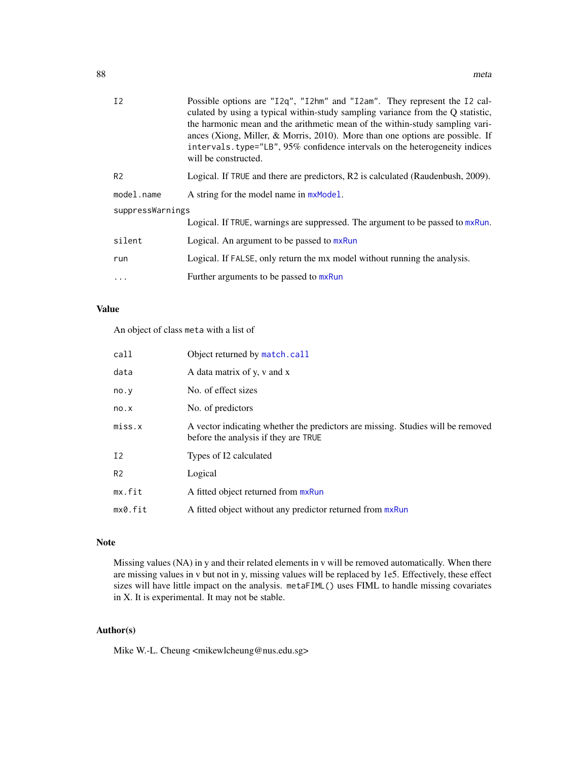| | |
|---|---|
| I2 | Possible options are "I2q", "I2hm" and "I2am". They represent the I2 calculated by using a typical within-study sampling variance from the Q statistic, the harmonic mean and the arithmetic mean of the within-study sampling variances (Xiong, Miller, & Morris, 2010). More than one options are possible. If intervals.type="LB", 95% confidence intervals on the heterogeneity indices will be constructed. |
| R2 | Logical. If TRUE and there are predictors, R2 is calculated (Raudenbush, 2009). |
| model.name | A string for the model name in mxModel. |
| suppressWarnings | Logical. If TRUE, warnings are suppressed. The argument to be passed to mxRun. |
| silent | Logical. An argument to be passed to mxRun |
| run | Logical. If FALSE, only return the mx model without running the analysis. |
| ... | Further arguments to be passed to mxRun |

## Value

An object of class meta with a list of

| | |
|---|---|
| call | Object returned by match.call |
| data | A data matrix of y, v and x |
| no.y | No. of effect sizes |
| no.x | No. of predictors |
| miss.x | A vector indicating whether the predictors are missing. Studies will be removed before the analysis if they are TRUE |
| I2 | Types of I2 calculated |
| R2 | Logical |
| mx.fit | A fitted object returned from mxRun |
| mx0.fit | A fitted object without any predictor returned from mxRun |

## Note

Missing values (NA) in y and their related elements in v will be removed automatically. When there are missing values in v but not in y, missing values will be replaced by 1e5. Effectively, these effect sizes will have little impact on the analysis. metaFIML() uses FIML to handle missing covariates in X. It is experimental. It may not be stable.

## Author(s)

Mike W.-L. Cheung <mikewlcheung@nus.edu.sg>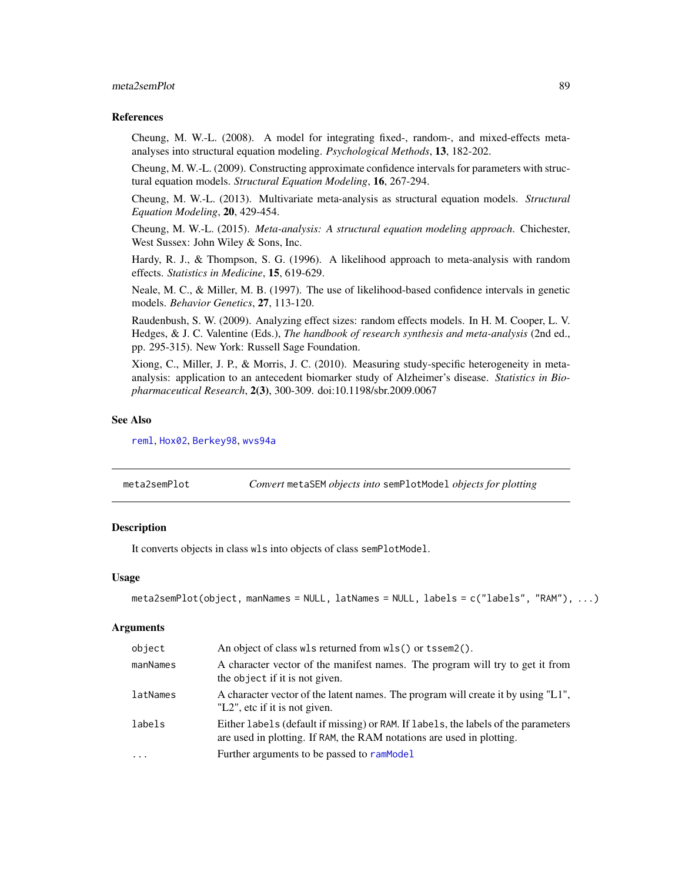### References

Cheung, M. W.-L. (2008). A model for integrating fixed-, random-, and mixed-effects meta-analyses into structural equation modeling. *Psychological Methods*, **13**, 182-202.

Cheung, M. W.-L. (2009). Constructing approximate confidence intervals for parameters with structural equation models. *Structural Equation Modeling*, **16**, 267-294.

Cheung, M. W.-L. (2013). Multivariate meta-analysis as structural equation models. *Structural Equation Modeling*, **20**, 429-454.

Cheung, M. W.-L. (2015). *Meta-analysis: A structural equation modeling approach*. Chichester, West Sussex: John Wiley & Sons, Inc.

Hardy, R. J., & Thompson, S. G. (1996). A likelihood approach to meta-analysis with random effects. *Statistics in Medicine*, **15**, 619-629.

Neale, M. C., & Miller, M. B. (1997). The use of likelihood-based confidence intervals in genetic models. *Behavior Genetics*, **27**, 113-120.

Raudenbush, S. W. (2009). Analyzing effect sizes: random effects models. In H. M. Cooper, L. V. Hedges, & J. C. Valentine (Eds.), *The handbook of research synthesis and meta-analysis* (2nd ed., pp. 295-315). New York: Russell Sage Foundation.

Xiong, C., Miller, J. P., & Morris, J. C. (2010). Measuring study-specific heterogeneity in meta-analysis: application to an antecedent biomarker study of Alzheimer's disease. *Statistics in Biopharmaceutical Research*, **2(3)**, 300-309. doi:10.1198/sbr.2009.0067

### See Also

`reml`, `Hox02`, `Berkey98`, `wvs94a`

---

## meta2semPlot — *Convert* `metaSEM` *objects into* `semPlotModel` *objects for plotting*

### Description

It converts objects in class `wls` into objects of class `semPlotModel`.

### Usage

```
meta2semPlot(object, manNames = NULL, latNames = NULL, labels = c("labels", "RAM"), ...)
```

### Arguments

| | |
|---|---|
| `object` | An object of class `wls` returned from `wls()` or `tssem2()`. |
| `manNames` | A character vector of the manifest names. The program will try to get it from the `object` if it is not given. |
| `latNames` | A character vector of the latent names. The program will create it by using "L1", "L2", etc if it is not given. |
| `labels` | Either `labels` (default if missing) or `RAM`. If `labels`, the labels of the parameters are used in plotting. If `RAM`, the RAM notations are used in plotting. |
| `...` | Further arguments to be passed to `ramModel` |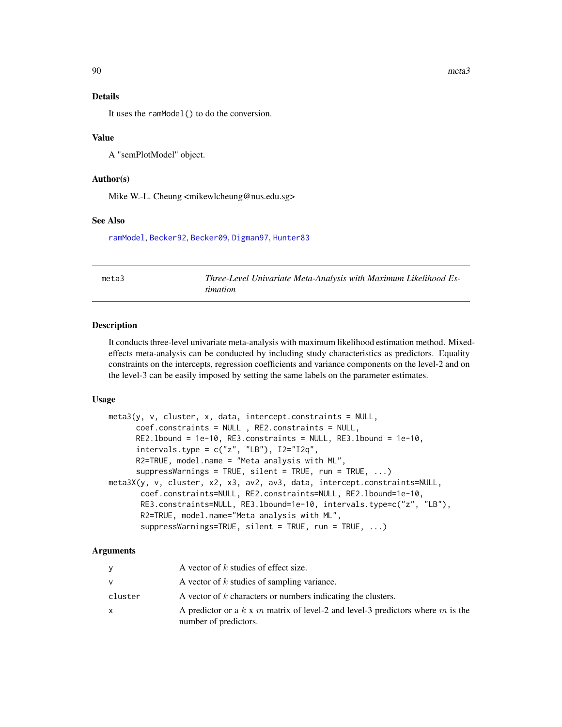## Details

It uses the `ramModel()` to do the conversion.

## Value

A "semPlotModel" object.

## Author(s)

Mike W.-L. Cheung <mikewlcheung@nus.edu.sg>

## See Also

ramModel, Becker92, Becker09, Digman97, Hunter83

---

# meta3 — *Three-Level Univariate Meta-Analysis with Maximum Likelihood Estimation*

---

## Description

It conducts three-level univariate meta-analysis with maximum likelihood estimation method. Mixed-effects meta-analysis can be conducted by including study characteristics as predictors. Equality constraints on the intercepts, regression coefficients and variance components on the level-2 and on the level-3 can be easily imposed by setting the same labels on the parameter estimates.

## Usage

```
meta3(y, v, cluster, x, data, intercept.constraints = NULL,
      coef.constraints = NULL , RE2.constraints = NULL,
      RE2.lbound = 1e-10, RE3.constraints = NULL, RE3.lbound = 1e-10,
      intervals.type = c("z", "LB"), I2="I2q",
      R2=TRUE, model.name = "Meta analysis with ML",
      suppressWarnings = TRUE, silent = TRUE, run = TRUE, ...)
meta3X(y, v, cluster, x2, x3, av2, av3, data, intercept.constraints=NULL,
       coef.constraints=NULL, RE2.constraints=NULL, RE2.lbound=1e-10,
       RE3.constraints=NULL, RE3.lbound=1e-10, intervals.type=c("z", "LB"),
       R2=TRUE, model.name="Meta analysis with ML",
       suppressWarnings=TRUE, silent = TRUE, run = TRUE, ...)
```

## Arguments

| | |
|---|---|
| y | A vector of $k$ studies of effect size. |
| v | A vector of $k$ studies of sampling variance. |
| cluster | A vector of $k$ characters or numbers indicating the clusters. |
| x | A predictor or a $k$ x $m$ matrix of level-2 and level-3 predictors where $m$ is the number of predictors. |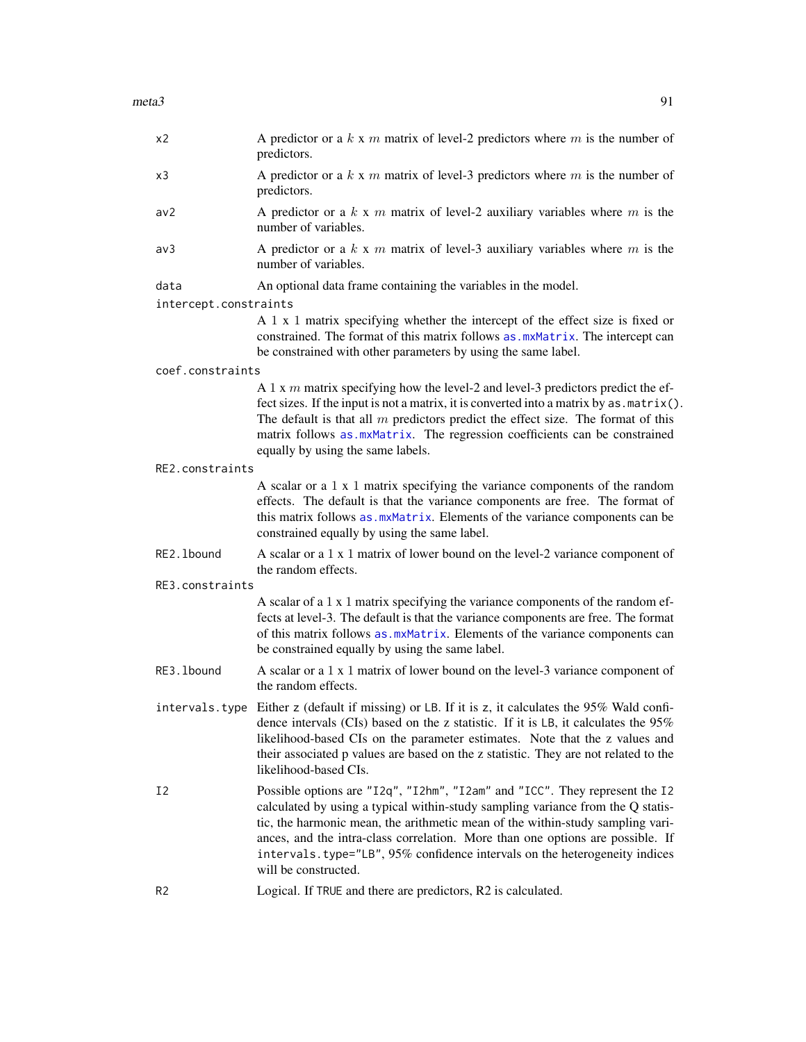| | |
|---|---|
| `x2` | A predictor or a $k$ x $m$ matrix of level-2 predictors where $m$ is the number of predictors. |
| `x3` | A predictor or a $k$ x $m$ matrix of level-3 predictors where $m$ is the number of predictors. |
| `av2` | A predictor or a $k$ x $m$ matrix of level-2 auxiliary variables where $m$ is the number of variables. |
| `av3` | A predictor or a $k$ x $m$ matrix of level-3 auxiliary variables where $m$ is the number of variables. |
| `data` | An optional data frame containing the variables in the model. |
| `intercept.constraints` | A 1 x 1 matrix specifying whether the intercept of the effect size is fixed or constrained. The format of this matrix follows `as.mxMatrix`. The intercept can be constrained with other parameters by using the same label. |
| `coef.constraints` | A 1 x $m$ matrix specifying how the level-2 and level-3 predictors predict the effect sizes. If the input is not a matrix, it is converted into a matrix by `as.matrix()`. The default is that all $m$ predictors predict the effect size. The format of this matrix follows `as.mxMatrix`. The regression coefficients can be constrained equally by using the same labels. |
| `RE2.constraints` | A scalar or a 1 x 1 matrix specifying the variance components of the random effects. The default is that the variance components are free. The format of this matrix follows `as.mxMatrix`. Elements of the variance components can be constrained equally by using the same label. |
| `RE2.lbound` | A scalar or a 1 x 1 matrix of lower bound on the level-2 variance component of the random effects. |
| `RE3.constraints` | A scalar of a 1 x 1 matrix specifying the variance components of the random effects at level-3. The default is that the variance components are free. The format of this matrix follows `as.mxMatrix`. Elements of the variance components can be constrained equally by using the same label. |
| `RE3.lbound` | A scalar or a 1 x 1 matrix of lower bound on the level-3 variance component of the random effects. |
| `intervals.type` | Either `z` (default if missing) or `LB`. If it is `z`, it calculates the 95% Wald confidence intervals (CIs) based on the z statistic. If it is `LB`, it calculates the 95% likelihood-based CIs on the parameter estimates. Note that the z values and their associated p values are based on the z statistic. They are not related to the likelihood-based CIs. |
| `I2` | Possible options are `"I2q"`, `"I2hm"`, `"I2am"` and `"ICC"`. They represent the `I2` calculated by using a typical within-study sampling variance from the Q statistic, the harmonic mean, the arithmetic mean of the within-study sampling variances, and the intra-class correlation. More than one options are possible. If `intervals.type="LB"`, 95% confidence intervals on the heterogeneity indices will be constructed. |
| `R2` | Logical. If `TRUE` and there are predictors, R2 is calculated. |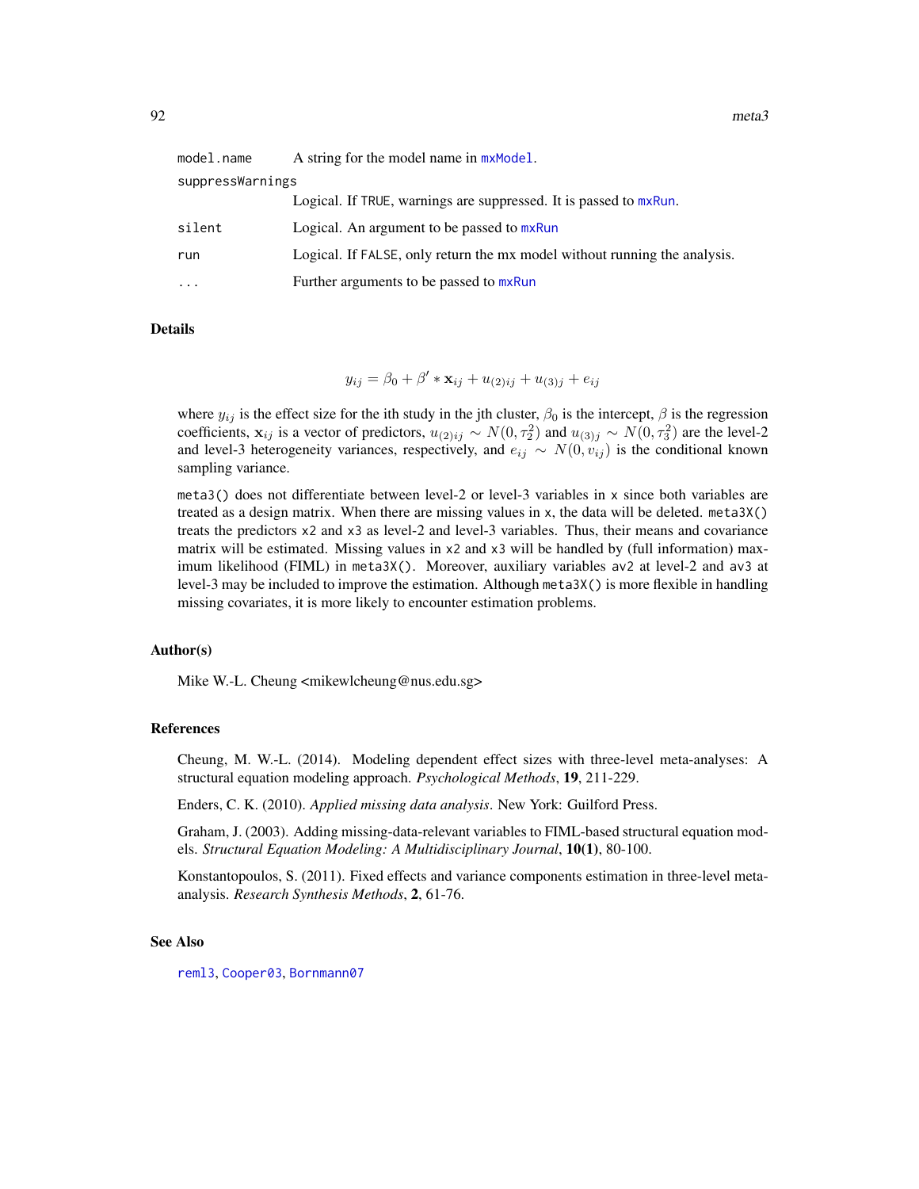| | |
|---|---|
| model.name | A string for the model name in mxModel. |
| suppressWarnings | Logical. If TRUE, warnings are suppressed. It is passed to mxRun. |
| silent | Logical. An argument to be passed to mxRun |
| run | Logical. If FALSE, only return the mx model without running the analysis. |
| ... | Further arguments to be passed to mxRun |

## Details

$$y_{ij} = \beta_0 + \beta' * \mathbf{x}_{ij} + u_{(2)ij} + u_{(3)j} + e_{ij}$$

where $y_{ij}$ is the effect size for the ith study in the jth cluster, $\beta_0$ is the intercept, $\beta$ is the regression coefficients, $\mathbf{x}_{ij}$ is a vector of predictors, $u_{(2)ij} \sim N(0, \tau_2^2)$ and $u_{(3)j} \sim N(0, \tau_3^2)$ are the level-2 and level-3 heterogeneity variances, respectively, and $e_{ij} \sim N(0, v_{ij})$ is the conditional known sampling variance.

`meta3()` does not differentiate between level-2 or level-3 variables in `x` since both variables are treated as a design matrix. When there are missing values in `x`, the data will be deleted. `meta3X()` treats the predictors `x2` and `x3` as level-2 and level-3 variables. Thus, their means and covariance matrix will be estimated. Missing values in `x2` and `x3` will be handled by (full information) maximum likelihood (FIML) in `meta3X()`. Moreover, auxiliary variables `av2` at level-2 and `av3` at level-3 may be included to improve the estimation. Although `meta3X()` is more flexible in handling missing covariates, it is more likely to encounter estimation problems.

## Author(s)

Mike W.-L. Cheung <mikewlcheung@nus.edu.sg>

## References

Cheung, M. W.-L. (2014). Modeling dependent effect sizes with three-level meta-analyses: A structural equation modeling approach. *Psychological Methods*, **19**, 211-229.

Enders, C. K. (2010). *Applied missing data analysis*. New York: Guilford Press.

Graham, J. (2003). Adding missing-data-relevant variables to FIML-based structural equation models. *Structural Equation Modeling: A Multidisciplinary Journal*, **10(1)**, 80-100.

Konstantopoulos, S. (2011). Fixed effects and variance components estimation in three-level meta-analysis. *Research Synthesis Methods*, **2**, 61-76.

## See Also

reml3, Cooper03, Bornmann07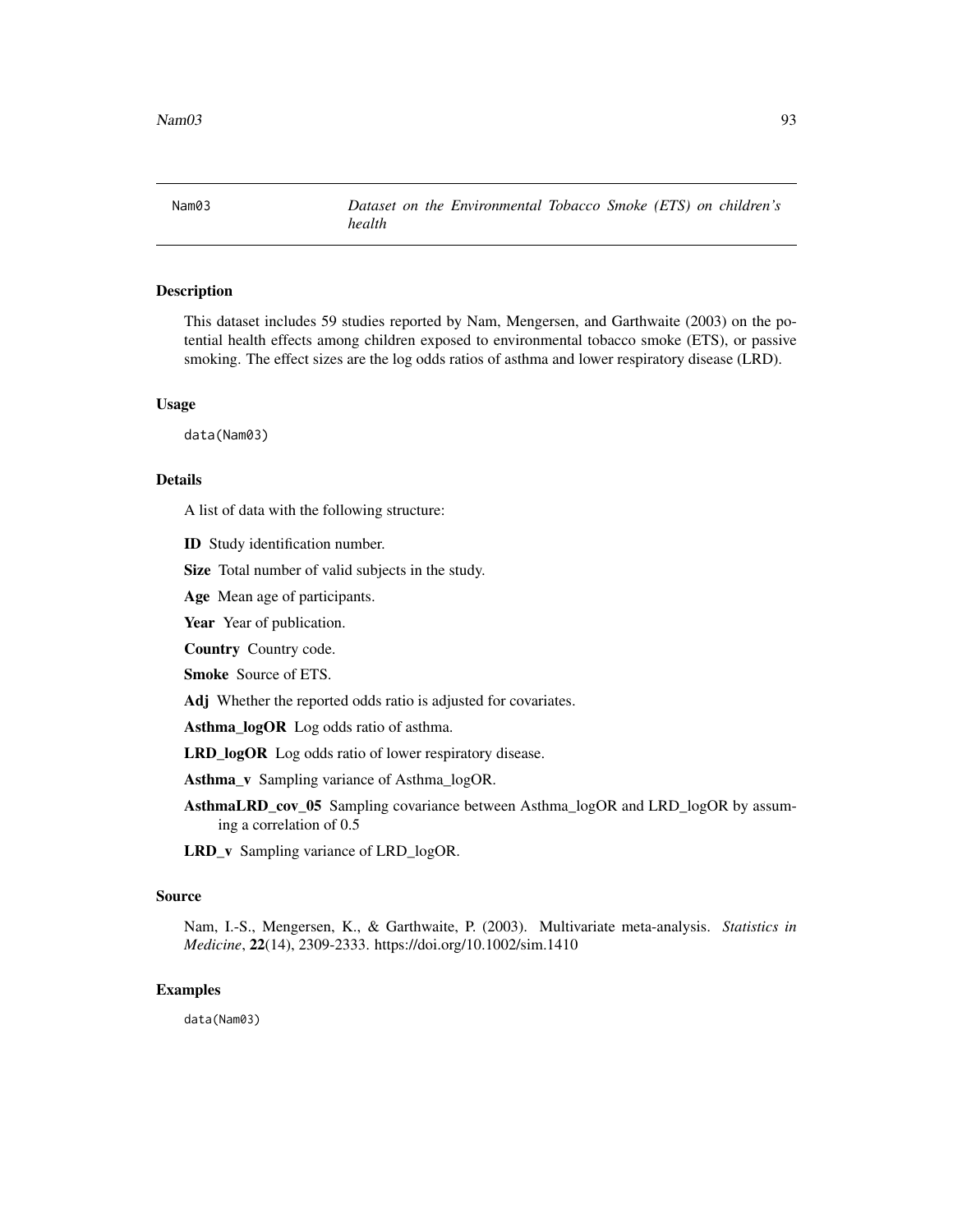# Nam03 — *Dataset on the Environmental Tobacco Smoke (ETS) on children's health*

## Description

This dataset includes 59 studies reported by Nam, Mengersen, and Garthwaite (2003) on the potential health effects among children exposed to environmental tobacco smoke (ETS), or passive smoking. The effect sizes are the log odds ratios of asthma and lower respiratory disease (LRD).

## Usage

```
data(Nam03)
```

## Details

A list of data with the following structure:

**ID** Study identification number.

**Size** Total number of valid subjects in the study.

**Age** Mean age of participants.

**Year** Year of publication.

**Country** Country code.

**Smoke** Source of ETS.

**Adj** Whether the reported odds ratio is adjusted for covariates.

**Asthma_logOR** Log odds ratio of asthma.

**LRD_logOR** Log odds ratio of lower respiratory disease.

**Asthma_v** Sampling variance of Asthma_logOR.

**AsthmaLRD_cov_05** Sampling covariance between Asthma_logOR and LRD_logOR by assuming a correlation of 0.5

**LRD_v** Sampling variance of LRD_logOR.

## Source

Nam, I.-S., Mengersen, K., & Garthwaite, P. (2003). Multivariate meta-analysis. *Statistics in Medicine*, **22**(14), 2309-2333. https://doi.org/10.1002/sim.1410

## Examples

```
data(Nam03)
```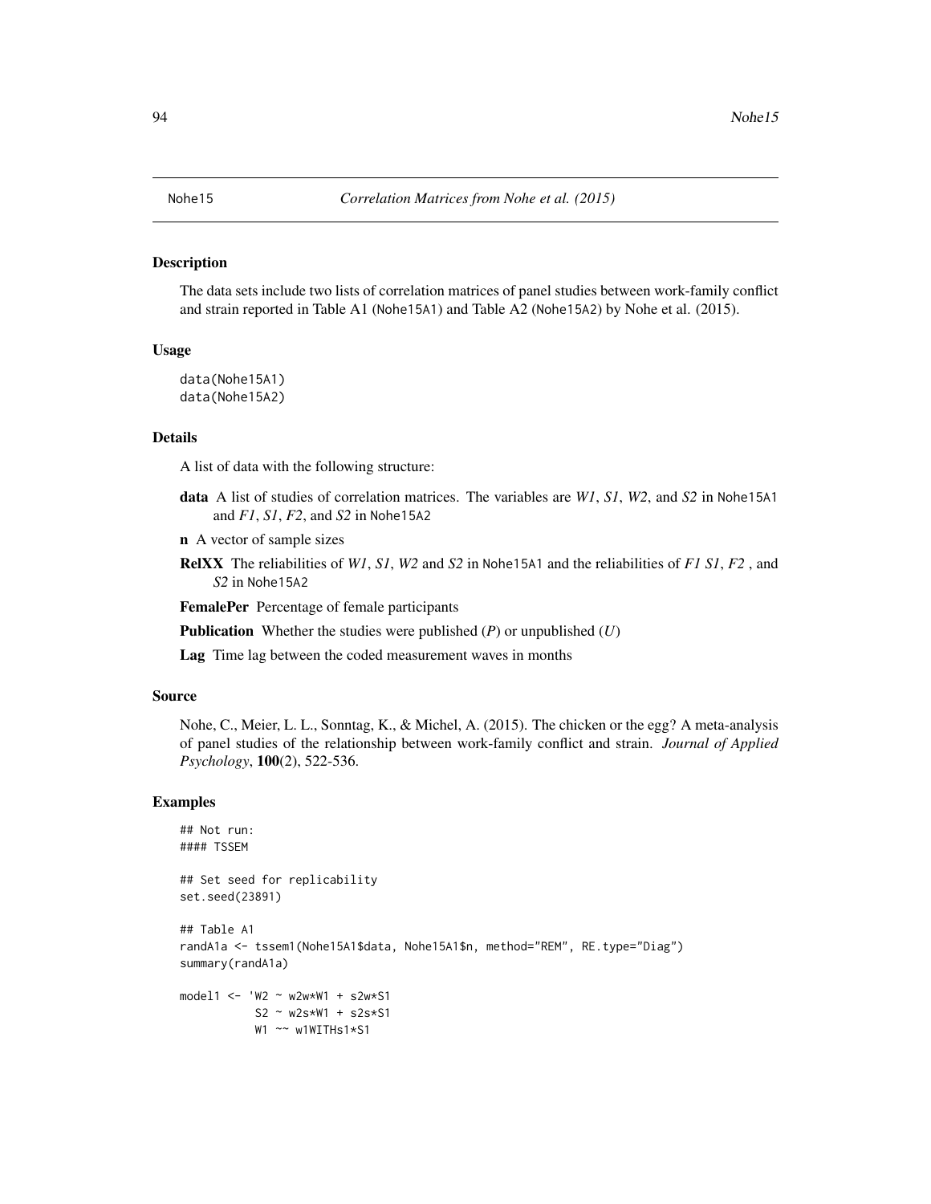# Nohe15 *Correlation Matrices from Nohe et al. (2015)*

## Description

The data sets include two lists of correlation matrices of panel studies between work-family conflict and strain reported in Table A1 (Nohe15A1) and Table A2 (Nohe15A2) by Nohe et al. (2015).

## Usage

```
data(Nohe15A1)
data(Nohe15A2)
```

## Details

A list of data with the following structure:

- **data** A list of studies of correlation matrices. The variables are *W1*, *S1*, *W2*, and *S2* in Nohe15A1 and *F1*, *S1*, *F2*, and *S2* in Nohe15A2
- **n** A vector of sample sizes
- **RelXX** The reliabilities of *W1*, *S1*, *W2* and *S2* in Nohe15A1 and the reliabilities of *F1 S1*, *F2* , and *S2* in Nohe15A2
- **FemalePer** Percentage of female participants
- **Publication** Whether the studies were published (*P*) or unpublished (*U*)
- **Lag** Time lag between the coded measurement waves in months

## Source

Nohe, C., Meier, L. L., Sonntag, K., & Michel, A. (2015). The chicken or the egg? A meta-analysis of panel studies of the relationship between work-family conflict and strain. *Journal of Applied Psychology*, **100**(2), 522-536.

## Examples

```
## Not run:
#### TSSEM

## Set seed for replicability
set.seed(23891)

## Table A1
randA1a <- tssem1(Nohe15A1$data, Nohe15A1$n, method="REM", RE.type="Diag")
summary(randA1a)

model1 <- 'W2 ~ w2w*W1 + s2w*S1
           S2 ~ w2s*W1 + s2s*S1
           W1 ~~ w1WITHs1*S1
```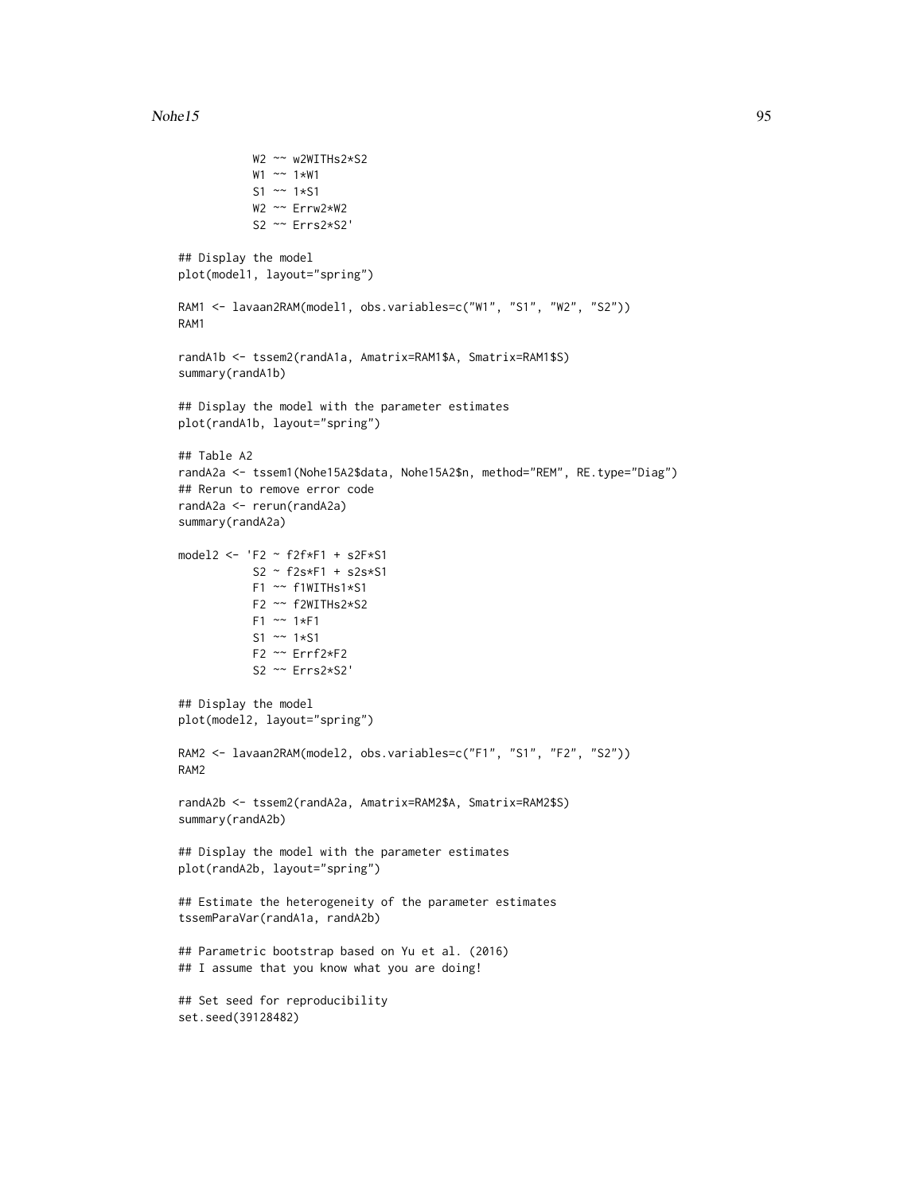```
           W2 ~~ w2WITHs2*S2
           W1 ~~ 1*W1
           S1 ~~ 1*S1
           W2 ~~ Errw2*W2
           S2 ~~ Errs2*S2'

## Display the model
plot(model1, layout="spring")

RAM1 <- lavaan2RAM(model1, obs.variables=c("W1", "S1", "W2", "S2"))
RAM1

randA1b <- tssem2(randA1a, Amatrix=RAM1$A, Smatrix=RAM1$S)
summary(randA1b)

## Display the model with the parameter estimates
plot(randA1b, layout="spring")

## Table A2
randA2a <- tssem1(Nohe15A2$data, Nohe15A2$n, method="REM", RE.type="Diag")
## Rerun to remove error code
randA2a <- rerun(randA2a)
summary(randA2a)

model2 <- 'F2 ~ f2f*F1 + s2F*S1
           S2 ~ f2s*F1 + s2s*S1
           F1 ~~ f1WITHs1*S1
           F2 ~~ f2WITHs2*S2
           F1 ~~ 1*F1
           S1 ~~ 1*S1
           F2 ~~ Errf2*F2
           S2 ~~ Errs2*S2'

## Display the model
plot(model2, layout="spring")

RAM2 <- lavaan2RAM(model2, obs.variables=c("F1", "S1", "F2", "S2"))
RAM2

randA2b <- tssem2(randA2a, Amatrix=RAM2$A, Smatrix=RAM2$S)
summary(randA2b)

## Display the model with the parameter estimates
plot(randA2b, layout="spring")

## Estimate the heterogeneity of the parameter estimates
tssemParaVar(randA1a, randA2b)

## Parametric bootstrap based on Yu et al. (2016)
## I assume that you know what you are doing!

## Set seed for reproducibility
set.seed(39128482)
```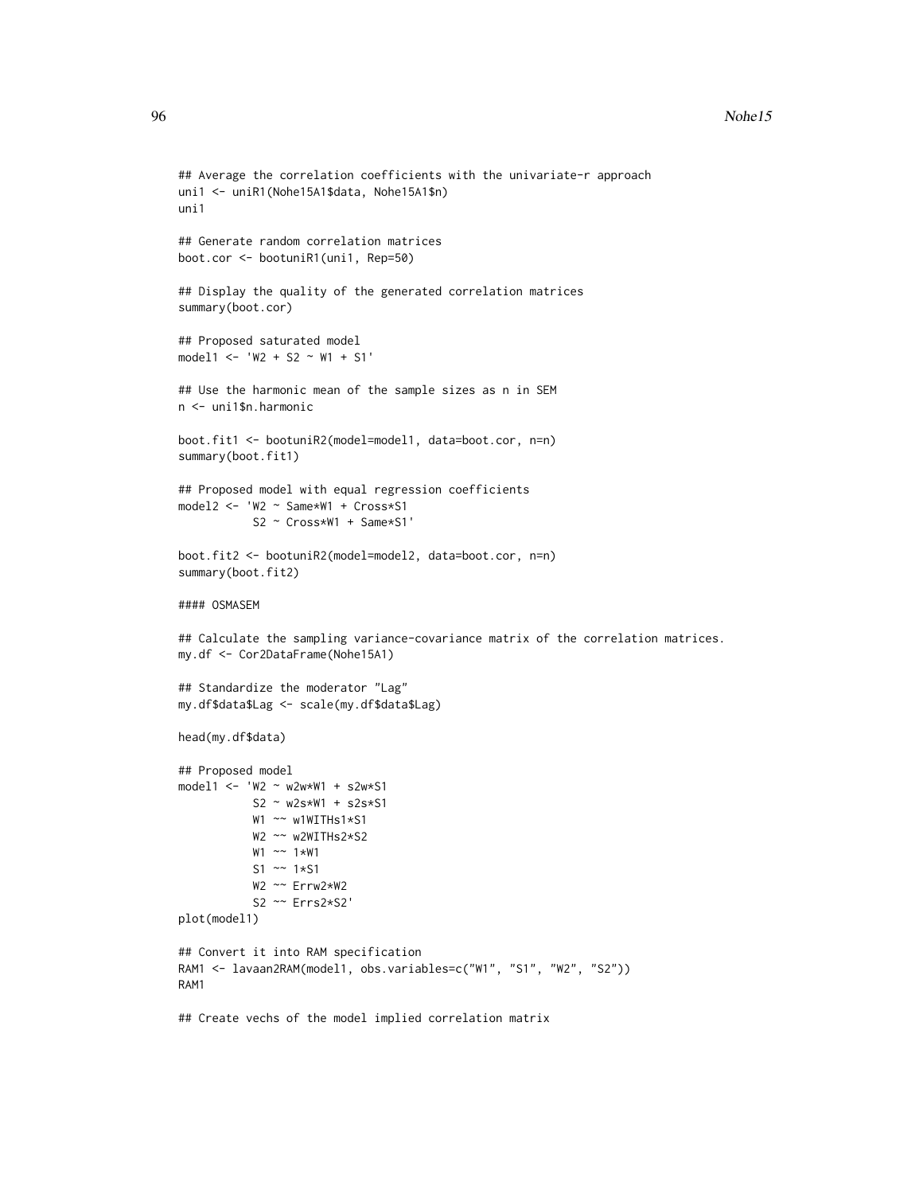```
## Average the correlation coefficients with the univariate-r approach
uni1 <- uniR1(Nohe15A1$data, Nohe15A1$n)
uni1

## Generate random correlation matrices
boot.cor <- bootuniR1(uni1, Rep=50)

## Display the quality of the generated correlation matrices
summary(boot.cor)

## Proposed saturated model
model1 <- 'W2 + S2 ~ W1 + S1'

## Use the harmonic mean of the sample sizes as n in SEM
n <- uni1$n.harmonic

boot.fit1 <- bootuniR2(model=model1, data=boot.cor, n=n)
summary(boot.fit1)

## Proposed model with equal regression coefficients
model2 <- 'W2 ~ Same*W1 + Cross*S1
           S2 ~ Cross*W1 + Same*S1'

boot.fit2 <- bootuniR2(model=model2, data=boot.cor, n=n)
summary(boot.fit2)

#### OSMASEM

## Calculate the sampling variance-covariance matrix of the correlation matrices.
my.df <- Cor2DataFrame(Nohe15A1)

## Standardize the moderator "Lag"
my.df$data$Lag <- scale(my.df$data$Lag)

head(my.df$data)

## Proposed model
model1 <- 'W2 ~ w2w*W1 + s2w*S1
           S2 ~ w2s*W1 + s2s*S1
           W1 ~~ w1WITHs1*S1
           W2 ~~ w2WITHs2*S2
           W1 ~~ 1*W1
           S1 ~~ 1*S1
           W2 ~~ Errw2*W2
           S2 ~~ Errs2*S2'
plot(model1)

## Convert it into RAM specification
RAM1 <- lavaan2RAM(model1, obs.variables=c("W1", "S1", "W2", "S2"))
RAM1

## Create vechs of the model implied correlation matrix
```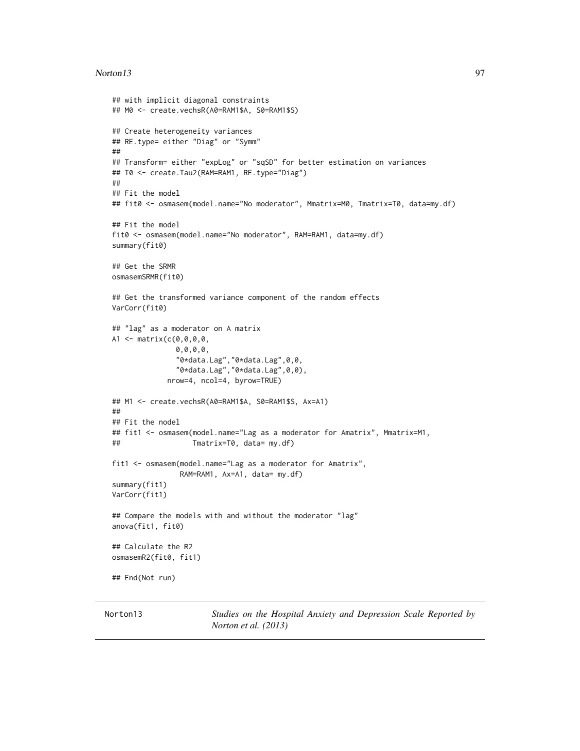```
## with implicit diagonal constraints
## M0 <- create.vechsR(A0=RAM1$A, S0=RAM1$S)

## Create heterogeneity variances
## RE.type= either "Diag" or "Symm"
##
## Transform= either "expLog" or "sqSD" for better estimation on variances
## T0 <- create.Tau2(RAM=RAM1, RE.type="Diag")
##
## Fit the model
## fit0 <- osmasem(model.name="No moderator", Mmatrix=M0, Tmatrix=T0, data=my.df)

## Fit the model
fit0 <- osmasem(model.name="No moderator", RAM=RAM1, data=my.df)
summary(fit0)

## Get the SRMR
osmasemSRMR(fit0)

## Get the transformed variance component of the random effects
VarCorr(fit0)

## "lag" as a moderator on A matrix
A1 <- matrix(c(0,0,0,0,
               0,0,0,0,
               "0*data.Lag","0*data.Lag",0,0,
               "0*data.Lag","0*data.Lag",0,0),
             nrow=4, ncol=4, byrow=TRUE)

## M1 <- create.vechsR(A0=RAM1$A, S0=RAM1$S, Ax=A1)
##
## Fit the nodel
## fit1 <- osmasem(model.name="Lag as a moderator for Amatrix", Mmatrix=M1,
##                 Tmatrix=T0, data= my.df)

fit1 <- osmasem(model.name="Lag as a moderator for Amatrix",
                RAM=RAM1, Ax=A1, data= my.df)
summary(fit1)
VarCorr(fit1)

## Compare the models with and without the moderator "lag"
anova(fit1, fit0)

## Calculate the R2
osmasemR2(fit0, fit1)

## End(Not run)
```

---

Norton13 — *Studies on the Hospital Anxiety and Depression Scale Reported by Norton et al. (2013)*

---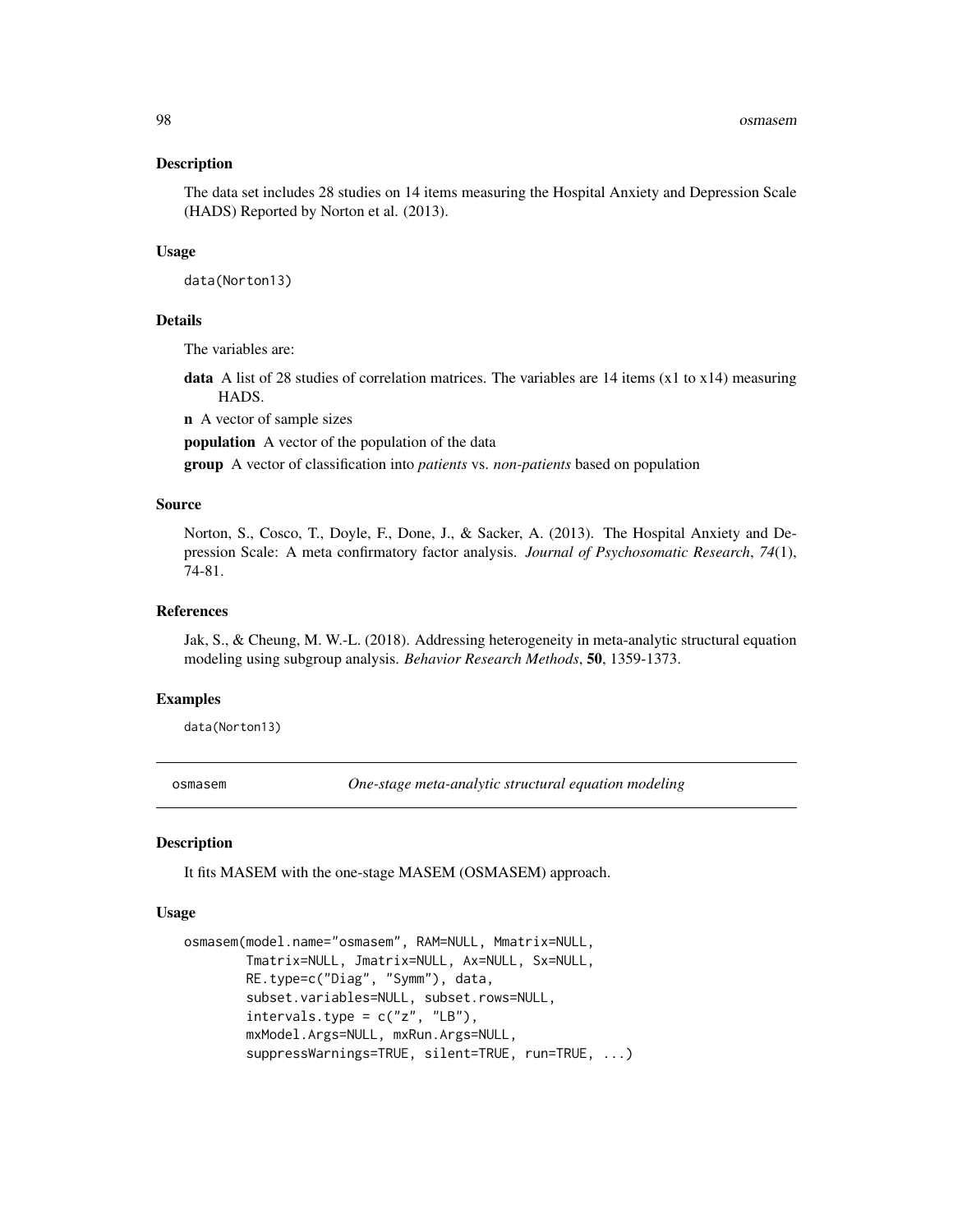### Description

The data set includes 28 studies on 14 items measuring the Hospital Anxiety and Depression Scale (HADS) Reported by Norton et al. (2013).

### Usage

```
data(Norton13)
```

### Details

The variables are:

**data** A list of 28 studies of correlation matrices. The variables are 14 items (x1 to x14) measuring HADS.

**n** A vector of sample sizes

**population** A vector of the population of the data

**group** A vector of classification into *patients* vs. *non-patients* based on population

### Source

Norton, S., Cosco, T., Doyle, F., Done, J., & Sacker, A. (2013). The Hospital Anxiety and Depression Scale: A meta confirmatory factor analysis. *Journal of Psychosomatic Research*, *74*(1), 74-81.

### References

Jak, S., & Cheung, M. W.-L. (2018). Addressing heterogeneity in meta-analytic structural equation modeling using subgroup analysis. *Behavior Research Methods*, **50**, 1359-1373.

### Examples

```
data(Norton13)
```

---

## osmasem — *One-stage meta-analytic structural equation modeling*

### Description

It fits MASEM with the one-stage MASEM (OSMASEM) approach.

### Usage

```
osmasem(model.name="osmasem", RAM=NULL, Mmatrix=NULL,
        Tmatrix=NULL, Jmatrix=NULL, Ax=NULL, Sx=NULL,
        RE.type=c("Diag", "Symm"), data,
        subset.variables=NULL, subset.rows=NULL,
        intervals.type = c("z", "LB"),
        mxModel.Args=NULL, mxRun.Args=NULL,
        suppressWarnings=TRUE, silent=TRUE, run=TRUE, ...)
```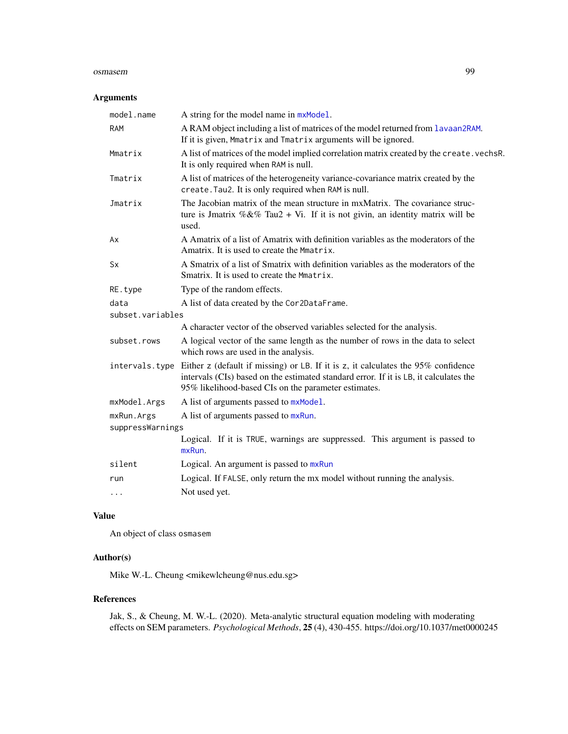## Arguments

| | |
|---|---|
| `model.name` | A string for the model name in `mxModel`. |
| `RAM` | A RAM object including a list of matrices of the model returned from `lavaan2RAM`. If it is given, `Mmatrix` and `Tmatrix` arguments will be ignored. |
| `Mmatrix` | A list of matrices of the model implied correlation matrix created by the `create.vechsR`. It is only required when `RAM` is null. |
| `Tmatrix` | A list of matrices of the heterogeneity variance-covariance matrix created by the `create.Tau2`. It is only required when `RAM` is null. |
| `Jmatrix` | The Jacobian matrix of the mean structure in mxMatrix. The covariance structure is Jmatrix %&% Tau2 + Vi. If it is not givin, an identity matrix will be used. |
| `Ax` | A Amatrix of a list of Amatrix with definition variables as the moderators of the Amatrix. It is used to create the `Mmatrix`. |
| `Sx` | A Smatrix of a list of Smatrix with definition variables as the moderators of the Smatrix. It is used to create the `Mmatrix`. |
| `RE.type` | Type of the random effects. |
| `data` | A list of data created by the `Cor2DataFrame`. |
| `subset.variables` | A character vector of the observed variables selected for the analysis. |
| `subset.rows` | A logical vector of the same length as the number of rows in the data to select which rows are used in the analysis. |
| `intervals.type` | Either `z` (default if missing) or `LB`. If it is `z`, it calculates the 95% confidence intervals (CIs) based on the estimated standard error. If it is `LB`, it calculates the 95% likelihood-based CIs on the parameter estimates. |
| `mxModel.Args` | A list of arguments passed to `mxModel`. |
| `mxRun.Args` | A list of arguments passed to `mxRun`. |
| `suppressWarnings` | Logical. If it is `TRUE`, warnings are suppressed. This argument is passed to `mxRun`. |
| `silent` | Logical. An argument is passed to `mxRun` |
| `run` | Logical. If `FALSE`, only return the mx model without running the analysis. |
| `...` | Not used yet. |

## Value

An object of class `osmasem`

## Author(s)

Mike W.-L. Cheung <mikewlcheung@nus.edu.sg>

## References

Jak, S., & Cheung, M. W.-L. (2020). Meta-analytic structural equation modeling with moderating effects on SEM parameters. *Psychological Methods*, **25** (4), 430-455. https://doi.org/10.1037/met0000245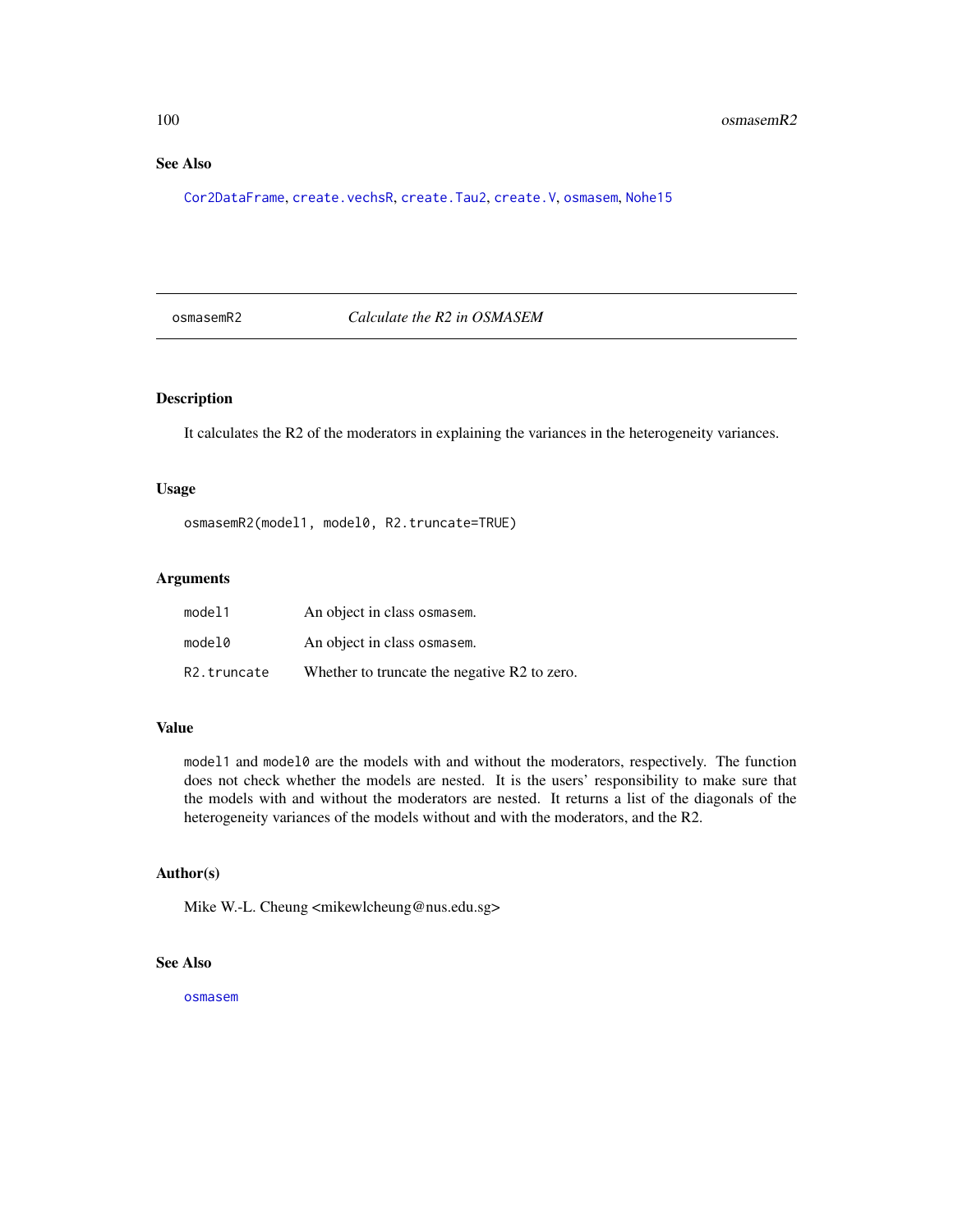## See Also

`Cor2DataFrame`, `create.vechsR`, `create.Tau2`, `create.V`, `osmasem`, `Nohe15`

---

`osmasemR2` *Calculate the R2 in OSMASEM*

---

### Description

It calculates the R2 of the moderators in explaining the variances in the heterogeneity variances.

### Usage

```
osmasemR2(model1, model0, R2.truncate=TRUE)
```

### Arguments

| | |
|---|---|
| `model1` | An object in class `osmasem`. |
| `model0` | An object in class `osmasem`. |
| `R2.truncate` | Whether to truncate the negative R2 to zero. |

### Value

`model1` and `model0` are the models with and without the moderators, respectively. The function does not check whether the models are nested. It is the users' responsibility to make sure that the models with and without the moderators are nested. It returns a list of the diagonals of the heterogeneity variances of the models without and with the moderators, and the R2.

### Author(s)

Mike W.-L. Cheung <mikewlcheung@nus.edu.sg>

### See Also

`osmasem`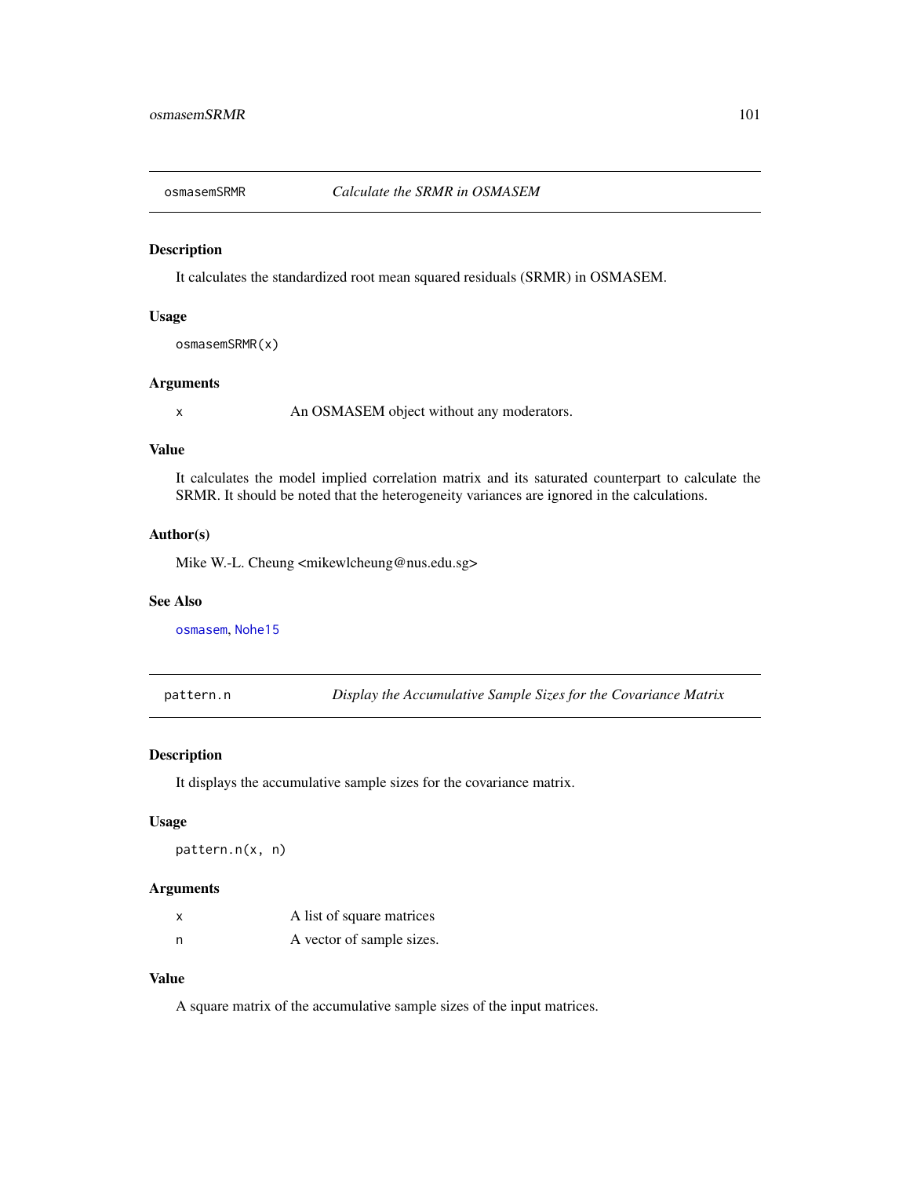## osmasemSRMR — *Calculate the SRMR in OSMASEM*

### Description

It calculates the standardized root mean squared residuals (SRMR) in OSMASEM.

### Usage

```
osmasemSRMR(x)
```

### Arguments

| | |
|---|---|
| x | An OSMASEM object without any moderators. |

### Value

It calculates the model implied correlation matrix and its saturated counterpart to calculate the SRMR. It should be noted that the heterogeneity variances are ignored in the calculations.

### Author(s)

Mike W.-L. Cheung <mikewlcheung@nus.edu.sg>

### See Also

osmasem, Nohe15

## pattern.n — *Display the Accumulative Sample Sizes for the Covariance Matrix*

### Description

It displays the accumulative sample sizes for the covariance matrix.

### Usage

```
pattern.n(x, n)
```

### Arguments

| | |
|---|---|
| x | A list of square matrices |
| n | A vector of sample sizes. |

### Value

A square matrix of the accumulative sample sizes of the input matrices.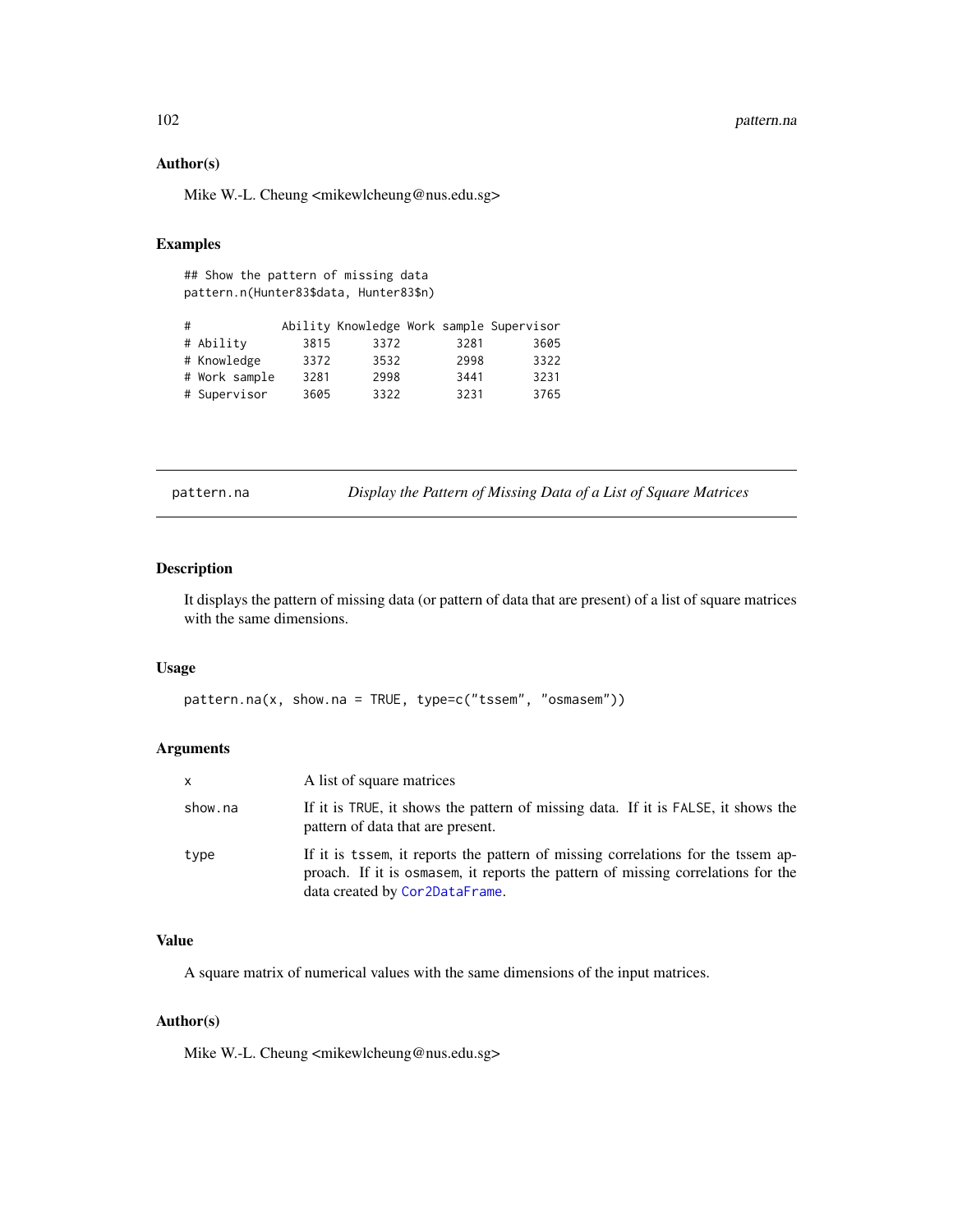### Author(s)

Mike W.-L. Cheung <mikewlcheung@nus.edu.sg>

### Examples

```
## Show the pattern of missing data
pattern.n(Hunter83$data, Hunter83$n)

#             Ability Knowledge Work sample Supervisor
# Ability        3815      3372        3281       3605
# Knowledge      3372      3532        2998       3322
# Work sample    3281      2998        3441       3231
# Supervisor     3605      3322        3231       3765
```

---

## pattern.na — *Display the Pattern of Missing Data of a List of Square Matrices*

---

### Description

It displays the pattern of missing data (or pattern of data that are present) of a list of square matrices with the same dimensions.

### Usage

```
pattern.na(x, show.na = TRUE, type=c("tssem", "osmasem"))
```

### Arguments

| | |
|---|---|
| `x` | A list of square matrices |
| `show.na` | If it is `TRUE`, it shows the pattern of missing data. If it is `FALSE`, it shows the pattern of data that are present. |
| `type` | If it is `tssem`, it reports the pattern of missing correlations for the tssem approach. If it is `osmasem`, it reports the pattern of missing correlations for the data created by `Cor2DataFrame`. |

### Value

A square matrix of numerical values with the same dimensions of the input matrices.

### Author(s)

Mike W.-L. Cheung <mikewlcheung@nus.edu.sg>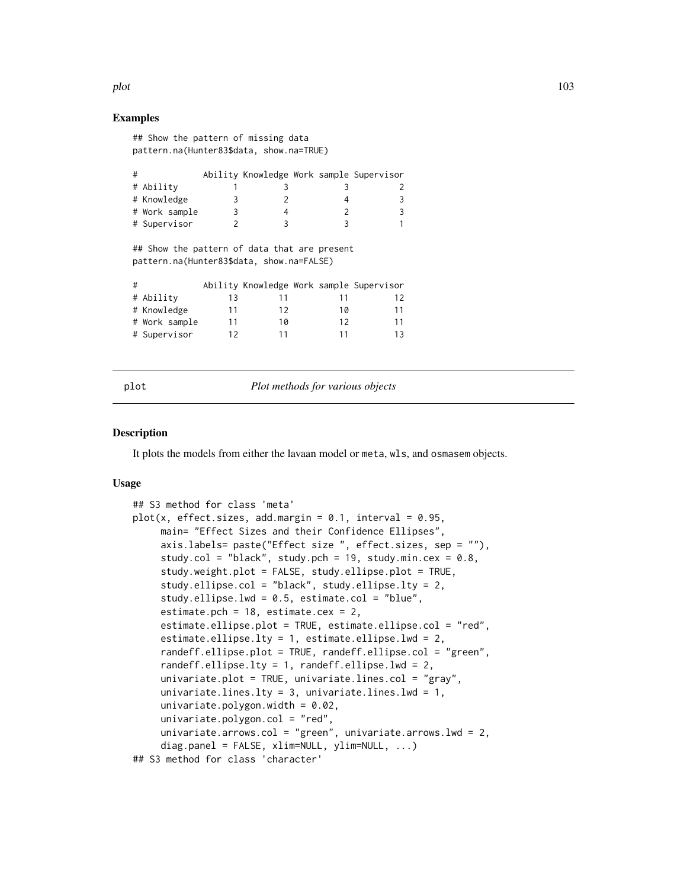## Examples

```
## Show the pattern of missing data
pattern.na(Hunter83$data, show.na=TRUE)

#             Ability Knowledge Work sample Supervisor
# Ability           1         3           3          2
# Knowledge         3         2           4          3
# Work sample       3         4           2          3
# Supervisor        2         3           3          1

## Show the pattern of data that are present
pattern.na(Hunter83$data, show.na=FALSE)

#             Ability Knowledge Work sample Supervisor
# Ability          13        11          11         12
# Knowledge        11        12          10         11
# Work sample      11        10          12         11
# Supervisor       12        11          11         13
```

---

plot *Plot methods for various objects*

---

## Description

It plots the models from either the lavaan model or `meta`, `wls`, and `osmasem` objects.

## Usage

```
## S3 method for class 'meta'
plot(x, effect.sizes, add.margin = 0.1, interval = 0.95,
     main= "Effect Sizes and their Confidence Ellipses",
     axis.labels= paste("Effect size ", effect.sizes, sep = ""),
     study.col = "black", study.pch = 19, study.min.cex = 0.8,
     study.weight.plot = FALSE, study.ellipse.plot = TRUE,
     study.ellipse.col = "black", study.ellipse.lty = 2,
     study.ellipse.lwd = 0.5, estimate.col = "blue",
     estimate.pch = 18, estimate.cex = 2,
     estimate.ellipse.plot = TRUE, estimate.ellipse.col = "red",
     estimate.ellipse.lty = 1, estimate.ellipse.lwd = 2,
     randeff.ellipse.plot = TRUE, randeff.ellipse.col = "green",
     randeff.ellipse.lty = 1, randeff.ellipse.lwd = 2,
     univariate.plot = TRUE, univariate.lines.col = "gray",
     univariate.lines.lty = 3, univariate.lines.lwd = 1,
     univariate.polygon.width = 0.02,
     univariate.polygon.col = "red",
     univariate.arrows.col = "green", univariate.arrows.lwd = 2,
     diag.panel = FALSE, xlim=NULL, ylim=NULL, ...)
## S3 method for class 'character'
```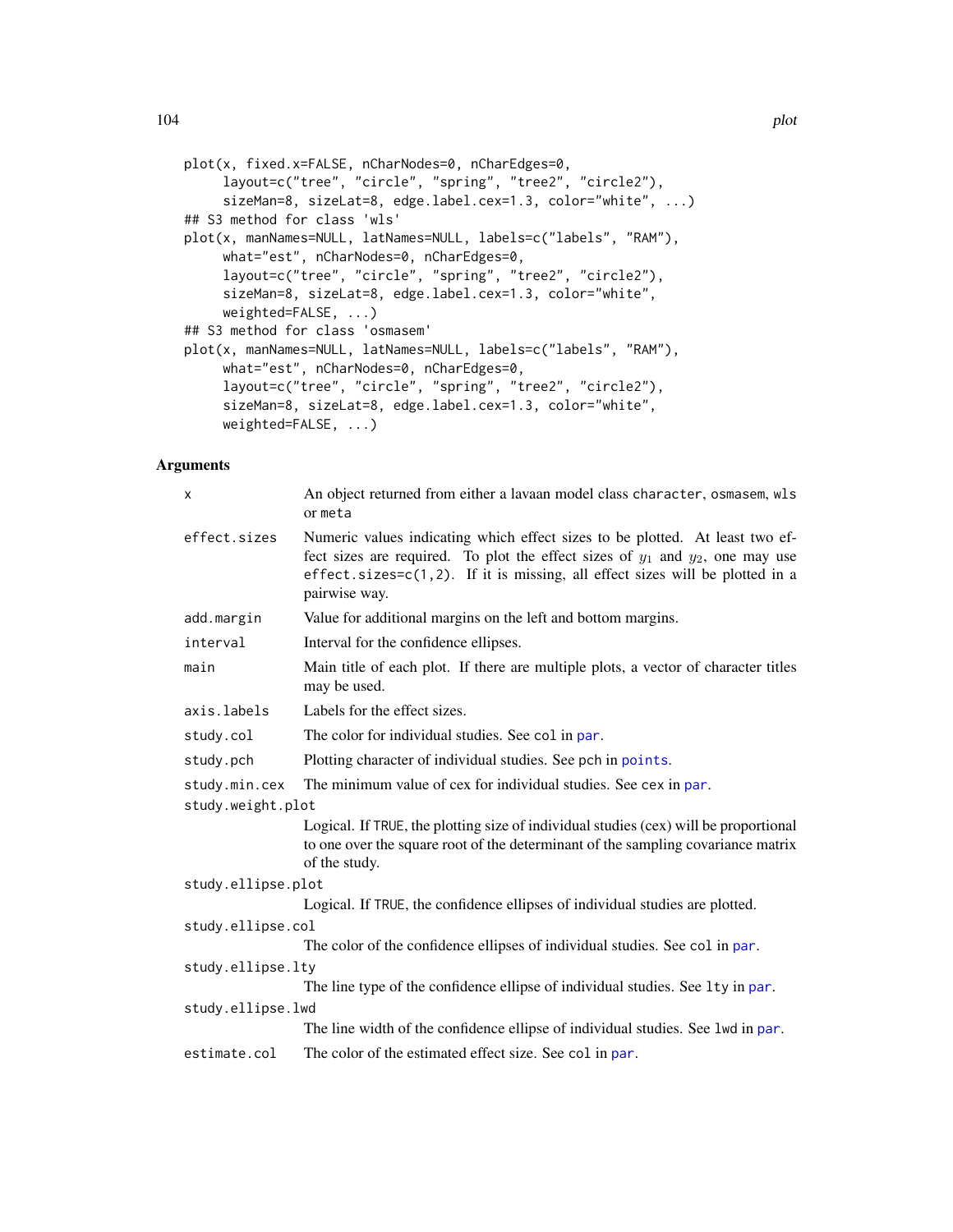```
plot(x, fixed.x=FALSE, nCharNodes=0, nCharEdges=0,
     layout=c("tree", "circle", "spring", "tree2", "circle2"),
     sizeMan=8, sizeLat=8, edge.label.cex=1.3, color="white", ...)
## S3 method for class 'wls'
plot(x, manNames=NULL, latNames=NULL, labels=c("labels", "RAM"),
     what="est", nCharNodes=0, nCharEdges=0,
     layout=c("tree", "circle", "spring", "tree2", "circle2"),
     sizeMan=8, sizeLat=8, edge.label.cex=1.3, color="white",
     weighted=FALSE, ...)
## S3 method for class 'osmasem'
plot(x, manNames=NULL, latNames=NULL, labels=c("labels", "RAM"),
     what="est", nCharNodes=0, nCharEdges=0,
     layout=c("tree", "circle", "spring", "tree2", "circle2"),
     sizeMan=8, sizeLat=8, edge.label.cex=1.3, color="white",
     weighted=FALSE, ...)
```

## Arguments

| | |
|---|---|
| `x` | An object returned from either a lavaan model class `character`, `osmasem`, `wls` or `meta` |
| `effect.sizes` | Numeric values indicating which effect sizes to be plotted. At least two effect sizes are required. To plot the effect sizes of $y_1$ and $y_2$, one may use `effect.sizes=c(1,2)`. If it is missing, all effect sizes will be plotted in a pairwise way. |
| `add.margin` | Value for additional margins on the left and bottom margins. |
| `interval` | Interval for the confidence ellipses. |
| `main` | Main title of each plot. If there are multiple plots, a vector of character titles may be used. |
| `axis.labels` | Labels for the effect sizes. |
| `study.col` | The color for individual studies. See `col` in `par`. |
| `study.pch` | Plotting character of individual studies. See `pch` in `points`. |
| `study.min.cex` | The minimum value of cex for individual studies. See `cex` in `par`. |
| `study.weight.plot` | Logical. If `TRUE`, the plotting size of individual studies (cex) will be proportional to one over the square root of the determinant of the sampling covariance matrix of the study. |
| `study.ellipse.plot` | Logical. If `TRUE`, the confidence ellipses of individual studies are plotted. |
| `study.ellipse.col` | The color of the confidence ellipses of individual studies. See `col` in `par`. |
| `study.ellipse.lty` | The line type of the confidence ellipse of individual studies. See `lty` in `par`. |
| `study.ellipse.lwd` | The line width of the confidence ellipse of individual studies. See `lwd` in `par`. |
| `estimate.col` | The color of the estimated effect size. See `col` in `par`. |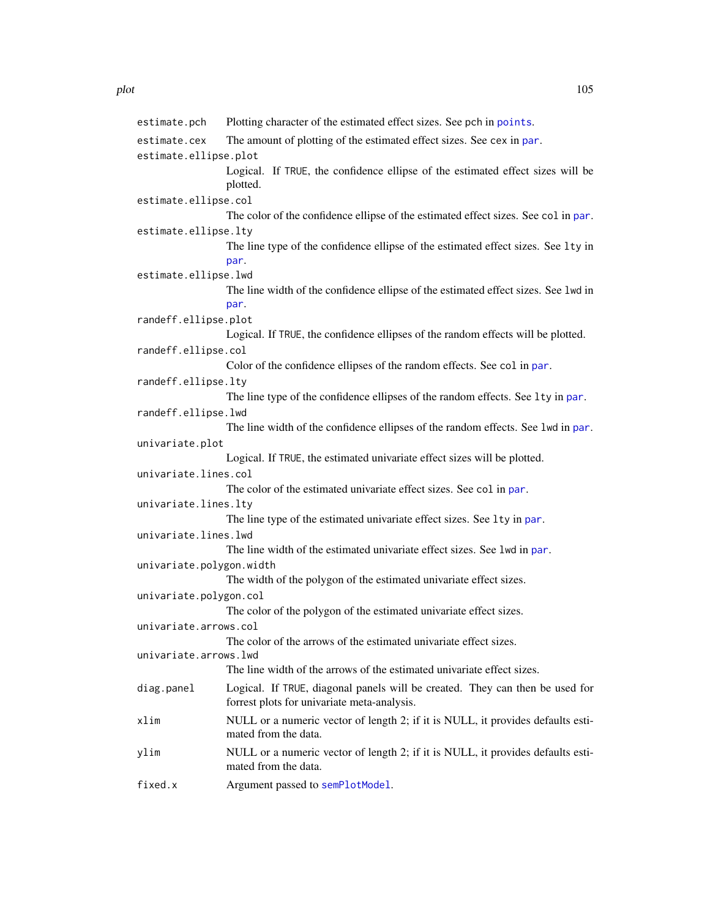`estimate.pch` Plotting character of the estimated effect sizes. See `pch` in `points`.

`estimate.cex` The amount of plotting of the estimated effect sizes. See `cex` in `par`.

`estimate.ellipse.plot`
Logical. If `TRUE`, the confidence ellipse of the estimated effect sizes will be plotted.

`estimate.ellipse.col`
The color of the confidence ellipse of the estimated effect sizes. See `col` in `par`.

`estimate.ellipse.lty`
The line type of the confidence ellipse of the estimated effect sizes. See `lty` in `par`.

`estimate.ellipse.lwd`
The line width of the confidence ellipse of the estimated effect sizes. See `lwd` in `par`.

`randeff.ellipse.plot`
Logical. If `TRUE`, the confidence ellipses of the random effects will be plotted.

`randeff.ellipse.col`
Color of the confidence ellipses of the random effects. See `col` in `par`.

`randeff.ellipse.lty`
The line type of the confidence ellipses of the random effects. See `lty` in `par`.

`randeff.ellipse.lwd`
The line width of the confidence ellipses of the random effects. See `lwd` in `par`.

`univariate.plot`
Logical. If `TRUE`, the estimated univariate effect sizes will be plotted.

`univariate.lines.col`
The color of the estimated univariate effect sizes. See `col` in `par`.

`univariate.lines.lty`
The line type of the estimated univariate effect sizes. See `lty` in `par`.

`univariate.lines.lwd`
The line width of the estimated univariate effect sizes. See `lwd` in `par`.

`univariate.polygon.width`
The width of the polygon of the estimated univariate effect sizes.

`univariate.polygon.col`
The color of the polygon of the estimated univariate effect sizes.

`univariate.arrows.col`
The color of the arrows of the estimated univariate effect sizes.

`univariate.arrows.lwd`
The line width of the arrows of the estimated univariate effect sizes.

`diag.panel` Logical. If `TRUE`, diagonal panels will be created. They can then be used for forrest plots for univariate meta-analysis.

`xlim` NULL or a numeric vector of length 2; if it is NULL, it provides defaults estimated from the data.

`ylim` NULL or a numeric vector of length 2; if it is NULL, it provides defaults estimated from the data.

`fixed.x` Argument passed to `semPlotModel`.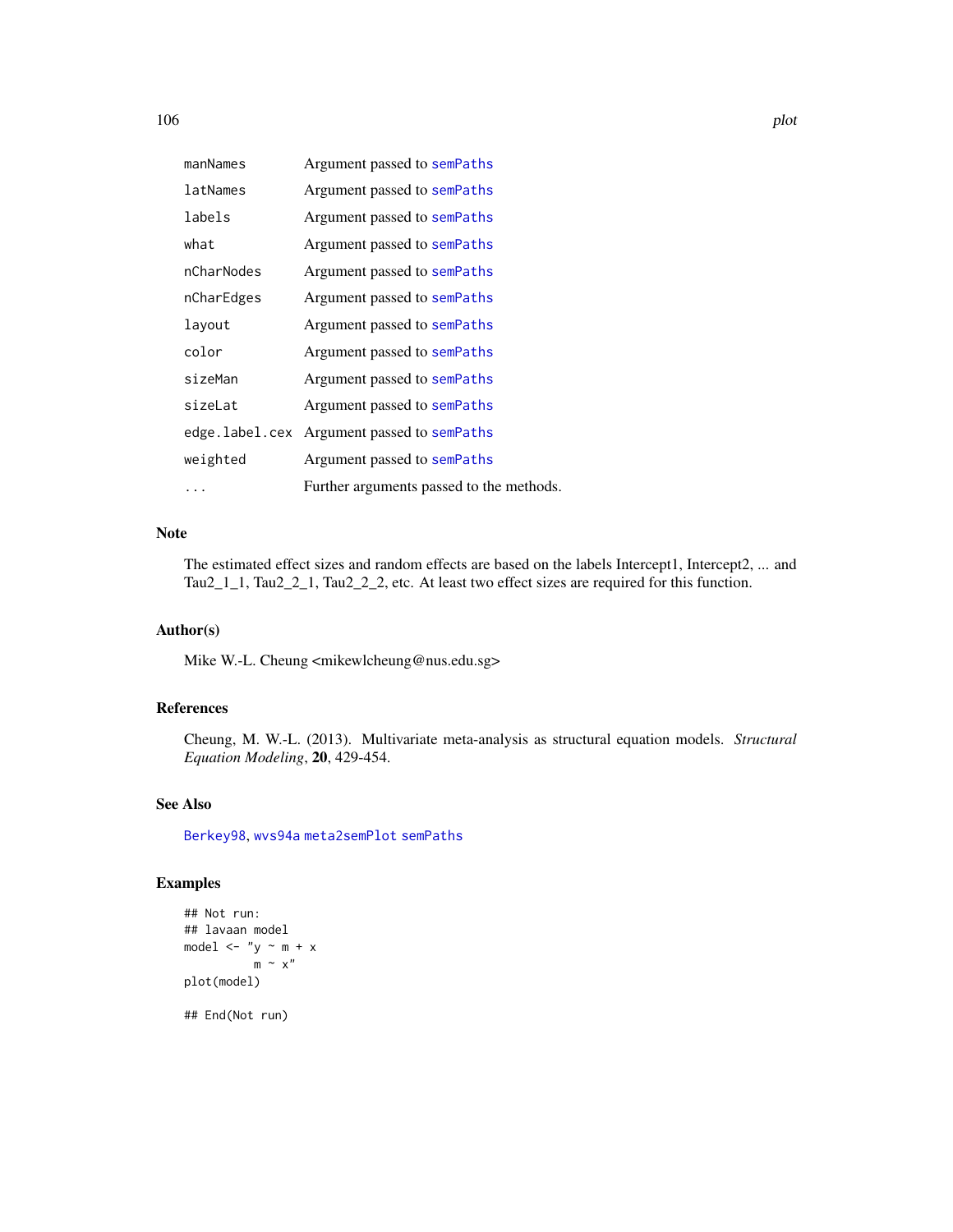| | |
|---|---|
| manNames | Argument passed to semPaths |
| latNames | Argument passed to semPaths |
| labels | Argument passed to semPaths |
| what | Argument passed to semPaths |
| nCharNodes | Argument passed to semPaths |
| nCharEdges | Argument passed to semPaths |
| layout | Argument passed to semPaths |
| color | Argument passed to semPaths |
| sizeMan | Argument passed to semPaths |
| sizeLat | Argument passed to semPaths |
| edge.label.cex | Argument passed to semPaths |
| weighted | Argument passed to semPaths |
| ... | Further arguments passed to the methods. |

## Note

The estimated effect sizes and random effects are based on the labels Intercept1, Intercept2, ... and Tau2_1_1, Tau2_2_1, Tau2_2_2, etc. At least two effect sizes are required for this function.

## Author(s)

Mike W.-L. Cheung <mikewlcheung@nus.edu.sg>

## References

Cheung, M. W.-L. (2013). Multivariate meta-analysis as structural equation models. *Structural Equation Modeling*, **20**, 429-454.

## See Also

Berkey98, wvs94a meta2semPlot semPaths

## Examples

```
## Not run:
## lavaan model
model <- "y ~ m + x
          m ~ x"
plot(model)

## End(Not run)
```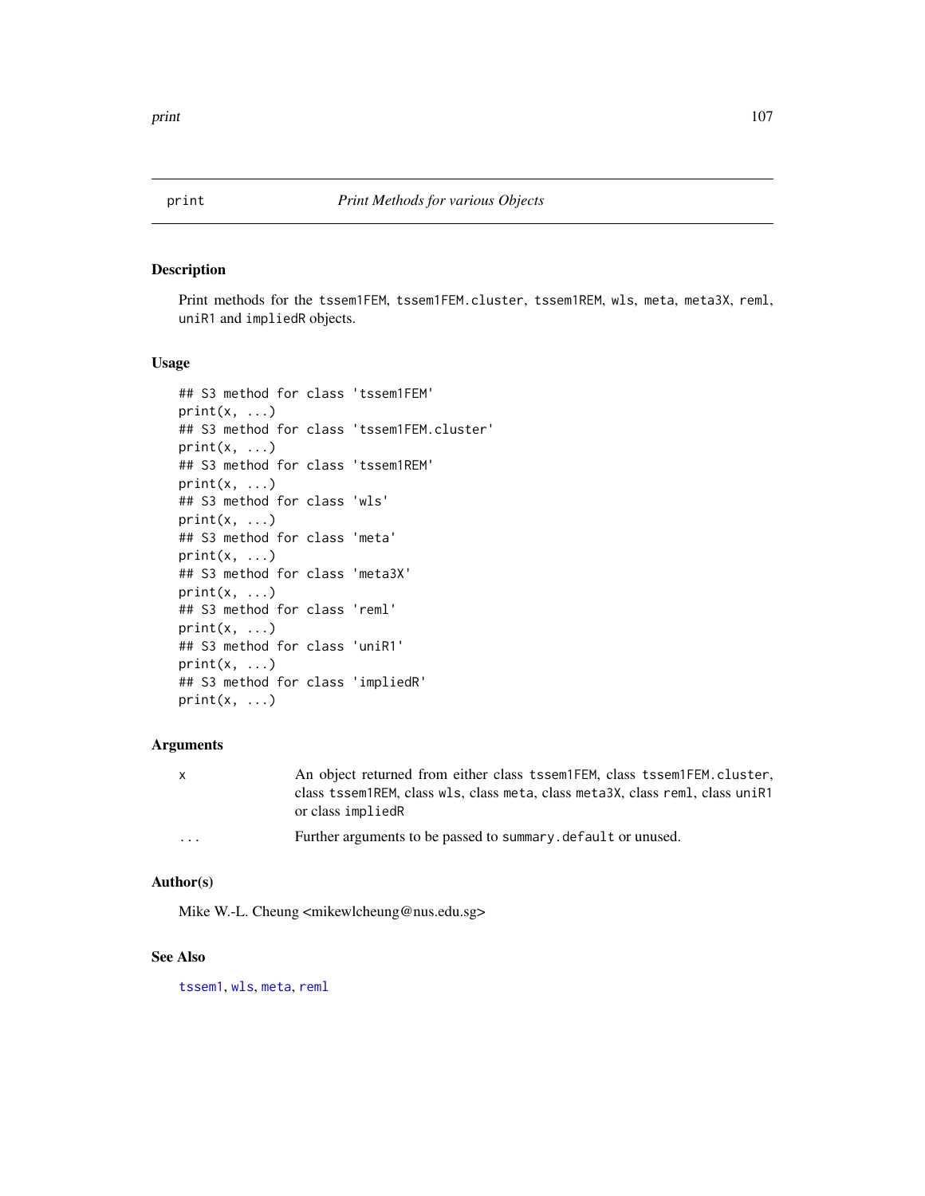# print    *Print Methods for various Objects*

## Description

Print methods for the `tssem1FEM`, `tssem1FEM.cluster`, `tssem1REM`, `wls`, `meta`, `meta3X`, `reml`, `uniR1` and `impliedR` objects.

## Usage

```
## S3 method for class 'tssem1FEM'
print(x, ...)
## S3 method for class 'tssem1FEM.cluster'
print(x, ...)
## S3 method for class 'tssem1REM'
print(x, ...)
## S3 method for class 'wls'
print(x, ...)
## S3 method for class 'meta'
print(x, ...)
## S3 method for class 'meta3X'
print(x, ...)
## S3 method for class 'reml'
print(x, ...)
## S3 method for class 'uniR1'
print(x, ...)
## S3 method for class 'impliedR'
print(x, ...)
```

## Arguments

| | |
|---|---|
| `x` | An object returned from either class `tssem1FEM`, class `tssem1FEM.cluster`, class `tssem1REM`, class `wls`, class `meta`, class `meta3X`, class `reml`, class `uniR1` or class `impliedR` |
| `...` | Further arguments to be passed to `summary.default` or unused. |

## Author(s)

Mike W.-L. Cheung <mikewlcheung@nus.edu.sg>

## See Also

`tssem1`, `wls`, `meta`, `reml`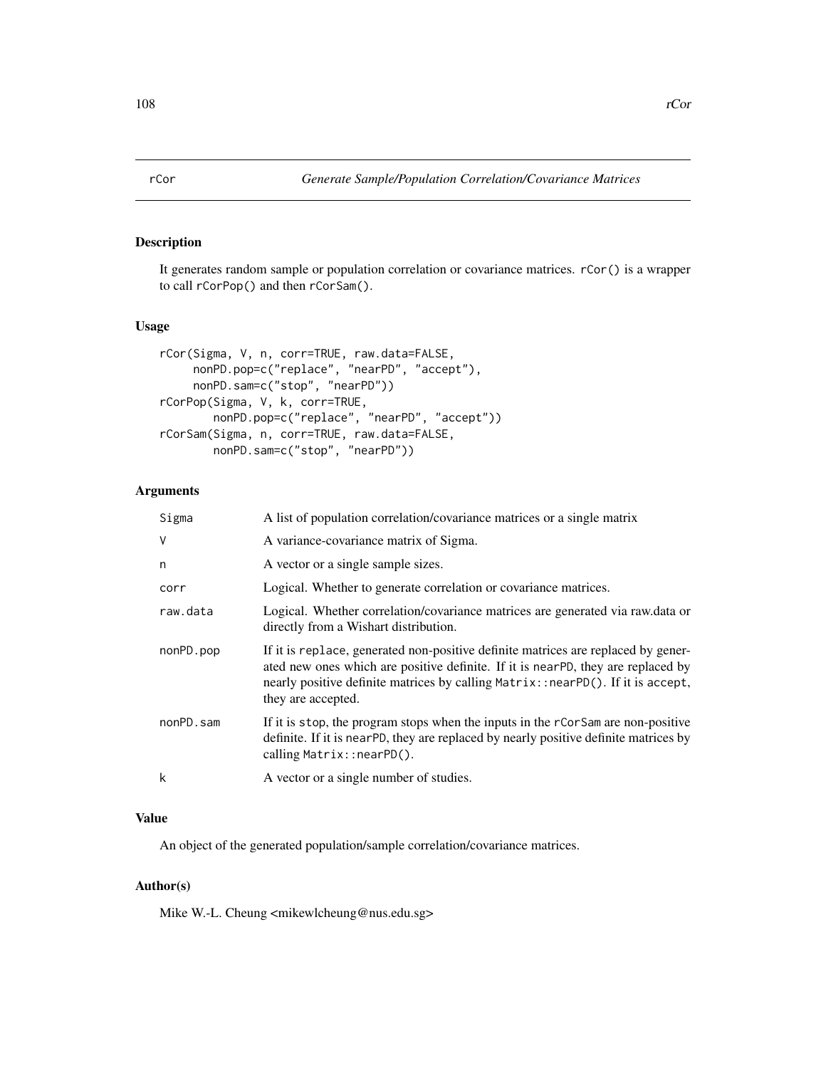# rCor — *Generate Sample/Population Correlation/Covariance Matrices*

## Description

It generates random sample or population correlation or covariance matrices. `rCor()` is a wrapper to call `rCorPop()` and then `rCorSam()`.

## Usage

```
rCor(Sigma, V, n, corr=TRUE, raw.data=FALSE,
     nonPD.pop=c("replace", "nearPD", "accept"),
     nonPD.sam=c("stop", "nearPD"))
rCorPop(Sigma, V, k, corr=TRUE,
        nonPD.pop=c("replace", "nearPD", "accept"))
rCorSam(Sigma, n, corr=TRUE, raw.data=FALSE,
        nonPD.sam=c("stop", "nearPD"))
```

## Arguments

| | |
|---|---|
| `Sigma` | A list of population correlation/covariance matrices or a single matrix |
| `V` | A variance-covariance matrix of Sigma. |
| `n` | A vector or a single sample sizes. |
| `corr` | Logical. Whether to generate correlation or covariance matrices. |
| `raw.data` | Logical. Whether correlation/covariance matrices are generated via raw.data or directly from a Wishart distribution. |
| `nonPD.pop` | If it is `replace`, generated non-positive definite matrices are replaced by generated new ones which are positive definite. If it is `nearPD`, they are replaced by nearly positive definite matrices by calling `Matrix::nearPD()`. If it is `accept`, they are accepted. |
| `nonPD.sam` | If it is `stop`, the program stops when the inputs in the `rCorSam` are non-positive definite. If it is `nearPD`, they are replaced by nearly positive definite matrices by calling `Matrix::nearPD()`. |
| `k` | A vector or a single number of studies. |

## Value

An object of the generated population/sample correlation/covariance matrices.

## Author(s)

Mike W.-L. Cheung <mikewlcheung@nus.edu.sg>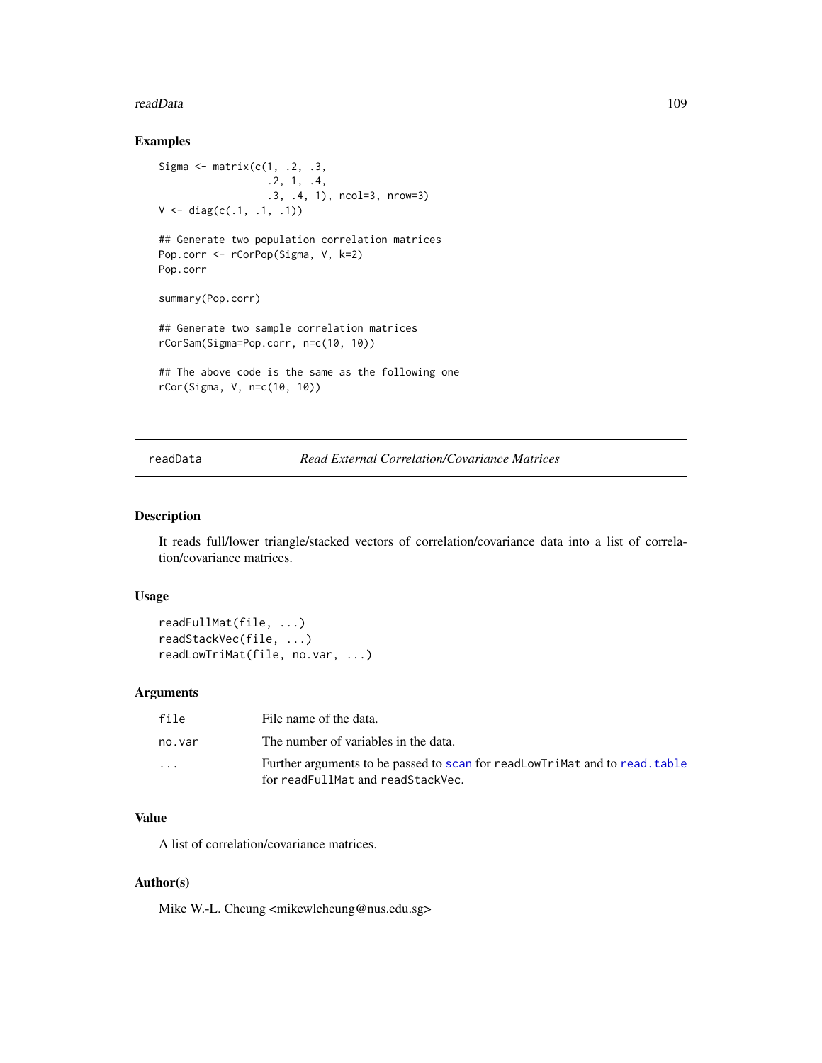## Examples

```
Sigma <- matrix(c(1, .2, .3,
                  .2, 1, .4,
                  .3, .4, 1), ncol=3, nrow=3)
V <- diag(c(.1, .1, .1))

## Generate two population correlation matrices
Pop.corr <- rCorPop(Sigma, V, k=2)
Pop.corr

summary(Pop.corr)

## Generate two sample correlation matrices
rCorSam(Sigma=Pop.corr, n=c(10, 10))

## The above code is the same as the following one
rCor(Sigma, V, n=c(10, 10))
```

---

# readData *Read External Correlation/Covariance Matrices*

---

## Description

It reads full/lower triangle/stacked vectors of correlation/covariance data into a list of correlation/covariance matrices.

## Usage

```
readFullMat(file, ...)
readStackVec(file, ...)
readLowTriMat(file, no.var, ...)
```

## Arguments

| | |
|---|---|
| `file` | File name of the data. |
| `no.var` | The number of variables in the data. |
| `...` | Further arguments to be passed to `scan` for `readLowTriMat` and to `read.table` for `readFullMat` and `readStackVec`. |

## Value

A list of correlation/covariance matrices.

## Author(s)

Mike W.-L. Cheung <mikewlcheung@nus.edu.sg>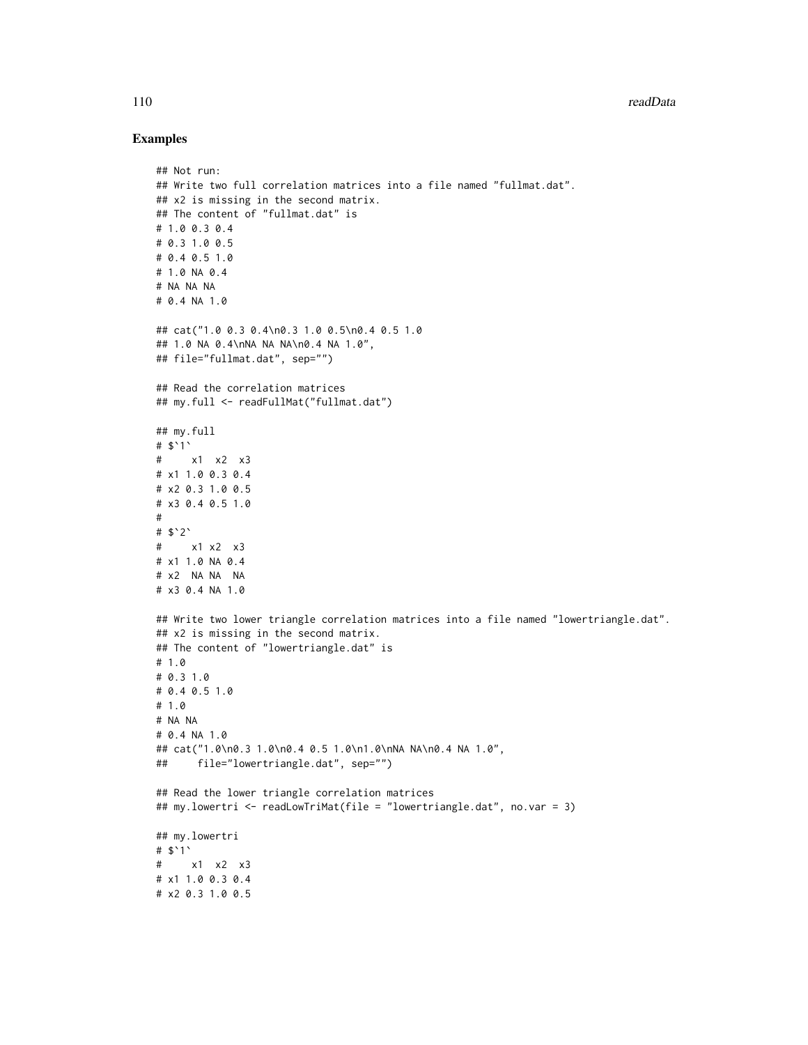## Examples

```
## Not run:
## Write two full correlation matrices into a file named "fullmat.dat".
## x2 is missing in the second matrix.
## The content of "fullmat.dat" is
# 1.0 0.3 0.4
# 0.3 1.0 0.5
# 0.4 0.5 1.0
# 1.0 NA 0.4
# NA NA NA
# 0.4 NA 1.0

## cat("1.0 0.3 0.4\n0.3 1.0 0.5\n0.4 0.5 1.0
## 1.0 NA 0.4\nNA NA NA\n0.4 NA 1.0",
## file="fullmat.dat", sep="")

## Read the correlation matrices
## my.full <- readFullMat("fullmat.dat")

## my.full
# $`1`
#     x1  x2  x3
# x1 1.0 0.3 0.4
# x2 0.3 1.0 0.5
# x3 0.4 0.5 1.0
#
# $`2`
#     x1 x2  x3
# x1 1.0 NA 0.4
# x2  NA NA  NA
# x3 0.4 NA 1.0

## Write two lower triangle correlation matrices into a file named "lowertriangle.dat".
## x2 is missing in the second matrix.
## The content of "lowertriangle.dat" is
# 1.0
# 0.3 1.0
# 0.4 0.5 1.0
# 1.0
# NA NA
# 0.4 NA 1.0
## cat("1.0\n0.3 1.0\n0.4 0.5 1.0\n1.0\nNA NA\n0.4 NA 1.0",
##     file="lowertriangle.dat", sep="")

## Read the lower triangle correlation matrices
## my.lowertri <- readLowTriMat(file = "lowertriangle.dat", no.var = 3)

## my.lowertri
# $`1`
#     x1  x2  x3
# x1 1.0 0.3 0.4
# x2 0.3 1.0 0.5
```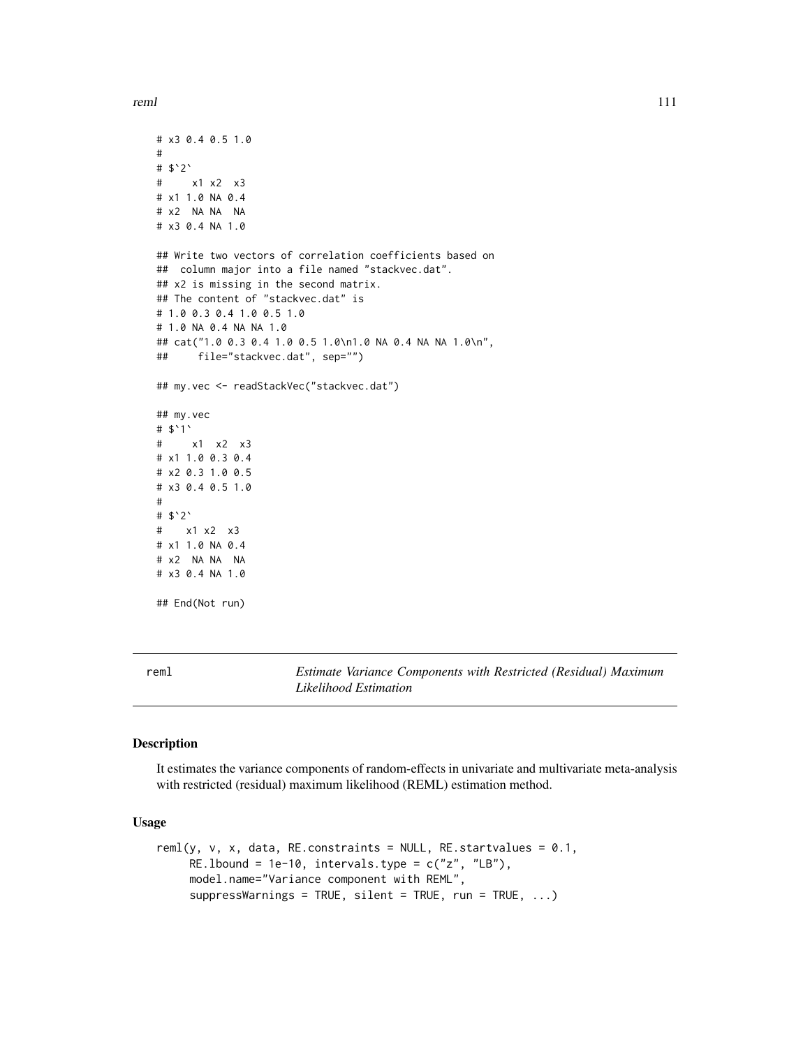```
# x3 0.4 0.5 1.0
#
# $`2`
#     x1 x2  x3
# x1 1.0 NA 0.4
# x2  NA NA  NA
# x3 0.4 NA 1.0

## Write two vectors of correlation coefficients based on
##  column major into a file named "stackvec.dat".
## x2 is missing in the second matrix.
## The content of "stackvec.dat" is
# 1.0 0.3 0.4 1.0 0.5 1.0
# 1.0 NA 0.4 NA NA 1.0
## cat("1.0 0.3 0.4 1.0 0.5 1.0\n1.0 NA 0.4 NA NA 1.0\n",
##     file="stackvec.dat", sep="")

## my.vec <- readStackVec("stackvec.dat")

## my.vec
# $`1`
#     x1  x2  x3
# x1 1.0 0.3 0.4
# x2 0.3 1.0 0.5
# x3 0.4 0.5 1.0
#
# $`2`
#    x1 x2  x3
# x1 1.0 NA 0.4
# x2  NA NA  NA
# x3 0.4 NA 1.0

## End(Not run)
```

---

reml — *Estimate Variance Components with Restricted (Residual) Maximum Likelihood Estimation*

---

### Description

It estimates the variance components of random-effects in univariate and multivariate meta-analysis with restricted (residual) maximum likelihood (REML) estimation method.

### Usage

```
reml(y, v, x, data, RE.constraints = NULL, RE.startvalues = 0.1,
     RE.lbound = 1e-10, intervals.type = c("z", "LB"),
     model.name="Variance component with REML",
     suppressWarnings = TRUE, silent = TRUE, run = TRUE, ...)
```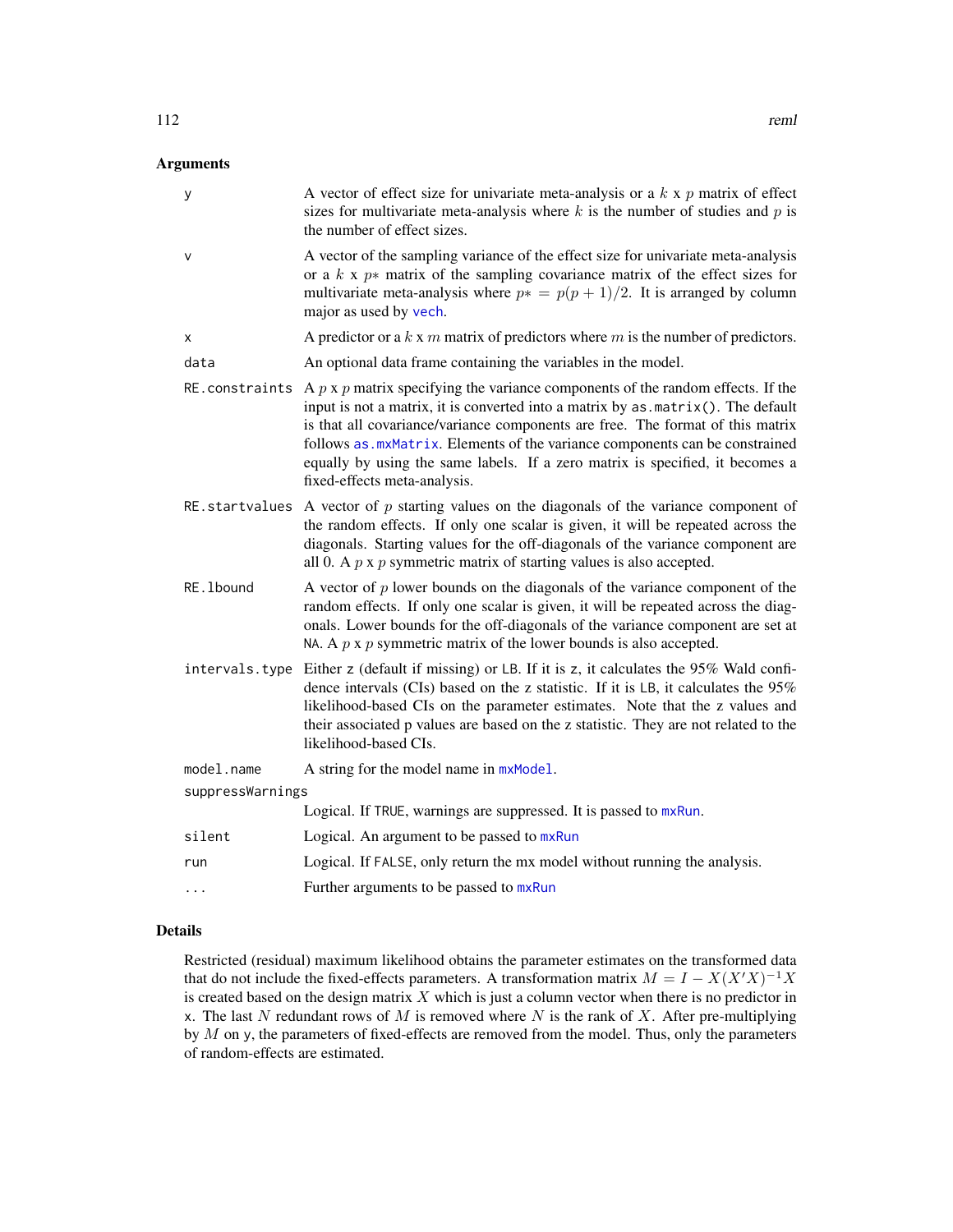## Arguments

| | |
|---|---|
| y | A vector of effect size for univariate meta-analysis or a $k$ x $p$ matrix of effect sizes for multivariate meta-analysis where $k$ is the number of studies and $p$ is the number of effect sizes. |
| v | A vector of the sampling variance of the effect size for univariate meta-analysis or a $k$ x $p*$ matrix of the sampling covariance matrix of the effect sizes for multivariate meta-analysis where $p* = p(p+1)/2$. It is arranged by column major as used by vech. |
| x | A predictor or a $k$ x $m$ matrix of predictors where $m$ is the number of predictors. |
| data | An optional data frame containing the variables in the model. |
| RE.constraints | A $p$ x $p$ matrix specifying the variance components of the random effects. If the input is not a matrix, it is converted into a matrix by `as.matrix()`. The default is that all covariance/variance components are free. The format of this matrix follows as.mxMatrix. Elements of the variance components can be constrained equally by using the same labels. If a zero matrix is specified, it becomes a fixed-effects meta-analysis. |
| RE.startvalues | A vector of $p$ starting values on the diagonals of the variance component of the random effects. If only one scalar is given, it will be repeated across the diagonals. Starting values for the off-diagonals of the variance component are all 0. A $p$ x $p$ symmetric matrix of starting values is also accepted. |
| RE.lbound | A vector of $p$ lower bounds on the diagonals of the variance component of the random effects. If only one scalar is given, it will be repeated across the diagonals. Lower bounds for the off-diagonals of the variance component are set at NA. A $p$ x $p$ symmetric matrix of the lower bounds is also accepted. |
| intervals.type | Either z (default if missing) or LB. If it is z, it calculates the 95% Wald confidence intervals (CIs) based on the z statistic. If it is LB, it calculates the 95% likelihood-based CIs on the parameter estimates. Note that the z values and their associated p values are based on the z statistic. They are not related to the likelihood-based CIs. |
| model.name | A string for the model name in mxModel. |
| suppressWarnings | Logical. If TRUE, warnings are suppressed. It is passed to mxRun. |
| silent | Logical. An argument to be passed to mxRun |
| run | Logical. If FALSE, only return the mx model without running the analysis. |
| ... | Further arguments to be passed to mxRun |

## Details

Restricted (residual) maximum likelihood obtains the parameter estimates on the transformed data that do not include the fixed-effects parameters. A transformation matrix $M = I - X(X'X)^{-1}X$ is created based on the design matrix $X$ which is just a column vector when there is no predictor in x. The last $N$ redundant rows of $M$ is removed where $N$ is the rank of $X$. After pre-multiplying by $M$ on y, the parameters of fixed-effects are removed from the model. Thus, only the parameters of random-effects are estimated.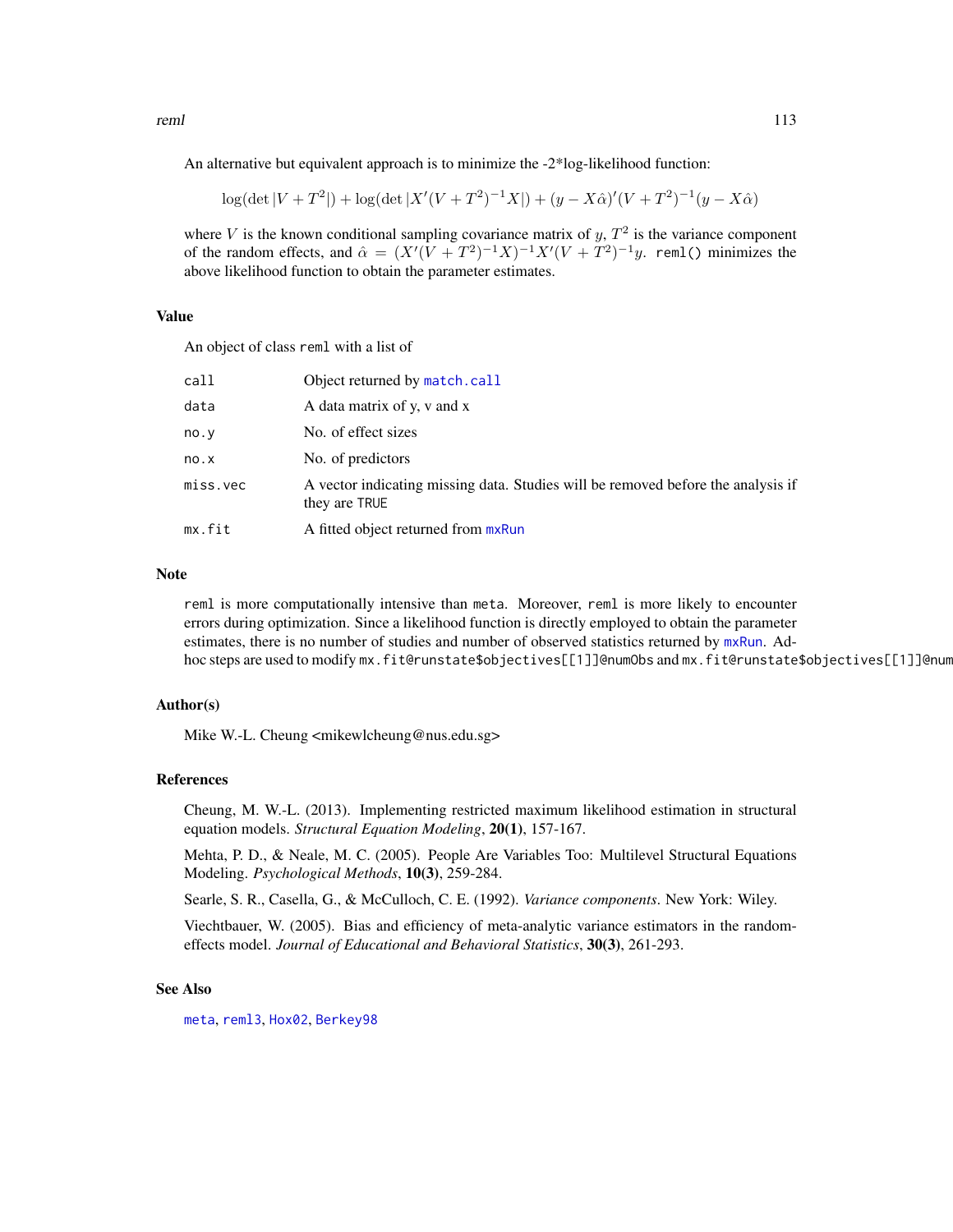An alternative but equivalent approach is to minimize the -2*log-likelihood function:

$$\log(\det |V + T^2|) + \log(\det |X'(V + T^2)^{-1}X|) + (y - X\hat{\alpha})'(V + T^2)^{-1}(y - X\hat{\alpha})$$

where $V$ is the known conditional sampling covariance matrix of $y$, $T^2$ is the variance component of the random effects, and $\hat{\alpha} = (X'(V + T^2)^{-1}X)^{-1}X'(V + T^2)^{-1}y$. `reml()` minimizes the above likelihood function to obtain the parameter estimates.

## Value

An object of class `reml` with a list of

| | |
|---|---|
| `call` | Object returned by `match.call` |
| `data` | A data matrix of y, v and x |
| `no.y` | No. of effect sizes |
| `no.x` | No. of predictors |
| `miss.vec` | A vector indicating missing data. Studies will be removed before the analysis if they are `TRUE` |
| `mx.fit` | A fitted object returned from `mxRun` |

## Note

`reml` is more computationally intensive than `meta`. Moreover, `reml` is more likely to encounter errors during optimization. Since a likelihood function is directly employed to obtain the parameter estimates, there is no number of studies and number of observed statistics returned by `mxRun`. Ad-hoc steps are used to modify `mx.fit@runstate$objectives[[1]]@numObs` and `mx.fit@runstate$objectives[[1]]@num`

## Author(s)

Mike W.-L. Cheung <mikewlcheung@nus.edu.sg>

## References

Cheung, M. W.-L. (2013). Implementing restricted maximum likelihood estimation in structural equation models. *Structural Equation Modeling*, **20(1)**, 157-167.

Mehta, P. D., & Neale, M. C. (2005). People Are Variables Too: Multilevel Structural Equations Modeling. *Psychological Methods*, **10(3)**, 259-284.

Searle, S. R., Casella, G., & McCulloch, C. E. (1992). *Variance components*. New York: Wiley.

Viechtbauer, W. (2005). Bias and efficiency of meta-analytic variance estimators in the random-effects model. *Journal of Educational and Behavioral Statistics*, **30(3)**, 261-293.

## See Also

`meta`, `reml3`, `Hox02`, `Berkey98`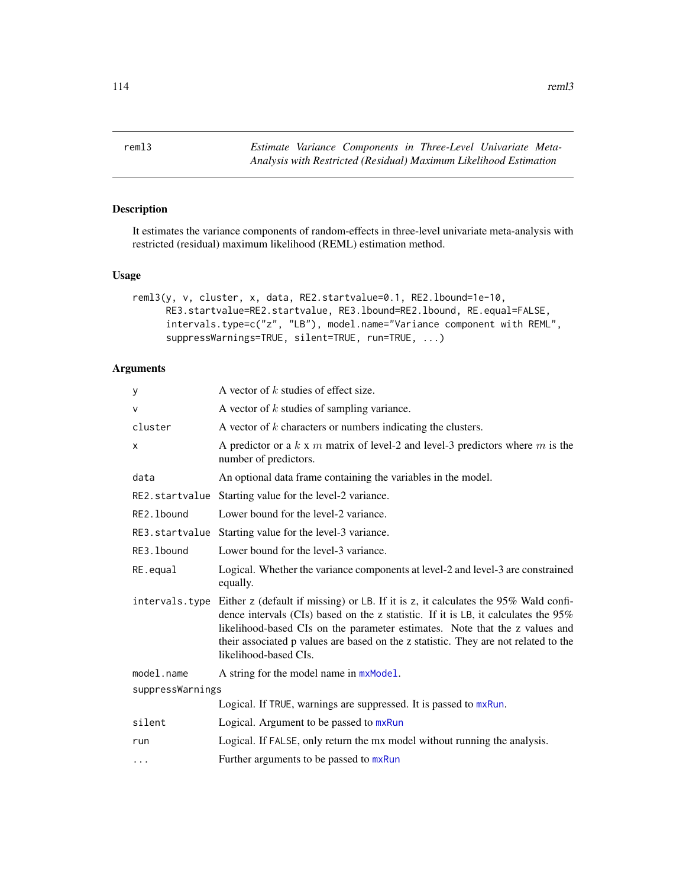reml3 — *Estimate Variance Components in Three-Level Univariate Meta-Analysis with Restricted (Residual) Maximum Likelihood Estimation*

## Description

It estimates the variance components of random-effects in three-level univariate meta-analysis with restricted (residual) maximum likelihood (REML) estimation method.

## Usage

```
reml3(y, v, cluster, x, data, RE2.startvalue=0.1, RE2.lbound=1e-10,
      RE3.startvalue=RE2.startvalue, RE3.lbound=RE2.lbound, RE.equal=FALSE,
      intervals.type=c("z", "LB"), model.name="Variance component with REML",
      suppressWarnings=TRUE, silent=TRUE, run=TRUE, ...)
```

## Arguments

| Argument | Description |
|---|---|
| y | A vector of $k$ studies of effect size. |
| v | A vector of $k$ studies of sampling variance. |
| cluster | A vector of $k$ characters or numbers indicating the clusters. |
| x | A predictor or a $k$ x $m$ matrix of level-2 and level-3 predictors where $m$ is the number of predictors. |
| data | An optional data frame containing the variables in the model. |
| RE2.startvalue | Starting value for the level-2 variance. |
| RE2.lbound | Lower bound for the level-2 variance. |
| RE3.startvalue | Starting value for the level-3 variance. |
| RE3.lbound | Lower bound for the level-3 variance. |
| RE.equal | Logical. Whether the variance components at level-2 and level-3 are constrained equally. |
| intervals.type | Either z (default if missing) or LB. If it is z, it calculates the 95% Wald confidence intervals (CIs) based on the z statistic. If it is LB, it calculates the 95% likelihood-based CIs on the parameter estimates. Note that the z values and their associated p values are based on the z statistic. They are not related to the likelihood-based CIs. |
| model.name | A string for the model name in mxModel. |
| suppressWarnings | Logical. If TRUE, warnings are suppressed. It is passed to mxRun. |
| silent | Logical. Argument to be passed to mxRun |
| run | Logical. If FALSE, only return the mx model without running the analysis. |
| ... | Further arguments to be passed to mxRun |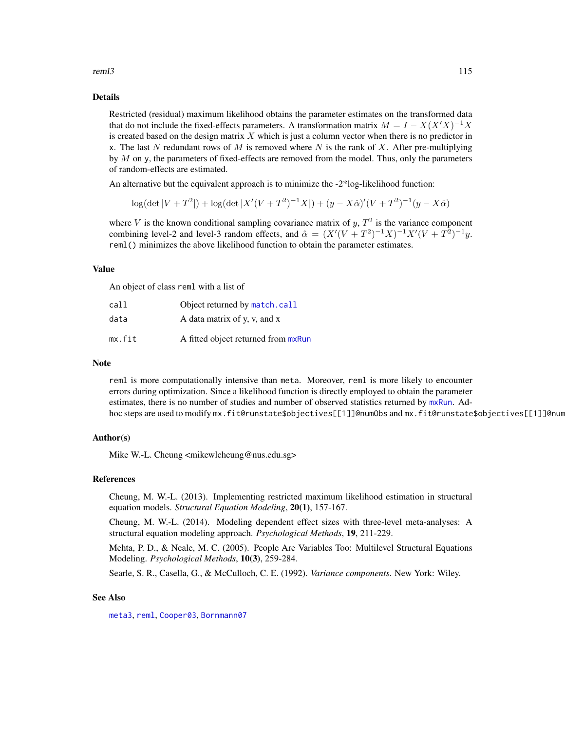## Details

Restricted (residual) maximum likelihood obtains the parameter estimates on the transformed data that do not include the fixed-effects parameters. A transformation matrix $M = I - X(X'X)^{-1}X$ is created based on the design matrix $X$ which is just a column vector when there is no predictor in x. The last $N$ redundant rows of $M$ is removed where $N$ is the rank of $X$. After pre-multiplying by $M$ on y, the parameters of fixed-effects are removed from the model. Thus, only the parameters of random-effects are estimated.

An alternative but the equivalent approach is to minimize the -2*log-likelihood function:

$$\log(\det|V + T^2|) + \log(\det|X'(V + T^2)^{-1}X|) + (y - X\hat{\alpha})'(V + T^2)^{-1}(y - X\hat{\alpha})$$

where $V$ is the known conditional sampling covariance matrix of $y$, $T^2$ is the variance component combining level-2 and level-3 random effects, and $\hat{\alpha} = (X'(V + T^2)^{-1}X)^{-1}X'(V + T^2)^{-1}y$. `reml()` minimizes the above likelihood function to obtain the parameter estimates.

## Value

An object of class `reml` with a list of

| | |
|---|---|
| `call` | Object returned by `match.call` |
| `data` | A data matrix of y, v, and x |
| `mx.fit` | A fitted object returned from `mxRun` |

## Note

`reml` is more computationally intensive than `meta`. Moreover, `reml` is more likely to encounter errors during optimization. Since a likelihood function is directly employed to obtain the parameter estimates, there is no number of studies and number of observed statistics returned by `mxRun`. Ad-hoc steps are used to modify `mx.fit@runstate$objectives[[1]]@numObs` and `mx.fit@runstate$objectives[[1]]@num`

## Author(s)

Mike W.-L. Cheung <mikewlcheung@nus.edu.sg>

## References

Cheung, M. W.-L. (2013). Implementing restricted maximum likelihood estimation in structural equation models. *Structural Equation Modeling*, **20(1)**, 157-167.

Cheung, M. W.-L. (2014). Modeling dependent effect sizes with three-level meta-analyses: A structural equation modeling approach. *Psychological Methods*, **19**, 211-229.

Mehta, P. D., & Neale, M. C. (2005). People Are Variables Too: Multilevel Structural Equations Modeling. *Psychological Methods*, **10(3)**, 259-284.

Searle, S. R., Casella, G., & McCulloch, C. E. (1992). *Variance components*. New York: Wiley.

## See Also

`meta3`, `reml`, `Cooper03`, `Bornmann07`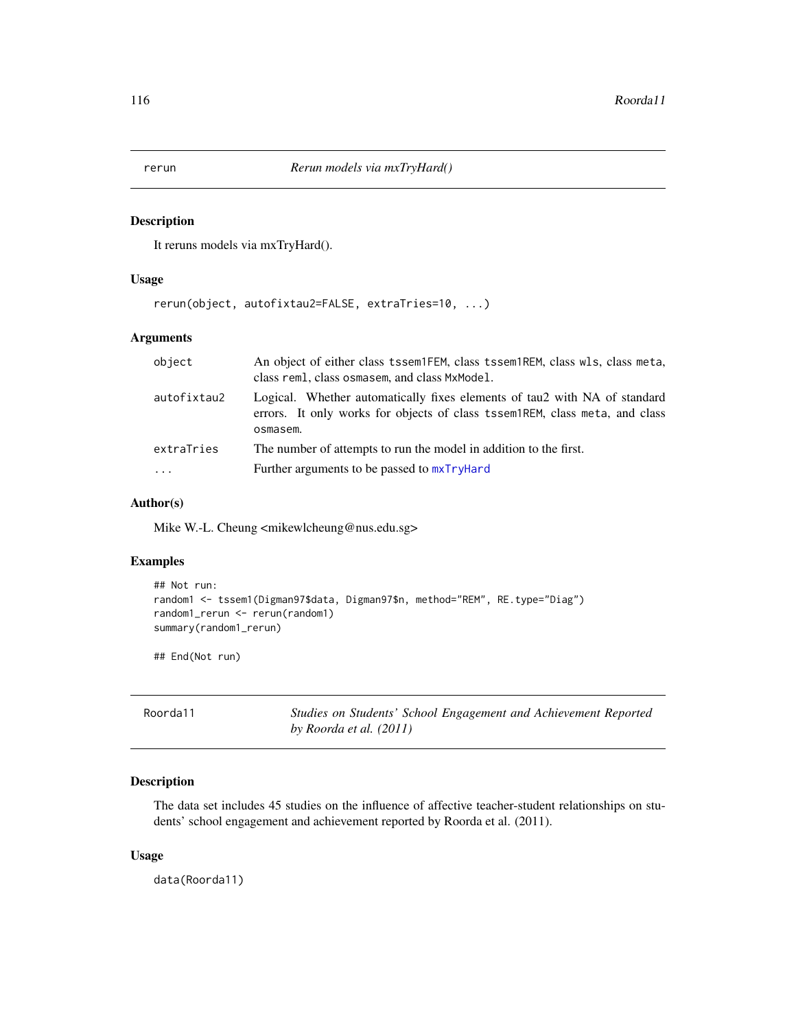## rerun — *Rerun models via mxTryHard()*

### Description

It reruns models via mxTryHard().

### Usage

```
rerun(object, autofixtau2=FALSE, extraTries=10, ...)
```

### Arguments

| | |
|---|---|
| object | An object of either class tssem1FEM, class tssem1REM, class wls, class meta, class reml, class osmasem, and class MxModel. |
| autofixtau2 | Logical. Whether automatically fixes elements of tau2 with NA of standard errors. It only works for objects of class tssem1REM, class meta, and class osmasem. |
| extraTries | The number of attempts to run the model in addition to the first. |
| ... | Further arguments to be passed to mxTryHard |

### Author(s)

Mike W.-L. Cheung <mikewlcheung@nus.edu.sg>

### Examples

```
## Not run:
random1 <- tssem1(Digman97$data, Digman97$n, method="REM", RE.type="Diag")
random1_rerun <- rerun(random1)
summary(random1_rerun)

## End(Not run)
```

## Roorda11 — *Studies on Students' School Engagement and Achievement Reported by Roorda et al. (2011)*

### Description

The data set includes 45 studies on the influence of affective teacher-student relationships on students' school engagement and achievement reported by Roorda et al. (2011).

### Usage

```
data(Roorda11)
```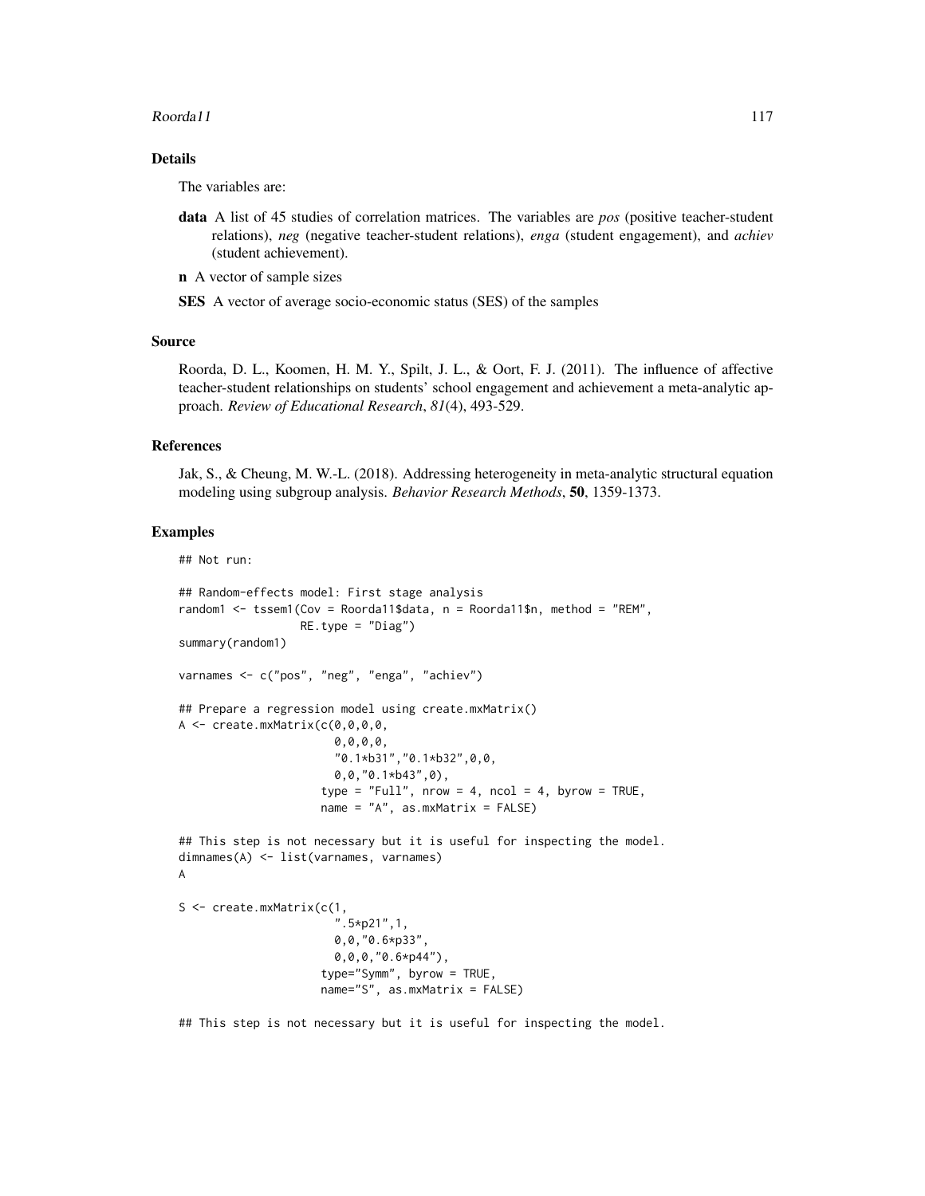## Details

The variables are:

**data** A list of 45 studies of correlation matrices. The variables are *pos* (positive teacher-student relations), *neg* (negative teacher-student relations), *enga* (student engagement), and *achiev* (student achievement).

**n** A vector of sample sizes

**SES** A vector of average socio-economic status (SES) of the samples

## Source

Roorda, D. L., Koomen, H. M. Y., Spilt, J. L., & Oort, F. J. (2011). The influence of affective teacher-student relationships on students' school engagement and achievement a meta-analytic approach. *Review of Educational Research*, *81*(4), 493-529.

## References

Jak, S., & Cheung, M. W.-L. (2018). Addressing heterogeneity in meta-analytic structural equation modeling using subgroup analysis. *Behavior Research Methods*, **50**, 1359-1373.

## Examples

```
## Not run:

## Random-effects model: First stage analysis
random1 <- tssem1(Cov = Roorda11$data, n = Roorda11$n, method = "REM",
                  RE.type = "Diag")
summary(random1)

varnames <- c("pos", "neg", "enga", "achiev")

## Prepare a regression model using create.mxMatrix()
A <- create.mxMatrix(c(0,0,0,0,
                       0,0,0,0,
                       "0.1*b31","0.1*b32",0,0,
                       0,0,"0.1*b43",0),
                     type = "Full", nrow = 4, ncol = 4, byrow = TRUE,
                     name = "A", as.mxMatrix = FALSE)

## This step is not necessary but it is useful for inspecting the model.
dimnames(A) <- list(varnames, varnames)
A

S <- create.mxMatrix(c(1,
                       ".5*p21",1,
                       0,0,"0.6*p33",
                       0,0,0,"0.6*p44"),
                     type="Symm", byrow = TRUE,
                     name="S", as.mxMatrix = FALSE)

## This step is not necessary but it is useful for inspecting the model.
```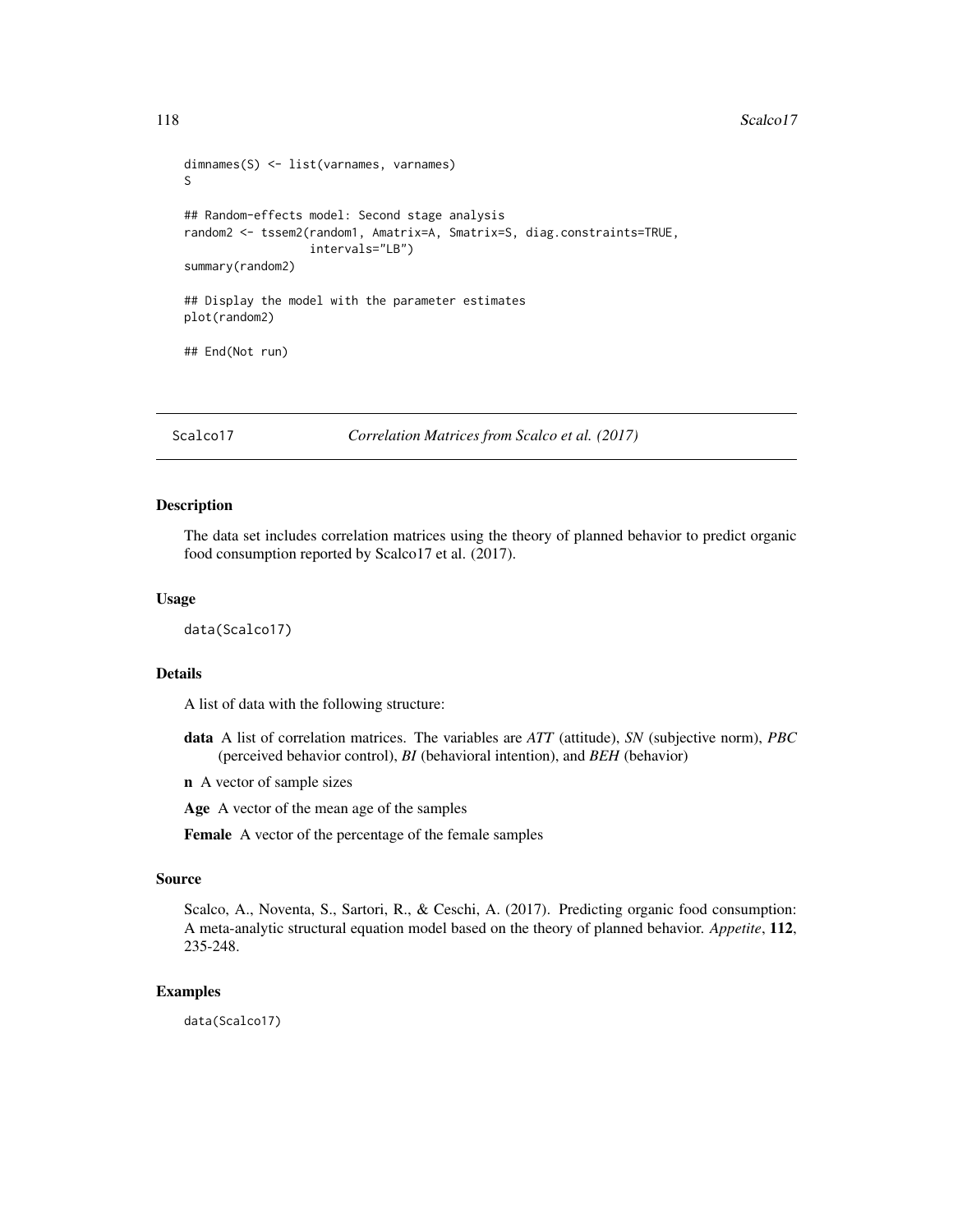```
dimnames(S) <- list(varnames, varnames)
S

## Random-effects model: Second stage analysis
random2 <- tssem2(random1, Amatrix=A, Smatrix=S, diag.constraints=TRUE,
                  intervals="LB")
summary(random2)

## Display the model with the parameter estimates
plot(random2)

## End(Not run)
```

---

## Scalco17 — *Correlation Matrices from Scalco et al. (2017)*

### Description

The data set includes correlation matrices using the theory of planned behavior to predict organic food consumption reported by Scalco17 et al. (2017).

### Usage

```
data(Scalco17)
```

### Details

A list of data with the following structure:

- **data** A list of correlation matrices. The variables are *ATT* (attitude), *SN* (subjective norm), *PBC* (perceived behavior control), *BI* (behavioral intention), and *BEH* (behavior)
- **n** A vector of sample sizes
- **Age** A vector of the mean age of the samples
- **Female** A vector of the percentage of the female samples

### Source

Scalco, A., Noventa, S., Sartori, R., & Ceschi, A. (2017). Predicting organic food consumption: A meta-analytic structural equation model based on the theory of planned behavior. *Appetite*, **112**, 235-248.

### Examples

```
data(Scalco17)
```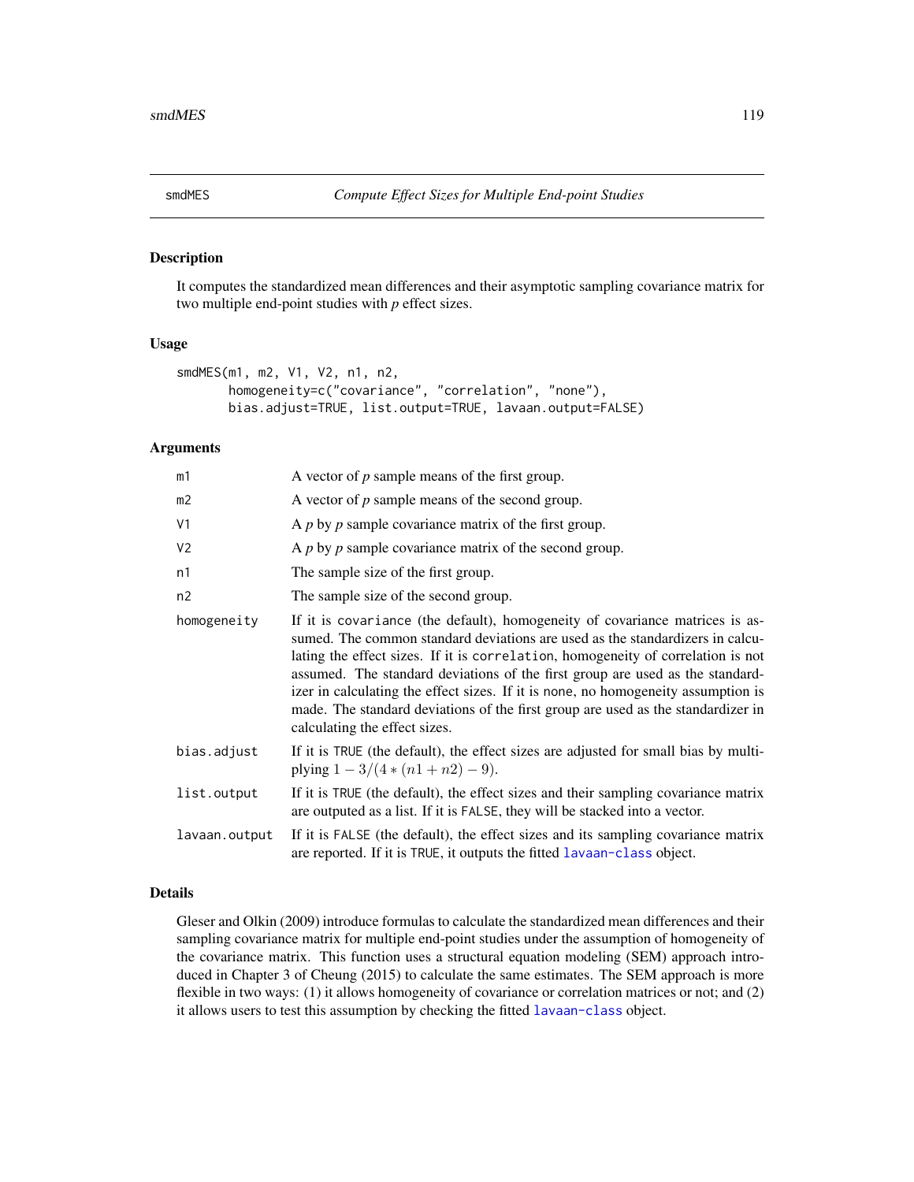## smdMES — Compute Effect Sizes for Multiple End-point Studies

### Description

It computes the standardized mean differences and their asymptotic sampling covariance matrix for two multiple end-point studies with *p* effect sizes.

### Usage

```
smdMES(m1, m2, V1, V2, n1, n2,
       homogeneity=c("covariance", "correlation", "none"),
       bias.adjust=TRUE, list.output=TRUE, lavaan.output=FALSE)
```

### Arguments

| | |
|---|---|
| m1 | A vector of *p* sample means of the first group. |
| m2 | A vector of *p* sample means of the second group. |
| V1 | A *p* by *p* sample covariance matrix of the first group. |
| V2 | A *p* by *p* sample covariance matrix of the second group. |
| n1 | The sample size of the first group. |
| n2 | The sample size of the second group. |
| homogeneity | If it is `covariance` (the default), homogeneity of covariance matrices is assumed. The common standard deviations are used as the standardizers in calculating the effect sizes. If it is `correlation`, homogeneity of correlation is not assumed. The standard deviations of the first group are used as the standardizer in calculating the effect sizes. If it is none, no homogeneity assumption is made. The standard deviations of the first group are used as the standardizer in calculating the effect sizes. |
| bias.adjust | If it is `TRUE` (the default), the effect sizes are adjusted for small bias by multiplying $1 - 3/(4 * (n1 + n2) - 9)$. |
| list.output | If it is `TRUE` (the default), the effect sizes and their sampling covariance matrix are outputed as a list. If it is `FALSE`, they will be stacked into a vector. |
| lavaan.output | If it is `FALSE` (the default), the effect sizes and its sampling covariance matrix are reported. If it is `TRUE`, it outputs the fitted `lavaan-class` object. |

### Details

Gleser and Olkin (2009) introduce formulas to calculate the standardized mean differences and their sampling covariance matrix for multiple end-point studies under the assumption of homogeneity of the covariance matrix. This function uses a structural equation modeling (SEM) approach introduced in Chapter 3 of Cheung (2015) to calculate the same estimates. The SEM approach is more flexible in two ways: (1) it allows homogeneity of covariance or correlation matrices or not; and (2) it allows users to test this assumption by checking the fitted `lavaan-class` object.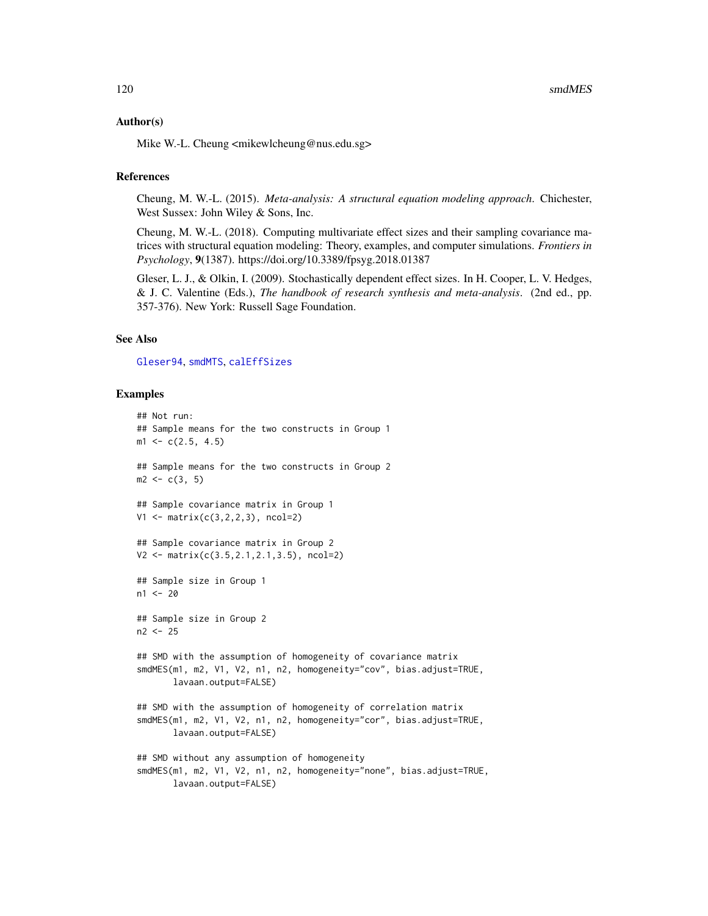### Author(s)

Mike W.-L. Cheung <mikewlcheung@nus.edu.sg>

### References

Cheung, M. W.-L. (2015). *Meta-analysis: A structural equation modeling approach*. Chichester, West Sussex: John Wiley & Sons, Inc.

Cheung, M. W.-L. (2018). Computing multivariate effect sizes and their sampling covariance matrices with structural equation modeling: Theory, examples, and computer simulations. *Frontiers in Psychology*, **9**(1387). https://doi.org/10.3389/fpsyg.2018.01387

Gleser, L. J., & Olkin, I. (2009). Stochastically dependent effect sizes. In H. Cooper, L. V. Hedges, & J. C. Valentine (Eds.), *The handbook of research synthesis and meta-analysis*. (2nd ed., pp. 357-376). New York: Russell Sage Foundation.

### See Also

Gleser94, smdMTS, calEffSizes

### Examples

```
## Not run:
## Sample means for the two constructs in Group 1
m1 <- c(2.5, 4.5)

## Sample means for the two constructs in Group 2
m2 <- c(3, 5)

## Sample covariance matrix in Group 1
V1 <- matrix(c(3,2,2,3), ncol=2)

## Sample covariance matrix in Group 2
V2 <- matrix(c(3.5,2.1,2.1,3.5), ncol=2)

## Sample size in Group 1
n1 <- 20

## Sample size in Group 2
n2 <- 25

## SMD with the assumption of homogeneity of covariance matrix
smdMES(m1, m2, V1, V2, n1, n2, homogeneity="cov", bias.adjust=TRUE,
       lavaan.output=FALSE)

## SMD with the assumption of homogeneity of correlation matrix
smdMES(m1, m2, V1, V2, n1, n2, homogeneity="cor", bias.adjust=TRUE,
       lavaan.output=FALSE)

## SMD without any assumption of homogeneity
smdMES(m1, m2, V1, V2, n1, n2, homogeneity="none", bias.adjust=TRUE,
       lavaan.output=FALSE)
```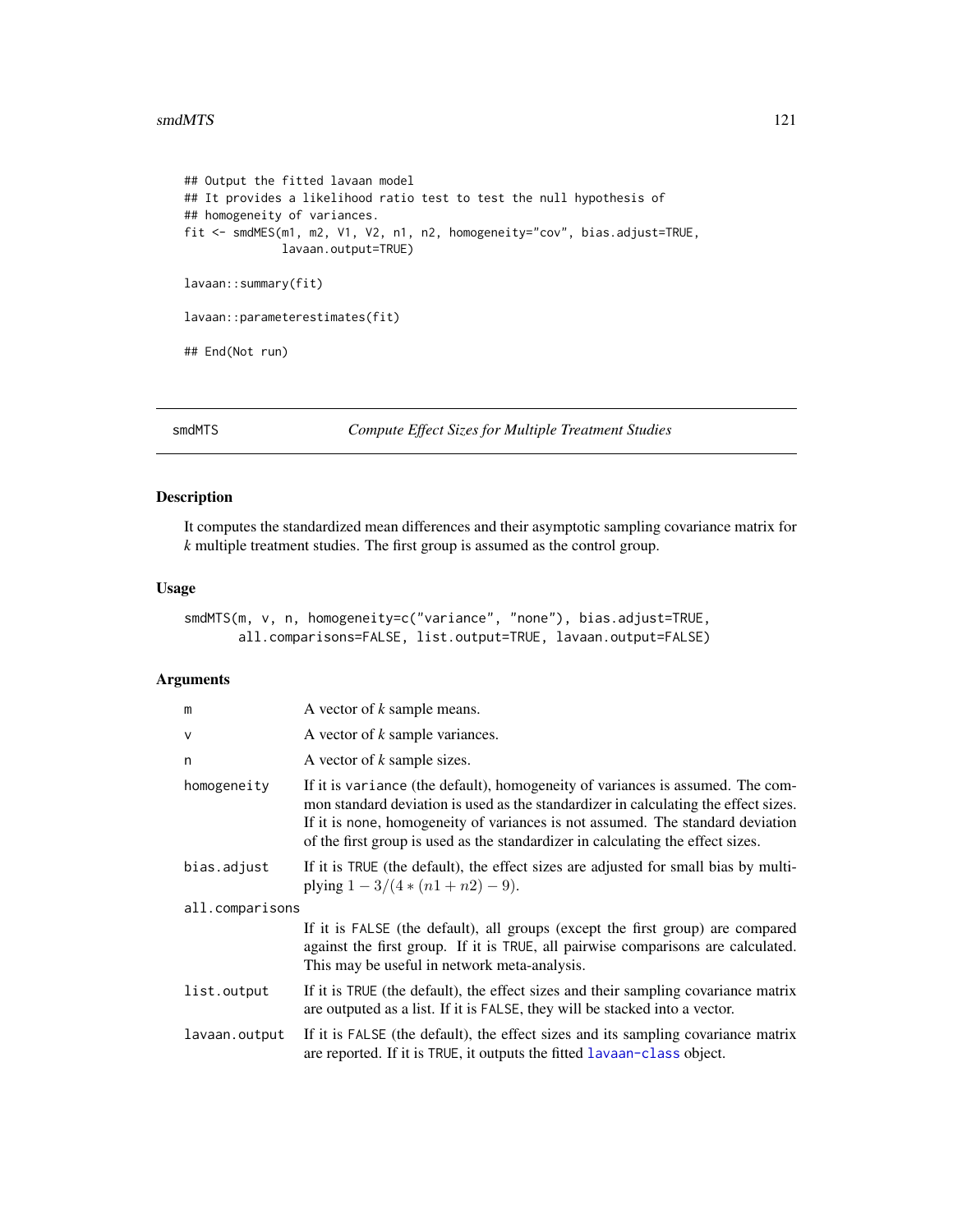```
## Output the fitted lavaan model
## It provides a likelihood ratio test to test the null hypothesis of
## homogeneity of variances.
fit <- smdMES(m1, m2, V1, V2, n1, n2, homogeneity="cov", bias.adjust=TRUE,
              lavaan.output=TRUE)

lavaan::summary(fit)

lavaan::parameterestimates(fit)

## End(Not run)
```

---

## smdMTS — *Compute Effect Sizes for Multiple Treatment Studies*

### Description

It computes the standardized mean differences and their asymptotic sampling covariance matrix for *k* multiple treatment studies. The first group is assumed as the control group.

### Usage

```
smdMTS(m, v, n, homogeneity=c("variance", "none"), bias.adjust=TRUE,
       all.comparisons=FALSE, list.output=TRUE, lavaan.output=FALSE)
```

### Arguments

| | |
|---|---|
| m | A vector of *k* sample means. |
| v | A vector of *k* sample variances. |
| n | A vector of *k* sample sizes. |
| homogeneity | If it is `variance` (the default), homogeneity of variances is assumed. The common standard deviation is used as the standardizer in calculating the effect sizes. If it is `none`, homogeneity of variances is not assumed. The standard deviation of the first group is used as the standardizer in calculating the effect sizes. |
| bias.adjust | If it is `TRUE` (the default), the effect sizes are adjusted for small bias by multiplying $1 - 3/(4 * (n1 + n2) - 9)$. |
| all.comparisons | If it is `FALSE` (the default), all groups (except the first group) are compared against the first group. If it is `TRUE`, all pairwise comparisons are calculated. This may be useful in network meta-analysis. |
| list.output | If it is `TRUE` (the default), the effect sizes and their sampling covariance matrix are outputed as a list. If it is `FALSE`, they will be stacked into a vector. |
| lavaan.output | If it is `FALSE` (the default), the effect sizes and its sampling covariance matrix are reported. If it is `TRUE`, it outputs the fitted `lavaan-class` object. |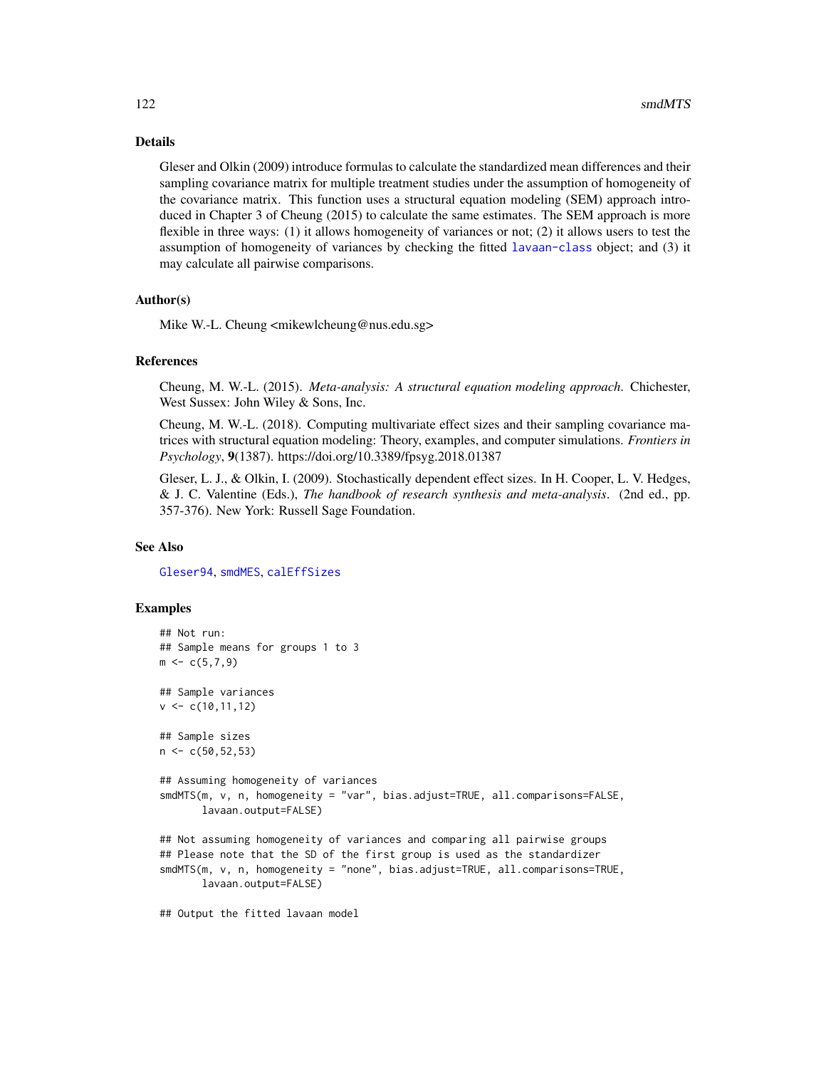## Details

Gleser and Olkin (2009) introduce formulas to calculate the standardized mean differences and their sampling covariance matrix for multiple treatment studies under the assumption of homogeneity of the covariance matrix. This function uses a structural equation modeling (SEM) approach introduced in Chapter 3 of Cheung (2015) to calculate the same estimates. The SEM approach is more flexible in three ways: (1) it allows homogeneity of variances or not; (2) it allows users to test the assumption of homogeneity of variances by checking the fitted `lavaan-class` object; and (3) it may calculate all pairwise comparisons.

## Author(s)

Mike W.-L. Cheung <mikewlcheung@nus.edu.sg>

## References

Cheung, M. W.-L. (2015). *Meta-analysis: A structural equation modeling approach*. Chichester, West Sussex: John Wiley & Sons, Inc.

Cheung, M. W.-L. (2018). Computing multivariate effect sizes and their sampling covariance matrices with structural equation modeling: Theory, examples, and computer simulations. *Frontiers in Psychology*, **9**(1387). https://doi.org/10.3389/fpsyg.2018.01387

Gleser, L. J., & Olkin, I. (2009). Stochastically dependent effect sizes. In H. Cooper, L. V. Hedges, & J. C. Valentine (Eds.), *The handbook of research synthesis and meta-analysis*. (2nd ed., pp. 357-376). New York: Russell Sage Foundation.

## See Also

`Gleser94`, `smdMES`, `calEffSizes`

## Examples

```
## Not run:
## Sample means for groups 1 to 3
m <- c(5,7,9)

## Sample variances
v <- c(10,11,12)

## Sample sizes
n <- c(50,52,53)

## Assuming homogeneity of variances
smdMTS(m, v, n, homogeneity = "var", bias.adjust=TRUE, all.comparisons=FALSE,
       lavaan.output=FALSE)

## Not assuming homogeneity of variances and comparing all pairwise groups
## Please note that the SD of the first group is used as the standardizer
smdMTS(m, v, n, homogeneity = "none", bias.adjust=TRUE, all.comparisons=TRUE,
       lavaan.output=FALSE)

## Output the fitted lavaan model
```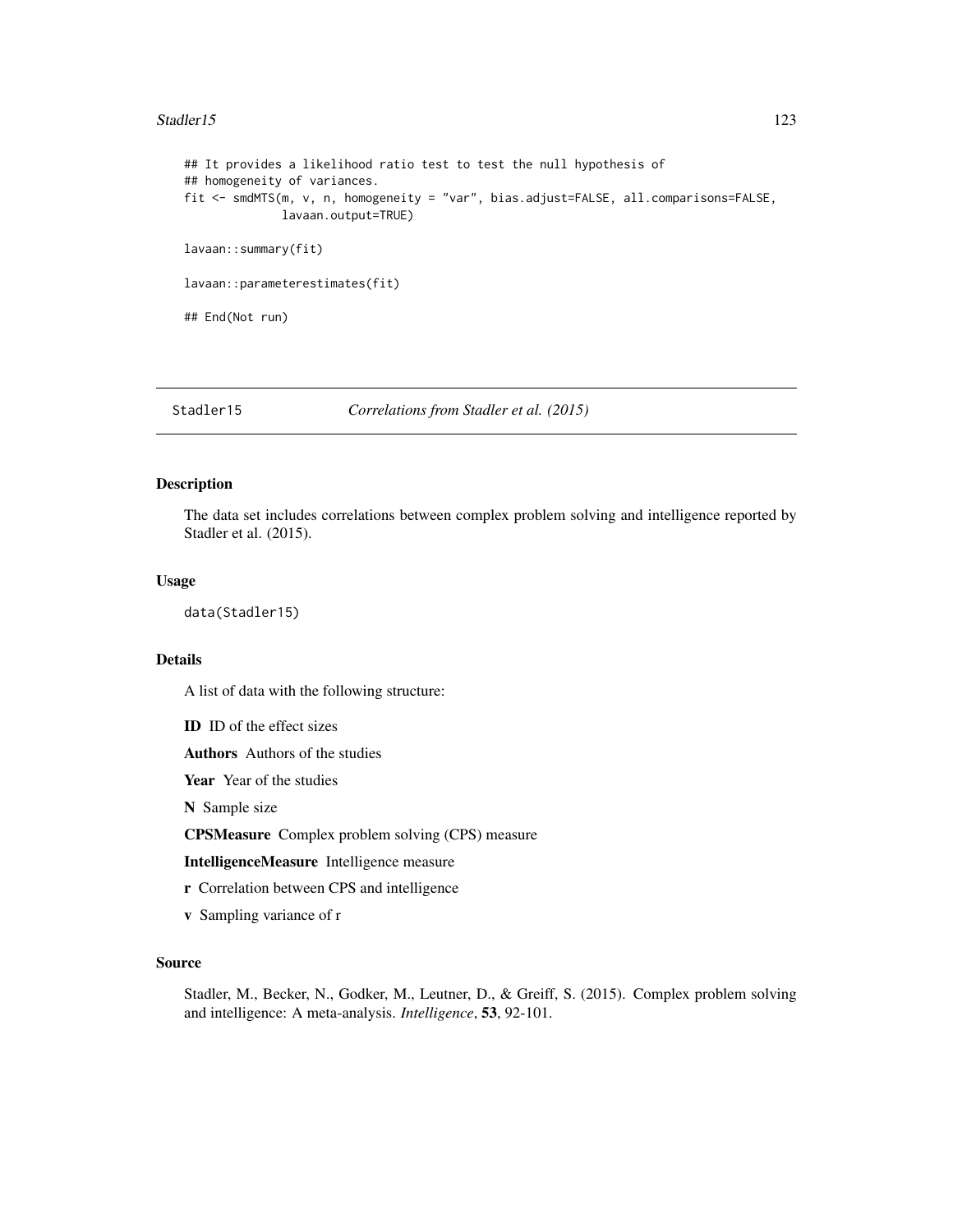```
## It provides a likelihood ratio test to test the null hypothesis of
## homogeneity of variances.
fit <- smdMTS(m, v, n, homogeneity = "var", bias.adjust=FALSE, all.comparisons=FALSE,
              lavaan.output=TRUE)

lavaan::summary(fit)

lavaan::parameterestimates(fit)

## End(Not run)
```

---

Stadler15 *Correlations from Stadler et al. (2015)*

---

## Description

The data set includes correlations between complex problem solving and intelligence reported by Stadler et al. (2015).

## Usage

```
data(Stadler15)
```

## Details

A list of data with the following structure:

**ID** ID of the effect sizes

**Authors** Authors of the studies

**Year** Year of the studies

**N** Sample size

**CPSMeasure** Complex problem solving (CPS) measure

**IntelligenceMeasure** Intelligence measure

**r** Correlation between CPS and intelligence

**v** Sampling variance of r

## Source

Stadler, M., Becker, N., Godker, M., Leutner, D., & Greiff, S. (2015). Complex problem solving and intelligence: A meta-analysis. *Intelligence*, **53**, 92-101.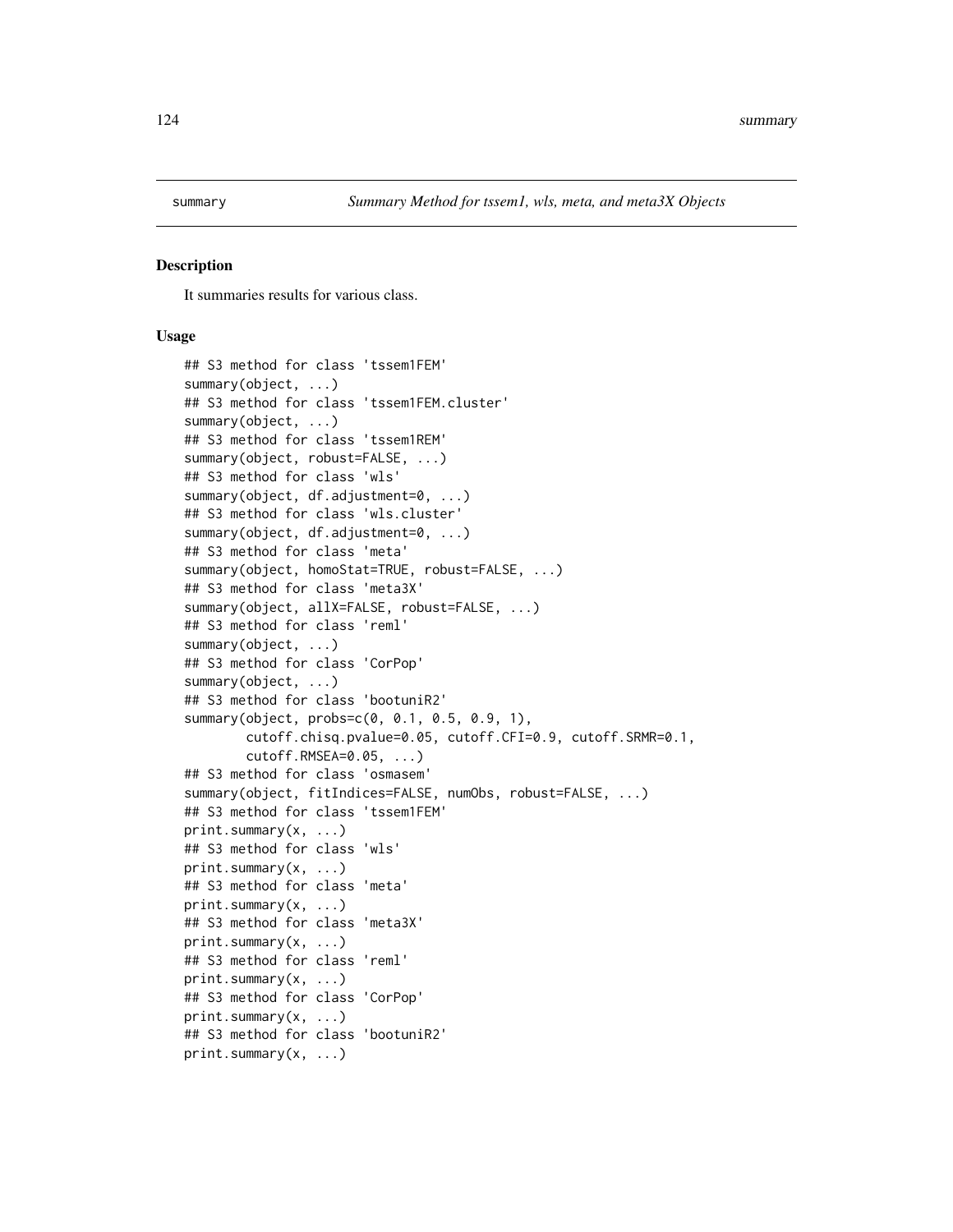# summary *Summary Method for tssem1, wls, meta, and meta3X Objects*

## Description

It summaries results for various class.

## Usage

```
## S3 method for class 'tssem1FEM'
summary(object, ...)
## S3 method for class 'tssem1FEM.cluster'
summary(object, ...)
## S3 method for class 'tssem1REM'
summary(object, robust=FALSE, ...)
## S3 method for class 'wls'
summary(object, df.adjustment=0, ...)
## S3 method for class 'wls.cluster'
summary(object, df.adjustment=0, ...)
## S3 method for class 'meta'
summary(object, homoStat=TRUE, robust=FALSE, ...)
## S3 method for class 'meta3X'
summary(object, allX=FALSE, robust=FALSE, ...)
## S3 method for class 'reml'
summary(object, ...)
## S3 method for class 'CorPop'
summary(object, ...)
## S3 method for class 'bootuniR2'
summary(object, probs=c(0, 0.1, 0.5, 0.9, 1),
        cutoff.chisq.pvalue=0.05, cutoff.CFI=0.9, cutoff.SRMR=0.1,
        cutoff.RMSEA=0.05, ...)
## S3 method for class 'osmasem'
summary(object, fitIndices=FALSE, numObs, robust=FALSE, ...)
## S3 method for class 'tssem1FEM'
print.summary(x, ...)
## S3 method for class 'wls'
print.summary(x, ...)
## S3 method for class 'meta'
print.summary(x, ...)
## S3 method for class 'meta3X'
print.summary(x, ...)
## S3 method for class 'reml'
print.summary(x, ...)
## S3 method for class 'CorPop'
print.summary(x, ...)
## S3 method for class 'bootuniR2'
print.summary(x, ...)
```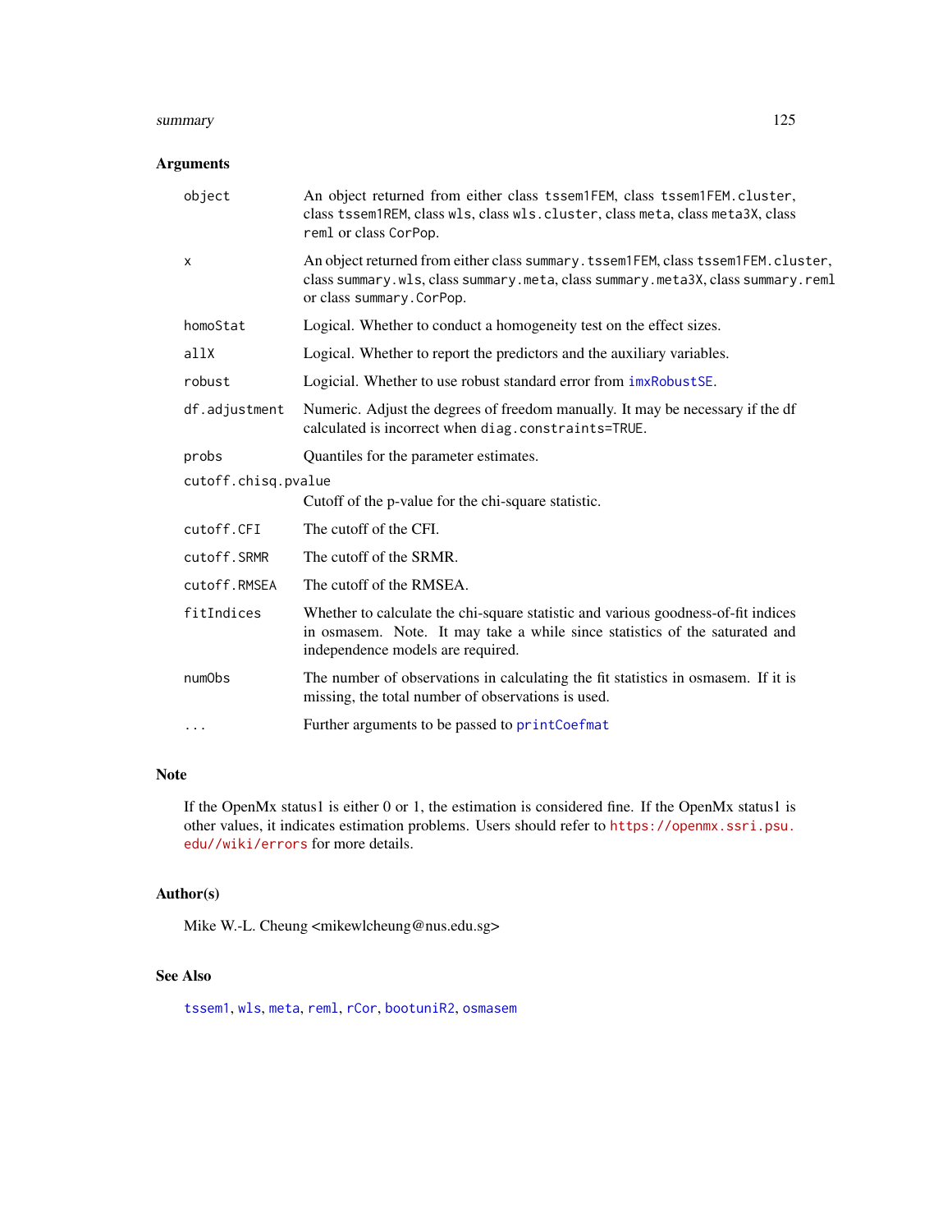## Arguments

| | |
|---|---|
| object | An object returned from either class tssem1FEM, class tssem1FEM.cluster, class tssem1REM, class wls, class wls.cluster, class meta, class meta3X, class reml or class CorPop. |
| x | An object returned from either class summary.tssem1FEM, class tssem1FEM.cluster, class summary.wls, class summary.meta, class summary.meta3X, class summary.reml or class summary.CorPop. |
| homoStat | Logical. Whether to conduct a homogeneity test on the effect sizes. |
| allX | Logical. Whether to report the predictors and the auxiliary variables. |
| robust | Logicial. Whether to use robust standard error from imxRobustSE. |
| df.adjustment | Numeric. Adjust the degrees of freedom manually. It may be necessary if the df calculated is incorrect when diag.constraints=TRUE. |
| probs | Quantiles for the parameter estimates. |
| cutoff.chisq.pvalue | Cutoff of the p-value for the chi-square statistic. |
| cutoff.CFI | The cutoff of the CFI. |
| cutoff.SRMR | The cutoff of the SRMR. |
| cutoff.RMSEA | The cutoff of the RMSEA. |
| fitIndices | Whether to calculate the chi-square statistic and various goodness-of-fit indices in osmasem. Note. It may take a while since statistics of the saturated and independence models are required. |
| numObs | The number of observations in calculating the fit statistics in osmasem. If it is missing, the total number of observations is used. |
| ... | Further arguments to be passed to printCoefmat |

## Note

If the OpenMx status1 is either 0 or 1, the estimation is considered fine. If the OpenMx status1 is other values, it indicates estimation problems. Users should refer to https://openmx.ssri.psu.edu//wiki/errors for more details.

## Author(s)

Mike W.-L. Cheung <mikewlcheung@nus.edu.sg>

## See Also

tssem1, wls, meta, reml, rCor, bootuniR2, osmasem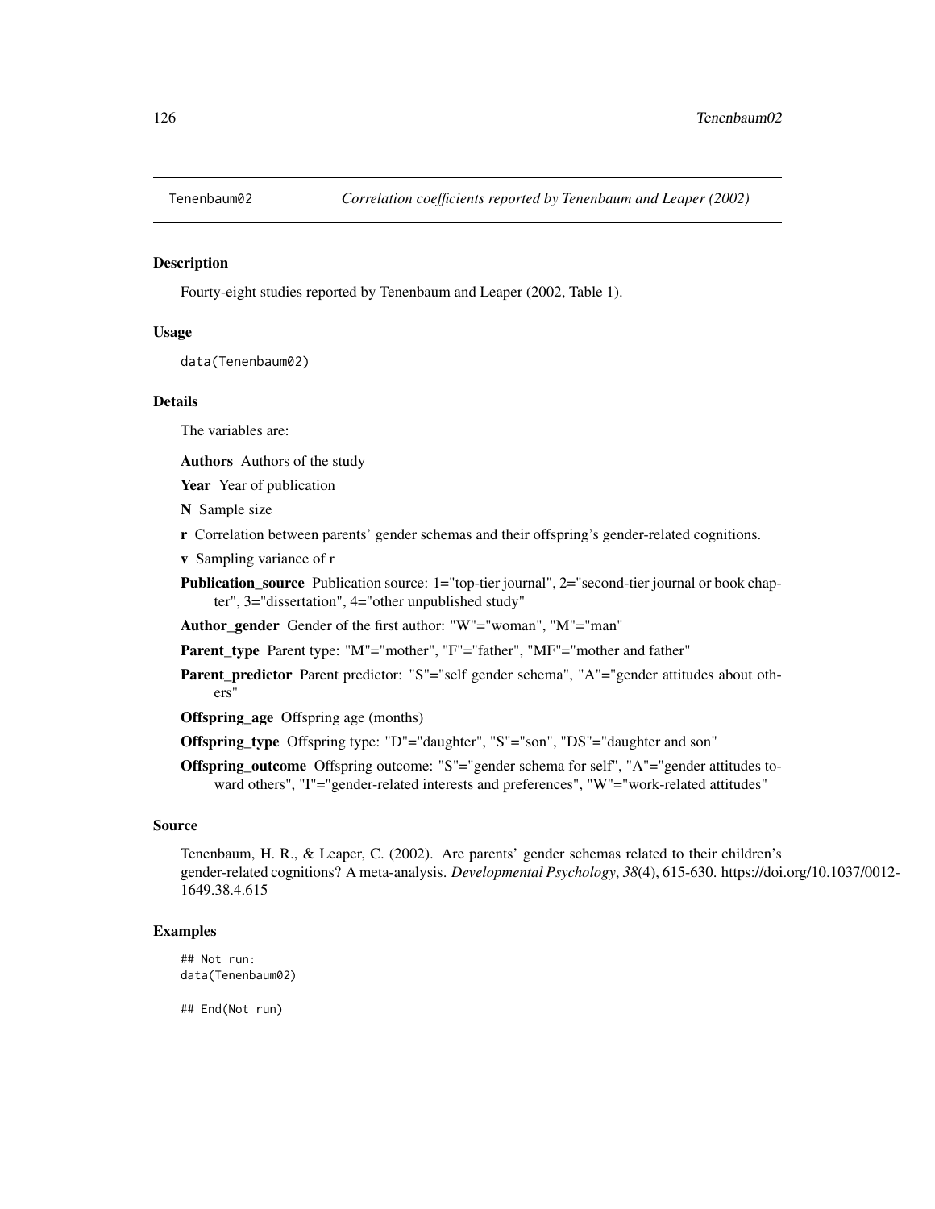Tenenbaum02 *Correlation coefficients reported by Tenenbaum and Leaper (2002)*

## Description

Fourty-eight studies reported by Tenenbaum and Leaper (2002, Table 1).

## Usage

```
data(Tenenbaum02)
```

## Details

The variables are:

**Authors** Authors of the study

**Year** Year of publication

**N** Sample size

**r** Correlation between parents' gender schemas and their offspring's gender-related cognitions.

**v** Sampling variance of r

**Publication_source** Publication source: 1="top-tier journal", 2="second-tier journal or book chapter", 3="dissertation", 4="other unpublished study"

**Author_gender** Gender of the first author: "W"="woman", "M"="man"

**Parent_type** Parent type: "M"="mother", "F"="father", "MF"="mother and father"

**Parent_predictor** Parent predictor: "S"="self gender schema", "A"="gender attitudes about others"

**Offspring_age** Offspring age (months)

**Offspring_type** Offspring type: "D"="daughter", "S"="son", "DS"="daughter and son"

**Offspring_outcome** Offspring outcome: "S"="gender schema for self", "A"="gender attitudes toward others", "I"="gender-related interests and preferences", "W"="work-related attitudes"

## Source

Tenenbaum, H. R., & Leaper, C. (2002). Are parents' gender schemas related to their children's gender-related cognitions? A meta-analysis. *Developmental Psychology*, *38*(4), 615-630. https://doi.org/10.1037/0012-1649.38.4.615

## Examples

```
## Not run:
data(Tenenbaum02)

## End(Not run)
```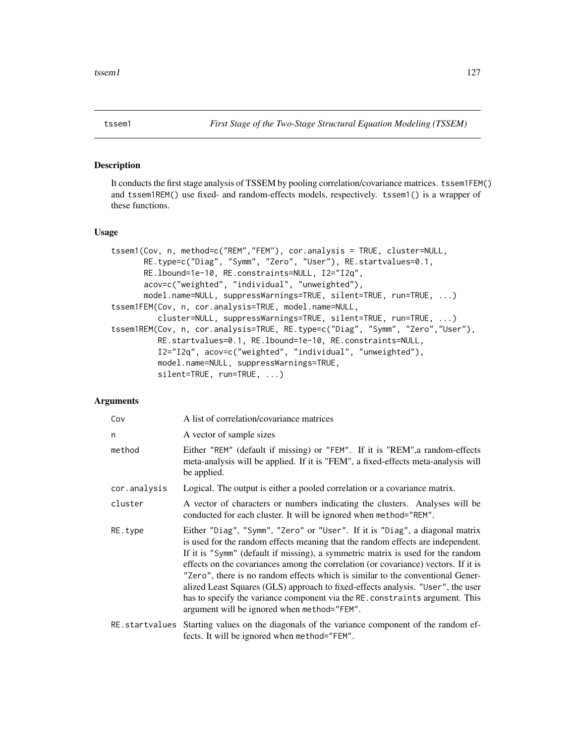## tssem1 — *First Stage of the Two-Stage Structural Equation Modeling (TSSEM)*

### Description

It conducts the first stage analysis of TSSEM by pooling correlation/covariance matrices. `tssem1FEM()` and `tssem1REM()` use fixed- and random-effects models, respectively. `tssem1()` is a wrapper of these functions.

### Usage

```
tssem1(Cov, n, method=c("REM","FEM"), cor.analysis = TRUE, cluster=NULL,
       RE.type=c("Diag", "Symm", "Zero", "User"), RE.startvalues=0.1,
       RE.lbound=1e-10, RE.constraints=NULL, I2="I2q",
       acov=c("weighted", "individual", "unweighted"),
       model.name=NULL, suppressWarnings=TRUE, silent=TRUE, run=TRUE, ...)
tssem1FEM(Cov, n, cor.analysis=TRUE, model.name=NULL,
          cluster=NULL, suppressWarnings=TRUE, silent=TRUE, run=TRUE, ...)
tssem1REM(Cov, n, cor.analysis=TRUE, RE.type=c("Diag", "Symm", "Zero","User"),
          RE.startvalues=0.1, RE.lbound=1e-10, RE.constraints=NULL,
          I2="I2q", acov=c("weighted", "individual", "unweighted"),
          model.name=NULL, suppressWarnings=TRUE,
          silent=TRUE, run=TRUE, ...)
```

### Arguments

| | |
|---|---|
| `Cov` | A list of correlation/covariance matrices |
| `n` | A vector of sample sizes |
| `method` | Either `"REM"` (default if missing) or `"FEM"`. If it is "REM",a random-effects meta-analysis will be applied. If it is "FEM", a fixed-effects meta-analysis will be applied. |
| `cor.analysis` | Logical. The output is either a pooled correlation or a covariance matrix. |
| `cluster` | A vector of characters or numbers indicating the clusters. Analyses will be conducted for each cluster. It will be ignored when `method="REM"`. |
| `RE.type` | Either `"Diag"`, `"Symm"`, `"Zero"` or `"User"`. If it is `"Diag"`, a diagonal matrix is used for the random effects meaning that the random effects are independent. If it is `"Symm"` (default if missing), a symmetric matrix is used for the random effects on the covariances among the correlation (or covariance) vectors. If it is `"Zero"`, there is no random effects which is similar to the conventional Generalized Least Squares (GLS) approach to fixed-effects analysis. `"User"`, the user has to specify the variance component via the `RE.constraints` argument. This argument will be ignored when `method="FEM"`. |
| `RE.startvalues` | Starting values on the diagonals of the variance component of the random effects. It will be ignored when `method="FEM"`. |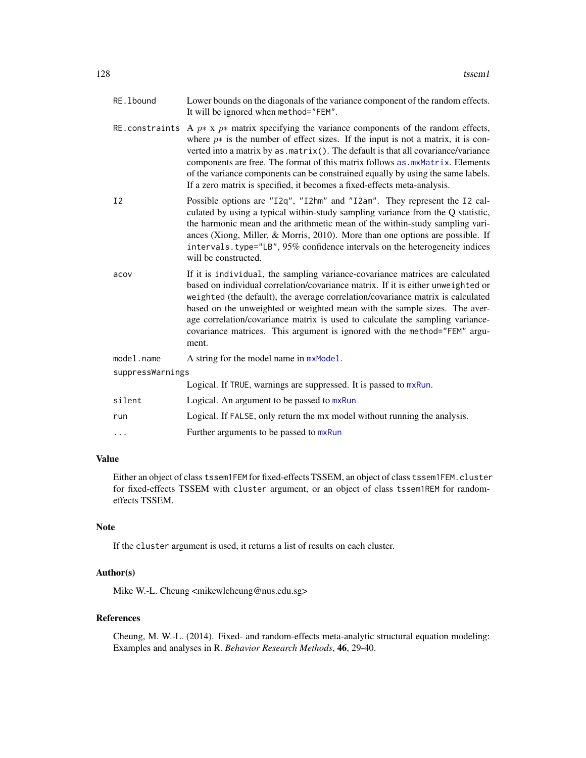RE.lbound
: Lower bounds on the diagonals of the variance component of the random effects. It will be ignored when method="FEM".

RE.constraints
: A $p*$ x $p*$ matrix specifying the variance components of the random effects, where $p*$ is the number of effect sizes. If the input is not a matrix, it is converted into a matrix by as.matrix(). The default is that all covariance/variance components are free. The format of this matrix follows as.mxMatrix. Elements of the variance components can be constrained equally by using the same labels. If a zero matrix is specified, it becomes a fixed-effects meta-analysis.

I2
: Possible options are "I2q", "I2hm" and "I2am". They represent the I2 calculated by using a typical within-study sampling variance from the Q statistic, the harmonic mean and the arithmetic mean of the within-study sampling variances (Xiong, Miller, & Morris, 2010). More than one options are possible. If intervals.type="LB", 95% confidence intervals on the heterogeneity indices will be constructed.

acov
: If it is individual, the sampling variance-covariance matrices are calculated based on individual correlation/covariance matrix. If it is either unweighted or weighted (the default), the average correlation/covariance matrix is calculated based on the unweighted or weighted mean with the sample sizes. The average correlation/covariance matrix is used to calculate the sampling variance-covariance matrices. This argument is ignored with the method="FEM" argument.

model.name
: A string for the model name in mxModel.

suppressWarnings
: Logical. If TRUE, warnings are suppressed. It is passed to mxRun.

silent
: Logical. An argument to be passed to mxRun

run
: Logical. If FALSE, only return the mx model without running the analysis.

...
: Further arguments to be passed to mxRun

## Value

Either an object of class tssem1FEM for fixed-effects TSSEM, an object of class tssem1FEM.cluster for fixed-effects TSSEM with cluster argument, or an object of class tssem1REM for random-effects TSSEM.

## Note

If the cluster argument is used, it returns a list of results on each cluster.

## Author(s)

Mike W.-L. Cheung <mikewlcheung@nus.edu.sg>

## References

Cheung, M. W.-L. (2014). Fixed- and random-effects meta-analytic structural equation modeling: Examples and analyses in R. *Behavior Research Methods*, **46**, 29-40.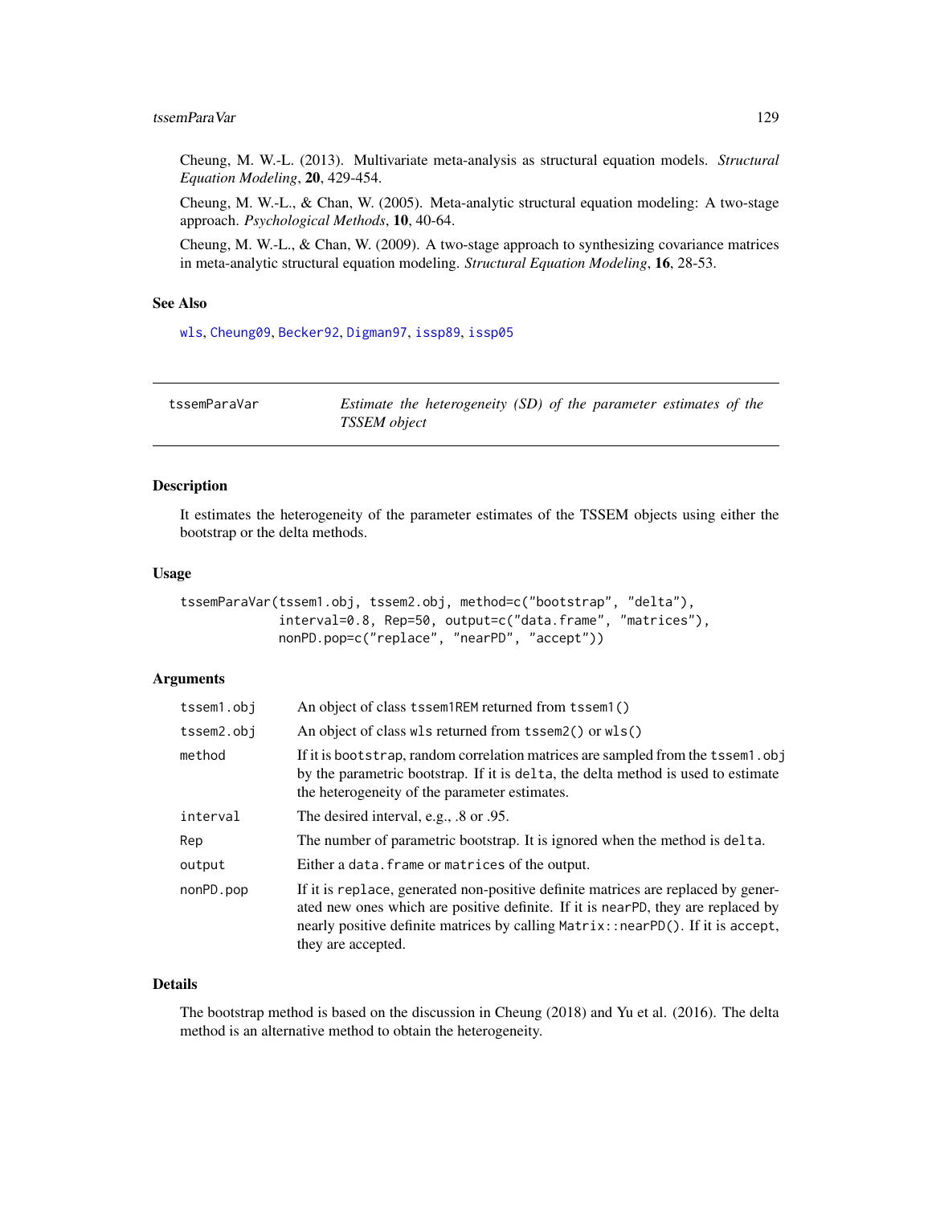Cheung, M. W.-L. (2013). Multivariate meta-analysis as structural equation models. *Structural Equation Modeling*, **20**, 429-454.

Cheung, M. W.-L., & Chan, W. (2005). Meta-analytic structural equation modeling: A two-stage approach. *Psychological Methods*, **10**, 40-64.

Cheung, M. W.-L., & Chan, W. (2009). A two-stage approach to synthesizing covariance matrices in meta-analytic structural equation modeling. *Structural Equation Modeling*, **16**, 28-53.

### See Also

`wls`, `Cheung09`, `Becker92`, `Digman97`, `issp89`, `issp05`

---

## tssemParaVar — *Estimate the heterogeneity (SD) of the parameter estimates of the TSSEM object*

---

### Description

It estimates the heterogeneity of the parameter estimates of the TSSEM objects using either the bootstrap or the delta methods.

### Usage

```
tssemParaVar(tssem1.obj, tssem2.obj, method=c("bootstrap", "delta"),
             interval=0.8, Rep=50, output=c("data.frame", "matrices"),
             nonPD.pop=c("replace", "nearPD", "accept"))
```

### Arguments

| | |
|---|---|
| `tssem1.obj` | An object of class `tssem1REM` returned from `tssem1()` |
| `tssem2.obj` | An object of class `wls` returned from `tssem2()` or `wls()` |
| `method` | If it is `bootstrap`, random correlation matrices are sampled from the `tssem1.obj` by the parametric bootstrap. If it is `delta`, the delta method is used to estimate the heterogeneity of the parameter estimates. |
| `interval` | The desired interval, e.g., .8 or .95. |
| `Rep` | The number of parametric bootstrap. It is ignored when the method is `delta`. |
| `output` | Either a `data.frame` or `matrices` of the output. |
| `nonPD.pop` | If it is `replace`, generated non-positive definite matrices are replaced by generated new ones which are positive definite. If it is `nearPD`, they are replaced by nearly positive definite matrices by calling `Matrix::nearPD()`. If it is `accept`, they are accepted. |

### Details

The bootstrap method is based on the discussion in Cheung (2018) and Yu et al. (2016). The delta method is an alternative method to obtain the heterogeneity.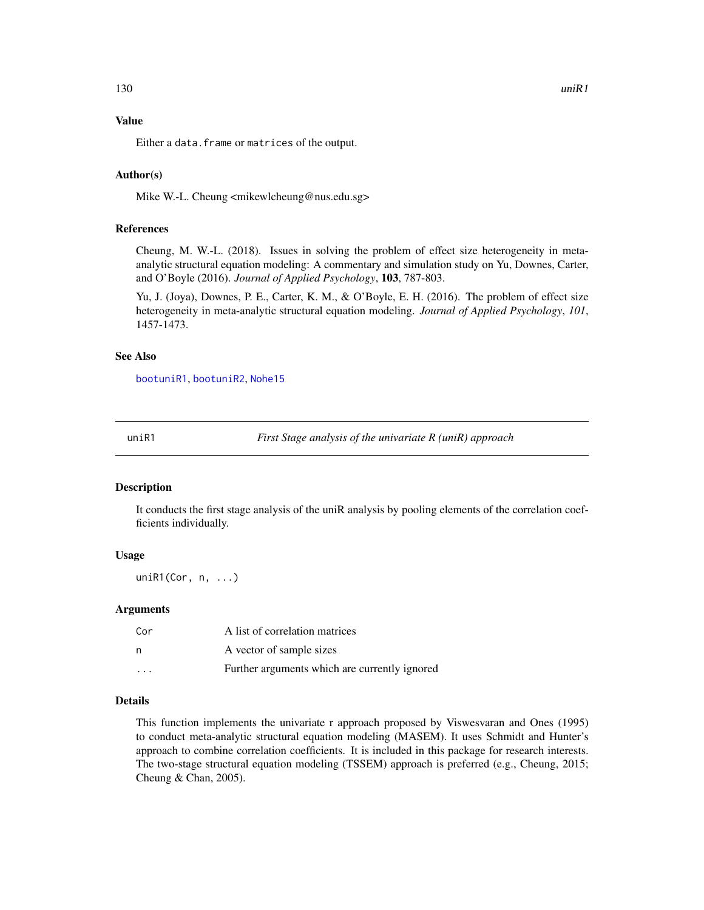## Value

Either a data.frame or matrices of the output.

## Author(s)

Mike W.-L. Cheung <mikewlcheung@nus.edu.sg>

## References

Cheung, M. W.-L. (2018). Issues in solving the problem of effect size heterogeneity in meta-analytic structural equation modeling: A commentary and simulation study on Yu, Downes, Carter, and O'Boyle (2016). *Journal of Applied Psychology*, **103**, 787-803.

Yu, J. (Joya), Downes, P. E., Carter, K. M., & O'Boyle, E. H. (2016). The problem of effect size heterogeneity in meta-analytic structural equation modeling. *Journal of Applied Psychology*, *101*, 1457-1473.

## See Also

bootuniR1, bootuniR2, Nohe15

---

# uniR1 *First Stage analysis of the univariate R (uniR) approach*

## Description

It conducts the first stage analysis of the uniR analysis by pooling elements of the correlation coefficients individually.

## Usage

```
uniR1(Cor, n, ...)
```

## Arguments

| | |
|---|---|
| Cor | A list of correlation matrices |
| n | A vector of sample sizes |
| ... | Further arguments which are currently ignored |

## Details

This function implements the univariate r approach proposed by Viswesvaran and Ones (1995) to conduct meta-analytic structural equation modeling (MASEM). It uses Schmidt and Hunter's approach to combine correlation coefficients. It is included in this package for research interests. The two-stage structural equation modeling (TSSEM) approach is preferred (e.g., Cheung, 2015; Cheung & Chan, 2005).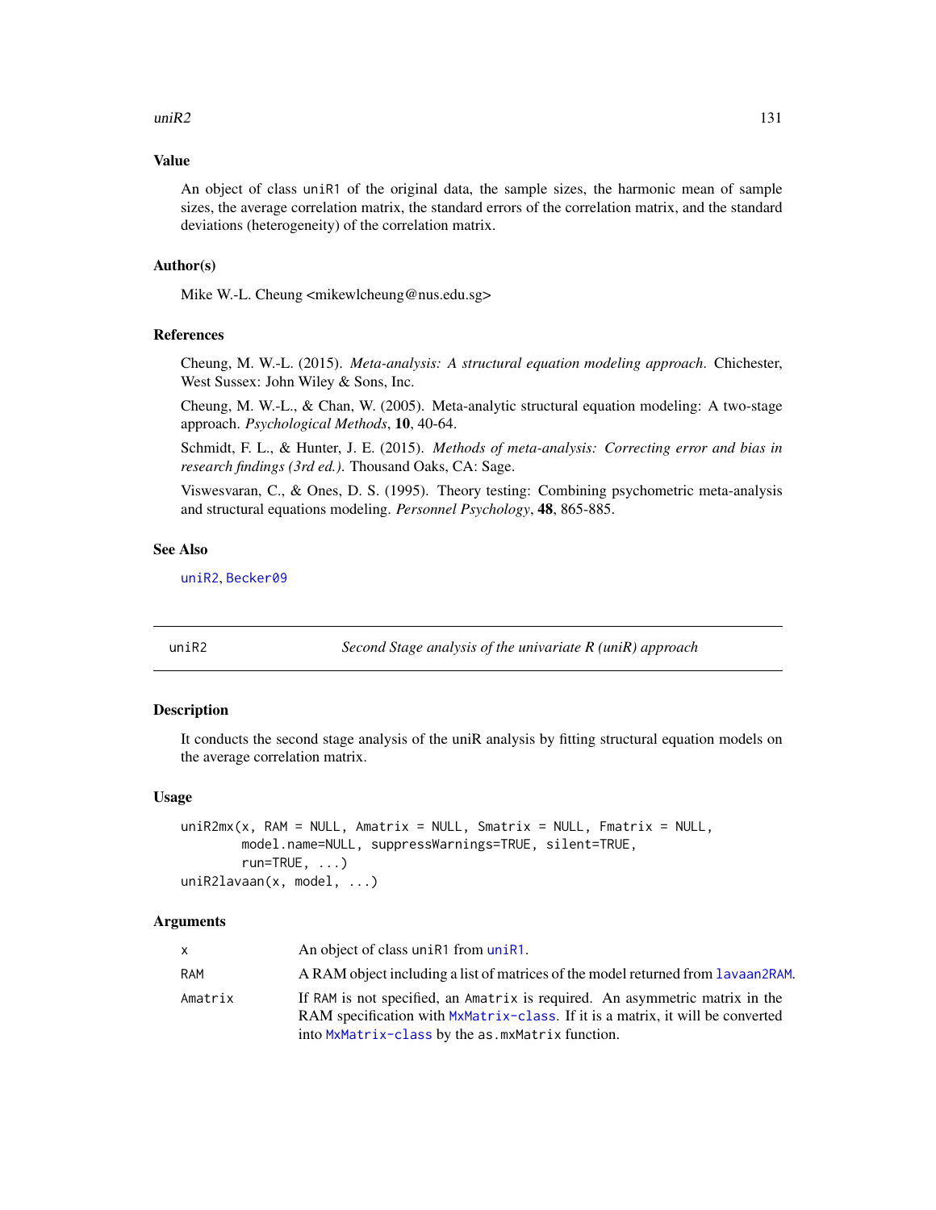### Value

An object of class uniR1 of the original data, the sample sizes, the harmonic mean of sample sizes, the average correlation matrix, the standard errors of the correlation matrix, and the standard deviations (heterogeneity) of the correlation matrix.

### Author(s)

Mike W.-L. Cheung <mikewlcheung@nus.edu.sg>

### References

Cheung, M. W.-L. (2015). *Meta-analysis: A structural equation modeling approach*. Chichester, West Sussex: John Wiley & Sons, Inc.

Cheung, M. W.-L., & Chan, W. (2005). Meta-analytic structural equation modeling: A two-stage approach. *Psychological Methods*, **10**, 40-64.

Schmidt, F. L., & Hunter, J. E. (2015). *Methods of meta-analysis: Correcting error and bias in research findings (3rd ed.)*. Thousand Oaks, CA: Sage.

Viswesvaran, C., & Ones, D. S. (1995). Theory testing: Combining psychometric meta-analysis and structural equations modeling. *Personnel Psychology*, **48**, 865-885.

### See Also

uniR2, Becker09

---

## uniR2 — *Second Stage analysis of the univariate R (uniR) approach*

### Description

It conducts the second stage analysis of the uniR analysis by fitting structural equation models on the average correlation matrix.

### Usage

```
uniR2mx(x, RAM = NULL, Amatrix = NULL, Smatrix = NULL, Fmatrix = NULL,
        model.name=NULL, suppressWarnings=TRUE, silent=TRUE,
        run=TRUE, ...)
uniR2lavaan(x, model, ...)
```

### Arguments

| | |
|---|---|
| x | An object of class uniR1 from uniR1. |
| RAM | A RAM object including a list of matrices of the model returned from lavaan2RAM. |
| Amatrix | If RAM is not specified, an Amatrix is required. An asymmetric matrix in the RAM specification with MxMatrix-class. If it is a matrix, it will be converted into MxMatrix-class by the as.mxMatrix function. |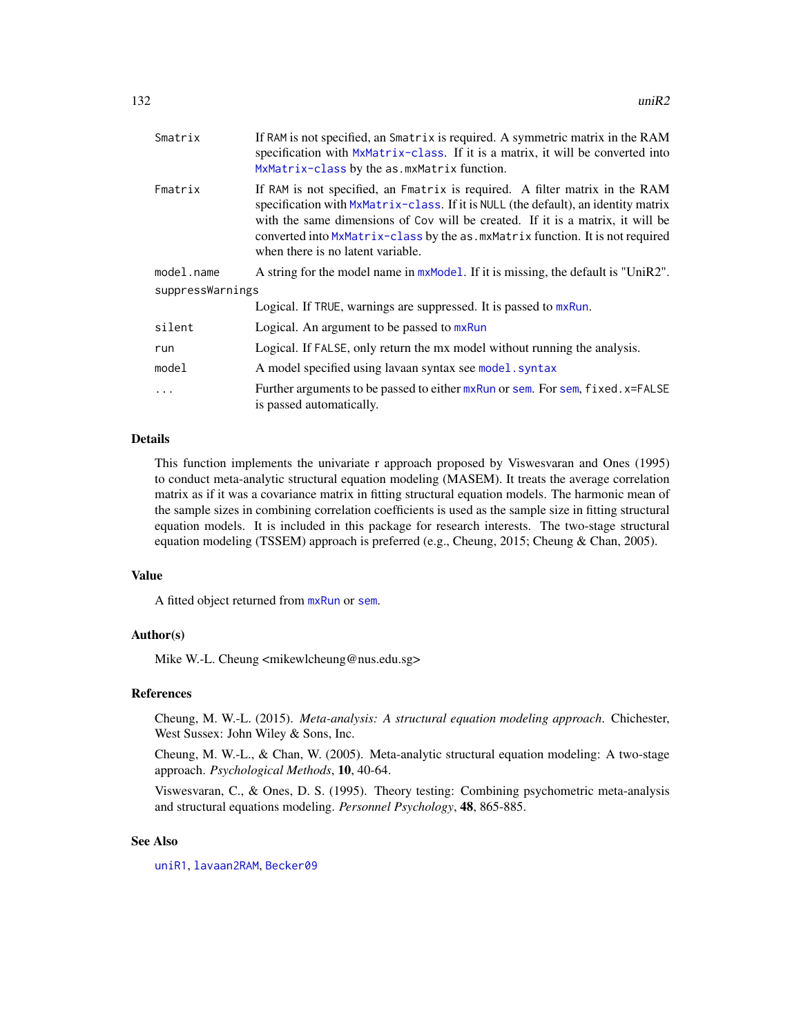| | |
|---|---|
| `Smatrix` | If `RAM` is not specified, an `Smatrix` is required. A symmetric matrix in the RAM specification with `MxMatrix-class`. If it is a matrix, it will be converted into `MxMatrix-class` by the `as.mxMatrix` function. |
| `Fmatrix` | If `RAM` is not specified, an `Fmatrix` is required. A filter matrix in the RAM specification with `MxMatrix-class`. If it is `NULL` (the default), an identity matrix with the same dimensions of `Cov` will be created. If it is a matrix, it will be converted into `MxMatrix-class` by the `as.mxMatrix` function. It is not required when there is no latent variable. |
| `model.name` | A string for the model name in `mxModel`. If it is missing, the default is "UniR2". |
| `suppressWarnings` | Logical. If `TRUE`, warnings are suppressed. It is passed to `mxRun`. |
| `silent` | Logical. An argument to be passed to `mxRun` |
| `run` | Logical. If `FALSE`, only return the mx model without running the analysis. |
| `model` | A model specified using lavaan syntax see `model.syntax` |
| `...` | Further arguments to be passed to either `mxRun` or `sem`. For `sem`, `fixed.x=FALSE` is passed automatically. |

## Details

This function implements the univariate r approach proposed by Viswesvaran and Ones (1995) to conduct meta-analytic structural equation modeling (MASEM). It treats the average correlation matrix as if it was a covariance matrix in fitting structural equation models. The harmonic mean of the sample sizes in combining correlation coefficients is used as the sample size in fitting structural equation models. It is included in this package for research interests. The two-stage structural equation modeling (TSSEM) approach is preferred (e.g., Cheung, 2015; Cheung & Chan, 2005).

## Value

A fitted object returned from `mxRun` or `sem`.

## Author(s)

Mike W.-L. Cheung <mikewlcheung@nus.edu.sg>

## References

Cheung, M. W.-L. (2015). *Meta-analysis: A structural equation modeling approach*. Chichester, West Sussex: John Wiley & Sons, Inc.

Cheung, M. W.-L., & Chan, W. (2005). Meta-analytic structural equation modeling: A two-stage approach. *Psychological Methods*, **10**, 40-64.

Viswesvaran, C., & Ones, D. S. (1995). Theory testing: Combining psychometric meta-analysis and structural equations modeling. *Personnel Psychology*, **48**, 865-885.

## See Also

`uniR1`, `lavaan2RAM`, `Becker09`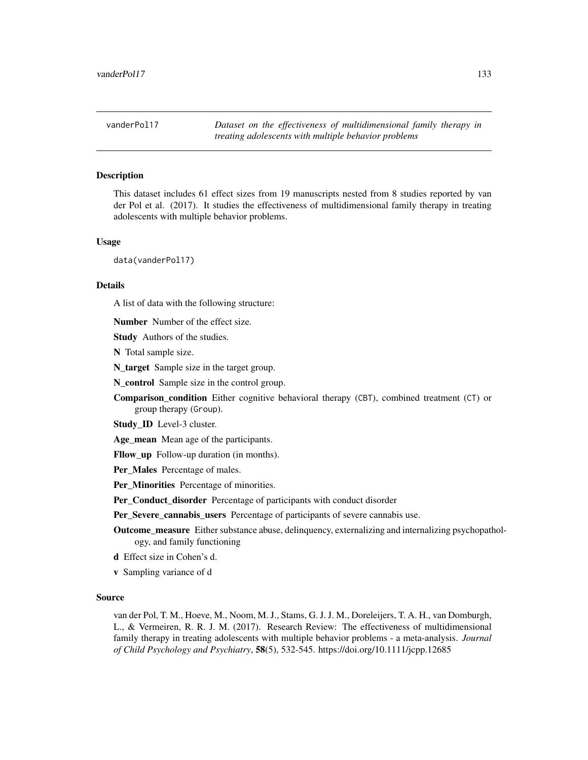## vanderPol17 — *Dataset on the effectiveness of multidimensional family therapy in treating adolescents with multiple behavior problems*

### Description

This dataset includes 61 effect sizes from 19 manuscripts nested from 8 studies reported by van der Pol et al. (2017). It studies the effectiveness of multidimensional family therapy in treating adolescents with multiple behavior problems.

### Usage

```
data(vanderPol17)
```

### Details

A list of data with the following structure:

**Number** Number of the effect size.

**Study** Authors of the studies.

**N** Total sample size.

**N_target** Sample size in the target group.

**N_control** Sample size in the control group.

**Comparison_condition** Either cognitive behavioral therapy (CBT), combined treatment (CT) or group therapy (Group).

**Study_ID** Level-3 cluster.

**Age_mean** Mean age of the participants.

**Fllow_up** Follow-up duration (in months).

**Per_Males** Percentage of males.

**Per_Minorities** Percentage of minorities.

**Per_Conduct_disorder** Percentage of participants with conduct disorder

**Per_Severe_cannabis_users** Percentage of participants of severe cannabis use.

**Outcome_measure** Either substance abuse, delinquency, externalizing and internalizing psychopathology, and family functioning

**d** Effect size in Cohen's d.

**v** Sampling variance of d

### Source

van der Pol, T. M., Hoeve, M., Noom, M. J., Stams, G. J. J. M., Doreleijers, T. A. H., van Domburgh, L., & Vermeiren, R. R. J. M. (2017). Research Review: The effectiveness of multidimensional family therapy in treating adolescents with multiple behavior problems - a meta-analysis. *Journal of Child Psychology and Psychiatry*, **58**(5), 532-545. https://doi.org/10.1111/jcpp.12685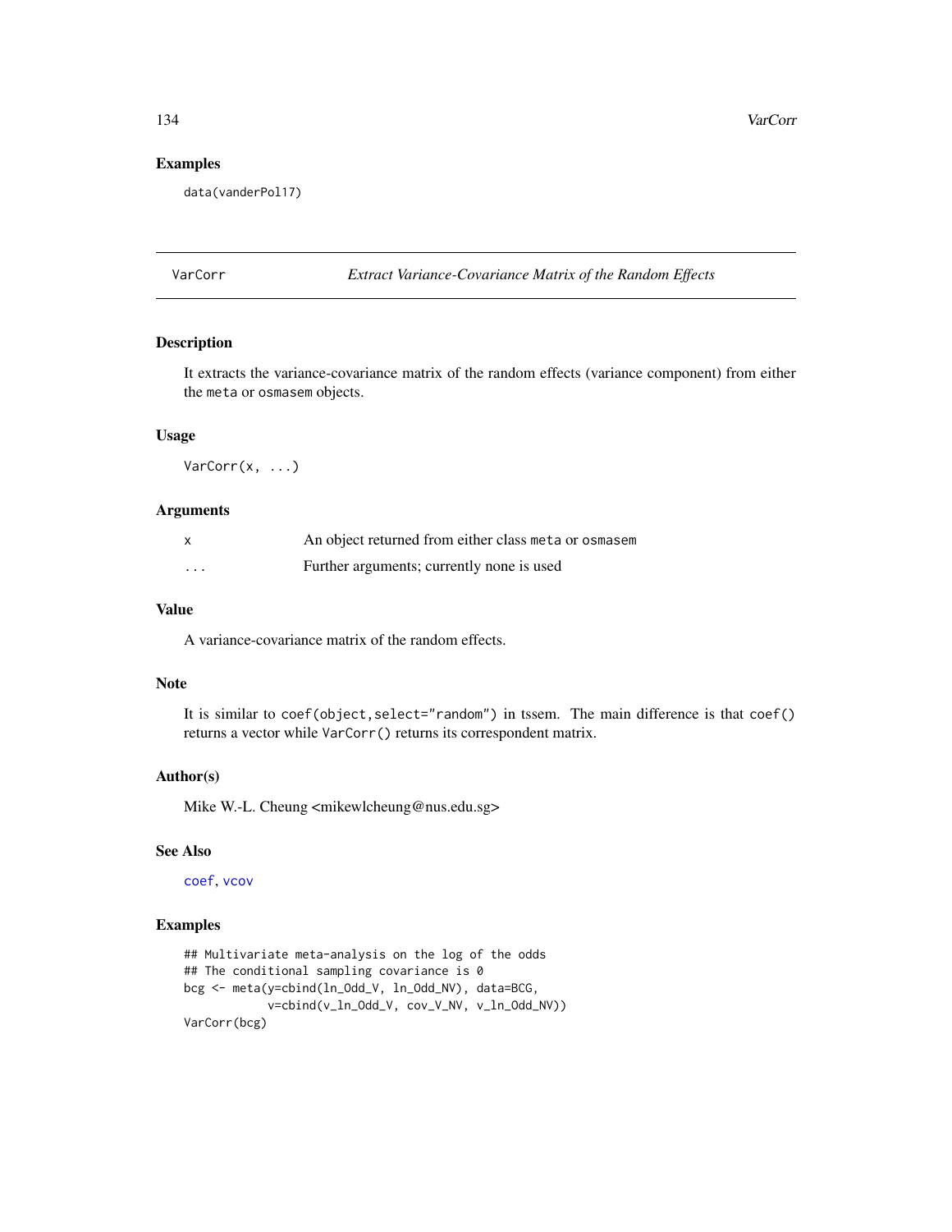## Examples

```
data(vanderPol17)
```

# VarCorr — *Extract Variance-Covariance Matrix of the Random Effects*

## Description

It extracts the variance-covariance matrix of the random effects (variance component) from either the `meta` or `osmasem` objects.

## Usage

```
VarCorr(x, ...)
```

## Arguments

| | |
|---|---|
| `x` | An object returned from either class `meta` or `osmasem` |
| `...` | Further arguments; currently none is used |

## Value

A variance-covariance matrix of the random effects.

## Note

It is similar to `coef(object,select="random")` in tssem. The main difference is that `coef()` returns a vector while `VarCorr()` returns its correspondent matrix.

## Author(s)

Mike W.-L. Cheung <mikewlcheung@nus.edu.sg>

## See Also

`coef`, `vcov`

## Examples

```
## Multivariate meta-analysis on the log of the odds
## The conditional sampling covariance is 0
bcg <- meta(y=cbind(ln_Odd_V, ln_Odd_NV), data=BCG,
            v=cbind(v_ln_Odd_V, cov_V_NV, v_ln_Odd_NV))
VarCorr(bcg)
```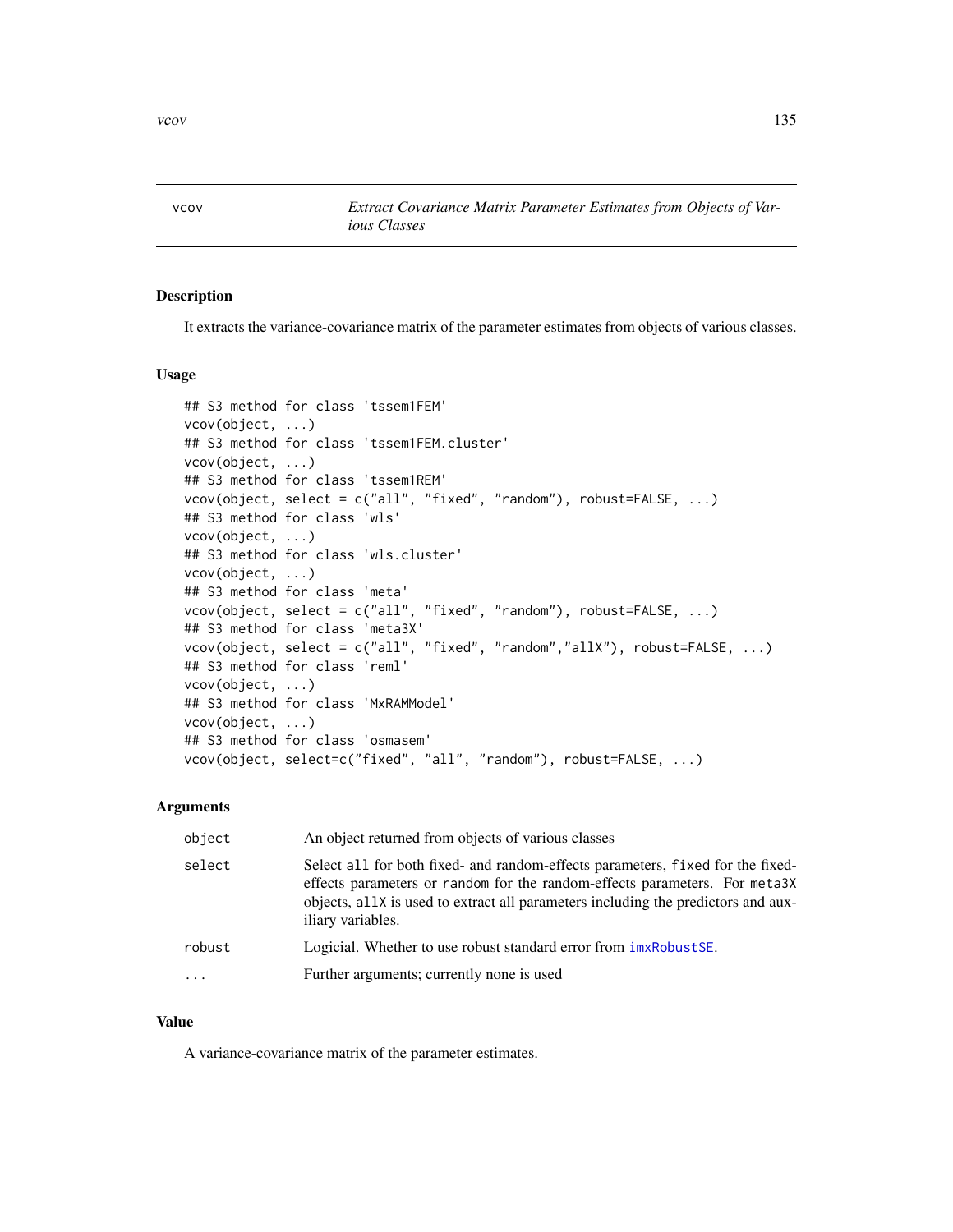# vcov — *Extract Covariance Matrix Parameter Estimates from Objects of Various Classes*

## Description

It extracts the variance-covariance matrix of the parameter estimates from objects of various classes.

## Usage

```
## S3 method for class 'tssem1FEM'
vcov(object, ...)
## S3 method for class 'tssem1FEM.cluster'
vcov(object, ...)
## S3 method for class 'tssem1REM'
vcov(object, select = c("all", "fixed", "random"), robust=FALSE, ...)
## S3 method for class 'wls'
vcov(object, ...)
## S3 method for class 'wls.cluster'
vcov(object, ...)
## S3 method for class 'meta'
vcov(object, select = c("all", "fixed", "random"), robust=FALSE, ...)
## S3 method for class 'meta3X'
vcov(object, select = c("all", "fixed", "random","allX"), robust=FALSE, ...)
## S3 method for class 'reml'
vcov(object, ...)
## S3 method for class 'MxRAMModel'
vcov(object, ...)
## S3 method for class 'osmasem'
vcov(object, select=c("fixed", "all", "random"), robust=FALSE, ...)
```

## Arguments

| | |
|---|---|
| `object` | An object returned from objects of various classes |
| `select` | Select `all` for both fixed- and random-effects parameters, `fixed` for the fixed-effects parameters or `random` for the random-effects parameters. For `meta3X` objects, `allX` is used to extract all parameters including the predictors and auxiliary variables. |
| `robust` | Logicial. Whether to use robust standard error from `imxRobustSE`. |
| `...` | Further arguments; currently none is used |

## Value

A variance-covariance matrix of the parameter estimates.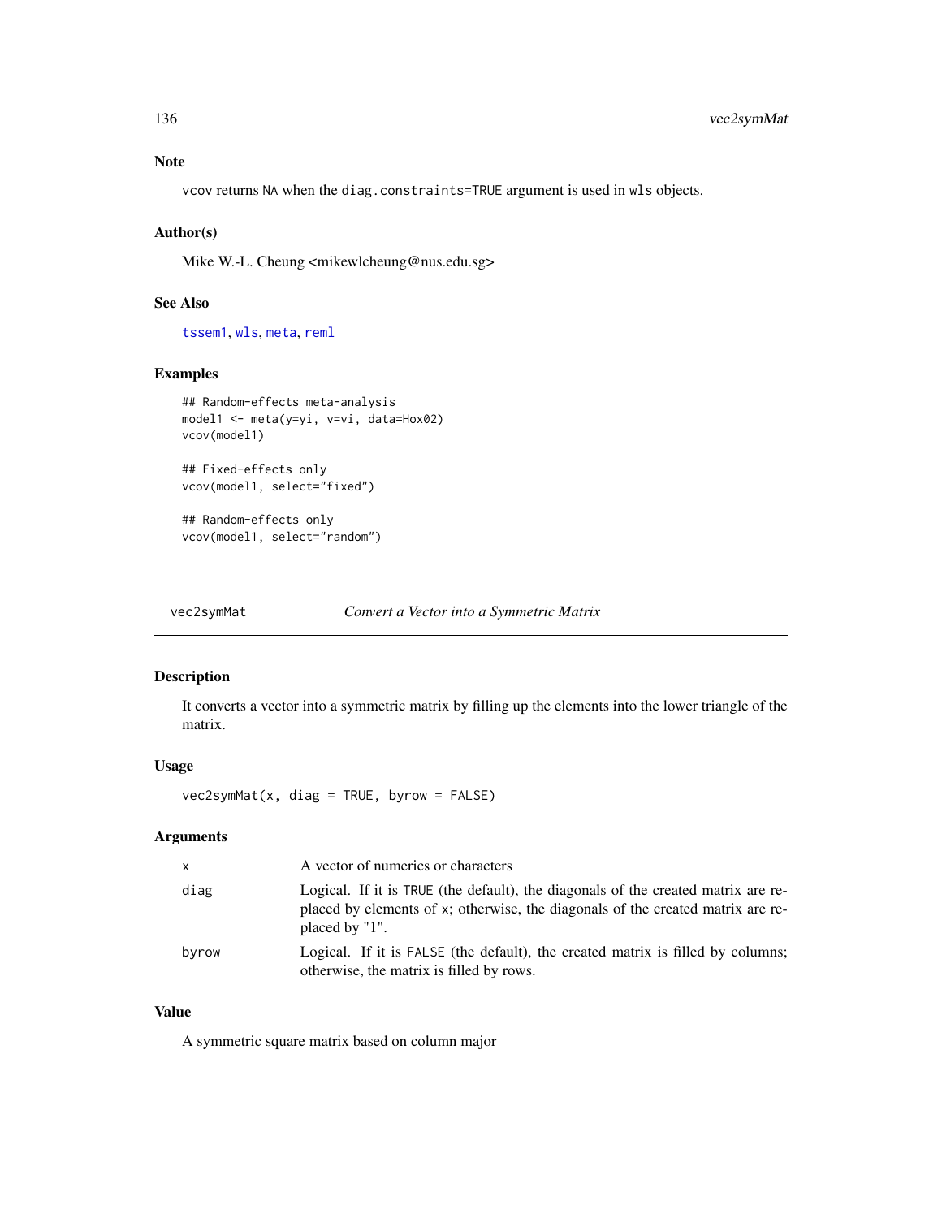## Note

vcov returns NA when the diag.constraints=TRUE argument is used in wls objects.

## Author(s)

Mike W.-L. Cheung <mikewlcheung@nus.edu.sg>

## See Also

tssem1, wls, meta, reml

## Examples

```
## Random-effects meta-analysis
model1 <- meta(y=yi, v=vi, data=Hox02)
vcov(model1)

## Fixed-effects only
vcov(model1, select="fixed")

## Random-effects only
vcov(model1, select="random")
```

---

# vec2symMat — *Convert a Vector into a Symmetric Matrix*

## Description

It converts a vector into a symmetric matrix by filling up the elements into the lower triangle of the matrix.

## Usage

```
vec2symMat(x, diag = TRUE, byrow = FALSE)
```

## Arguments

| | |
|---|---|
| x | A vector of numerics or characters |
| diag | Logical. If it is TRUE (the default), the diagonals of the created matrix are replaced by elements of x; otherwise, the diagonals of the created matrix are replaced by "1". |
| byrow | Logical. If it is FALSE (the default), the created matrix is filled by columns; otherwise, the matrix is filled by rows. |

## Value

A symmetric square matrix based on column major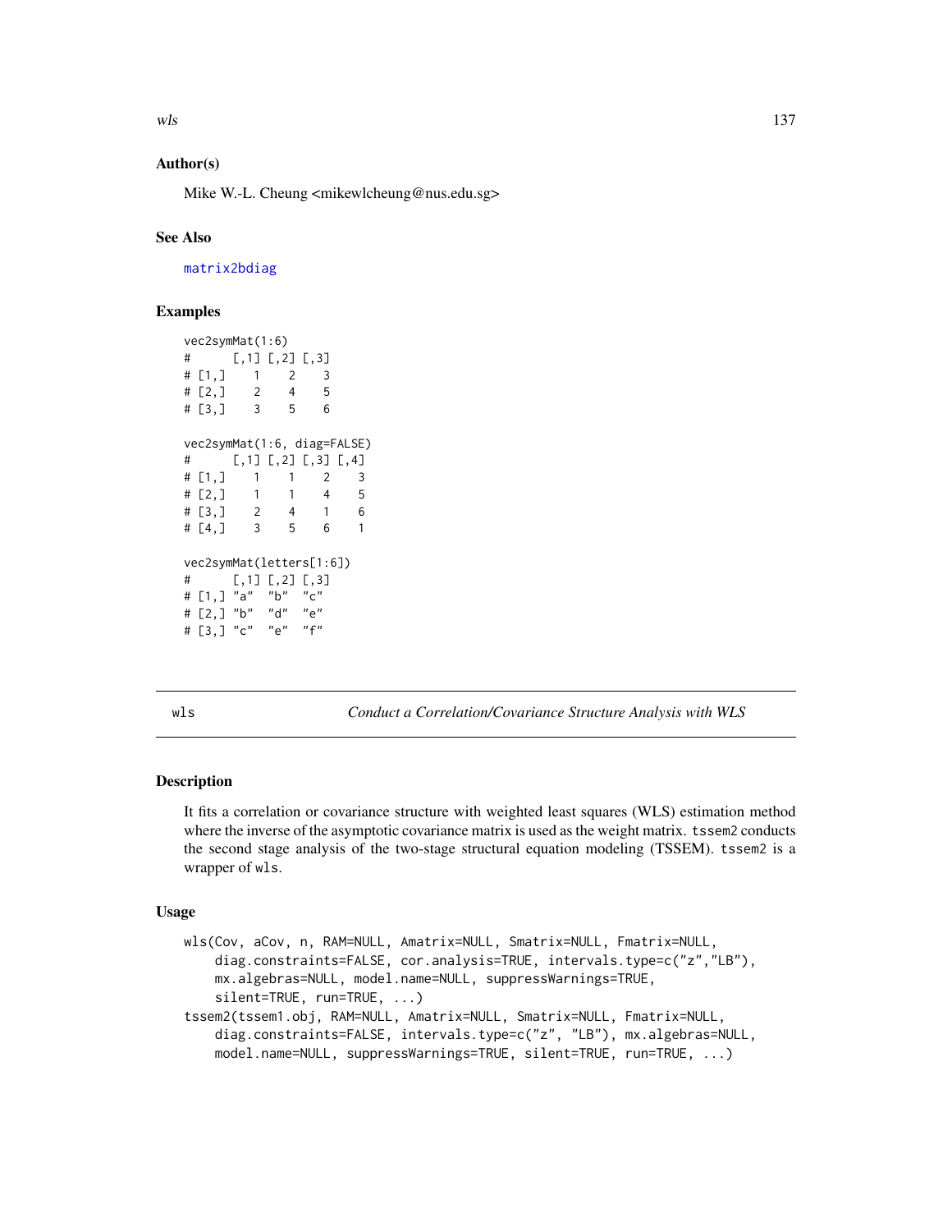### Author(s)

Mike W.-L. Cheung <mikewlcheung@nus.edu.sg>

### See Also

matrix2bdiag

### Examples

```
vec2symMat(1:6)
#      [,1] [,2] [,3]
# [1,]    1    2    3
# [2,]    2    4    5
# [3,]    3    5    6

vec2symMat(1:6, diag=FALSE)
#      [,1] [,2] [,3] [,4]
# [1,]    1    1    2    3
# [2,]    1    1    4    5
# [3,]    2    4    1    6
# [4,]    3    5    6    1

vec2symMat(letters[1:6])
#      [,1] [,2] [,3]
# [1,] "a"  "b"  "c"
# [2,] "b"  "d"  "e"
# [3,] "c"  "e"  "f"
```

---

## wls *Conduct a Correlation/Covariance Structure Analysis with WLS*

---

### Description

It fits a correlation or covariance structure with weighted least squares (WLS) estimation method where the inverse of the asymptotic covariance matrix is used as the weight matrix. `tssem2` conducts the second stage analysis of the two-stage structural equation modeling (TSSEM). `tssem2` is a wrapper of `wls`.

### Usage

```
wls(Cov, aCov, n, RAM=NULL, Amatrix=NULL, Smatrix=NULL, Fmatrix=NULL,
    diag.constraints=FALSE, cor.analysis=TRUE, intervals.type=c("z","LB"),
    mx.algebras=NULL, model.name=NULL, suppressWarnings=TRUE,
    silent=TRUE, run=TRUE, ...)
tssem2(tssem1.obj, RAM=NULL, Amatrix=NULL, Smatrix=NULL, Fmatrix=NULL,
    diag.constraints=FALSE, intervals.type=c("z", "LB"), mx.algebras=NULL,
    model.name=NULL, suppressWarnings=TRUE, silent=TRUE, run=TRUE, ...)
```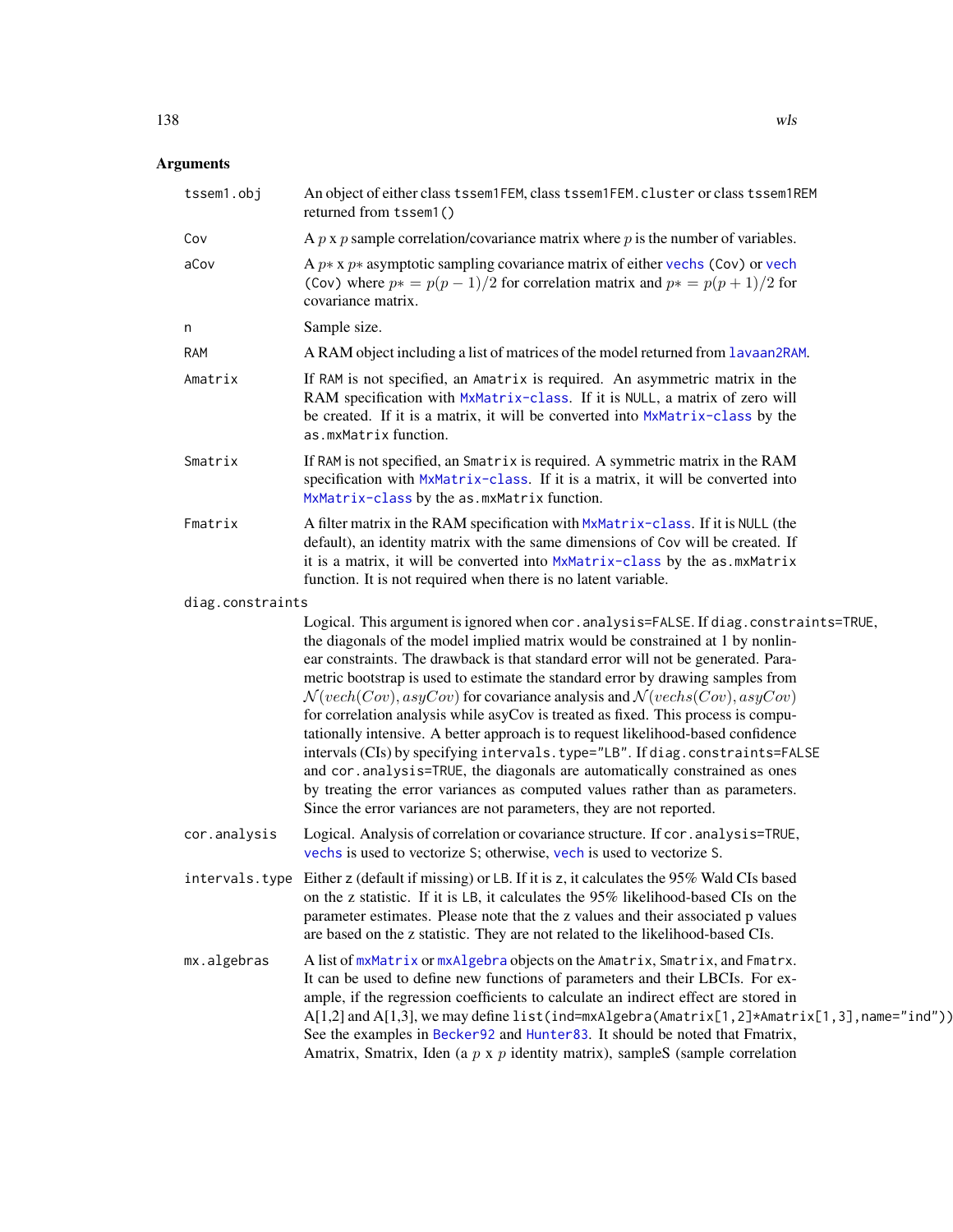## Arguments

**tssem1.obj** An object of either class `tssem1FEM`, class `tssem1FEM.cluster` or class `tssem1REM` returned from `tssem1()`

**Cov** A $p$ x $p$ sample correlation/covariance matrix where $p$ is the number of variables.

**aCov** A $p*$ x $p*$ asymptotic sampling covariance matrix of either `vechs (Cov)` or `vech (Cov)` where $p* = p(p-1)/2$ for correlation matrix and $p* = p(p+1)/2$ for covariance matrix.

**n** Sample size.

**RAM** A RAM object including a list of matrices of the model returned from `lavaan2RAM`.

**Amatrix** If `RAM` is not specified, an `Amatrix` is required. An asymmetric matrix in the RAM specification with `MxMatrix-class`. If it is `NULL`, a matrix of zero will be created. If it is a matrix, it will be converted into `MxMatrix-class` by the `as.mxMatrix` function.

**Smatrix** If `RAM` is not specified, an `Smatrix` is required. A symmetric matrix in the RAM specification with `MxMatrix-class`. If it is a matrix, it will be converted into `MxMatrix-class` by the `as.mxMatrix` function.

**Fmatrix** A filter matrix in the RAM specification with `MxMatrix-class`. If it is `NULL` (the default), an identity matrix with the same dimensions of `Cov` will be created. If it is a matrix, it will be converted into `MxMatrix-class` by the `as.mxMatrix` function. It is not required when there is no latent variable.

**diag.constraints** Logical. This argument is ignored when `cor.analysis=FALSE`. If `diag.constraints=TRUE`, the diagonals of the model implied matrix would be constrained at 1 by nonlinear constraints. The drawback is that standard error will not be generated. Parametric bootstrap is used to estimate the standard error by drawing samples from $\mathcal{N}(vech(Cov), asyCov)$ for covariance analysis and $\mathcal{N}(vechs(Cov), asyCov)$ for correlation analysis while asyCov is treated as fixed. This process is computationally intensive. A better approach is to request likelihood-based confidence intervals (CIs) by specifying `intervals.type="LB"`. If `diag.constraints=FALSE` and `cor.analysis=TRUE`, the diagonals are automatically constrained as ones by treating the error variances as computed values rather than as parameters. Since the error variances are not parameters, they are not reported.

**cor.analysis** Logical. Analysis of correlation or covariance structure. If `cor.analysis=TRUE`, `vechs` is used to vectorize `S`; otherwise, `vech` is used to vectorize `S`.

**intervals.type** Either `z` (default if missing) or `LB`. If it is `z`, it calculates the 95% Wald CIs based on the z statistic. If it is `LB`, it calculates the 95% likelihood-based CIs on the parameter estimates. Please note that the z values and their associated p values are based on the z statistic. They are not related to the likelihood-based CIs.

**mx.algebras** A list of `mxMatrix` or `mxAlgebra` objects on the `Amatrix`, `Smatrix`, and `Fmatrx`. It can be used to define new functions of parameters and their LBCIs. For example, if the regression coefficients to calculate an indirect effect are stored in A[1,2] and A[1,3], we may define `list(ind=mxAlgebra(Amatrix[1,2]*Amatrix[1,3],name="ind"))`. See the examples in `Becker92` and `Hunter83`. It should be noted that Fmatrix, Amatrix, Smatrix, Iden (a $p$ x $p$ identity matrix), sampleS (sample correlation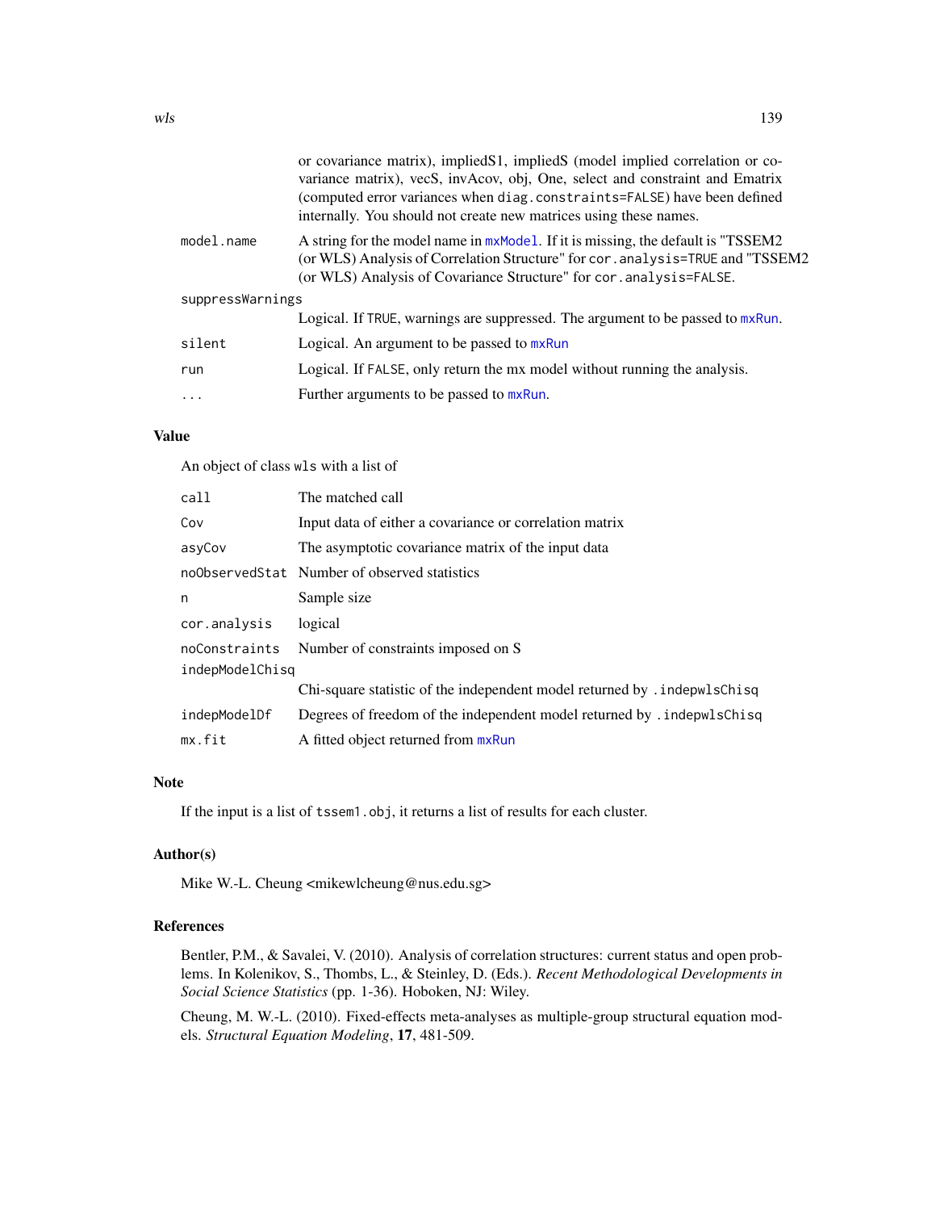|  |  |
|---|---|
|  | or covariance matrix), impliedS1, impliedS (model implied correlation or covariance matrix), vecS, invAcov, obj, One, select and constraint and Ematrix (computed error variances when `diag.constraints=FALSE`) have been defined internally. You should not create new matrices using these names. |
| `model.name` | A string for the model name in `mxModel`. If it is missing, the default is "TSSEM2 (or WLS) Analysis of Correlation Structure" for `cor.analysis=TRUE` and "TSSEM2 (or WLS) Analysis of Covariance Structure" for `cor.analysis=FALSE`. |
| `suppressWarnings` | Logical. If `TRUE`, warnings are suppressed. The argument to be passed to `mxRun`. |
| `silent` | Logical. An argument to be passed to `mxRun` |
| `run` | Logical. If `FALSE`, only return the mx model without running the analysis. |
| `...` | Further arguments to be passed to `mxRun`. |

## Value

An object of class `wls` with a list of

|  |  |
|---|---|
| `call` | The matched call |
| `Cov` | Input data of either a covariance or correlation matrix |
| `asyCov` | The asymptotic covariance matrix of the input data |
| `noObservedStat` | Number of observed statistics |
| `n` | Sample size |
| `cor.analysis` | logical |
| `noConstraints` | Number of constraints imposed on S |
| `indepModelChisq` | Chi-square statistic of the independent model returned by `.indepwlsChisq` |
| `indepModelDf` | Degrees of freedom of the independent model returned by `.indepwlsChisq` |
| `mx.fit` | A fitted object returned from `mxRun` |

## Note

If the input is a list of `tssem1.obj`, it returns a list of results for each cluster.

## Author(s)

Mike W.-L. Cheung <mikewlcheung@nus.edu.sg>

## References

Bentler, P.M., & Savalei, V. (2010). Analysis of correlation structures: current status and open problems. In Kolenikov, S., Thombs, L., & Steinley, D. (Eds.). *Recent Methodological Developments in Social Science Statistics* (pp. 1-36). Hoboken, NJ: Wiley.

Cheung, M. W.-L. (2010). Fixed-effects meta-analyses as multiple-group structural equation models. *Structural Equation Modeling*, **17**, 481-509.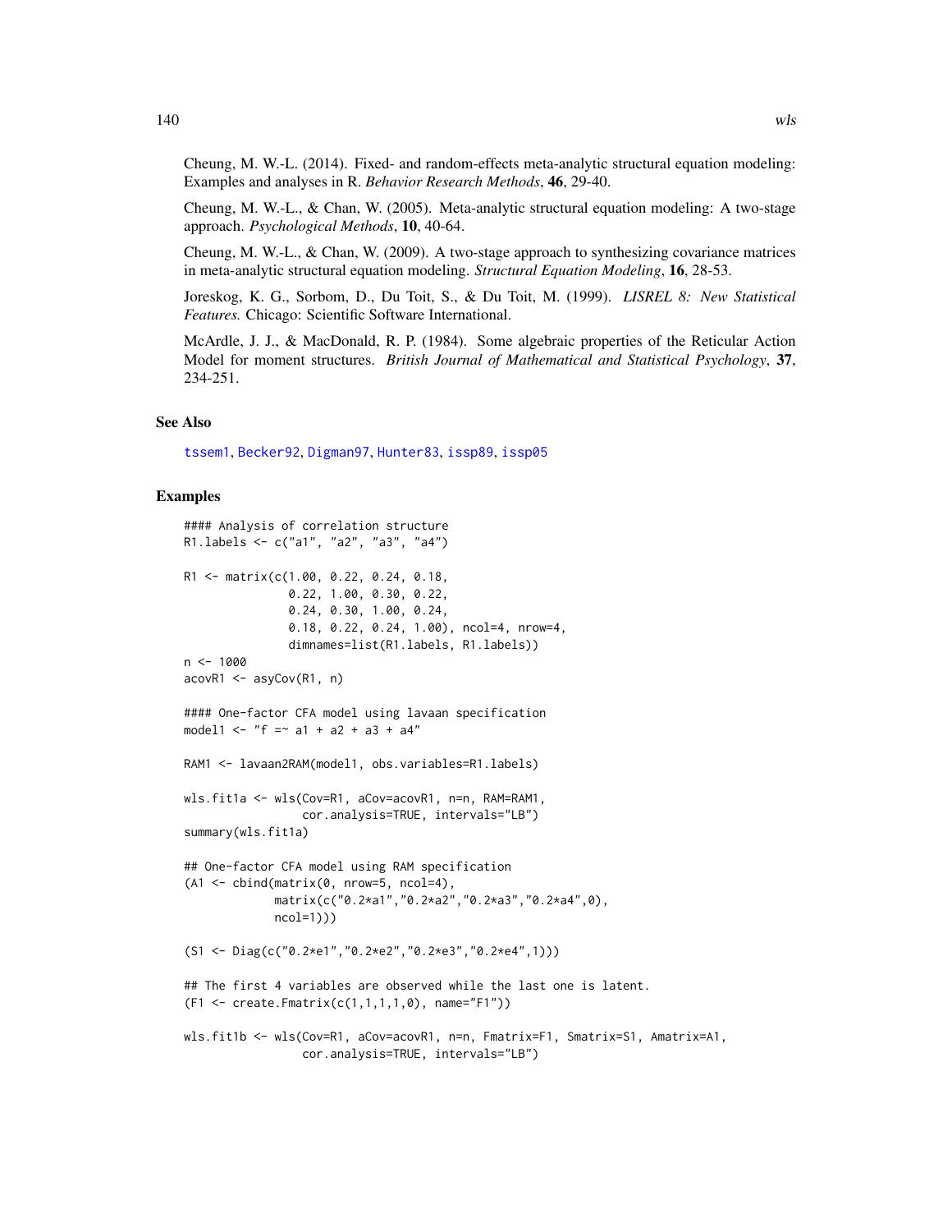Cheung, M. W.-L. (2014). Fixed- and random-effects meta-analytic structural equation modeling: Examples and analyses in R. *Behavior Research Methods*, **46**, 29-40.

Cheung, M. W.-L., & Chan, W. (2005). Meta-analytic structural equation modeling: A two-stage approach. *Psychological Methods*, **10**, 40-64.

Cheung, M. W.-L., & Chan, W. (2009). A two-stage approach to synthesizing covariance matrices in meta-analytic structural equation modeling. *Structural Equation Modeling*, **16**, 28-53.

Joreskog, K. G., Sorbom, D., Du Toit, S., & Du Toit, M. (1999). *LISREL 8: New Statistical Features.* Chicago: Scientific Software International.

McArdle, J. J., & MacDonald, R. P. (1984). Some algebraic properties of the Reticular Action Model for moment structures. *British Journal of Mathematical and Statistical Psychology*, **37**, 234-251.

## See Also

tssem1, Becker92, Digman97, Hunter83, issp89, issp05

## Examples

```
#### Analysis of correlation structure
R1.labels <- c("a1", "a2", "a3", "a4")

R1 <- matrix(c(1.00, 0.22, 0.24, 0.18,
               0.22, 1.00, 0.30, 0.22,
               0.24, 0.30, 1.00, 0.24,
               0.18, 0.22, 0.24, 1.00), ncol=4, nrow=4,
               dimnames=list(R1.labels, R1.labels))
n <- 1000
acovR1 <- asyCov(R1, n)

#### One-factor CFA model using lavaan specification
model1 <- "f =~ a1 + a2 + a3 + a4"

RAM1 <- lavaan2RAM(model1, obs.variables=R1.labels)

wls.fit1a <- wls(Cov=R1, aCov=acovR1, n=n, RAM=RAM1,
                 cor.analysis=TRUE, intervals="LB")
summary(wls.fit1a)

## One-factor CFA model using RAM specification
(A1 <- cbind(matrix(0, nrow=5, ncol=4),
             matrix(c("0.2*a1","0.2*a2","0.2*a3","0.2*a4",0),
             ncol=1)))

(S1 <- Diag(c("0.2*e1","0.2*e2","0.2*e3","0.2*e4",1)))

## The first 4 variables are observed while the last one is latent.
(F1 <- create.Fmatrix(c(1,1,1,1,0), name="F1"))

wls.fit1b <- wls(Cov=R1, aCov=acovR1, n=n, Fmatrix=F1, Smatrix=S1, Amatrix=A1,
                 cor.analysis=TRUE, intervals="LB")
```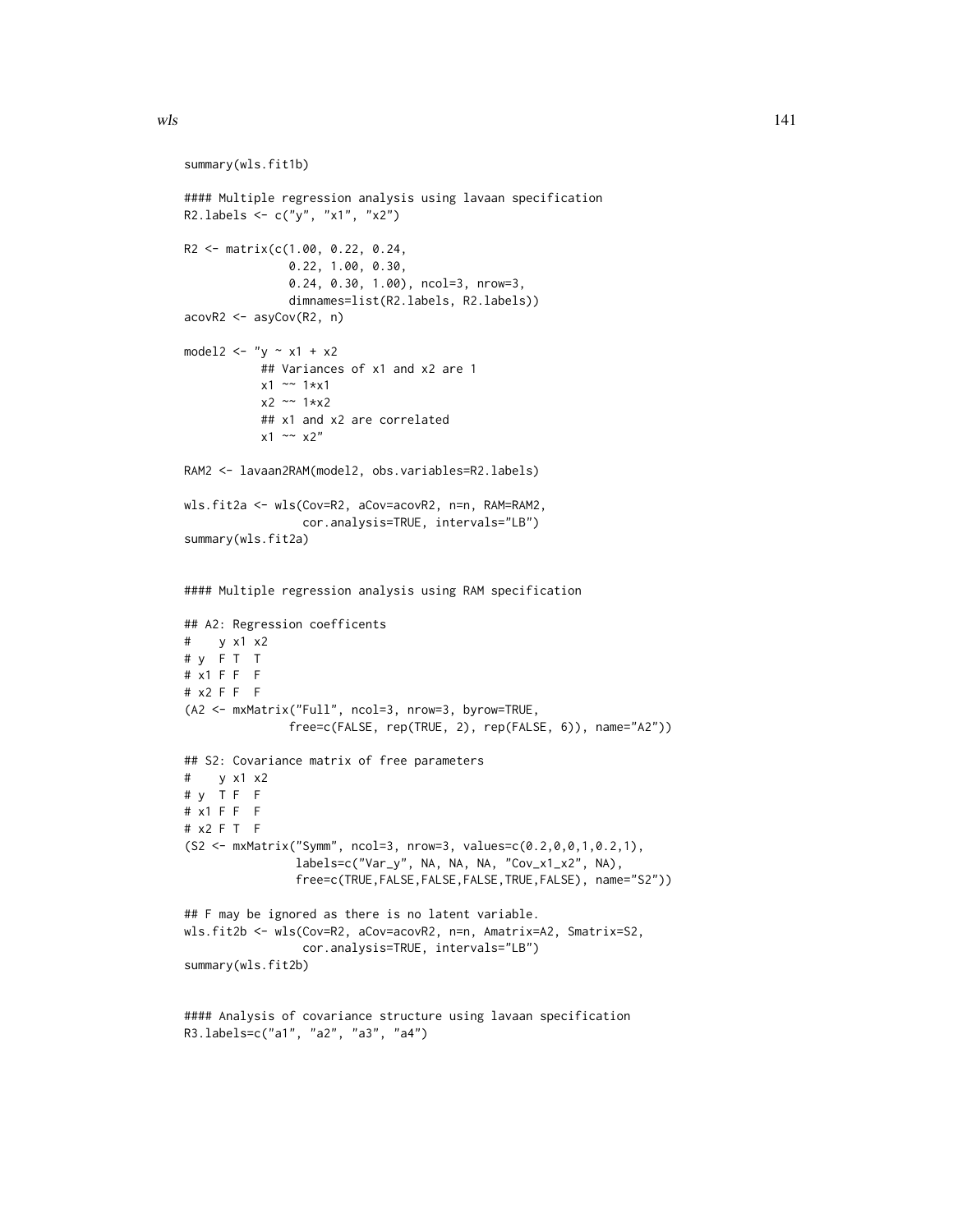```
summary(wls.fit1b)

#### Multiple regression analysis using lavaan specification
R2.labels <- c("y", "x1", "x2")

R2 <- matrix(c(1.00, 0.22, 0.24,
               0.22, 1.00, 0.30,
               0.24, 0.30, 1.00), ncol=3, nrow=3,
               dimnames=list(R2.labels, R2.labels))
acovR2 <- asyCov(R2, n)

model2 <- "y ~ x1 + x2
           ## Variances of x1 and x2 are 1
           x1 ~~ 1*x1
           x2 ~~ 1*x2
           ## x1 and x2 are correlated
           x1 ~~ x2"

RAM2 <- lavaan2RAM(model2, obs.variables=R2.labels)

wls.fit2a <- wls(Cov=R2, aCov=acovR2, n=n, RAM=RAM2,
                 cor.analysis=TRUE, intervals="LB")
summary(wls.fit2a)


#### Multiple regression analysis using RAM specification

## A2: Regression coefficents
#    y x1 x2
# y  F T  T
# x1 F F  F
# x2 F F  F
(A2 <- mxMatrix("Full", ncol=3, nrow=3, byrow=TRUE,
               free=c(FALSE, rep(TRUE, 2), rep(FALSE, 6)), name="A2"))

## S2: Covariance matrix of free parameters
#    y x1 x2
# y  T F  F
# x1 F F  F
# x2 F T  F
(S2 <- mxMatrix("Symm", ncol=3, nrow=3, values=c(0.2,0,0,1,0.2,1),
                labels=c("Var_y", NA, NA, NA, "Cov_x1_x2", NA),
                free=c(TRUE,FALSE,FALSE,FALSE,TRUE,FALSE), name="S2"))

## F may be ignored as there is no latent variable.
wls.fit2b <- wls(Cov=R2, aCov=acovR2, n=n, Amatrix=A2, Smatrix=S2,
                 cor.analysis=TRUE, intervals="LB")
summary(wls.fit2b)


#### Analysis of covariance structure using lavaan specification
R3.labels=c("a1", "a2", "a3", "a4")
```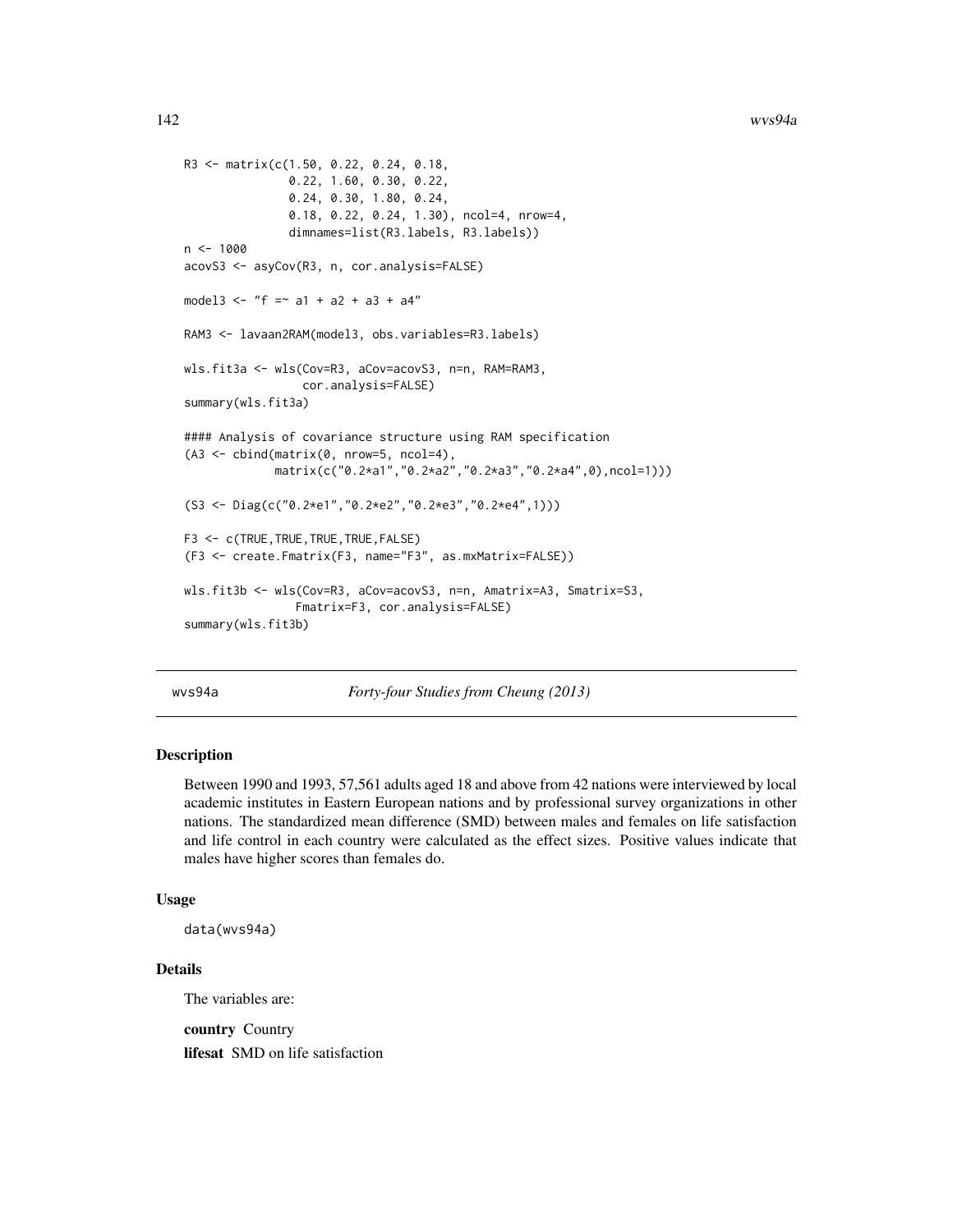```
R3 <- matrix(c(1.50, 0.22, 0.24, 0.18,
               0.22, 1.60, 0.30, 0.22,
               0.24, 0.30, 1.80, 0.24,
               0.18, 0.22, 0.24, 1.30), ncol=4, nrow=4,
             dimnames=list(R3.labels, R3.labels))
n <- 1000
acovS3 <- asyCov(R3, n, cor.analysis=FALSE)

model3 <- "f =~ a1 + a2 + a3 + a4"

RAM3 <- lavaan2RAM(model3, obs.variables=R3.labels)

wls.fit3a <- wls(Cov=R3, aCov=acovS3, n=n, RAM=RAM3,
                 cor.analysis=FALSE)
summary(wls.fit3a)

#### Analysis of covariance structure using RAM specification
(A3 <- cbind(matrix(0, nrow=5, ncol=4),
             matrix(c("0.2*a1","0.2*a2","0.2*a3","0.2*a4",0),ncol=1)))

(S3 <- Diag(c("0.2*e1","0.2*e2","0.2*e3","0.2*e4",1)))

F3 <- c(TRUE,TRUE,TRUE,TRUE,FALSE)
(F3 <- create.Fmatrix(F3, name="F3", as.mxMatrix=FALSE))

wls.fit3b <- wls(Cov=R3, aCov=acovS3, n=n, Amatrix=A3, Smatrix=S3,
                 Fmatrix=F3, cor.analysis=FALSE)
summary(wls.fit3b)
```

---

## wvs94a — *Forty-four Studies from Cheung (2013)*

---

### Description

Between 1990 and 1993, 57,561 adults aged 18 and above from 42 nations were interviewed by local academic institutes in Eastern European nations and by professional survey organizations in other nations. The standardized mean difference (SMD) between males and females on life satisfaction and life control in each country were calculated as the effect sizes. Positive values indicate that males have higher scores than females do.

### Usage

```
data(wvs94a)
```

### Details

The variables are:

**country** Country

**lifesat** SMD on life satisfaction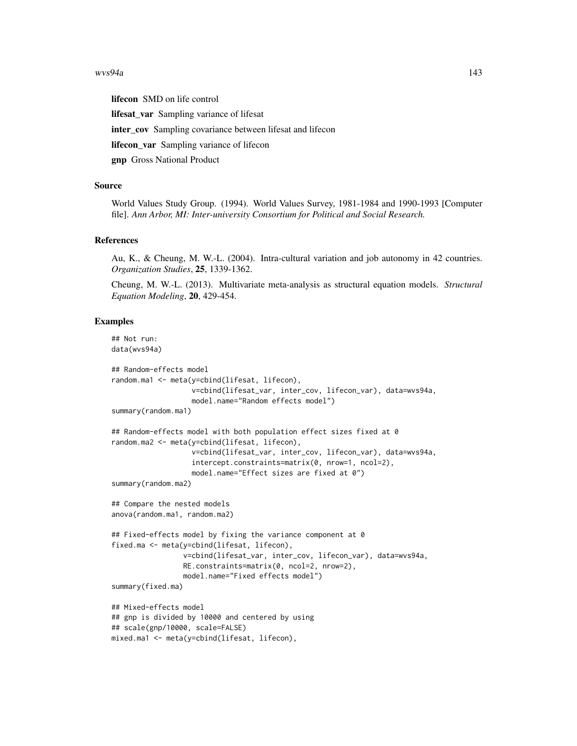**lifecon** SMD on life control

**lifesat_var** Sampling variance of lifesat

**inter_cov** Sampling covariance between lifesat and lifecon

**lifecon_var** Sampling variance of lifecon

**gnp** Gross National Product

## Source

World Values Study Group. (1994). World Values Survey, 1981-1984 and 1990-1993 [Computer file]. *Ann Arbor, MI: Inter-university Consortium for Political and Social Research.*

## References

Au, K., & Cheung, M. W.-L. (2004). Intra-cultural variation and job autonomy in 42 countries. *Organization Studies*, **25**, 1339-1362.

Cheung, M. W.-L. (2013). Multivariate meta-analysis as structural equation models. *Structural Equation Modeling*, **20**, 429-454.

## Examples

```
## Not run:
data(wvs94a)

## Random-effects model
random.ma1 <- meta(y=cbind(lifesat, lifecon),
                   v=cbind(lifesat_var, inter_cov, lifecon_var), data=wvs94a,
                   model.name="Random effects model")
summary(random.ma1)

## Random-effects model with both population effect sizes fixed at 0
random.ma2 <- meta(y=cbind(lifesat, lifecon),
                   v=cbind(lifesat_var, inter_cov, lifecon_var), data=wvs94a,
                   intercept.constraints=matrix(0, nrow=1, ncol=2),
                   model.name="Effect sizes are fixed at 0")
summary(random.ma2)

## Compare the nested models
anova(random.ma1, random.ma2)

## Fixed-effects model by fixing the variance component at 0
fixed.ma <- meta(y=cbind(lifesat, lifecon),
                 v=cbind(lifesat_var, inter_cov, lifecon_var), data=wvs94a,
                 RE.constraints=matrix(0, ncol=2, nrow=2),
                 model.name="Fixed effects model")
summary(fixed.ma)

## Mixed-effects model
## gnp is divided by 10000 and centered by using
## scale(gnp/10000, scale=FALSE)
mixed.ma1 <- meta(y=cbind(lifesat, lifecon),
```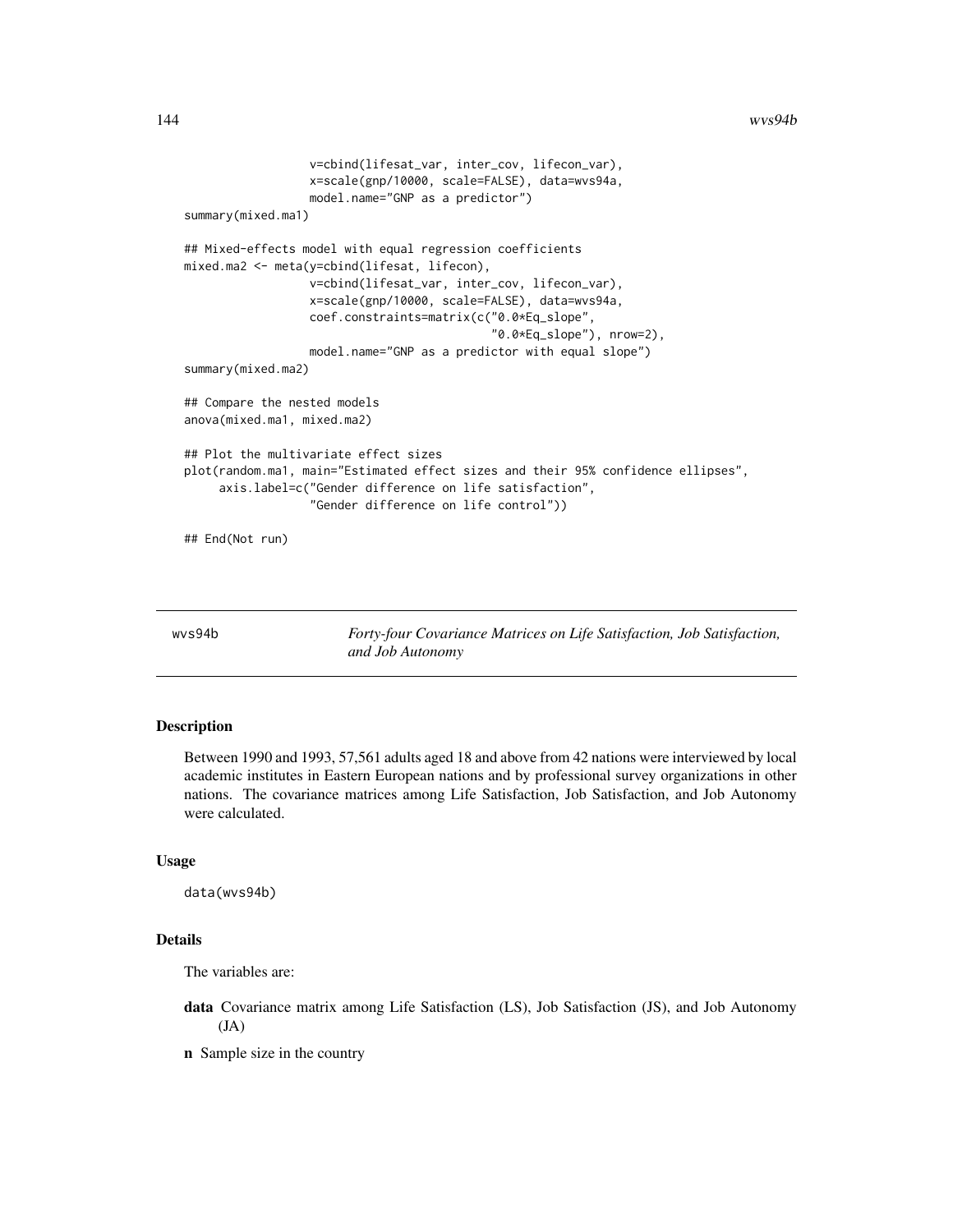```
                 v=cbind(lifesat_var, inter_cov, lifecon_var),
                 x=scale(gnp/10000, scale=FALSE), data=wvs94a,
                 model.name="GNP as a predictor")
summary(mixed.ma1)

## Mixed-effects model with equal regression coefficients
mixed.ma2 <- meta(y=cbind(lifesat, lifecon),
                 v=cbind(lifesat_var, inter_cov, lifecon_var),
                 x=scale(gnp/10000, scale=FALSE), data=wvs94a,
                 coef.constraints=matrix(c("0.0*Eq_slope",
                                           "0.0*Eq_slope"), nrow=2),
                 model.name="GNP as a predictor with equal slope")
summary(mixed.ma2)

## Compare the nested models
anova(mixed.ma1, mixed.ma2)

## Plot the multivariate effect sizes
plot(random.ma1, main="Estimated effect sizes and their 95% confidence ellipses",
     axis.label=c("Gender difference on life satisfaction",
                 "Gender difference on life control"))

## End(Not run)
```

---

## wvs94b *Forty-four Covariance Matrices on Life Satisfaction, Job Satisfaction, and Job Autonomy*

### Description

Between 1990 and 1993, 57,561 adults aged 18 and above from 42 nations were interviewed by local academic institutes in Eastern European nations and by professional survey organizations in other nations. The covariance matrices among Life Satisfaction, Job Satisfaction, and Job Autonomy were calculated.

### Usage

```
data(wvs94b)
```

### Details

The variables are:

**data** Covariance matrix among Life Satisfaction (LS), Job Satisfaction (JS), and Job Autonomy (JA)

**n** Sample size in the country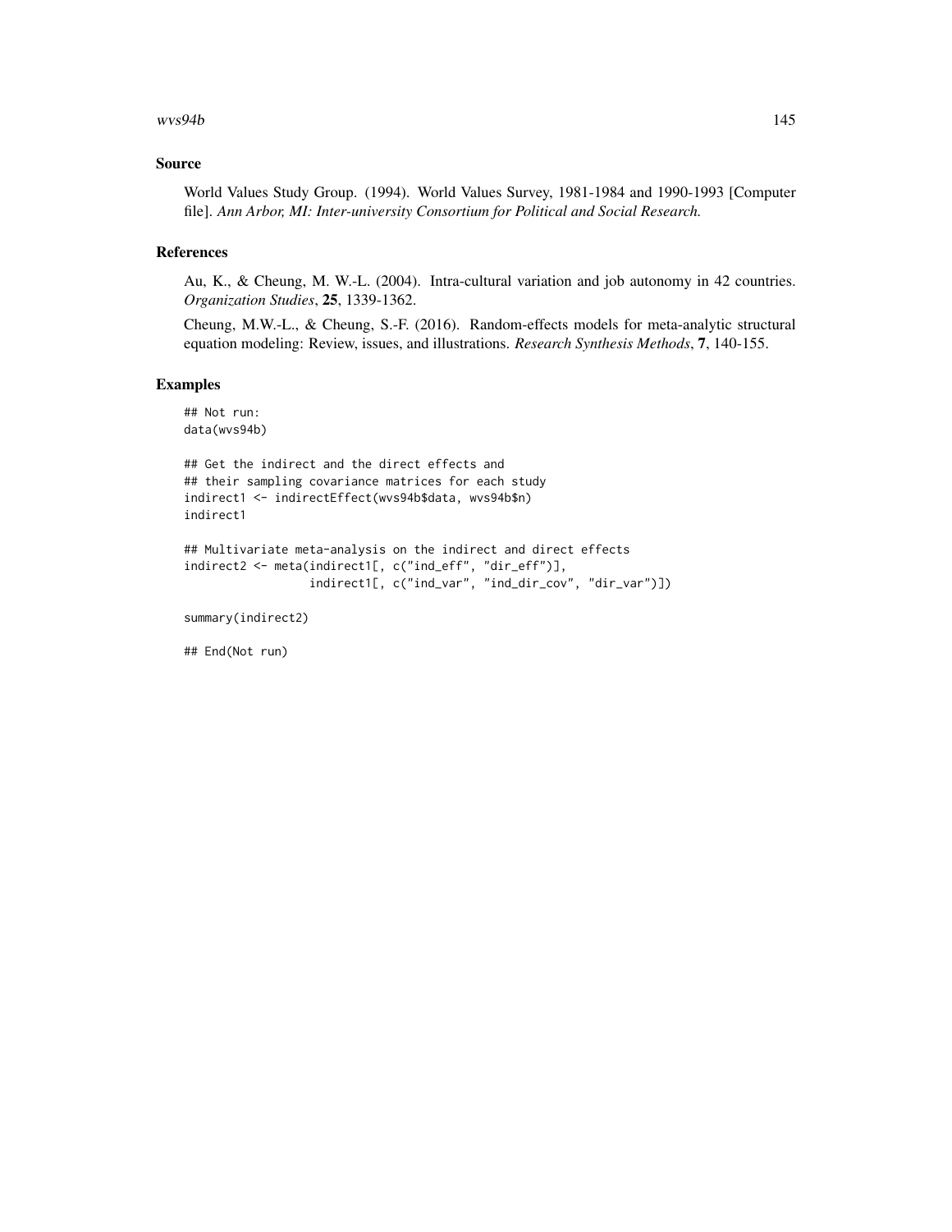## Source

World Values Study Group. (1994). World Values Survey, 1981-1984 and 1990-1993 [Computer file]. *Ann Arbor, MI: Inter-university Consortium for Political and Social Research.*

## References

Au, K., & Cheung, M. W.-L. (2004). Intra-cultural variation and job autonomy in 42 countries. *Organization Studies*, **25**, 1339-1362.

Cheung, M.W.-L., & Cheung, S.-F. (2016). Random-effects models for meta-analytic structural equation modeling: Review, issues, and illustrations. *Research Synthesis Methods*, **7**, 140-155.

## Examples

```
## Not run:
data(wvs94b)

## Get the indirect and the direct effects and
## their sampling covariance matrices for each study
indirect1 <- indirectEffect(wvs94b$data, wvs94b$n)
indirect1

## Multivariate meta-analysis on the indirect and direct effects
indirect2 <- meta(indirect1[, c("ind_eff", "dir_eff")],
                  indirect1[, c("ind_var", "ind_dir_cov", "dir_var")])

summary(indirect2)

## End(Not run)
```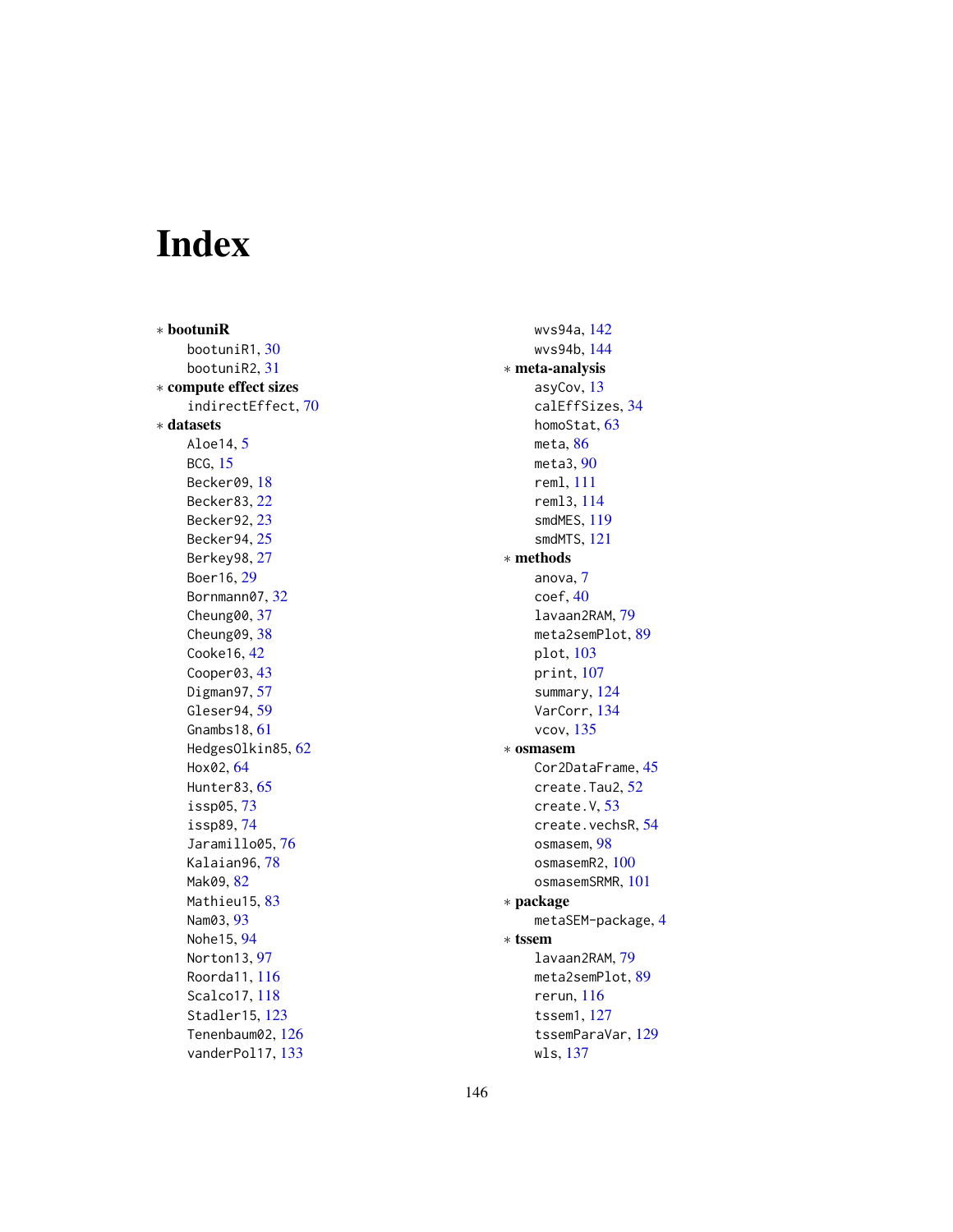# Index

* **bootuniR**
  - bootuniR1, 30
  - bootuniR2, 31
* **compute effect sizes**
  - indirectEffect, 70
* **datasets**
  - Aloe14, 5
  - BCG, 15
  - Becker09, 18
  - Becker83, 22
  - Becker92, 23
  - Becker94, 25
  - Berkey98, 27
  - Boer16, 29
  - Bornmann07, 32
  - Cheung00, 37
  - Cheung09, 38
  - Cooke16, 42
  - Cooper03, 43
  - Digman97, 57
  - Gleser94, 59
  - Gnambs18, 61
  - HedgesOlkin85, 62
  - Hox02, 64
  - Hunter83, 65
  - issp05, 73
  - issp89, 74
  - Jaramillo05, 76
  - Kalaian96, 78
  - Mak09, 82
  - Mathieu15, 83
  - Nam03, 93
  - Nohe15, 94
  - Norton13, 97
  - Roorda11, 116
  - Scalco17, 118
  - Stadler15, 123
  - Tenenbaum02, 126
  - vanderPol17, 133
  - wvs94a, 142
  - wvs94b, 144
* **meta-analysis**
  - asyCov, 13
  - calEffSizes, 34
  - homoStat, 63
  - meta, 86
  - meta3, 90
  - reml, 111
  - reml3, 114
  - smdMES, 119
  - smdMTS, 121
* **methods**
  - anova, 7
  - coef, 40
  - lavaan2RAM, 79
  - meta2semPlot, 89
  - plot, 103
  - print, 107
  - summary, 124
  - VarCorr, 134
  - vcov, 135
* **osmasem**
  - Cor2DataFrame, 45
  - create.Tau2, 52
  - create.V, 53
  - create.vechsR, 54
  - osmasem, 98
  - osmasemR2, 100
  - osmasemSRMR, 101
* **package**
  - metaSEM-package, 4
* **tssem**
  - lavaan2RAM, 79
  - meta2semPlot, 89
  - rerun, 116
  - tssem1, 127
  - tssemParaVar, 129
  - wls, 137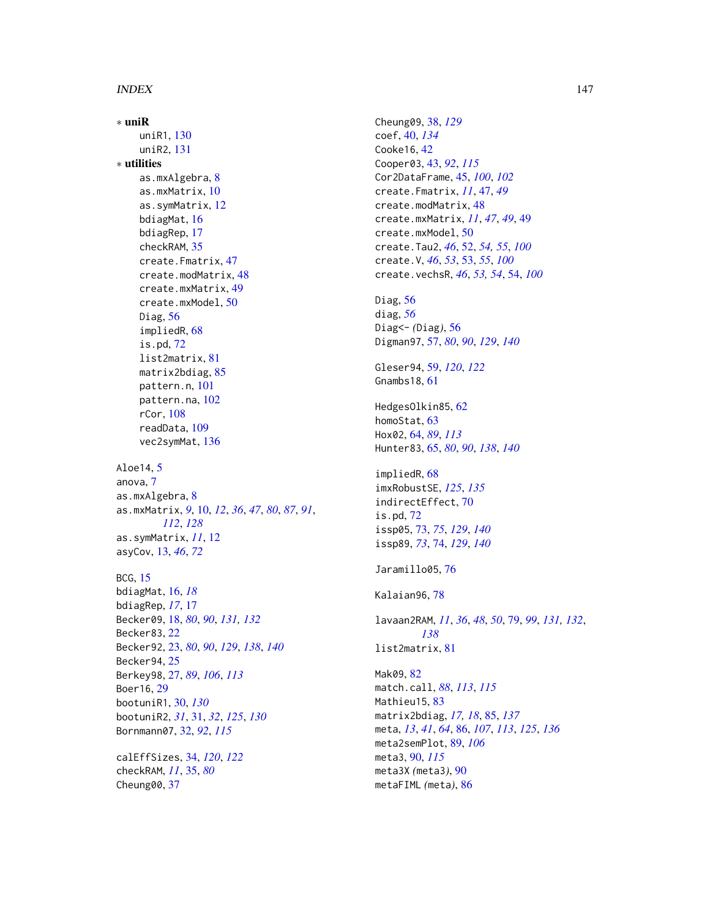∗ **uniR**

uniR1, 130
uniR2, 131

∗ **utilities**

as.mxAlgebra, 8
as.mxMatrix, 10
as.symMatrix, 12
bdiagMat, 16
bdiagRep, 17
checkRAM, 35
create.Fmatrix, 47
create.modMatrix, 48
create.mxMatrix, 49
create.mxModel, 50
Diag, 56
impliedR, 68
is.pd, 72
list2matrix, 81
matrix2bdiag, 85
pattern.n, 101
pattern.na, 102
rCor, 108
readData, 109
vec2symMat, 136

Aloe14, 5
anova, 7
as.mxAlgebra, 8
as.mxMatrix, *9*, 10, *12*, *36*, *47*, *80*, *87*, *91*, *112*, *128*
as.symMatrix, *11*, 12
asyCov, 13, *46*, *72*

BCG, 15
bdiagMat, 16, *18*
bdiagRep, *17*, 17
Becker09, 18, *80*, *90*, *131*, *132*
Becker83, 22
Becker92, 23, *80*, *90*, *129*, *138*, *140*
Becker94, 25
Berkey98, 27, *89*, *106*, *113*
Boer16, 29
bootuniR1, 30, *130*
bootuniR2, *31*, 31, *32*, *125*, *130*
Bornmann07, 32, *92*, *115*

calEffSizes, 34, *120*, *122*
checkRAM, *11*, 35, *80*
Cheung00, 37
Cheung09, 38, *129*
coef, 40, *134*
Cooke16, 42
Cooper03, 43, *92*, *115*
Cor2DataFrame, 45, *100*, *102*
create.Fmatrix, *11*, 47, *49*
create.modMatrix, 48
create.mxMatrix, *11*, *47*, *49*, 49
create.mxModel, 50
create.Tau2, *46*, 52, *54*, *55*, *100*
create.V, *46*, *53*, 53, *55*, *100*
create.vechsR, *46*, *53*, *54*, 54, *100*

Diag, 56
diag, *56*
Diag<- (Diag), 56
Digman97, 57, *80*, *90*, *129*, *140*

Gleser94, 59, *120*, *122*
Gnambs18, 61

HedgesOlkin85, 62
homoStat, 63
Hox02, 64, *89*, *113*
Hunter83, 65, *80*, *90*, *138*, *140*

impliedR, 68
imxRobustSE, *125*, *135*
indirectEffect, 70
is.pd, 72
issp05, 73, *75*, *129*, *140*
issp89, *73*, 74, *129*, *140*

Jaramillo05, 76

Kalaian96, 78

lavaan2RAM, *11*, *36*, *48*, *50*, 79, *99*, *131*, *132*, *138*
list2matrix, 81

Mak09, 82
match.call, *88*, *113*, *115*
Mathieu15, 83
matrix2bdiag, *17*, *18*, 85, *137*
meta, *13*, *41*, *64*, 86, *107*, *113*, *125*, *136*
meta2semPlot, 89, *106*
meta3, 90, *115*
meta3X (meta3), 90
metaFIML (meta), 86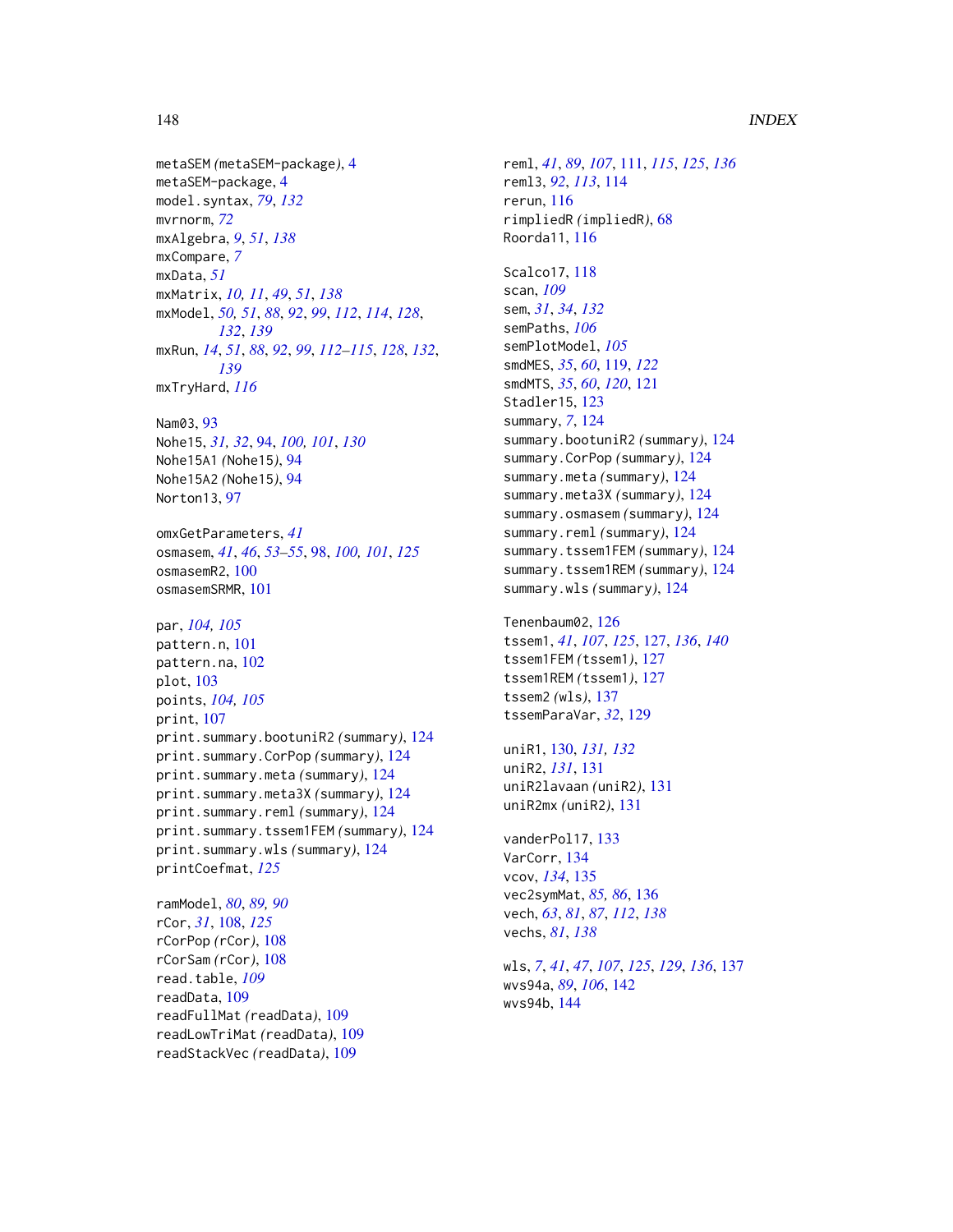metaSEM *(metaSEM-package)*, 4
metaSEM-package, 4
model.syntax, *79*, *132*
mvrnorm, *72*
mxAlgebra, *9*, *51*, *138*
mxCompare, *7*
mxData, *51*
mxMatrix, *10, 11*, *49*, *51*, *138*
mxModel, *50, 51*, *88*, *92*, *99*, *112*, *114*, *128*, *132*, *139*
mxRun, *14*, *51*, *88*, *92*, *99*, *112–115*, *128*, *132*, *139*
mxTryHard, *116*

Nam03, 93
Nohe15, *31, 32*, 94, *100, 101*, *130*
Nohe15A1 *(Nohe15)*, 94
Nohe15A2 *(Nohe15)*, 94
Norton13, 97

omxGetParameters, *41*
osmasem, *41*, *46*, *53–55*, 98, *100, 101*, *125*
osmasemR2, 100
osmasemSRMR, 101

par, *104, 105*
pattern.n, 101
pattern.na, 102
plot, 103
points, *104, 105*
print, 107
print.summary.bootuniR2 *(summary)*, 124
print.summary.CorPop *(summary)*, 124
print.summary.meta *(summary)*, 124
print.summary.meta3X *(summary)*, 124
print.summary.reml *(summary)*, 124
print.summary.tssem1FEM *(summary)*, 124
print.summary.wls *(summary)*, 124
printCoefmat, *125*

ramModel, *80*, *89, 90*
rCor, *31*, 108, *125*
rCorPop *(rCor)*, 108
rCorSam *(rCor)*, 108
read.table, *109*
readData, 109
readFullMat *(readData)*, 109
readLowTriMat *(readData)*, 109
readStackVec *(readData)*, 109

reml, *41*, *89*, *107*, 111, *115*, *125*, *136*
reml3, *92*, *113*, 114
rerun, 116
rimpliedR *(impliedR)*, 68
Roorda11, 116

Scalco17, 118
scan, *109*
sem, *31*, *34*, *132*
semPaths, *106*
semPlotModel, *105*
smdMES, *35*, *60*, 119, *122*
smdMTS, *35*, *60*, *120*, 121
Stadler15, 123
summary, *7*, 124
summary.bootuniR2 *(summary)*, 124
summary.CorPop *(summary)*, 124
summary.meta *(summary)*, 124
summary.meta3X *(summary)*, 124
summary.osmasem *(summary)*, 124
summary.reml *(summary)*, 124
summary.tssem1FEM *(summary)*, 124
summary.tssem1REM *(summary)*, 124
summary.wls *(summary)*, 124

Tenenbaum02, 126
tssem1, *41*, *107*, *125*, 127, *136*, *140*
tssem1FEM *(tssem1)*, 127
tssem1REM *(tssem1)*, 127
tssem2 *(wls)*, 137
tssemParaVar, *32*, 129

uniR1, 130, *131, 132*
uniR2, *131*, 131
uniR2lavaan *(uniR2)*, 131
uniR2mx *(uniR2)*, 131

vanderPol17, 133
VarCorr, 134
vcov, *134*, 135
vec2symMat, *85, 86*, 136
vech, *63*, *81*, *87*, *112*, *138*
vechs, *81*, *138*

wls, *7*, *41*, *47*, *107*, *125*, *129*, *136*, 137
wvs94a, *89*, *106*, 142
wvs94b, 144